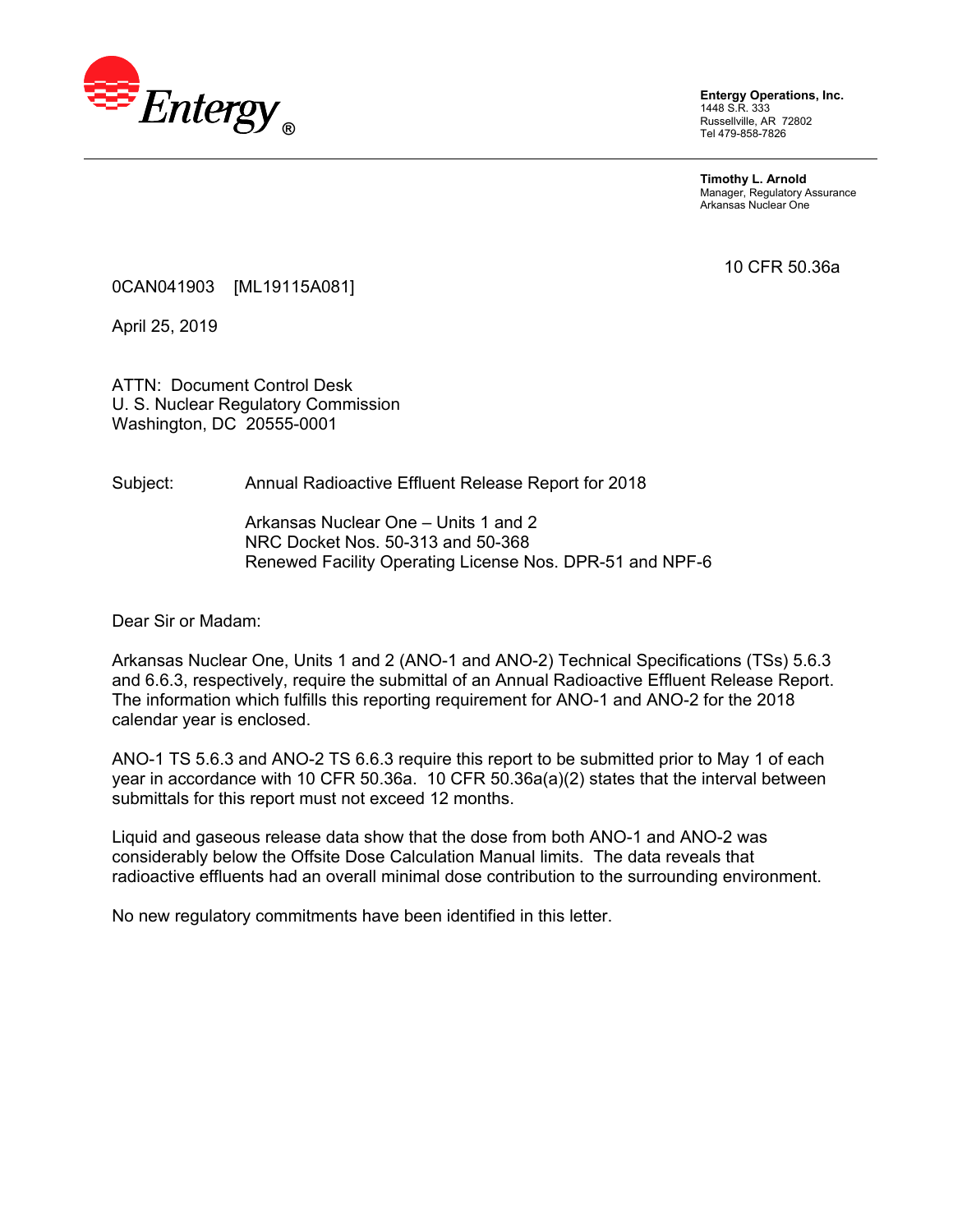**Entergy Operations, Inc.**
1448 S.R. 333
Russellville, AR 72802
Tel 479-858-7826

**Timothy L. Arnold**
Manager, Regulatory Assurance
Arkansas Nuclear One

10 CFR 50.36a

0CAN041903 [ML19115A081]

April 25, 2019

ATTN: Document Control Desk
U. S. Nuclear Regulatory Commission
Washington, DC 20555-0001

Subject: Annual Radioactive Effluent Release Report for 2018

Arkansas Nuclear One – Units 1 and 2
NRC Docket Nos. 50-313 and 50-368
Renewed Facility Operating License Nos. DPR-51 and NPF-6

Dear Sir or Madam:

Arkansas Nuclear One, Units 1 and 2 (ANO-1 and ANO-2) Technical Specifications (TSs) 5.6.3 and 6.6.3, respectively, require the submittal of an Annual Radioactive Effluent Release Report. The information which fulfills this reporting requirement for ANO-1 and ANO-2 for the 2018 calendar year is enclosed.

ANO-1 TS 5.6.3 and ANO-2 TS 6.6.3 require this report to be submitted prior to May 1 of each year in accordance with 10 CFR 50.36a. 10 CFR 50.36a(a)(2) states that the interval between submittals for this report must not exceed 12 months.

Liquid and gaseous release data show that the dose from both ANO-1 and ANO-2 was considerably below the Offsite Dose Calculation Manual limits. The data reveals that radioactive effluents had an overall minimal dose contribution to the surrounding environment.

No new regulatory commitments have been identified in this letter.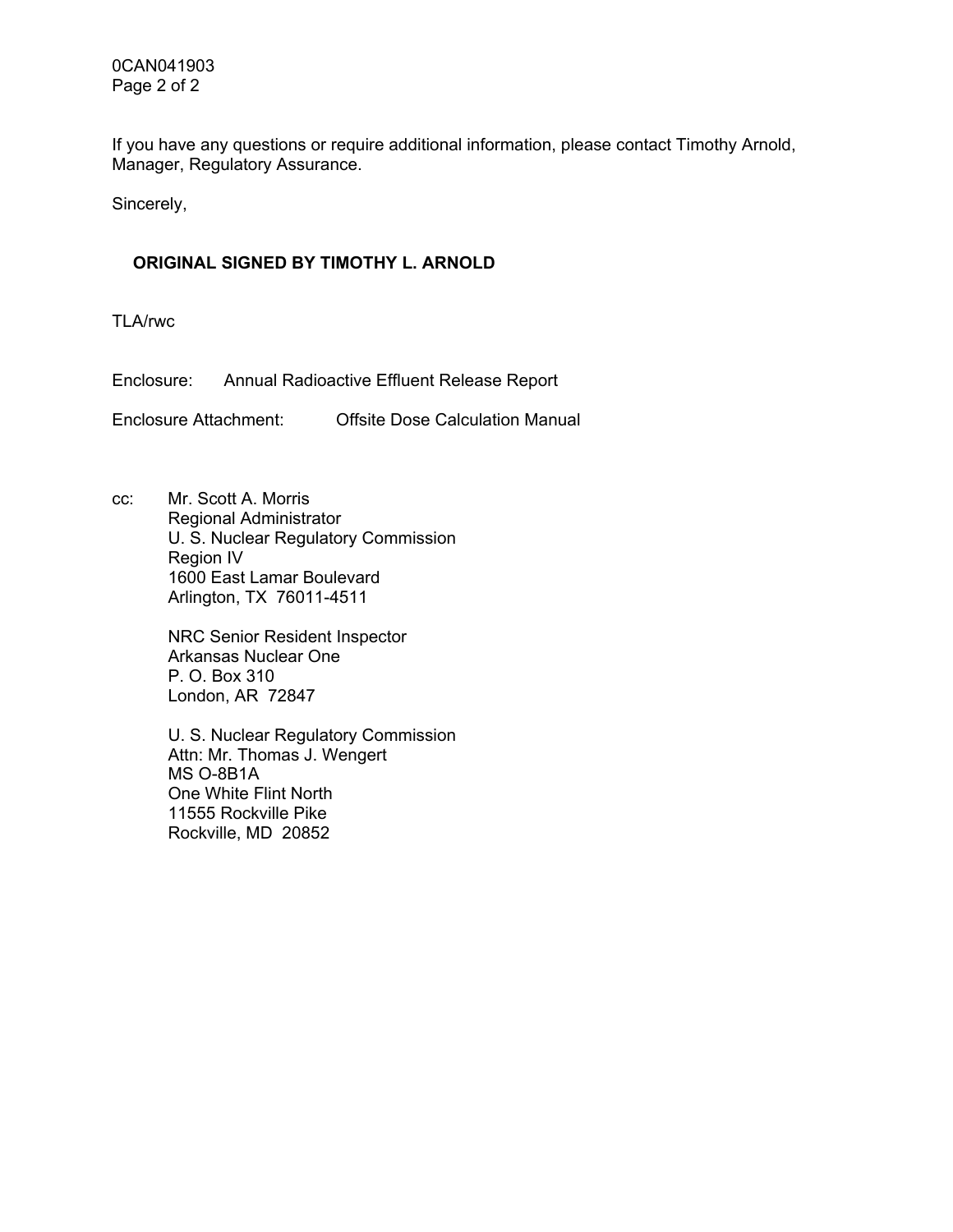If you have any questions or require additional information, please contact Timothy Arnold, Manager, Regulatory Assurance.

Sincerely,

**ORIGINAL SIGNED BY TIMOTHY L. ARNOLD**

TLA/rwc

Enclosure: Annual Radioactive Effluent Release Report

Enclosure Attachment: Offsite Dose Calculation Manual

cc: Mr. Scott A. Morris
Regional Administrator
U. S. Nuclear Regulatory Commission
Region IV
1600 East Lamar Boulevard
Arlington, TX 76011-4511

NRC Senior Resident Inspector
Arkansas Nuclear One
P. O. Box 310
London, AR 72847

U. S. Nuclear Regulatory Commission
Attn: Mr. Thomas J. Wengert
MS O-8B1A
One White Flint North
11555 Rockville Pike
Rockville, MD 20852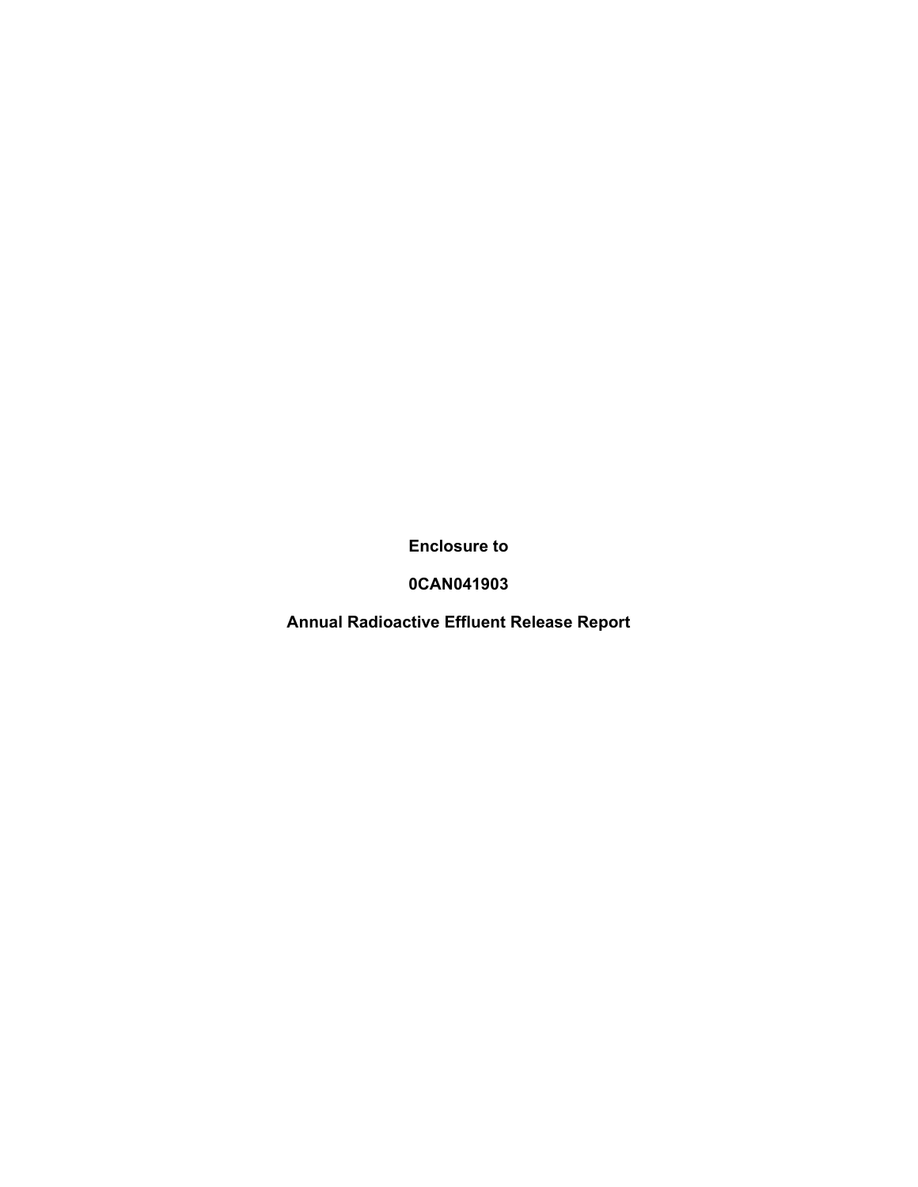**Enclosure to**

**0CAN041903**

**Annual Radioactive Effluent Release Report**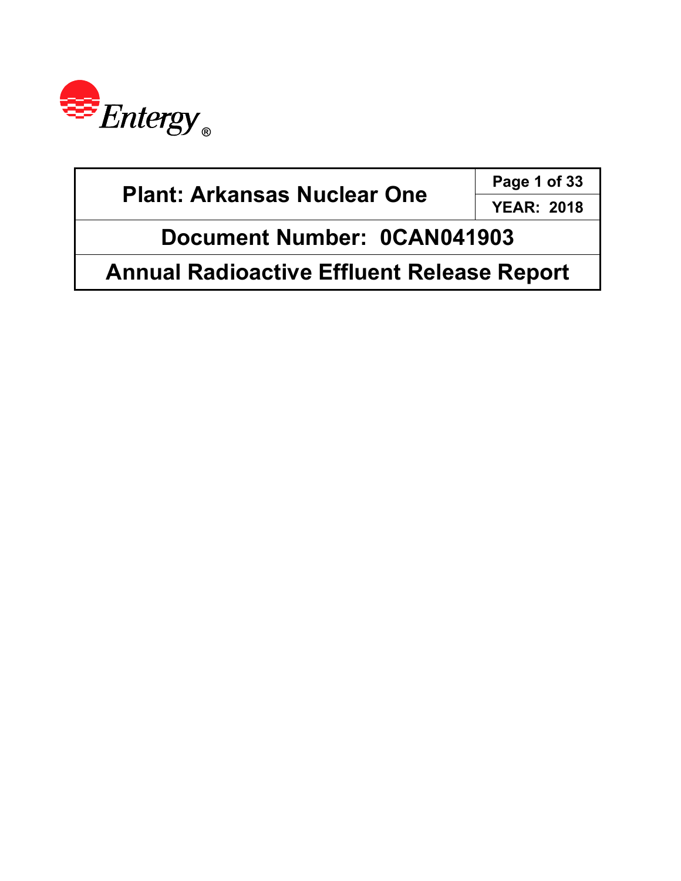Entergy®

| Plant: Arkansas Nuclear One | Page 1 of 33 |
|---|---|
| | YEAR: 2018 |
| Document Number: 0CAN041903 | |
| Annual Radioactive Effluent Release Report | |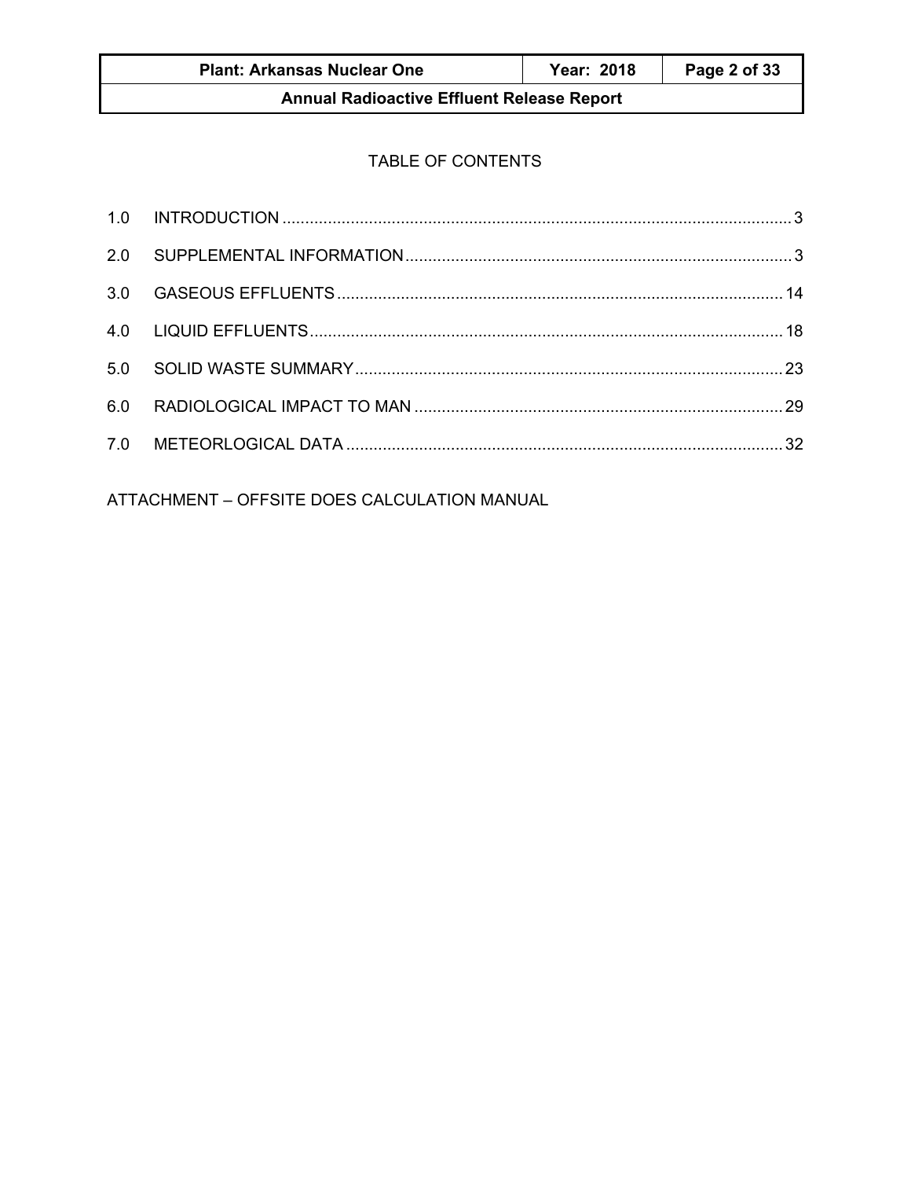TABLE OF CONTENTS

| | | |
|---|---|---|
| 1.0 | INTRODUCTION | 3 |
| 2.0 | SUPPLEMENTAL INFORMATION | 3 |
| 3.0 | GASEOUS EFFLUENTS | 14 |
| 4.0 | LIQUID EFFLUENTS | 18 |
| 5.0 | SOLID WASTE SUMMARY | 23 |
| 6.0 | RADIOLOGICAL IMPACT TO MAN | 29 |
| 7.0 | METEORLOGICAL DATA | 32 |

ATTACHMENT – OFFSITE DOES CALCULATION MANUAL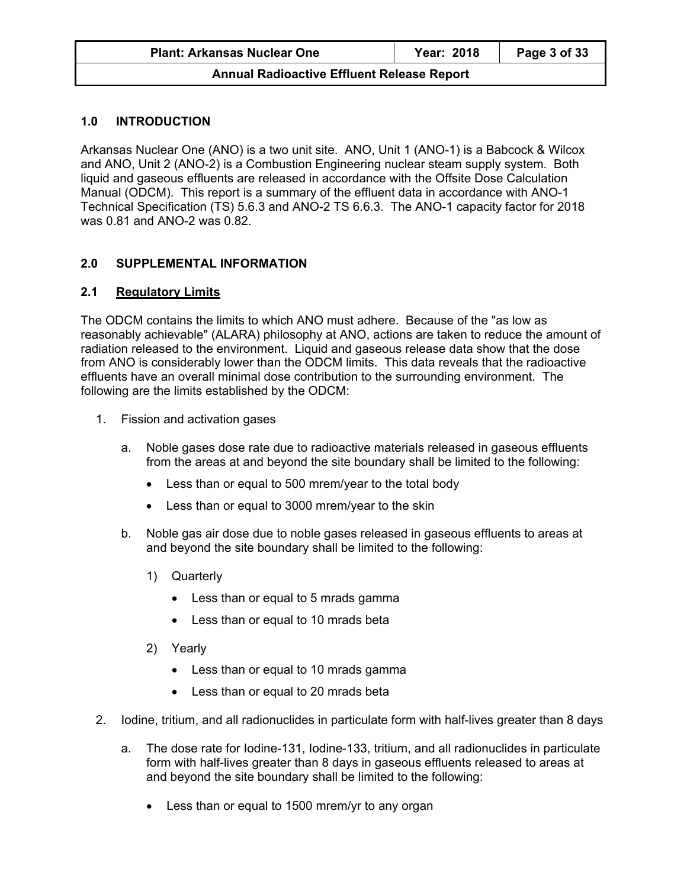## 1.0 INTRODUCTION

Arkansas Nuclear One (ANO) is a two unit site. ANO, Unit 1 (ANO-1) is a Babcock & Wilcox and ANO, Unit 2 (ANO-2) is a Combustion Engineering nuclear steam supply system. Both liquid and gaseous effluents are released in accordance with the Offsite Dose Calculation Manual (ODCM). This report is a summary of the effluent data in accordance with ANO-1 Technical Specification (TS) 5.6.3 and ANO-2 TS 6.6.3. The ANO-1 capacity factor for 2018 was 0.81 and ANO-2 was 0.82.

## 2.0 SUPPLEMENTAL INFORMATION

### 2.1 Regulatory Limits

The ODCM contains the limits to which ANO must adhere. Because of the "as low as reasonably achievable" (ALARA) philosophy at ANO, actions are taken to reduce the amount of radiation released to the environment. Liquid and gaseous release data show that the dose from ANO is considerably lower than the ODCM limits. This data reveals that the radioactive effluents have an overall minimal dose contribution to the surrounding environment. The following are the limits established by the ODCM:

1. Fission and activation gases

   a. Noble gases dose rate due to radioactive materials released in gaseous effluents from the areas at and beyond the site boundary shall be limited to the following:

      - Less than or equal to 500 mrem/year to the total body
      - Less than or equal to 3000 mrem/year to the skin

   b. Noble gas air dose due to noble gases released in gaseous effluents to areas at and beyond the site boundary shall be limited to the following:

      1) Quarterly

         - Less than or equal to 5 mrads gamma
         - Less than or equal to 10 mrads beta

      2) Yearly

         - Less than or equal to 10 mrads gamma
         - Less than or equal to 20 mrads beta

2. Iodine, tritium, and all radionuclides in particulate form with half-lives greater than 8 days

   a. The dose rate for Iodine-131, Iodine-133, tritium, and all radionuclides in particulate form with half-lives greater than 8 days in gaseous effluents released to areas at and beyond the site boundary shall be limited to the following:

      - Less than or equal to 1500 mrem/yr to any organ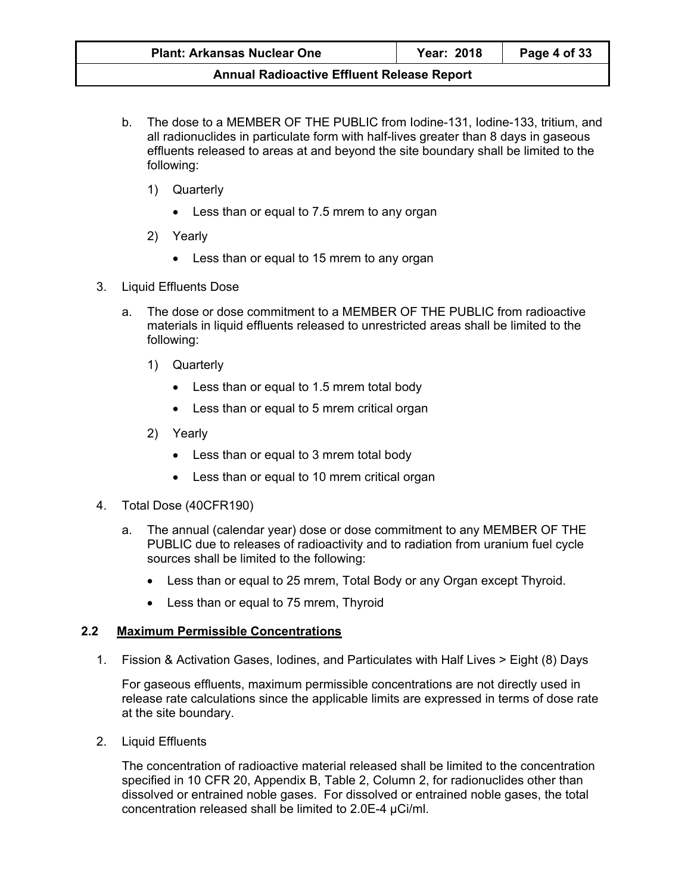b. The dose to a MEMBER OF THE PUBLIC from Iodine-131, Iodine-133, tritium, and all radionuclides in particulate form with half-lives greater than 8 days in gaseous effluents released to areas at and beyond the site boundary shall be limited to the following:

   1) Quarterly

      - Less than or equal to 7.5 mrem to any organ

   2) Yearly

      - Less than or equal to 15 mrem to any organ

3. Liquid Effluents Dose

   a. The dose or dose commitment to a MEMBER OF THE PUBLIC from radioactive materials in liquid effluents released to unrestricted areas shall be limited to the following:

      1) Quarterly

         - Less than or equal to 1.5 mrem total body
         - Less than or equal to 5 mrem critical organ

      2) Yearly

         - Less than or equal to 3 mrem total body
         - Less than or equal to 10 mrem critical organ

4. Total Dose (40CFR190)

   a. The annual (calendar year) dose or dose commitment to any MEMBER OF THE PUBLIC due to releases of radioactivity and to radiation from uranium fuel cycle sources shall be limited to the following:

      - Less than or equal to 25 mrem, Total Body or any Organ except Thyroid.
      - Less than or equal to 75 mrem, Thyroid

## 2.2 Maximum Permissible Concentrations

1. Fission & Activation Gases, Iodines, and Particulates with Half Lives > Eight (8) Days

   For gaseous effluents, maximum permissible concentrations are not directly used in release rate calculations since the applicable limits are expressed in terms of dose rate at the site boundary.

2. Liquid Effluents

   The concentration of radioactive material released shall be limited to the concentration specified in 10 CFR 20, Appendix B, Table 2, Column 2, for radionuclides other than dissolved or entrained noble gases. For dissolved or entrained noble gases, the total concentration released shall be limited to 2.0E-4 µCi/ml.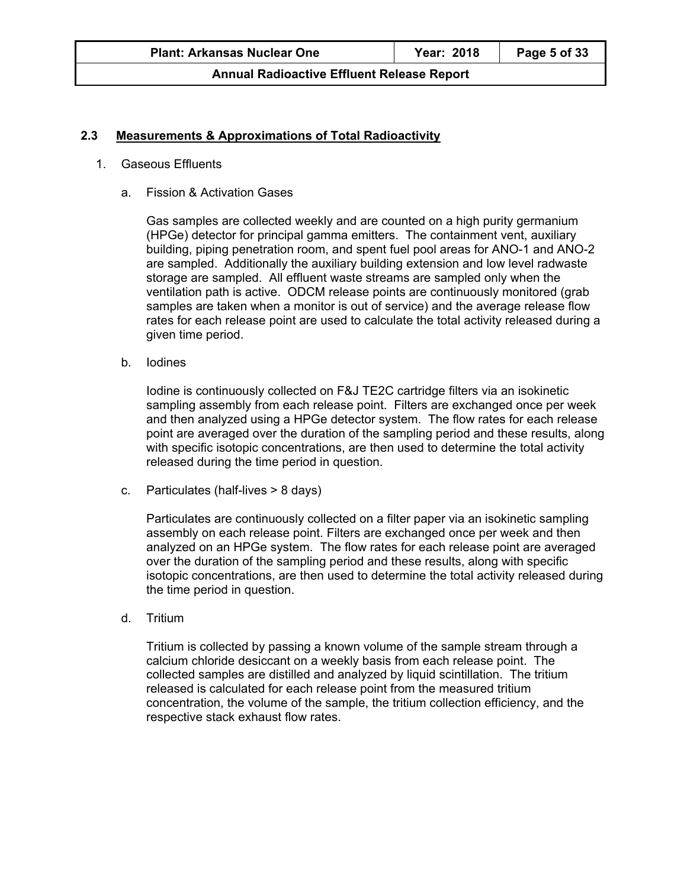## 2.3 Measurements & Approximations of Total Radioactivity

1. Gaseous Effluents

   a. Fission & Activation Gases

      Gas samples are collected weekly and are counted on a high purity germanium (HPGe) detector for principal gamma emitters. The containment vent, auxiliary building, piping penetration room, and spent fuel pool areas for ANO-1 and ANO-2 are sampled. Additionally the auxiliary building extension and low level radwaste storage are sampled. All effluent waste streams are sampled only when the ventilation path is active. ODCM release points are continuously monitored (grab samples are taken when a monitor is out of service) and the average release flow rates for each release point are used to calculate the total activity released during a given time period.

   b. Iodines

      Iodine is continuously collected on F&J TE2C cartridge filters via an isokinetic sampling assembly from each release point. Filters are exchanged once per week and then analyzed using a HPGe detector system. The flow rates for each release point are averaged over the duration of the sampling period and these results, along with specific isotopic concentrations, are then used to determine the total activity released during the time period in question.

   c. Particulates (half-lives > 8 days)

      Particulates are continuously collected on a filter paper via an isokinetic sampling assembly on each release point. Filters are exchanged once per week and then analyzed on an HPGe system. The flow rates for each release point are averaged over the duration of the sampling period and these results, along with specific isotopic concentrations, are then used to determine the total activity released during the time period in question.

   d. Tritium

      Tritium is collected by passing a known volume of the sample stream through a calcium chloride desiccant on a weekly basis from each release point. The collected samples are distilled and analyzed by liquid scintillation. The tritium released is calculated for each release point from the measured tritium concentration, the volume of the sample, the tritium collection efficiency, and the respective stack exhaust flow rates.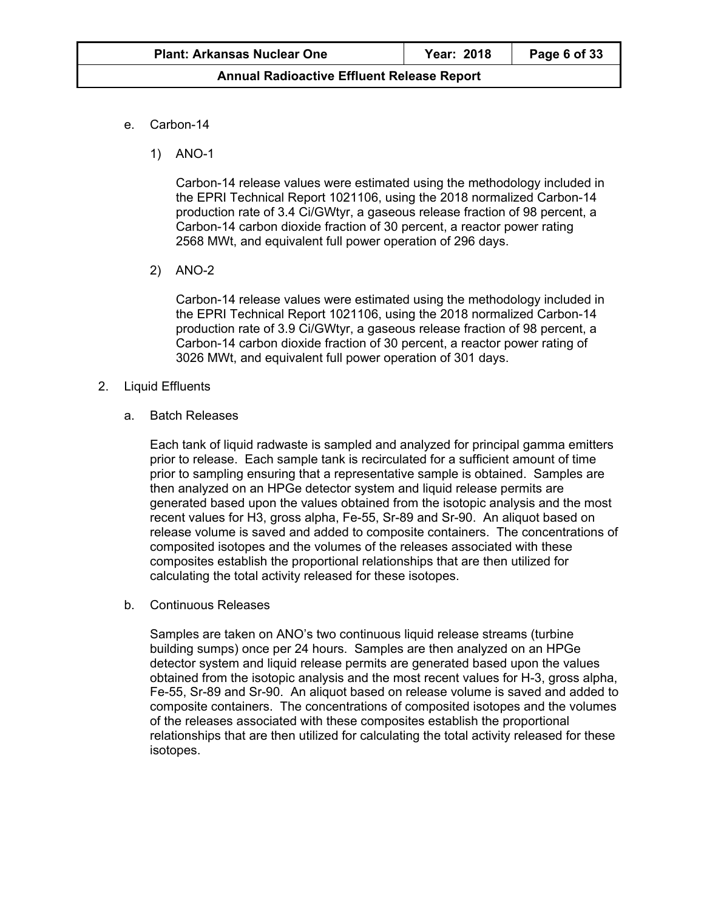e. Carbon-14

1) ANO-1

Carbon-14 release values were estimated using the methodology included in the EPRI Technical Report 1021106, using the 2018 normalized Carbon-14 production rate of 3.4 Ci/GWtyr, a gaseous release fraction of 98 percent, a Carbon-14 carbon dioxide fraction of 30 percent, a reactor power rating 2568 MWt, and equivalent full power operation of 296 days.

2) ANO-2

Carbon-14 release values were estimated using the methodology included in the EPRI Technical Report 1021106, using the 2018 normalized Carbon-14 production rate of 3.9 Ci/GWtyr, a gaseous release fraction of 98 percent, a Carbon-14 carbon dioxide fraction of 30 percent, a reactor power rating of 3026 MWt, and equivalent full power operation of 301 days.

2. Liquid Effluents

a. Batch Releases

Each tank of liquid radwaste is sampled and analyzed for principal gamma emitters prior to release. Each sample tank is recirculated for a sufficient amount of time prior to sampling ensuring that a representative sample is obtained. Samples are then analyzed on an HPGe detector system and liquid release permits are generated based upon the values obtained from the isotopic analysis and the most recent values for H3, gross alpha, Fe-55, Sr-89 and Sr-90. An aliquot based on release volume is saved and added to composite containers. The concentrations of composited isotopes and the volumes of the releases associated with these composites establish the proportional relationships that are then utilized for calculating the total activity released for these isotopes.

b. Continuous Releases

Samples are taken on ANO's two continuous liquid release streams (turbine building sumps) once per 24 hours. Samples are then analyzed on an HPGe detector system and liquid release permits are generated based upon the values obtained from the isotopic analysis and the most recent values for H-3, gross alpha, Fe-55, Sr-89 and Sr-90. An aliquot based on release volume is saved and added to composite containers. The concentrations of composited isotopes and the volumes of the releases associated with these composites establish the proportional relationships that are then utilized for calculating the total activity released for these isotopes.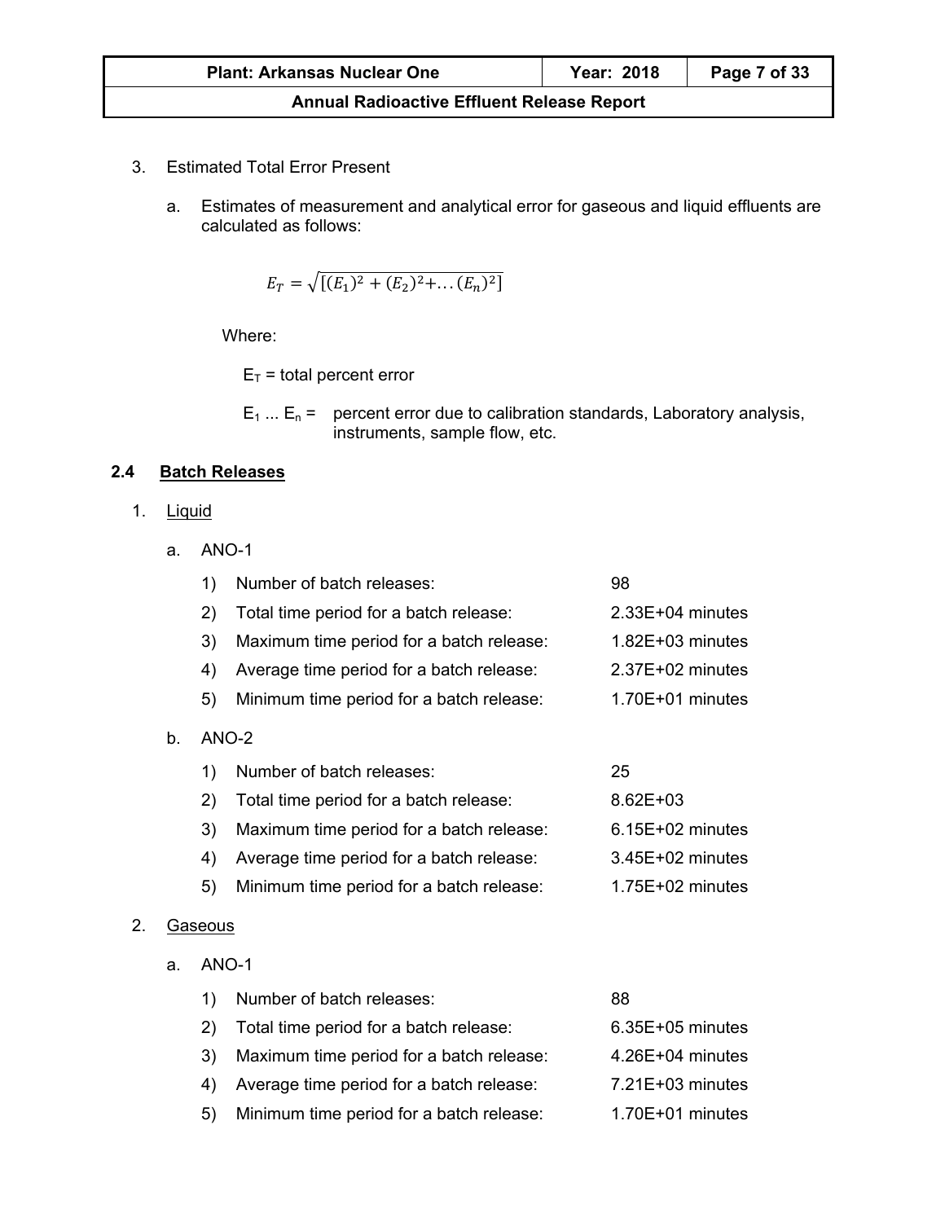3. Estimated Total Error Present

   a. Estimates of measurement and analytical error for gaseous and liquid effluents are calculated as follows:

$$E_T = \sqrt{[(E_1)^2 + (E_2)^2 + \ldots (E_n)^2]}$$

   Where:

   $E_T$ = total percent error

   $E_1 \ldots E_n$ = percent error due to calibration standards, Laboratory analysis, instruments, sample flow, etc.

### 2.4 Batch Releases

1. Liquid

   a. ANO-1

| | | |
|---|---|---|
| 1) | Number of batch releases: | 98 |
| 2) | Total time period for a batch release: | 2.33E+04 minutes |
| 3) | Maximum time period for a batch release: | 1.82E+03 minutes |
| 4) | Average time period for a batch release: | 2.37E+02 minutes |
| 5) | Minimum time period for a batch release: | 1.70E+01 minutes |

   b. ANO-2

| | | |
|---|---|---|
| 1) | Number of batch releases: | 25 |
| 2) | Total time period for a batch release: | 8.62E+03 |
| 3) | Maximum time period for a batch release: | 6.15E+02 minutes |
| 4) | Average time period for a batch release: | 3.45E+02 minutes |
| 5) | Minimum time period for a batch release: | 1.75E+02 minutes |

2. Gaseous

   a. ANO-1

| | | |
|---|---|---|
| 1) | Number of batch releases: | 88 |
| 2) | Total time period for a batch release: | 6.35E+05 minutes |
| 3) | Maximum time period for a batch release: | 4.26E+04 minutes |
| 4) | Average time period for a batch release: | 7.21E+03 minutes |
| 5) | Minimum time period for a batch release: | 1.70E+01 minutes |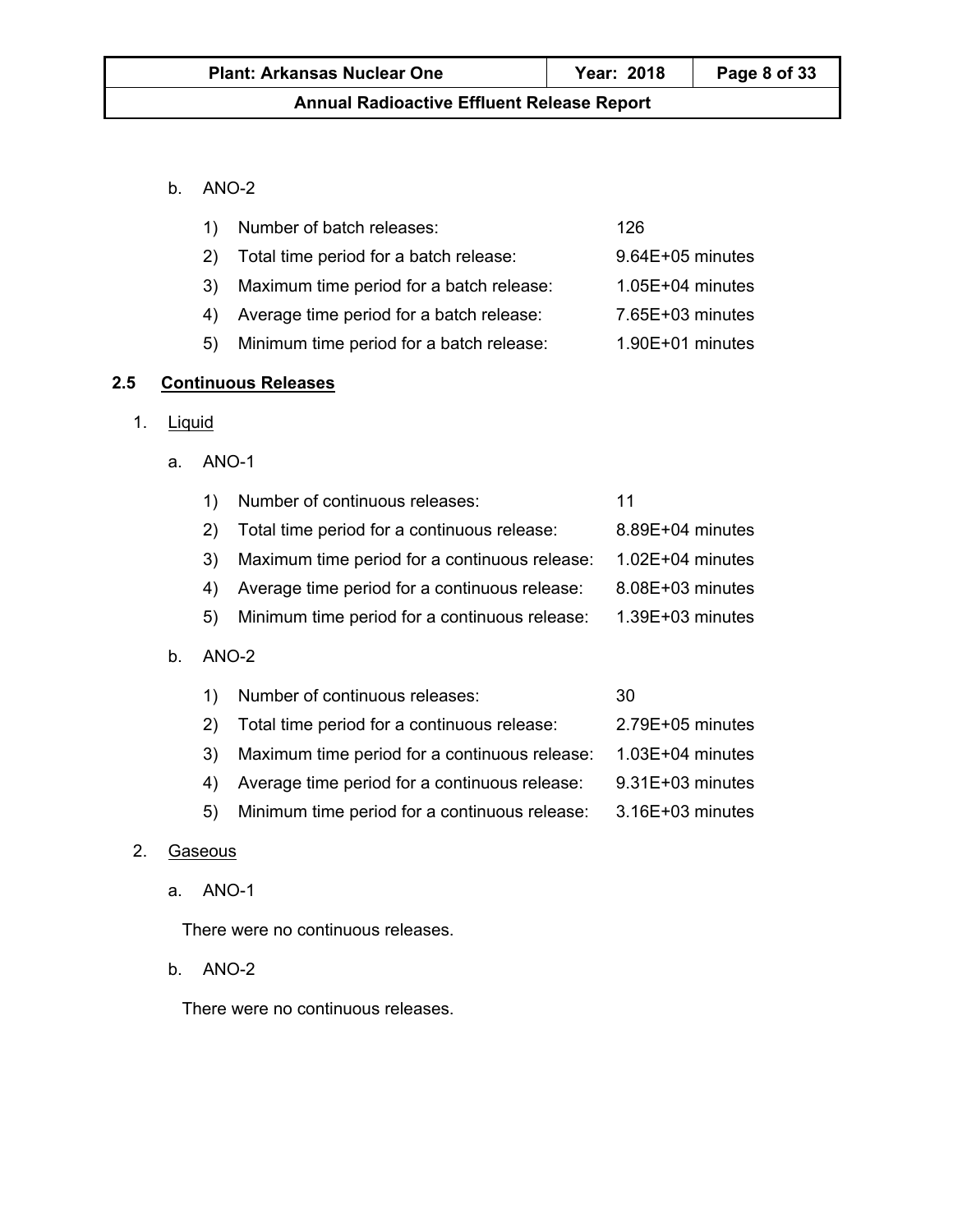b. ANO-2

1) Number of batch releases: 126
2) Total time period for a batch release: 9.64E+05 minutes
3) Maximum time period for a batch release: 1.05E+04 minutes
4) Average time period for a batch release: 7.65E+03 minutes
5) Minimum time period for a batch release: 1.90E+01 minutes

## 2.5 Continuous Releases

1. Liquid

a. ANO-1

1) Number of continuous releases: 11
2) Total time period for a continuous release: 8.89E+04 minutes
3) Maximum time period for a continuous release: 1.02E+04 minutes
4) Average time period for a continuous release: 8.08E+03 minutes
5) Minimum time period for a continuous release: 1.39E+03 minutes

b. ANO-2

1) Number of continuous releases: 30
2) Total time period for a continuous release: 2.79E+05 minutes
3) Maximum time period for a continuous release: 1.03E+04 minutes
4) Average time period for a continuous release: 9.31E+03 minutes
5) Minimum time period for a continuous release: 3.16E+03 minutes

2. Gaseous

a. ANO-1

There were no continuous releases.

b. ANO-2

There were no continuous releases.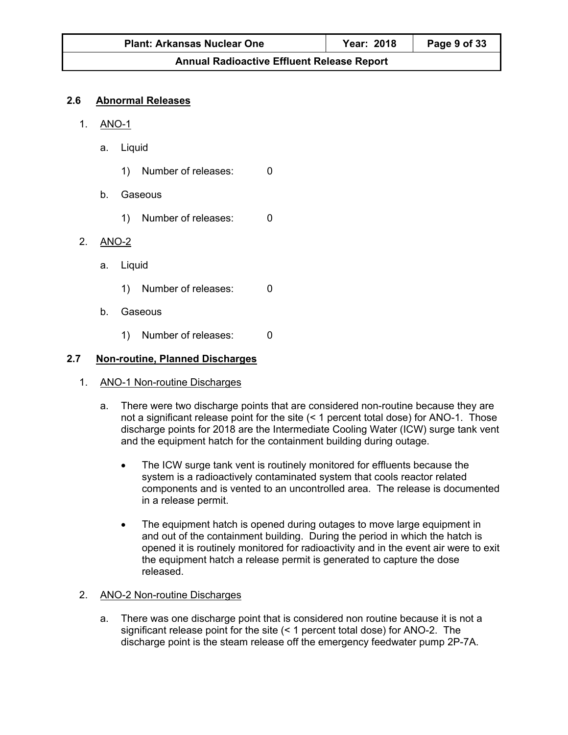## 2.6 Abnormal Releases

1. ANO-1

   a. Liquid

      1) Number of releases: 0

   b. Gaseous

      1) Number of releases: 0

2. ANO-2

   a. Liquid

      1) Number of releases: 0

   b. Gaseous

      1) Number of releases: 0

## 2.7 Non-routine, Planned Discharges

1. ANO-1 Non-routine Discharges

   a. There were two discharge points that are considered non-routine because they are not a significant release point for the site (< 1 percent total dose) for ANO-1. Those discharge points for 2018 are the Intermediate Cooling Water (ICW) surge tank vent and the equipment hatch for the containment building during outage.

      - The ICW surge tank vent is routinely monitored for effluents because the system is a radioactively contaminated system that cools reactor related components and is vented to an uncontrolled area. The release is documented in a release permit.

      - The equipment hatch is opened during outages to move large equipment in and out of the containment building. During the period in which the hatch is opened it is routinely monitored for radioactivity and in the event air were to exit the equipment hatch a release permit is generated to capture the dose released.

2. ANO-2 Non-routine Discharges

   a. There was one discharge point that is considered non routine because it is not a significant release point for the site (< 1 percent total dose) for ANO-2. The discharge point is the steam release off the emergency feedwater pump 2P-7A.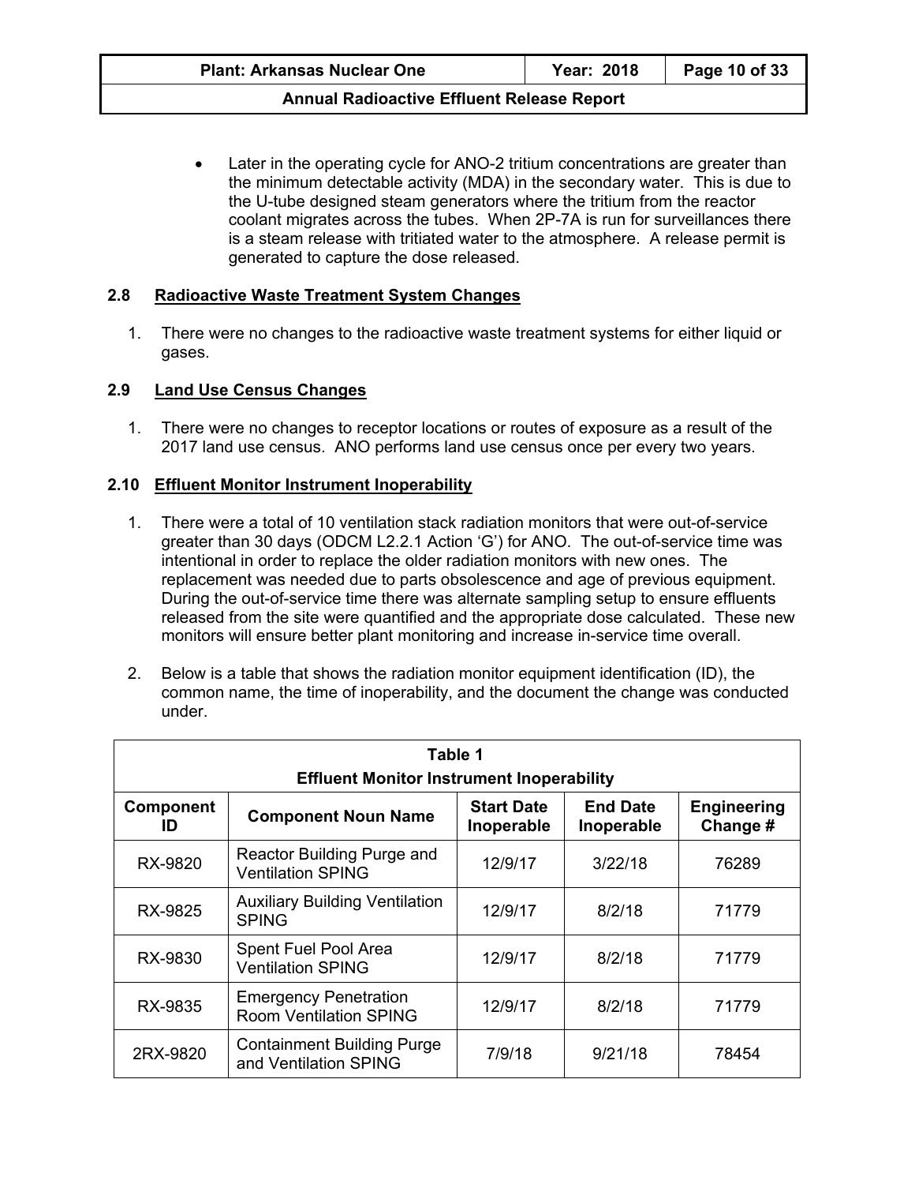- Later in the operating cycle for ANO-2 tritium concentrations are greater than the minimum detectable activity (MDA) in the secondary water. This is due to the U-tube designed steam generators where the tritium from the reactor coolant migrates across the tubes. When 2P-7A is run for surveillances there is a steam release with tritiated water to the atmosphere. A release permit is generated to capture the dose released.

## 2.8 Radioactive Waste Treatment System Changes

1. There were no changes to the radioactive waste treatment systems for either liquid or gases.

## 2.9 Land Use Census Changes

1. There were no changes to receptor locations or routes of exposure as a result of the 2017 land use census. ANO performs land use census once per every two years.

## 2.10 Effluent Monitor Instrument Inoperability

1. There were a total of 10 ventilation stack radiation monitors that were out-of-service greater than 30 days (ODCM L2.2.1 Action 'G') for ANO. The out-of-service time was intentional in order to replace the older radiation monitors with new ones. The replacement was needed due to parts obsolescence and age of previous equipment. During the out-of-service time there was alternate sampling setup to ensure effluents released from the site were quantified and the appropriate dose calculated. These new monitors will ensure better plant monitoring and increase in-service time overall.

2. Below is a table that shows the radiation monitor equipment identification (ID), the common name, the time of inoperability, and the document the change was conducted under.

**Table 1**
**Effluent Monitor Instrument Inoperability**

| Component ID | Component Noun Name | Start Date Inoperable | End Date Inoperable | Engineering Change # |
|---|---|---|---|---|
| RX-9820 | Reactor Building Purge and Ventilation SPING | 12/9/17 | 3/22/18 | 76289 |
| RX-9825 | Auxiliary Building Ventilation SPING | 12/9/17 | 8/2/18 | 71779 |
| RX-9830 | Spent Fuel Pool Area Ventilation SPING | 12/9/17 | 8/2/18 | 71779 |
| RX-9835 | Emergency Penetration Room Ventilation SPING | 12/9/17 | 8/2/18 | 71779 |
| 2RX-9820 | Containment Building Purge and Ventilation SPING | 7/9/18 | 9/21/18 | 78454 |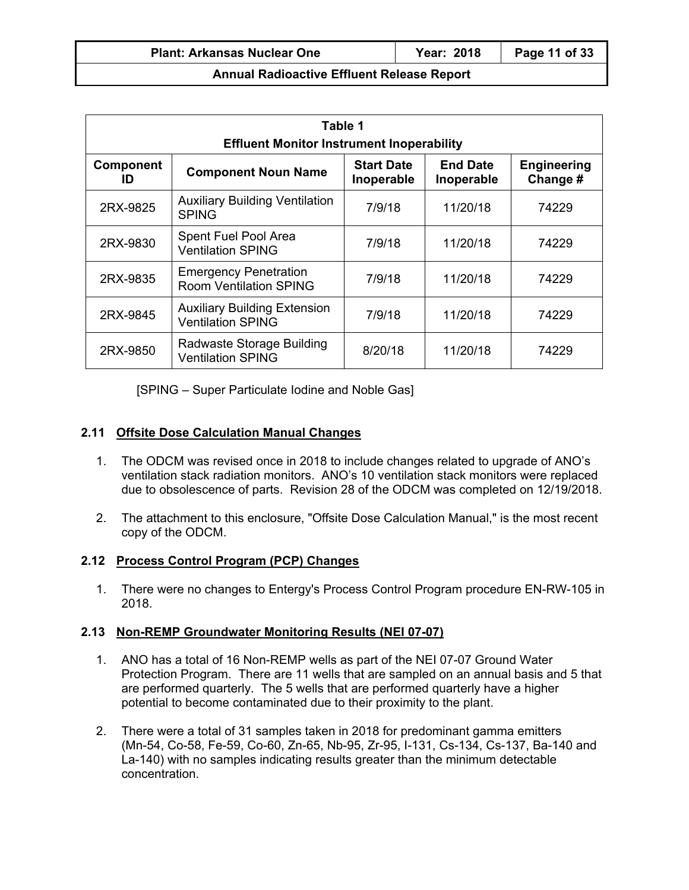| Table 1 Effluent Monitor Instrument Inoperability | | | | |
|---|---|---|---|---|
| Component ID | Component Noun Name | Start Date Inoperable | End Date Inoperable | Engineering Change # |
| 2RX-9825 | Auxiliary Building Ventilation SPING | 7/9/18 | 11/20/18 | 74229 |
| 2RX-9830 | Spent Fuel Pool Area Ventilation SPING | 7/9/18 | 11/20/18 | 74229 |
| 2RX-9835 | Emergency Penetration Room Ventilation SPING | 7/9/18 | 11/20/18 | 74229 |
| 2RX-9845 | Auxiliary Building Extension Ventilation SPING | 7/9/18 | 11/20/18 | 74229 |
| 2RX-9850 | Radwaste Storage Building Ventilation SPING | 8/20/18 | 11/20/18 | 74229 |

[SPING – Super Particulate Iodine and Noble Gas]

### 2.11 Offsite Dose Calculation Manual Changes

1. The ODCM was revised once in 2018 to include changes related to upgrade of ANO's ventilation stack radiation monitors. ANO's 10 ventilation stack monitors were replaced due to obsolescence of parts. Revision 28 of the ODCM was completed on 12/19/2018.
2. The attachment to this enclosure, "Offsite Dose Calculation Manual," is the most recent copy of the ODCM.

### 2.12 Process Control Program (PCP) Changes

1. There were no changes to Entergy's Process Control Program procedure EN-RW-105 in 2018.

### 2.13 Non-REMP Groundwater Monitoring Results (NEI 07-07)

1. ANO has a total of 16 Non-REMP wells as part of the NEI 07-07 Ground Water Protection Program. There are 11 wells that are sampled on an annual basis and 5 that are performed quarterly. The 5 wells that are performed quarterly have a higher potential to become contaminated due to their proximity to the plant.
2. There were a total of 31 samples taken in 2018 for predominant gamma emitters (Mn-54, Co-58, Fe-59, Co-60, Zn-65, Nb-95, Zr-95, I-131, Cs-134, Cs-137, Ba-140 and La-140) with no samples indicating results greater than the minimum detectable concentration.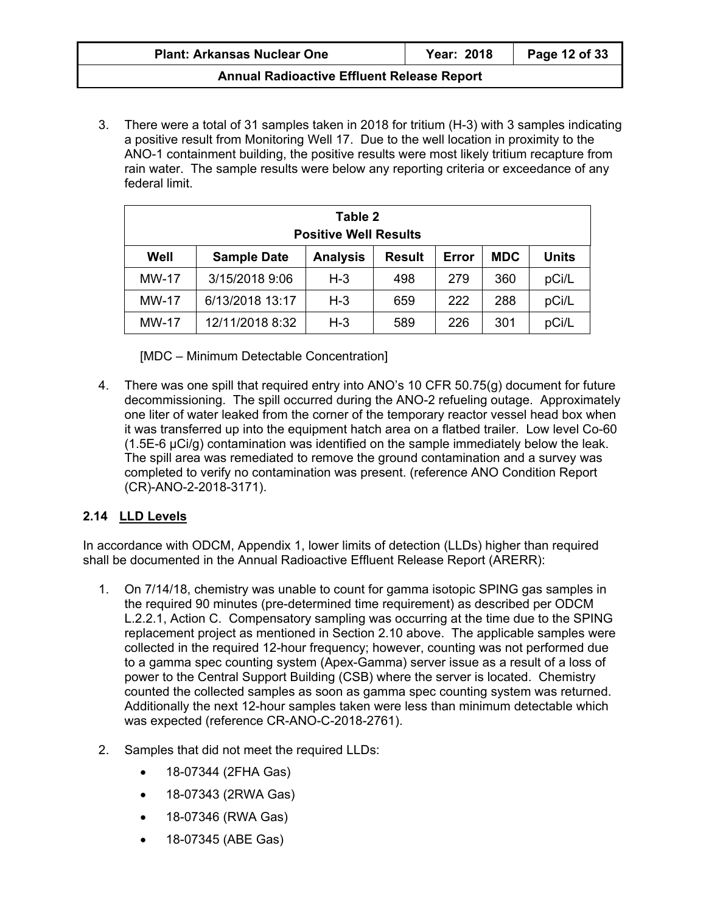3. There were a total of 31 samples taken in 2018 for tritium (H-3) with 3 samples indicating a positive result from Monitoring Well 17. Due to the well location in proximity to the ANO-1 containment building, the positive results were most likely tritium recapture from rain water. The sample results were below any reporting criteria or exceedance of any federal limit.

| Table 2<br>Positive Well Results | | | | | | |
|---|---|---|---|---|---|---|
| **Well** | **Sample Date** | **Analysis** | **Result** | **Error** | **MDC** | **Units** |
| MW-17 | 3/15/2018 9:06 | H-3 | 498 | 279 | 360 | pCi/L |
| MW-17 | 6/13/2018 13:17 | H-3 | 659 | 222 | 288 | pCi/L |
| MW-17 | 12/11/2018 8:32 | H-3 | 589 | 226 | 301 | pCi/L |

[MDC – Minimum Detectable Concentration]

4. There was one spill that required entry into ANO's 10 CFR 50.75(g) document for future decommissioning. The spill occurred during the ANO-2 refueling outage. Approximately one liter of water leaked from the corner of the temporary reactor vessel head box when it was transferred up into the equipment hatch area on a flatbed trailer. Low level Co-60 (1.5E-6 µCi/g) contamination was identified on the sample immediately below the leak. The spill area was remediated to remove the ground contamination and a survey was completed to verify no contamination was present. (reference ANO Condition Report (CR)-ANO-2-2018-3171).

### 2.14 LLD Levels

In accordance with ODCM, Appendix 1, lower limits of detection (LLDs) higher than required shall be documented in the Annual Radioactive Effluent Release Report (ARERR):

1. On 7/14/18, chemistry was unable to count for gamma isotopic SPING gas samples in the required 90 minutes (pre-determined time requirement) as described per ODCM L.2.2.1, Action C. Compensatory sampling was occurring at the time due to the SPING replacement project as mentioned in Section 2.10 above. The applicable samples were collected in the required 12-hour frequency; however, counting was not performed due to a gamma spec counting system (Apex-Gamma) server issue as a result of a loss of power to the Central Support Building (CSB) where the server is located. Chemistry counted the collected samples as soon as gamma spec counting system was returned. Additionally the next 12-hour samples taken were less than minimum detectable which was expected (reference CR-ANO-C-2018-2761).

2. Samples that did not meet the required LLDs:
   - 18-07344 (2FHA Gas)
   - 18-07343 (2RWA Gas)
   - 18-07346 (RWA Gas)
   - 18-07345 (ABE Gas)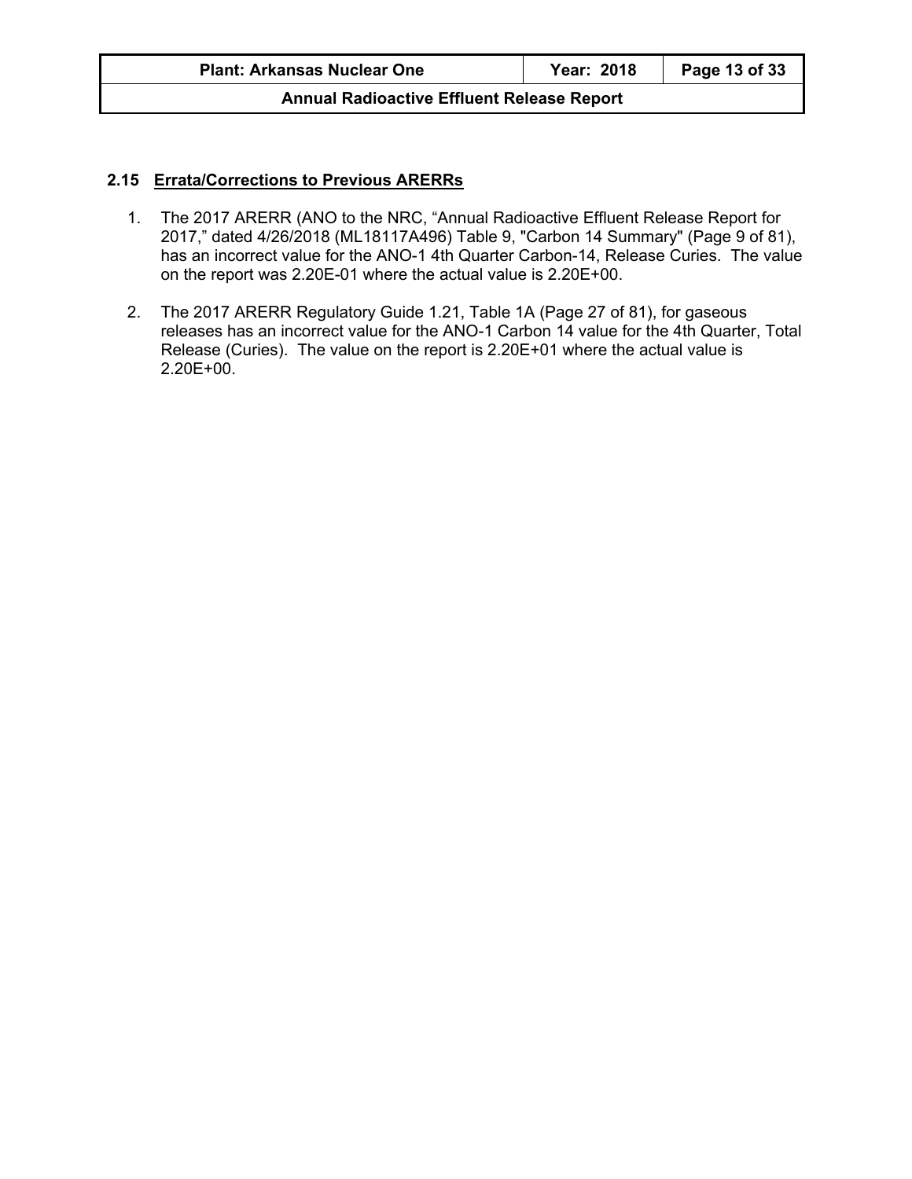## 2.15 Errata/Corrections to Previous ARERRs

1. The 2017 ARERR (ANO to the NRC, "Annual Radioactive Effluent Release Report for 2017," dated 4/26/2018 (ML18117A496) Table 9, "Carbon 14 Summary" (Page 9 of 81), has an incorrect value for the ANO-1 4th Quarter Carbon-14, Release Curies. The value on the report was 2.20E-01 where the actual value is 2.20E+00.

2. The 2017 ARERR Regulatory Guide 1.21, Table 1A (Page 27 of 81), for gaseous releases has an incorrect value for the ANO-1 Carbon 14 value for the 4th Quarter, Total Release (Curies). The value on the report is 2.20E+01 where the actual value is 2.20E+00.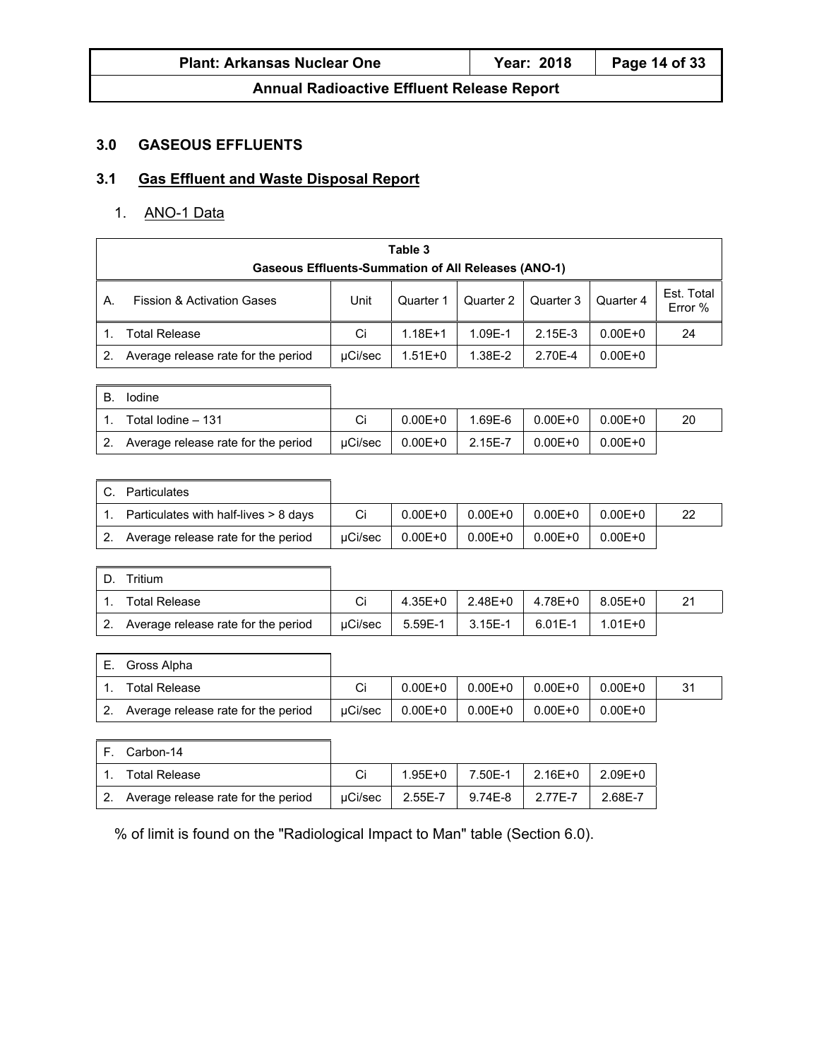## 3.0 GASEOUS EFFLUENTS

### 3.1 Gas Effluent and Waste Disposal Report

1. ANO-1 Data

**Table 3**
**Gaseous Effluents-Summation of All Releases (ANO-1)**

| A. Fission & Activation Gases | Unit | Quarter 1 | Quarter 2 | Quarter 3 | Quarter 4 | Est. Total Error % |
|---|---|---|---|---|---|---|
| 1. Total Release | Ci | 1.18E+1 | 1.09E-1 | 2.15E-3 | 0.00E+0 | 24 |
| 2. Average release rate for the period | μCi/sec | 1.51E+0 | 1.38E-2 | 2.70E-4 | 0.00E+0 | |
| **B. Iodine** | | | | | | |
| 1. Total Iodine – 131 | Ci | 0.00E+0 | 1.69E-6 | 0.00E+0 | 0.00E+0 | 20 |
| 2. Average release rate for the period | μCi/sec | 0.00E+0 | 2.15E-7 | 0.00E+0 | 0.00E+0 | |
| **C. Particulates** | | | | | | |
| 1. Particulates with half-lives > 8 days | Ci | 0.00E+0 | 0.00E+0 | 0.00E+0 | 0.00E+0 | 22 |
| 2. Average release rate for the period | μCi/sec | 0.00E+0 | 0.00E+0 | 0.00E+0 | 0.00E+0 | |
| **D. Tritium** | | | | | | |
| 1. Total Release | Ci | 4.35E+0 | 2.48E+0 | 4.78E+0 | 8.05E+0 | 21 |
| 2. Average release rate for the period | μCi/sec | 5.59E-1 | 3.15E-1 | 6.01E-1 | 1.01E+0 | |
| **E. Gross Alpha** | | | | | | |
| 1. Total Release | Ci | 0.00E+0 | 0.00E+0 | 0.00E+0 | 0.00E+0 | 31 |
| 2. Average release rate for the period | μCi/sec | 0.00E+0 | 0.00E+0 | 0.00E+0 | 0.00E+0 | |
| **F. Carbon-14** | | | | | | |
| 1. Total Release | Ci | 1.95E+0 | 7.50E-1 | 2.16E+0 | 2.09E+0 | |
| 2. Average release rate for the period | μCi/sec | 2.55E-7 | 9.74E-8 | 2.77E-7 | 2.68E-7 | |

% of limit is found on the "Radiological Impact to Man" table (Section 6.0).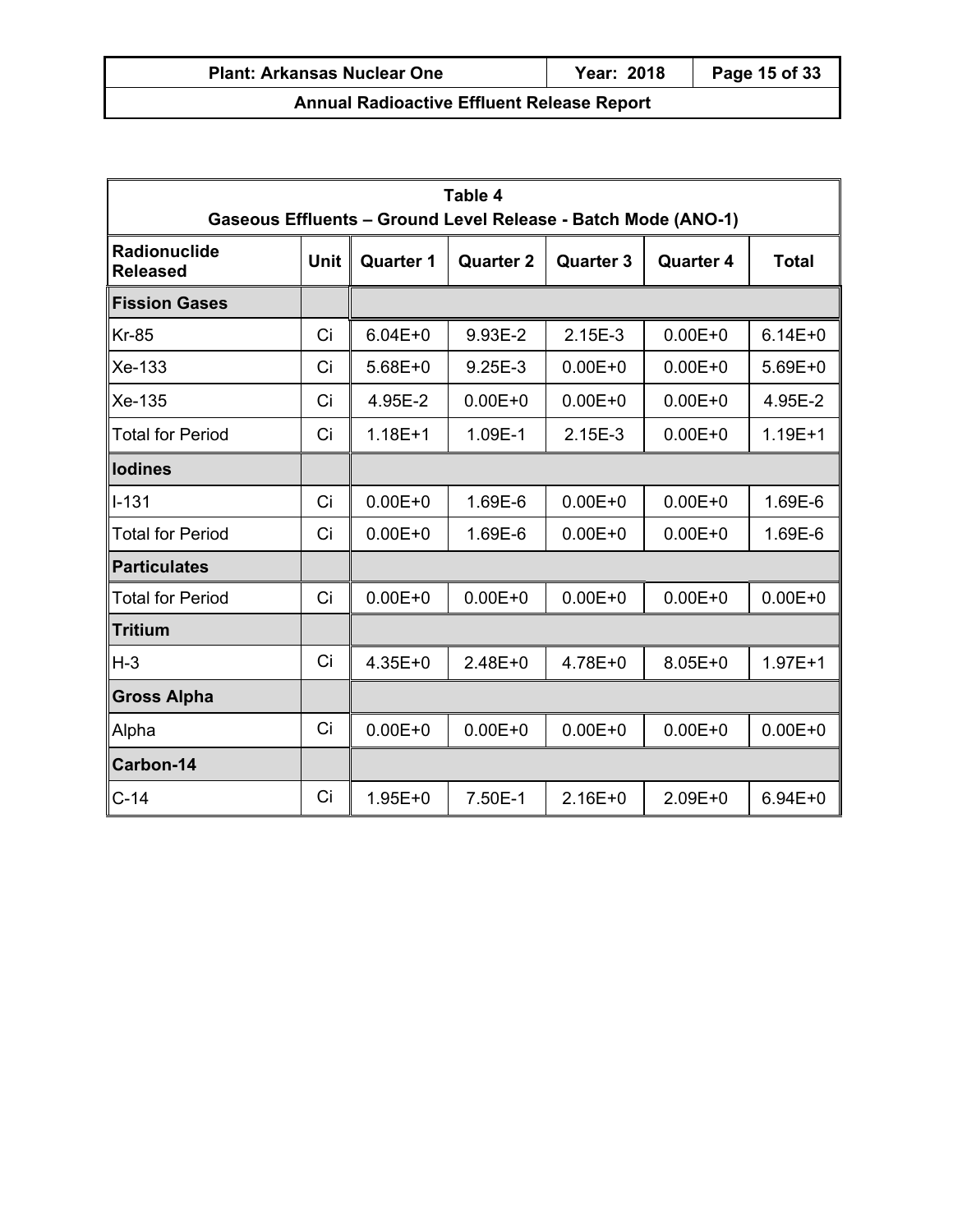| Table 4<br>Gaseous Effluents – Ground Level Release - Batch Mode (ANO-1) | | | | | | |
|---|---|---|---|---|---|---|
| **Radionuclide Released** | **Unit** | **Quarter 1** | **Quarter 2** | **Quarter 3** | **Quarter 4** | **Total** |
| **Fission Gases** | | | | | | |
| Kr-85 | Ci | 6.04E+0 | 9.93E-2 | 2.15E-3 | 0.00E+0 | 6.14E+0 |
| Xe-133 | Ci | 5.68E+0 | 9.25E-3 | 0.00E+0 | 0.00E+0 | 5.69E+0 |
| Xe-135 | Ci | 4.95E-2 | 0.00E+0 | 0.00E+0 | 0.00E+0 | 4.95E-2 |
| Total for Period | Ci | 1.18E+1 | 1.09E-1 | 2.15E-3 | 0.00E+0 | 1.19E+1 |
| **Iodines** | | | | | | |
| I-131 | Ci | 0.00E+0 | 1.69E-6 | 0.00E+0 | 0.00E+0 | 1.69E-6 |
| Total for Period | Ci | 0.00E+0 | 1.69E-6 | 0.00E+0 | 0.00E+0 | 1.69E-6 |
| **Particulates** | | | | | | |
| Total for Period | Ci | 0.00E+0 | 0.00E+0 | 0.00E+0 | 0.00E+0 | 0.00E+0 |
| **Tritium** | | | | | | |
| H-3 | Ci | 4.35E+0 | 2.48E+0 | 4.78E+0 | 8.05E+0 | 1.97E+1 |
| **Gross Alpha** | | | | | | |
| Alpha | Ci | 0.00E+0 | 0.00E+0 | 0.00E+0 | 0.00E+0 | 0.00E+0 |
| **Carbon-14** | | | | | | |
| C-14 | Ci | 1.95E+0 | 7.50E-1 | 2.16E+0 | 2.09E+0 | 6.94E+0 |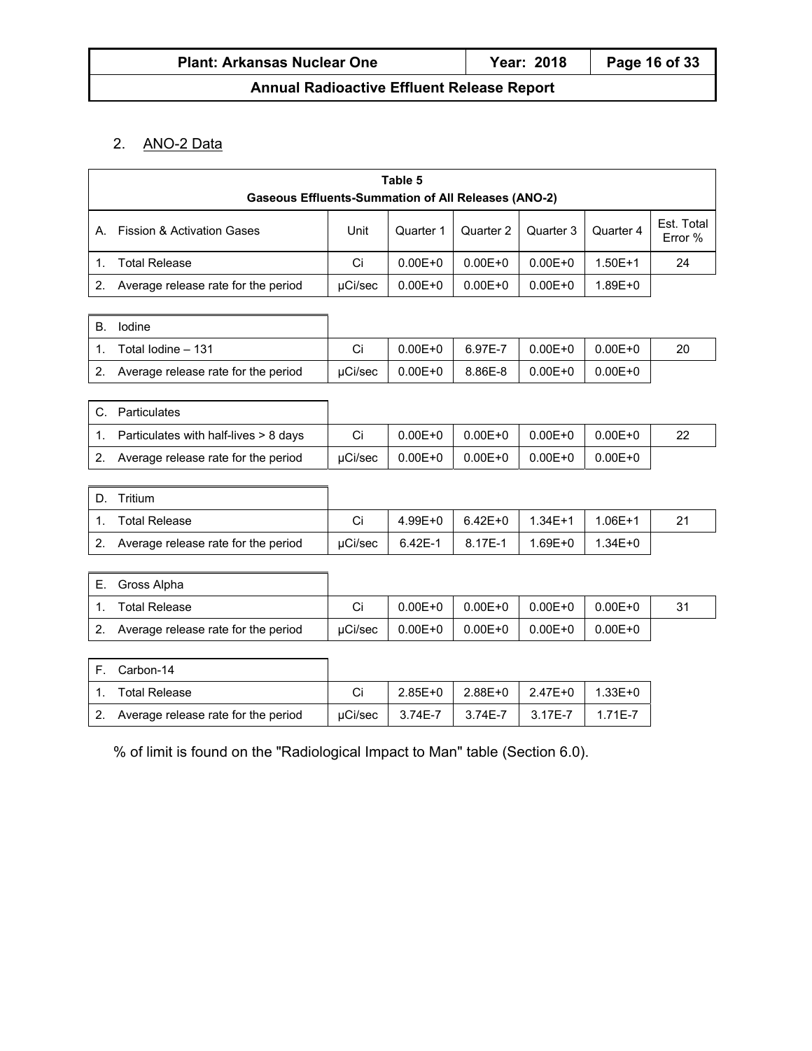2. ANO-2 Data

| Table 5<br>Gaseous Effluents-Summation of All Releases (ANO-2) | | | | | | |
|---|---|---|---|---|---|---|
| A. Fission & Activation Gases | Unit | Quarter 1 | Quarter 2 | Quarter 3 | Quarter 4 | Est. Total Error % |
| 1. Total Release | Ci | 0.00E+0 | 0.00E+0 | 0.00E+0 | 1.50E+1 | 24 |
| 2. Average release rate for the period | μCi/sec | 0.00E+0 | 0.00E+0 | 0.00E+0 | 1.89E+0 | |
| B. Iodine | | | | | | |
| 1. Total Iodine – 131 | Ci | 0.00E+0 | 6.97E-7 | 0.00E+0 | 0.00E+0 | 20 |
| 2. Average release rate for the period | μCi/sec | 0.00E+0 | 8.86E-8 | 0.00E+0 | 0.00E+0 | |
| C. Particulates | | | | | | |
| 1. Particulates with half-lives > 8 days | Ci | 0.00E+0 | 0.00E+0 | 0.00E+0 | 0.00E+0 | 22 |
| 2. Average release rate for the period | μCi/sec | 0.00E+0 | 0.00E+0 | 0.00E+0 | 0.00E+0 | |
| D. Tritium | | | | | | |
| 1. Total Release | Ci | 4.99E+0 | 6.42E+0 | 1.34E+1 | 1.06E+1 | 21 |
| 2. Average release rate for the period | μCi/sec | 6.42E-1 | 8.17E-1 | 1.69E+0 | 1.34E+0 | |
| E. Gross Alpha | | | | | | |
| 1. Total Release | Ci | 0.00E+0 | 0.00E+0 | 0.00E+0 | 0.00E+0 | 31 |
| 2. Average release rate for the period | μCi/sec | 0.00E+0 | 0.00E+0 | 0.00E+0 | 0.00E+0 | |
| F. Carbon-14 | | | | | | |
| 1. Total Release | Ci | 2.85E+0 | 2.88E+0 | 2.47E+0 | 1.33E+0 | |
| 2. Average release rate for the period | μCi/sec | 3.74E-7 | 3.74E-7 | 3.17E-7 | 1.71E-7 | |

% of limit is found on the "Radiological Impact to Man" table (Section 6.0).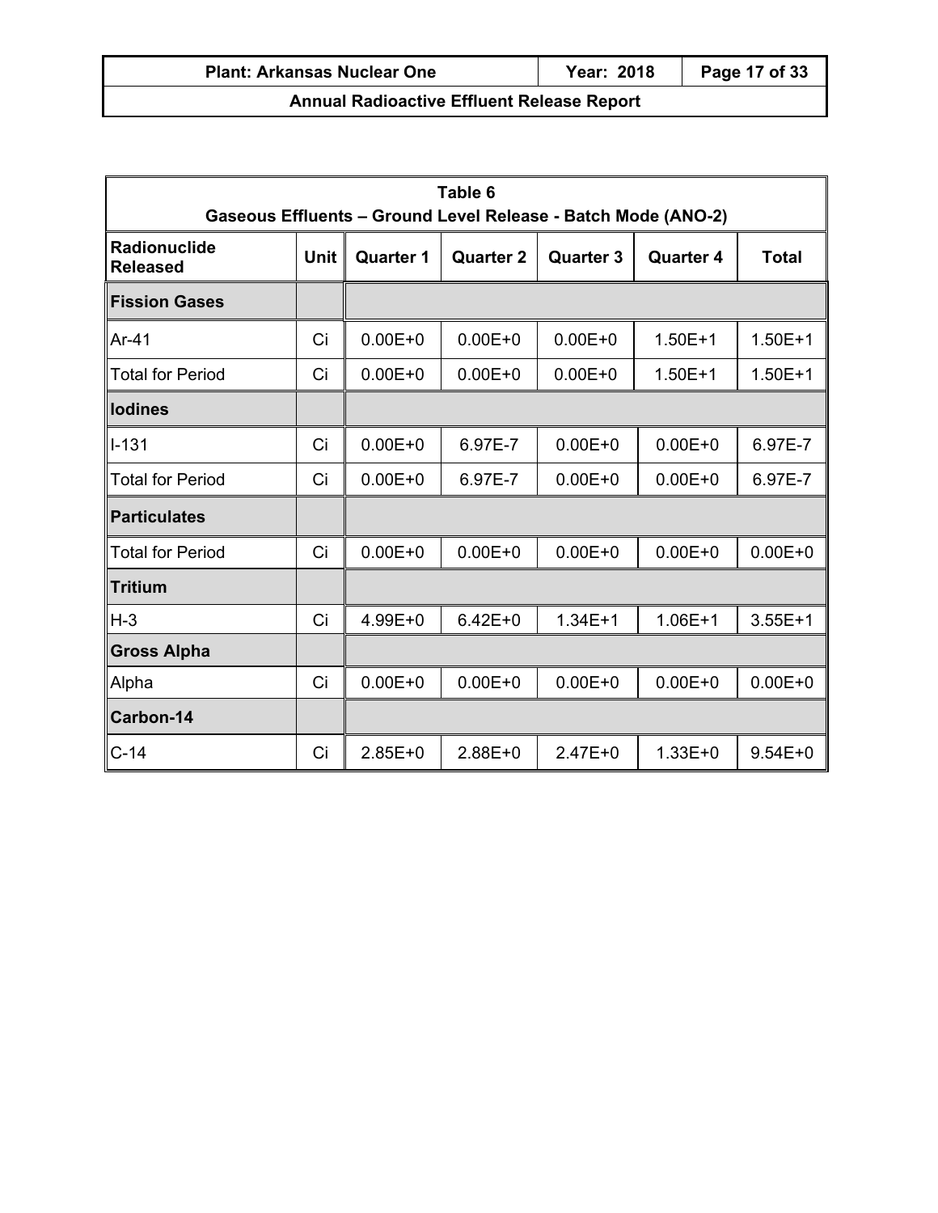| Table 6<br>Gaseous Effluents – Ground Level Release - Batch Mode (ANO-2) | | | | | | |
|---|---|---|---|---|---|---|
| **Radionuclide Released** | **Unit** | **Quarter 1** | **Quarter 2** | **Quarter 3** | **Quarter 4** | **Total** |
| **Fission Gases** | | | | | | |
| Ar-41 | Ci | 0.00E+0 | 0.00E+0 | 0.00E+0 | 1.50E+1 | 1.50E+1 |
| Total for Period | Ci | 0.00E+0 | 0.00E+0 | 0.00E+0 | 1.50E+1 | 1.50E+1 |
| **Iodines** | | | | | | |
| I-131 | Ci | 0.00E+0 | 6.97E-7 | 0.00E+0 | 0.00E+0 | 6.97E-7 |
| Total for Period | Ci | 0.00E+0 | 6.97E-7 | 0.00E+0 | 0.00E+0 | 6.97E-7 |
| **Particulates** | | | | | | |
| Total for Period | Ci | 0.00E+0 | 0.00E+0 | 0.00E+0 | 0.00E+0 | 0.00E+0 |
| **Tritium** | | | | | | |
| H-3 | Ci | 4.99E+0 | 6.42E+0 | 1.34E+1 | 1.06E+1 | 3.55E+1 |
| **Gross Alpha** | | | | | | |
| Alpha | Ci | 0.00E+0 | 0.00E+0 | 0.00E+0 | 0.00E+0 | 0.00E+0 |
| **Carbon-14** | | | | | | |
| C-14 | Ci | 2.85E+0 | 2.88E+0 | 2.47E+0 | 1.33E+0 | 9.54E+0 |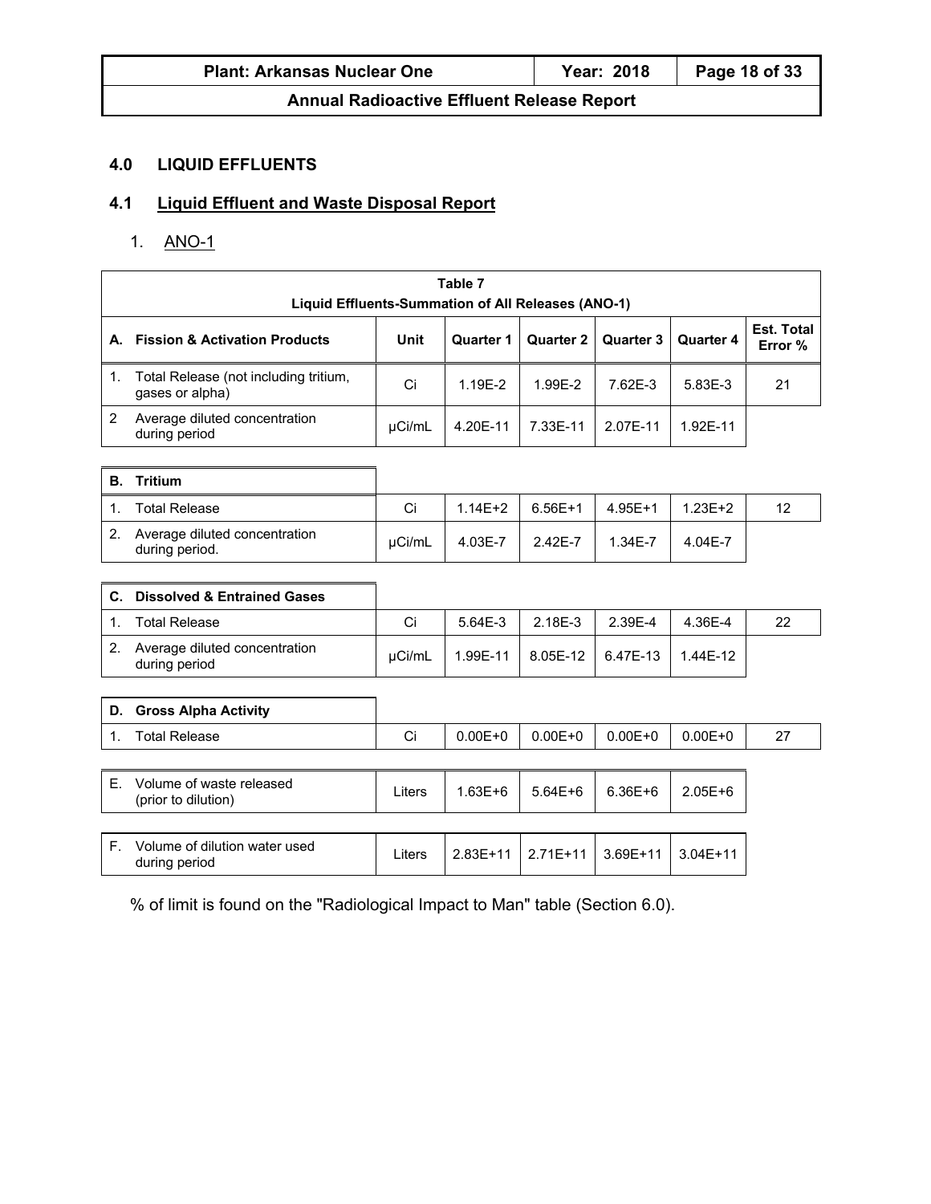## 4.0 LIQUID EFFLUENTS

### 4.1 Liquid Effluent and Waste Disposal Report

1. ANO-1

**Table 7**
**Liquid Effluents-Summation of All Releases (ANO-1)**

| A. Fission & Activation Products | Unit | Quarter 1 | Quarter 2 | Quarter 3 | Quarter 4 | Est. Total Error % |
|---|---|---|---|---|---|---|
| 1. Total Release (not including tritium, gases or alpha) | Ci | 1.19E-2 | 1.99E-2 | 7.62E-3 | 5.83E-3 | 21 |
| 2 Average diluted concentration during period | µCi/mL | 4.20E-11 | 7.33E-11 | 2.07E-11 | 1.92E-11 | |
| **B. Tritium** | | | | | | |
| 1. Total Release | Ci | 1.14E+2 | 6.56E+1 | 4.95E+1 | 1.23E+2 | 12 |
| 2. Average diluted concentration during period. | µCi/mL | 4.03E-7 | 2.42E-7 | 1.34E-7 | 4.04E-7 | |
| **C. Dissolved & Entrained Gases** | | | | | | |
| 1. Total Release | Ci | 5.64E-3 | 2.18E-3 | 2.39E-4 | 4.36E-4 | 22 |
| 2. Average diluted concentration during period | µCi/mL | 1.99E-11 | 8.05E-12 | 6.47E-13 | 1.44E-12 | |
| **D. Gross Alpha Activity** | | | | | | |
| 1. Total Release | Ci | 0.00E+0 | 0.00E+0 | 0.00E+0 | 0.00E+0 | 27 |
| E. Volume of waste released (prior to dilution) | Liters | 1.63E+6 | 5.64E+6 | 6.36E+6 | 2.05E+6 | |
| F. Volume of dilution water used during period | Liters | 2.83E+11 | 2.71E+11 | 3.69E+11 | 3.04E+11 | |

% of limit is found on the "Radiological Impact to Man" table (Section 6.0).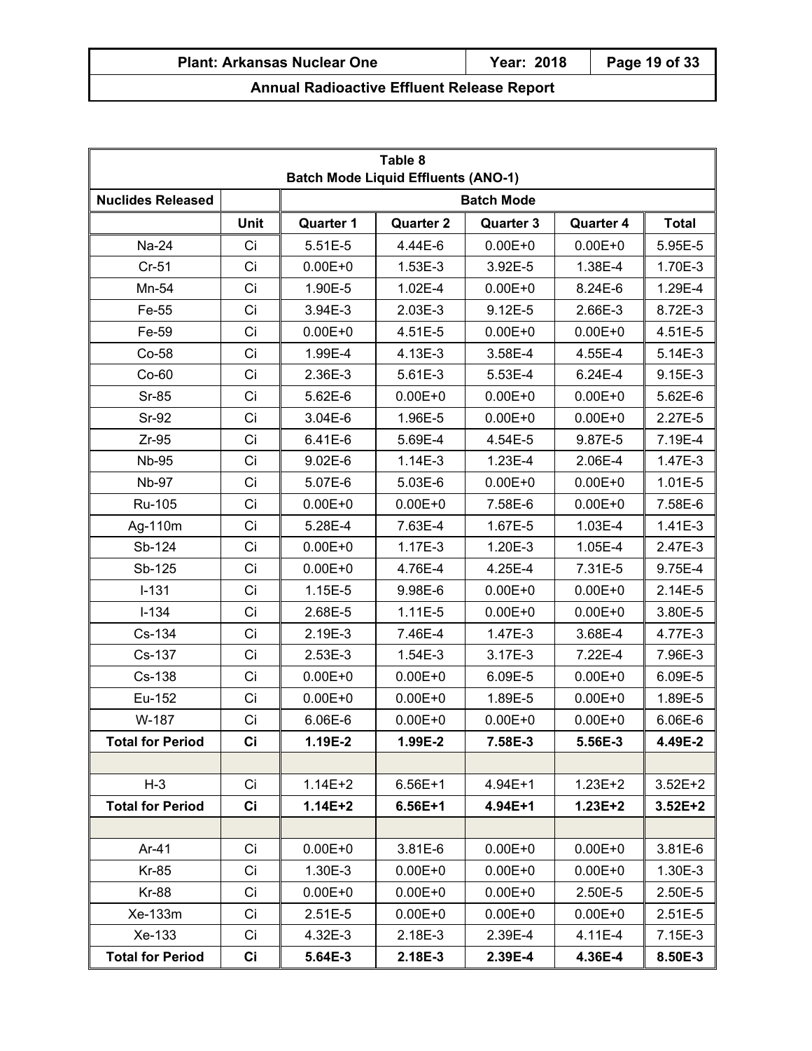| Table 8<br>Batch Mode Liquid Effluents (ANO-1) | | | | | | |
|---|---|---|---|---|---|---|
| **Nuclides Released** | | **Batch Mode** | | | | |
| | **Unit** | **Quarter 1** | **Quarter 2** | **Quarter 3** | **Quarter 4** | **Total** |
| Na-24 | Ci | 5.51E-5 | 4.44E-6 | 0.00E+0 | 0.00E+0 | 5.95E-5 |
| Cr-51 | Ci | 0.00E+0 | 1.53E-3 | 3.92E-5 | 1.38E-4 | 1.70E-3 |
| Mn-54 | Ci | 1.90E-5 | 1.02E-4 | 0.00E+0 | 8.24E-6 | 1.29E-4 |
| Fe-55 | Ci | 3.94E-3 | 2.03E-3 | 9.12E-5 | 2.66E-3 | 8.72E-3 |
| Fe-59 | Ci | 0.00E+0 | 4.51E-5 | 0.00E+0 | 0.00E+0 | 4.51E-5 |
| Co-58 | Ci | 1.99E-4 | 4.13E-3 | 3.58E-4 | 4.55E-4 | 5.14E-3 |
| Co-60 | Ci | 2.36E-3 | 5.61E-3 | 5.53E-4 | 6.24E-4 | 9.15E-3 |
| Sr-85 | Ci | 5.62E-6 | 0.00E+0 | 0.00E+0 | 0.00E+0 | 5.62E-6 |
| Sr-92 | Ci | 3.04E-6 | 1.96E-5 | 0.00E+0 | 0.00E+0 | 2.27E-5 |
| Zr-95 | Ci | 6.41E-6 | 5.69E-4 | 4.54E-5 | 9.87E-5 | 7.19E-4 |
| Nb-95 | Ci | 9.02E-6 | 1.14E-3 | 1.23E-4 | 2.06E-4 | 1.47E-3 |
| Nb-97 | Ci | 5.07E-6 | 5.03E-6 | 0.00E+0 | 0.00E+0 | 1.01E-5 |
| Ru-105 | Ci | 0.00E+0 | 0.00E+0 | 7.58E-6 | 0.00E+0 | 7.58E-6 |
| Ag-110m | Ci | 5.28E-4 | 7.63E-4 | 1.67E-5 | 1.03E-4 | 1.41E-3 |
| Sb-124 | Ci | 0.00E+0 | 1.17E-3 | 1.20E-3 | 1.05E-4 | 2.47E-3 |
| Sb-125 | Ci | 0.00E+0 | 4.76E-4 | 4.25E-4 | 7.31E-5 | 9.75E-4 |
| I-131 | Ci | 1.15E-5 | 9.98E-6 | 0.00E+0 | 0.00E+0 | 2.14E-5 |
| I-134 | Ci | 2.68E-5 | 1.11E-5 | 0.00E+0 | 0.00E+0 | 3.80E-5 |
| Cs-134 | Ci | 2.19E-3 | 7.46E-4 | 1.47E-3 | 3.68E-4 | 4.77E-3 |
| Cs-137 | Ci | 2.53E-3 | 1.54E-3 | 3.17E-3 | 7.22E-4 | 7.96E-3 |
| Cs-138 | Ci | 0.00E+0 | 0.00E+0 | 6.09E-5 | 0.00E+0 | 6.09E-5 |
| Eu-152 | Ci | 0.00E+0 | 0.00E+0 | 1.89E-5 | 0.00E+0 | 1.89E-5 |
| W-187 | Ci | 6.06E-6 | 0.00E+0 | 0.00E+0 | 0.00E+0 | 6.06E-6 |
| **Total for Period** | **Ci** | **1.19E-2** | **1.99E-2** | **7.58E-3** | **5.56E-3** | **4.49E-2** |
| | | | | | | |
| H-3 | Ci | 1.14E+2 | 6.56E+1 | 4.94E+1 | 1.23E+2 | 3.52E+2 |
| **Total for Period** | **Ci** | **1.14E+2** | **6.56E+1** | **4.94E+1** | **1.23E+2** | **3.52E+2** |
| | | | | | | |
| Ar-41 | Ci | 0.00E+0 | 3.81E-6 | 0.00E+0 | 0.00E+0 | 3.81E-6 |
| Kr-85 | Ci | 1.30E-3 | 0.00E+0 | 0.00E+0 | 0.00E+0 | 1.30E-3 |
| Kr-88 | Ci | 0.00E+0 | 0.00E+0 | 0.00E+0 | 2.50E-5 | 2.50E-5 |
| Xe-133m | Ci | 2.51E-5 | 0.00E+0 | 0.00E+0 | 0.00E+0 | 2.51E-5 |
| Xe-133 | Ci | 4.32E-3 | 2.18E-3 | 2.39E-4 | 4.11E-4 | 7.15E-3 |
| **Total for Period** | **Ci** | **5.64E-3** | **2.18E-3** | **2.39E-4** | **4.36E-4** | **8.50E-3** |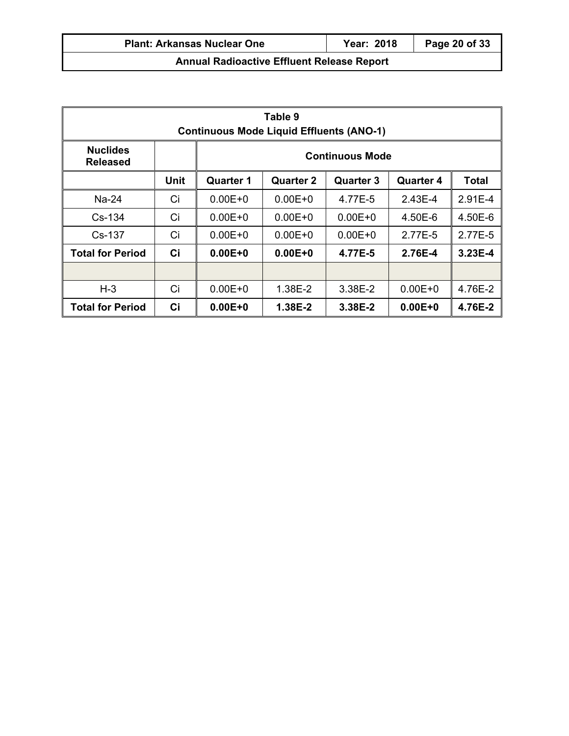| Table 9<br>Continuous Mode Liquid Effluents (ANO-1) | | | | | | |
|---|---|---|---|---|---|---|
| **Nuclides Released** | | **Continuous Mode** | | | | |
| | **Unit** | **Quarter 1** | **Quarter 2** | **Quarter 3** | **Quarter 4** | **Total** |
| Na-24 | Ci | 0.00E+0 | 0.00E+0 | 4.77E-5 | 2.43E-4 | 2.91E-4 |
| Cs-134 | Ci | 0.00E+0 | 0.00E+0 | 0.00E+0 | 4.50E-6 | 4.50E-6 |
| Cs-137 | Ci | 0.00E+0 | 0.00E+0 | 0.00E+0 | 2.77E-5 | 2.77E-5 |
| **Total for Period** | **Ci** | **0.00E+0** | **0.00E+0** | **4.77E-5** | **2.76E-4** | **3.23E-4** |
| | | | | | | |
| H-3 | Ci | 0.00E+0 | 1.38E-2 | 3.38E-2 | 0.00E+0 | 4.76E-2 |
| **Total for Period** | **Ci** | **0.00E+0** | **1.38E-2** | **3.38E-2** | **0.00E+0** | **4.76E-2** |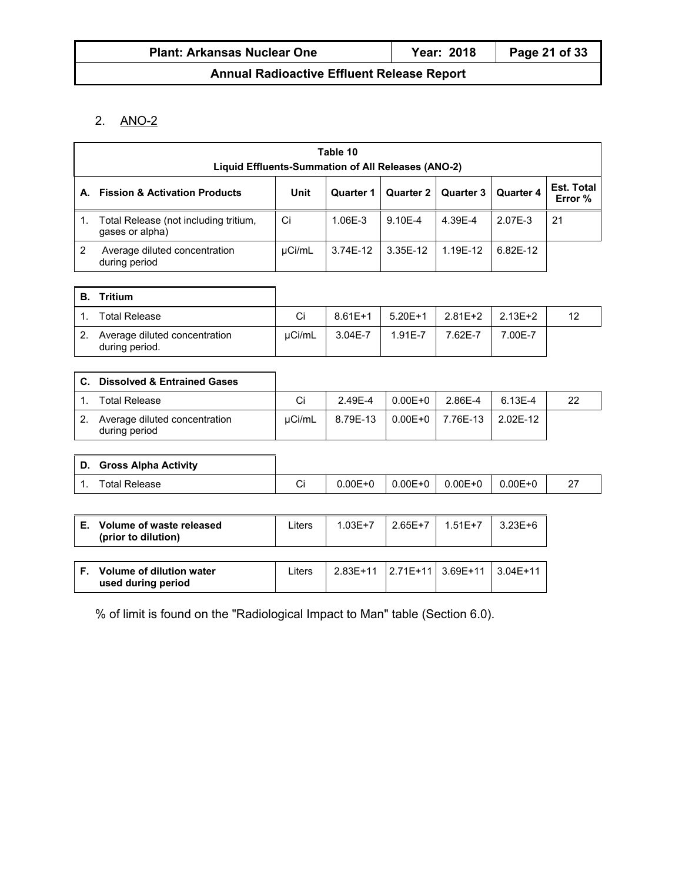2. ANO-2

**Table 10**
**Liquid Effluents-Summation of All Releases (ANO-2)**

| **A. Fission & Activation Products** | **Unit** | **Quarter 1** | **Quarter 2** | **Quarter 3** | **Quarter 4** | **Est. Total Error %** |
|---|---|---|---|---|---|---|
| 1. Total Release (not including tritium, gases or alpha) | Ci | 1.06E-3 | 9.10E-4 | 4.39E-4 | 2.07E-3 | 21 |
| 2 Average diluted concentration during period | μCi/mL | 3.74E-12 | 3.35E-12 | 1.19E-12 | 6.82E-12 | |
| **B. Tritium** | | | | | | |
| 1. Total Release | Ci | 8.61E+1 | 5.20E+1 | 2.81E+2 | 2.13E+2 | 12 |
| 2. Average diluted concentration during period. | μCi/mL | 3.04E-7 | 1.91E-7 | 7.62E-7 | 7.00E-7 | |
| **C. Dissolved & Entrained Gases** | | | | | | |
| 1. Total Release | Ci | 2.49E-4 | 0.00E+0 | 2.86E-4 | 6.13E-4 | 22 |
| 2. Average diluted concentration during period | μCi/mL | 8.79E-13 | 0.00E+0 | 7.76E-13 | 2.02E-12 | |
| **D. Gross Alpha Activity** | | | | | | |
| 1. Total Release | Ci | 0.00E+0 | 0.00E+0 | 0.00E+0 | 0.00E+0 | 27 |
| **E. Volume of waste released (prior to dilution)** | Liters | 1.03E+7 | 2.65E+7 | 1.51E+7 | 3.23E+6 | |
| **F. Volume of dilution water used during period** | Liters | 2.83E+11 | 2.71E+11 | 3.69E+11 | 3.04E+11 | |

% of limit is found on the "Radiological Impact to Man" table (Section 6.0).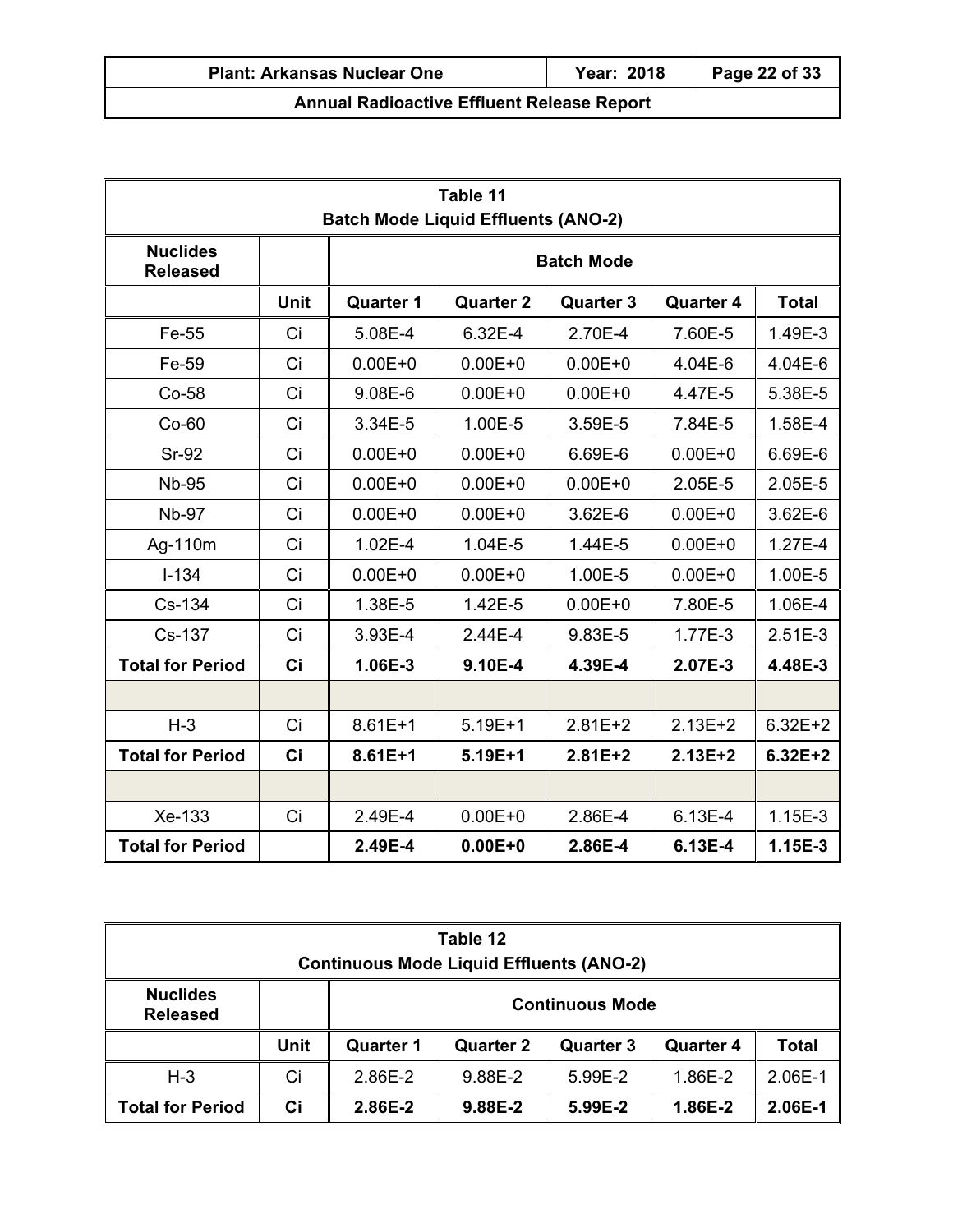| Table 11<br>Batch Mode Liquid Effluents (ANO-2) | | | | | | |
|---|---|---|---|---|---|---|
| **Nuclides Released** | | **Batch Mode** | | | | |
| | **Unit** | **Quarter 1** | **Quarter 2** | **Quarter 3** | **Quarter 4** | **Total** |
| Fe-55 | Ci | 5.08E-4 | 6.32E-4 | 2.70E-4 | 7.60E-5 | 1.49E-3 |
| Fe-59 | Ci | 0.00E+0 | 0.00E+0 | 0.00E+0 | 4.04E-6 | 4.04E-6 |
| Co-58 | Ci | 9.08E-6 | 0.00E+0 | 0.00E+0 | 4.47E-5 | 5.38E-5 |
| Co-60 | Ci | 3.34E-5 | 1.00E-5 | 3.59E-5 | 7.84E-5 | 1.58E-4 |
| Sr-92 | Ci | 0.00E+0 | 0.00E+0 | 6.69E-6 | 0.00E+0 | 6.69E-6 |
| Nb-95 | Ci | 0.00E+0 | 0.00E+0 | 0.00E+0 | 2.05E-5 | 2.05E-5 |
| Nb-97 | Ci | 0.00E+0 | 0.00E+0 | 3.62E-6 | 0.00E+0 | 3.62E-6 |
| Ag-110m | Ci | 1.02E-4 | 1.04E-5 | 1.44E-5 | 0.00E+0 | 1.27E-4 |
| I-134 | Ci | 0.00E+0 | 0.00E+0 | 1.00E-5 | 0.00E+0 | 1.00E-5 |
| Cs-134 | Ci | 1.38E-5 | 1.42E-5 | 0.00E+0 | 7.80E-5 | 1.06E-4 |
| Cs-137 | Ci | 3.93E-4 | 2.44E-4 | 9.83E-5 | 1.77E-3 | 2.51E-3 |
| **Total for Period** | **Ci** | **1.06E-3** | **9.10E-4** | **4.39E-4** | **2.07E-3** | **4.48E-3** |
| | | | | | | |
| H-3 | Ci | 8.61E+1 | 5.19E+1 | 2.81E+2 | 2.13E+2 | 6.32E+2 |
| **Total for Period** | **Ci** | **8.61E+1** | **5.19E+1** | **2.81E+2** | **2.13E+2** | **6.32E+2** |
| | | | | | | |
| Xe-133 | Ci | 2.49E-4 | 0.00E+0 | 2.86E-4 | 6.13E-4 | 1.15E-3 |
| **Total for Period** | | **2.49E-4** | **0.00E+0** | **2.86E-4** | **6.13E-4** | **1.15E-3** |

| Table 12<br>Continuous Mode Liquid Effluents (ANO-2) | | | | | | |
|---|---|---|---|---|---|---|
| **Nuclides Released** | | **Continuous Mode** | | | | |
| | **Unit** | **Quarter 1** | **Quarter 2** | **Quarter 3** | **Quarter 4** | **Total** |
| H-3 | Ci | 2.86E-2 | 9.88E-2 | 5.99E-2 | 1.86E-2 | 2.06E-1 |
| **Total for Period** | **Ci** | **2.86E-2** | **9.88E-2** | **5.99E-2** | **1.86E-2** | **2.06E-1** |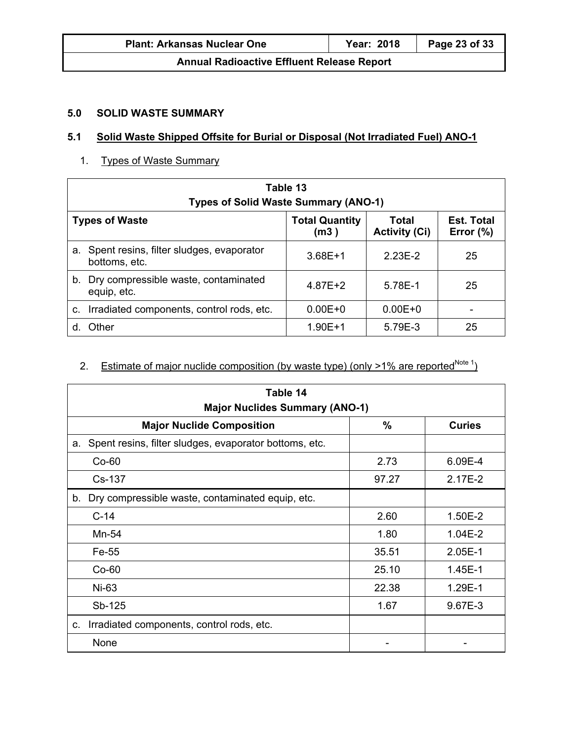## 5.0 SOLID WASTE SUMMARY

### 5.1 Solid Waste Shipped Offsite for Burial or Disposal (Not Irradiated Fuel) ANO-1

1. Types of Waste Summary

| Table 13 Types of Solid Waste Summary (ANO-1) | | | |
|---|---|---|---|
| **Types of Waste** | **Total Quantity (m3 )** | **Total Activity (Ci)** | **Est. Total Error (%)** |
| a. Spent resins, filter sludges, evaporator bottoms, etc. | 3.68E+1 | 2.23E-2 | 25 |
| b. Dry compressible waste, contaminated equip, etc. | 4.87E+2 | 5.78E-1 | 25 |
| c. Irradiated components, control rods, etc. | 0.00E+0 | 0.00E+0 | - |
| d. Other | 1.90E+1 | 5.79E-3 | 25 |

2. Estimate of major nuclide composition (by waste type) (only >1% are reported[Note 1])

| Table 14 Major Nuclides Summary (ANO-1) | | |
|---|---|---|
| **Major Nuclide Composition** | **%** | **Curies** |
| a. Spent resins, filter sludges, evaporator bottoms, etc. | | |
| Co-60 | 2.73 | 6.09E-4 |
| Cs-137 | 97.27 | 2.17E-2 |
| b. Dry compressible waste, contaminated equip, etc. | | |
| C-14 | 2.60 | 1.50E-2 |
| Mn-54 | 1.80 | 1.04E-2 |
| Fe-55 | 35.51 | 2.05E-1 |
| Co-60 | 25.10 | 1.45E-1 |
| Ni-63 | 22.38 | 1.29E-1 |
| Sb-125 | 1.67 | 9.67E-3 |
| c. Irradiated components, control rods, etc. | | |
| None | - | - |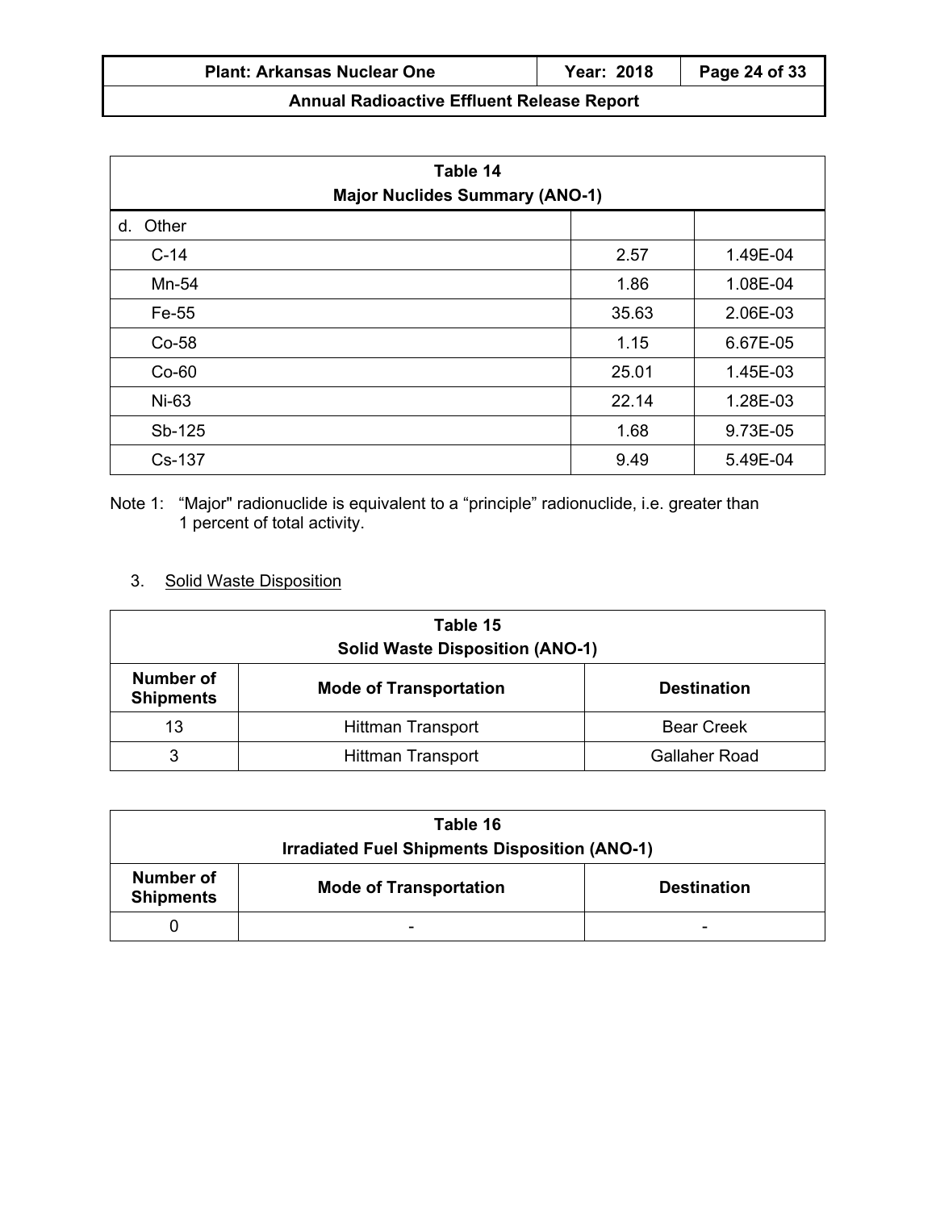| Table 14<br>Major Nuclides Summary (ANO-1) | | |
|---|---|---|
| d. Other | | |
| C-14 | 2.57 | 1.49E-04 |
| Mn-54 | 1.86 | 1.08E-04 |
| Fe-55 | 35.63 | 2.06E-03 |
| Co-58 | 1.15 | 6.67E-05 |
| Co-60 | 25.01 | 1.45E-03 |
| Ni-63 | 22.14 | 1.28E-03 |
| Sb-125 | 1.68 | 9.73E-05 |
| Cs-137 | 9.49 | 5.49E-04 |

Note 1: "Major" radionuclide is equivalent to a "principle" radionuclide, i.e. greater than 1 percent of total activity.

3. Solid Waste Disposition

**Table 15**
**Solid Waste Disposition (ANO-1)**

| Number of Shipments | Mode of Transportation | Destination |
|---|---|---|
| 13 | Hittman Transport | Bear Creek |
| 3 | Hittman Transport | Gallaher Road |

**Table 16**
**Irradiated Fuel Shipments Disposition (ANO-1)**

| Number of Shipments | Mode of Transportation | Destination |
|---|---|---|
| 0 | - | - |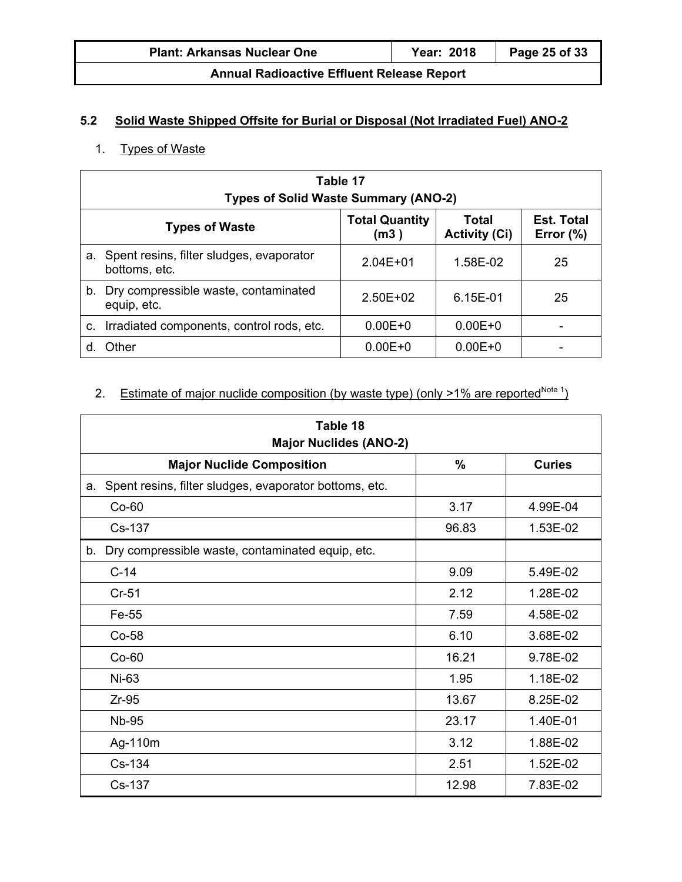## 5.2 Solid Waste Shipped Offsite for Burial or Disposal (Not Irradiated Fuel) ANO-2

1. Types of Waste

| Table 17<br>Types of Solid Waste Summary (ANO-2) | | | |
|---|---|---|---|
| **Types of Waste** | **Total Quantity (m3 )** | **Total Activity (Ci)** | **Est. Total Error (%)** |
| a. Spent resins, filter sludges, evaporator bottoms, etc. | 2.04E+01 | 1.58E-02 | 25 |
| b. Dry compressible waste, contaminated equip, etc. | 2.50E+02 | 6.15E-01 | 25 |
| c. Irradiated components, control rods, etc. | 0.00E+0 | 0.00E+0 | - |
| d. Other | 0.00E+0 | 0.00E+0 | - |

2. Estimate of major nuclide composition (by waste type) (only >1% are reported[Note 1])

| Table 18<br>Major Nuclides (ANO-2) | | |
|---|---|---|
| **Major Nuclide Composition** | **%** | **Curies** |
| a. Spent resins, filter sludges, evaporator bottoms, etc. | | |
| Co-60 | 3.17 | 4.99E-04 |
| Cs-137 | 96.83 | 1.53E-02 |
| b. Dry compressible waste, contaminated equip, etc. | | |
| C-14 | 9.09 | 5.49E-02 |
| Cr-51 | 2.12 | 1.28E-02 |
| Fe-55 | 7.59 | 4.58E-02 |
| Co-58 | 6.10 | 3.68E-02 |
| Co-60 | 16.21 | 9.78E-02 |
| Ni-63 | 1.95 | 1.18E-02 |
| Zr-95 | 13.67 | 8.25E-02 |
| Nb-95 | 23.17 | 1.40E-01 |
| Ag-110m | 3.12 | 1.88E-02 |
| Cs-134 | 2.51 | 1.52E-02 |
| Cs-137 | 12.98 | 7.83E-02 |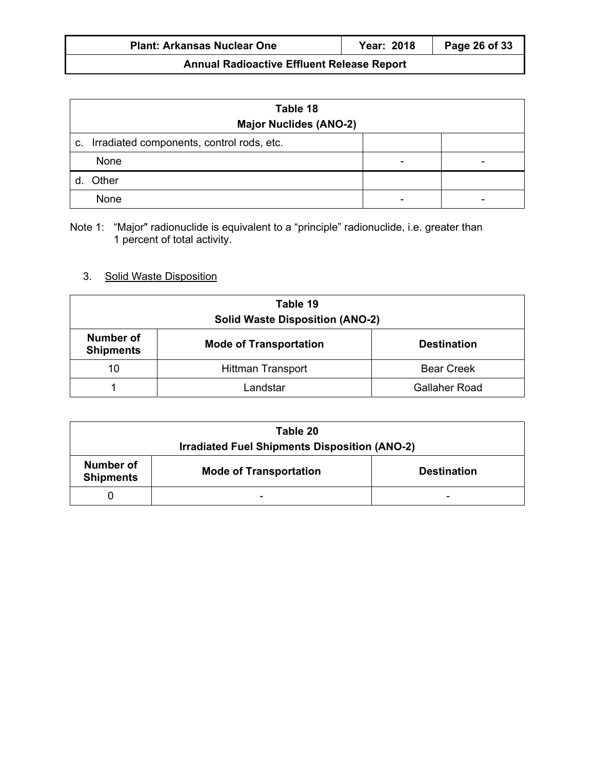| Table 18<br>Major Nuclides (ANO-2) | | |
|---|---|---|
| c. Irradiated components, control rods, etc. | | |
| None | - | - |
| d. Other | | |
| None | - | - |

Note 1: “Major" radionuclide is equivalent to a “principle” radionuclide, i.e. greater than 1 percent of total activity.

3. Solid Waste Disposition

| Table 19<br>Solid Waste Disposition (ANO-2) | | |
|---|---|---|
| **Number of Shipments** | **Mode of Transportation** | **Destination** |
| 10 | Hittman Transport | Bear Creek |
| 1 | Landstar | Gallaher Road |

| Table 20<br>Irradiated Fuel Shipments Disposition (ANO-2) | | |
|---|---|---|
| **Number of Shipments** | **Mode of Transportation** | **Destination** |
| 0 | - | - |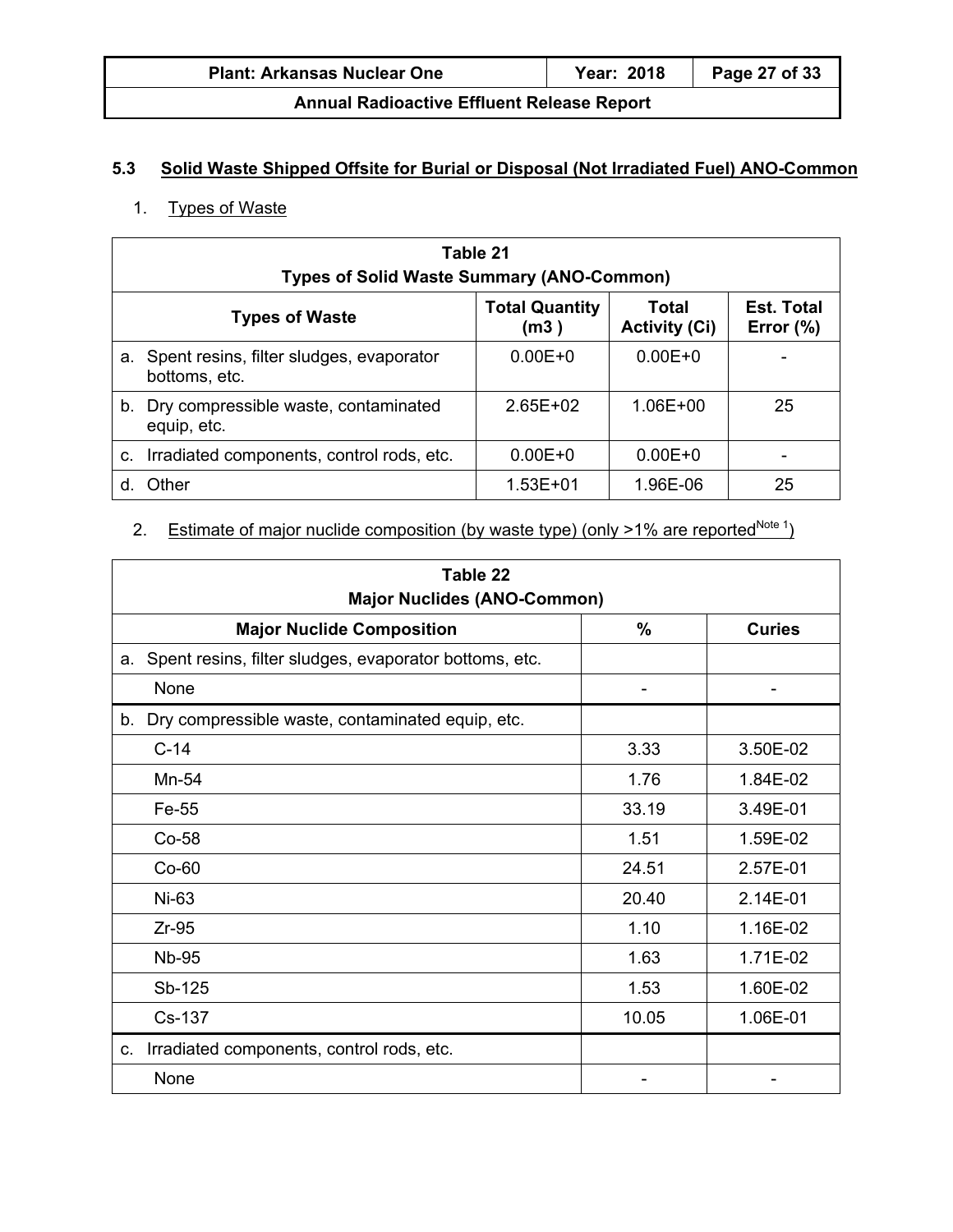### 5.3 Solid Waste Shipped Offsite for Burial or Disposal (Not Irradiated Fuel) ANO-Common

1. Types of Waste

| Table 21<br>Types of Solid Waste Summary (ANO-Common) | | | |
|---|---|---|---|
| **Types of Waste** | **Total Quantity (m3 )** | **Total Activity (Ci)** | **Est. Total Error (%)** |
| a. Spent resins, filter sludges, evaporator bottoms, etc. | 0.00E+0 | 0.00E+0 | - |
| b. Dry compressible waste, contaminated equip, etc. | 2.65E+02 | 1.06E+00 | 25 |
| c. Irradiated components, control rods, etc. | 0.00E+0 | 0.00E+0 | - |
| d. Other | 1.53E+01 | 1.96E-06 | 25 |

2. Estimate of major nuclide composition (by waste type) (only >1% are reported[Note 1])

| Table 22<br>Major Nuclides (ANO-Common) | | |
|---|---|---|
| **Major Nuclide Composition** | **%** | **Curies** |
| a. Spent resins, filter sludges, evaporator bottoms, etc. | | |
| None | - | - |
| b. Dry compressible waste, contaminated equip, etc. | | |
| C-14 | 3.33 | 3.50E-02 |
| Mn-54 | 1.76 | 1.84E-02 |
| Fe-55 | 33.19 | 3.49E-01 |
| Co-58 | 1.51 | 1.59E-02 |
| Co-60 | 24.51 | 2.57E-01 |
| Ni-63 | 20.40 | 2.14E-01 |
| Zr-95 | 1.10 | 1.16E-02 |
| Nb-95 | 1.63 | 1.71E-02 |
| Sb-125 | 1.53 | 1.60E-02 |
| Cs-137 | 10.05 | 1.06E-01 |
| c. Irradiated components, control rods, etc. | | |
| None | - | - |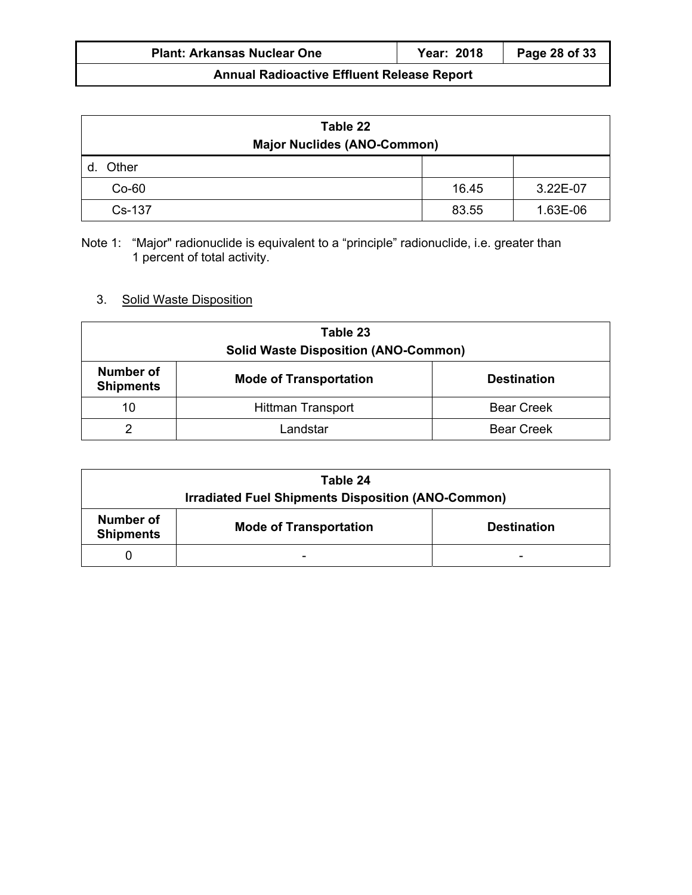| Table 22<br>Major Nuclides (ANO-Common) | | |
|---|---|---|
| d. Other | | |
| Co-60 | 16.45 | 3.22E-07 |
| Cs-137 | 83.55 | 1.63E-06 |

Note 1: "Major" radionuclide is equivalent to a "principle" radionuclide, i.e. greater than 1 percent of total activity.

3. Solid Waste Disposition

| Table 23<br>Solid Waste Disposition (ANO-Common) | | |
|---|---|---|
| **Number of Shipments** | **Mode of Transportation** | **Destination** |
| 10 | Hittman Transport | Bear Creek |
| 2 | Landstar | Bear Creek |

| Table 24<br>Irradiated Fuel Shipments Disposition (ANO-Common) | | |
|---|---|---|
| **Number of Shipments** | **Mode of Transportation** | **Destination** |
| 0 | - | - |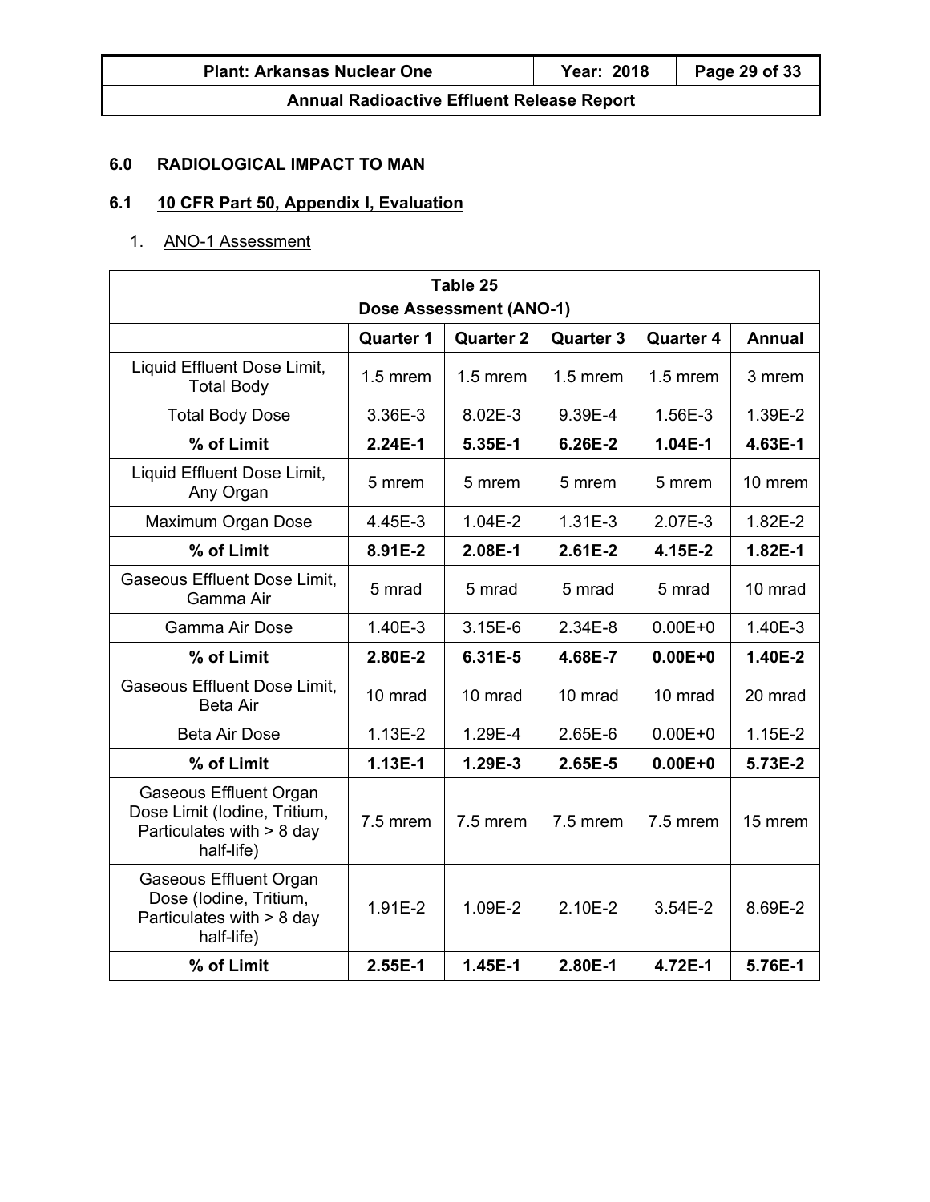## 6.0 RADIOLOGICAL IMPACT TO MAN

### 6.1 10 CFR Part 50, Appendix I, Evaluation

1. ANO-1 Assessment

| Table 25<br>Dose Assessment (ANO-1) | | | | | |
|---|---|---|---|---|---|
| | **Quarter 1** | **Quarter 2** | **Quarter 3** | **Quarter 4** | **Annual** |
| Liquid Effluent Dose Limit, Total Body | 1.5 mrem | 1.5 mrem | 1.5 mrem | 1.5 mrem | 3 mrem |
| Total Body Dose | 3.36E-3 | 8.02E-3 | 9.39E-4 | 1.56E-3 | 1.39E-2 |
| **% of Limit** | **2.24E-1** | **5.35E-1** | **6.26E-2** | **1.04E-1** | **4.63E-1** |
| Liquid Effluent Dose Limit, Any Organ | 5 mrem | 5 mrem | 5 mrem | 5 mrem | 10 mrem |
| Maximum Organ Dose | 4.45E-3 | 1.04E-2 | 1.31E-3 | 2.07E-3 | 1.82E-2 |
| **% of Limit** | **8.91E-2** | **2.08E-1** | **2.61E-2** | **4.15E-2** | **1.82E-1** |
| Gaseous Effluent Dose Limit, Gamma Air | 5 mrad | 5 mrad | 5 mrad | 5 mrad | 10 mrad |
| Gamma Air Dose | 1.40E-3 | 3.15E-6 | 2.34E-8 | 0.00E+0 | 1.40E-3 |
| **% of Limit** | **2.80E-2** | **6.31E-5** | **4.68E-7** | **0.00E+0** | **1.40E-2** |
| Gaseous Effluent Dose Limit, Beta Air | 10 mrad | 10 mrad | 10 mrad | 10 mrad | 20 mrad |
| Beta Air Dose | 1.13E-2 | 1.29E-4 | 2.65E-6 | 0.00E+0 | 1.15E-2 |
| **% of Limit** | **1.13E-1** | **1.29E-3** | **2.65E-5** | **0.00E+0** | **5.73E-2** |
| Gaseous Effluent Organ Dose Limit (Iodine, Tritium, Particulates with > 8 day half-life) | 7.5 mrem | 7.5 mrem | 7.5 mrem | 7.5 mrem | 15 mrem |
| Gaseous Effluent Organ Dose (Iodine, Tritium, Particulates with > 8 day half-life) | 1.91E-2 | 1.09E-2 | 2.10E-2 | 3.54E-2 | 8.69E-2 |
| **% of Limit** | **2.55E-1** | **1.45E-1** | **2.80E-1** | **4.72E-1** | **5.76E-1** |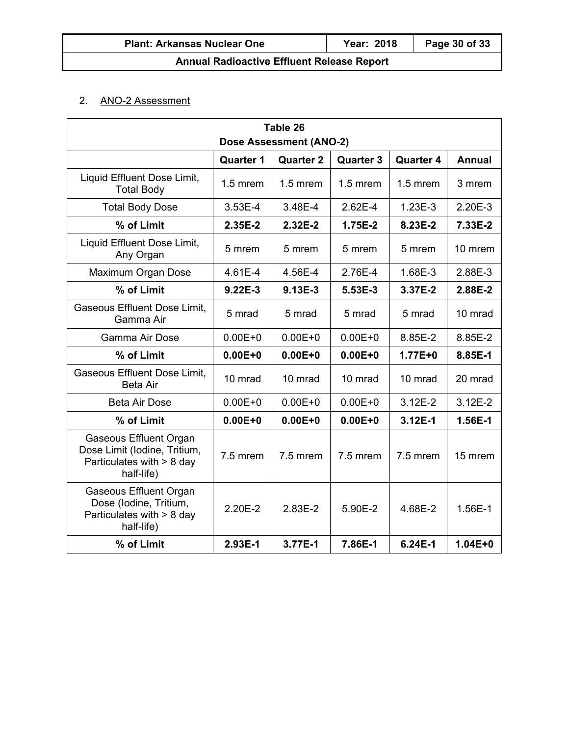2. ANO-2 Assessment

| Table 26<br>Dose Assessment (ANO-2) | | | | | |
|---|---|---|---|---|---|
| | **Quarter 1** | **Quarter 2** | **Quarter 3** | **Quarter 4** | **Annual** |
| Liquid Effluent Dose Limit, Total Body | 1.5 mrem | 1.5 mrem | 1.5 mrem | 1.5 mrem | 3 mrem |
| Total Body Dose | 3.53E-4 | 3.48E-4 | 2.62E-4 | 1.23E-3 | 2.20E-3 |
| **% of Limit** | **2.35E-2** | **2.32E-2** | **1.75E-2** | **8.23E-2** | **7.33E-2** |
| Liquid Effluent Dose Limit, Any Organ | 5 mrem | 5 mrem | 5 mrem | 5 mrem | 10 mrem |
| Maximum Organ Dose | 4.61E-4 | 4.56E-4 | 2.76E-4 | 1.68E-3 | 2.88E-3 |
| **% of Limit** | **9.22E-3** | **9.13E-3** | **5.53E-3** | **3.37E-2** | **2.88E-2** |
| Gaseous Effluent Dose Limit, Gamma Air | 5 mrad | 5 mrad | 5 mrad | 5 mrad | 10 mrad |
| Gamma Air Dose | 0.00E+0 | 0.00E+0 | 0.00E+0 | 8.85E-2 | 8.85E-2 |
| **% of Limit** | **0.00E+0** | **0.00E+0** | **0.00E+0** | **1.77E+0** | **8.85E-1** |
| Gaseous Effluent Dose Limit, Beta Air | 10 mrad | 10 mrad | 10 mrad | 10 mrad | 20 mrad |
| Beta Air Dose | 0.00E+0 | 0.00E+0 | 0.00E+0 | 3.12E-2 | 3.12E-2 |
| **% of Limit** | **0.00E+0** | **0.00E+0** | **0.00E+0** | **3.12E-1** | **1.56E-1** |
| Gaseous Effluent Organ Dose Limit (Iodine, Tritium, Particulates with > 8 day half-life) | 7.5 mrem | 7.5 mrem | 7.5 mrem | 7.5 mrem | 15 mrem |
| Gaseous Effluent Organ Dose (Iodine, Tritium, Particulates with > 8 day half-life) | 2.20E-2 | 2.83E-2 | 5.90E-2 | 4.68E-2 | 1.56E-1 |
| **% of Limit** | **2.93E-1** | **3.77E-1** | **7.86E-1** | **6.24E-1** | **1.04E+0** |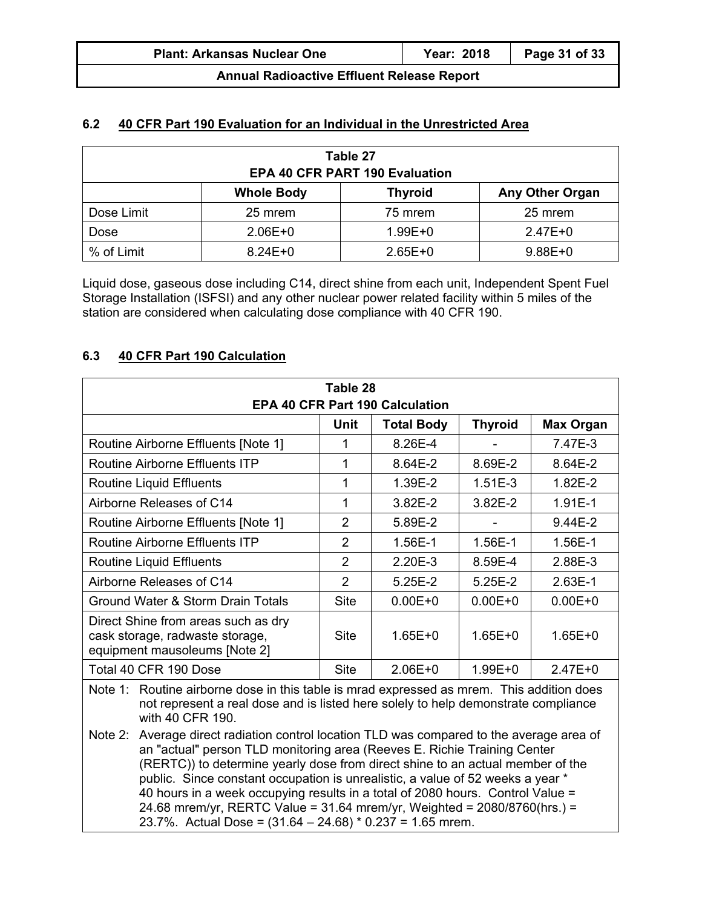## 6.2 40 CFR Part 190 Evaluation for an Individual in the Unrestricted Area

| Table 27 EPA 40 CFR PART 190 Evaluation | | | |
|---|---|---|---|
| | Whole Body | Thyroid | Any Other Organ |
| Dose Limit | 25 mrem | 75 mrem | 25 mrem |
| Dose | 2.06E+0 | 1.99E+0 | 2.47E+0 |
| % of Limit | 8.24E+0 | 2.65E+0 | 9.88E+0 |

Liquid dose, gaseous dose including C14, direct shine from each unit, Independent Spent Fuel Storage Installation (ISFSI) and any other nuclear power related facility within 5 miles of the station are considered when calculating dose compliance with 40 CFR 190.

## 6.3 40 CFR Part 190 Calculation

| Table 28 EPA 40 CFR Part 190 Calculation | | | | |
|---|---|---|---|---|
| | Unit | Total Body | Thyroid | Max Organ |
| Routine Airborne Effluents [Note 1] | 1 | 8.26E-4 | - | 7.47E-3 |
| Routine Airborne Effluents ITP | 1 | 8.64E-2 | 8.69E-2 | 8.64E-2 |
| Routine Liquid Effluents | 1 | 1.39E-2 | 1.51E-3 | 1.82E-2 |
| Airborne Releases of C14 | 1 | 3.82E-2 | 3.82E-2 | 1.91E-1 |
| Routine Airborne Effluents [Note 1] | 2 | 5.89E-2 | - | 9.44E-2 |
| Routine Airborne Effluents ITP | 2 | 1.56E-1 | 1.56E-1 | 1.56E-1 |
| Routine Liquid Effluents | 2 | 2.20E-3 | 8.59E-4 | 2.88E-3 |
| Airborne Releases of C14 | 2 | 5.25E-2 | 5.25E-2 | 2.63E-1 |
| Ground Water & Storm Drain Totals | Site | 0.00E+0 | 0.00E+0 | 0.00E+0 |
| Direct Shine from areas such as dry cask storage, radwaste storage, equipment mausoleums [Note 2] | Site | 1.65E+0 | 1.65E+0 | 1.65E+0 |
| Total 40 CFR 190 Dose | Site | 2.06E+0 | 1.99E+0 | 2.47E+0 |

Note 1: Routine airborne dose in this table is mrad expressed as mrem. This addition does not represent a real dose and is listed here solely to help demonstrate compliance with 40 CFR 190.

Note 2: Average direct radiation control location TLD was compared to the average area of an "actual" person TLD monitoring area (Reeves E. Richie Training Center (RERTC)) to determine yearly dose from direct shine to an actual member of the public. Since constant occupation is unrealistic, a value of 52 weeks a year * 40 hours in a week occupying results in a total of 2080 hours. Control Value = 24.68 mrem/yr, RERTC Value = 31.64 mrem/yr, Weighted = 2080/8760(hrs.) = 23.7%. Actual Dose = (31.64 – 24.68) * 0.237 = 1.65 mrem.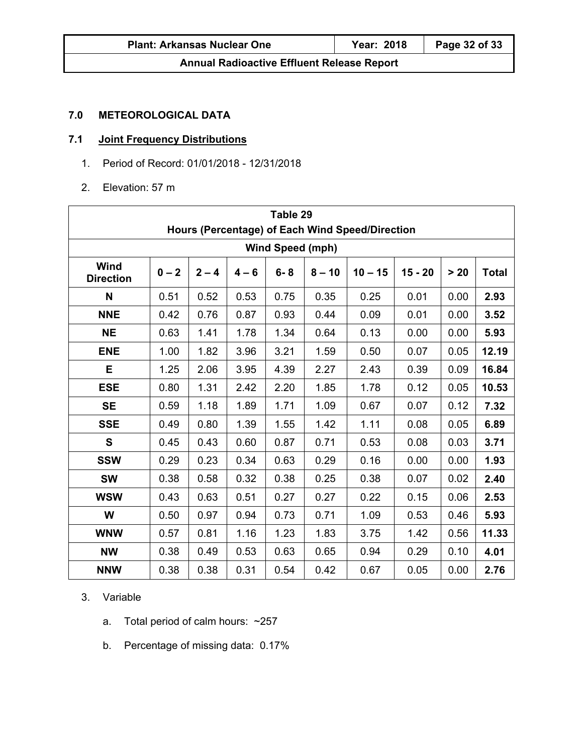## 7.0 METEOROLOGICAL DATA

### 7.1 Joint Frequency Distributions

1. Period of Record: 01/01/2018 - 12/31/2018
2. Elevation: 57 m

**Table 29**
**Hours (Percentage) of Each Wind Speed/Direction**

| Wind Direction | Wind Speed (mph) 0 – 2 | 2 – 4 | 4 – 6 | 6- 8 | 8 – 10 | 10 – 15 | 15 - 20 | > 20 | Total |
|---|---|---|---|---|---|---|---|---|---|
| **N** | 0.51 | 0.52 | 0.53 | 0.75 | 0.35 | 0.25 | 0.01 | 0.00 | **2.93** |
| **NNE** | 0.42 | 0.76 | 0.87 | 0.93 | 0.44 | 0.09 | 0.01 | 0.00 | **3.52** |
| **NE** | 0.63 | 1.41 | 1.78 | 1.34 | 0.64 | 0.13 | 0.00 | 0.00 | **5.93** |
| **ENE** | 1.00 | 1.82 | 3.96 | 3.21 | 1.59 | 0.50 | 0.07 | 0.05 | **12.19** |
| **E** | 1.25 | 2.06 | 3.95 | 4.39 | 2.27 | 2.43 | 0.39 | 0.09 | **16.84** |
| **ESE** | 0.80 | 1.31 | 2.42 | 2.20 | 1.85 | 1.78 | 0.12 | 0.05 | **10.53** |
| **SE** | 0.59 | 1.18 | 1.89 | 1.71 | 1.09 | 0.67 | 0.07 | 0.12 | **7.32** |
| **SSE** | 0.49 | 0.80 | 1.39 | 1.55 | 1.42 | 1.11 | 0.08 | 0.05 | **6.89** |
| **S** | 0.45 | 0.43 | 0.60 | 0.87 | 0.71 | 0.53 | 0.08 | 0.03 | **3.71** |
| **SSW** | 0.29 | 0.23 | 0.34 | 0.63 | 0.29 | 0.16 | 0.00 | 0.00 | **1.93** |
| **SW** | 0.38 | 0.58 | 0.32 | 0.38 | 0.25 | 0.38 | 0.07 | 0.02 | **2.40** |
| **WSW** | 0.43 | 0.63 | 0.51 | 0.27 | 0.27 | 0.22 | 0.15 | 0.06 | **2.53** |
| **W** | 0.50 | 0.97 | 0.94 | 0.73 | 0.71 | 1.09 | 0.53 | 0.46 | **5.93** |
| **WNW** | 0.57 | 0.81 | 1.16 | 1.23 | 1.83 | 3.75 | 1.42 | 0.56 | **11.33** |
| **NW** | 0.38 | 0.49 | 0.53 | 0.63 | 0.65 | 0.94 | 0.29 | 0.10 | **4.01** |
| **NNW** | 0.38 | 0.38 | 0.31 | 0.54 | 0.42 | 0.67 | 0.05 | 0.00 | **2.76** |

3. Variable
   a. Total period of calm hours: ~257
   b. Percentage of missing data: 0.17%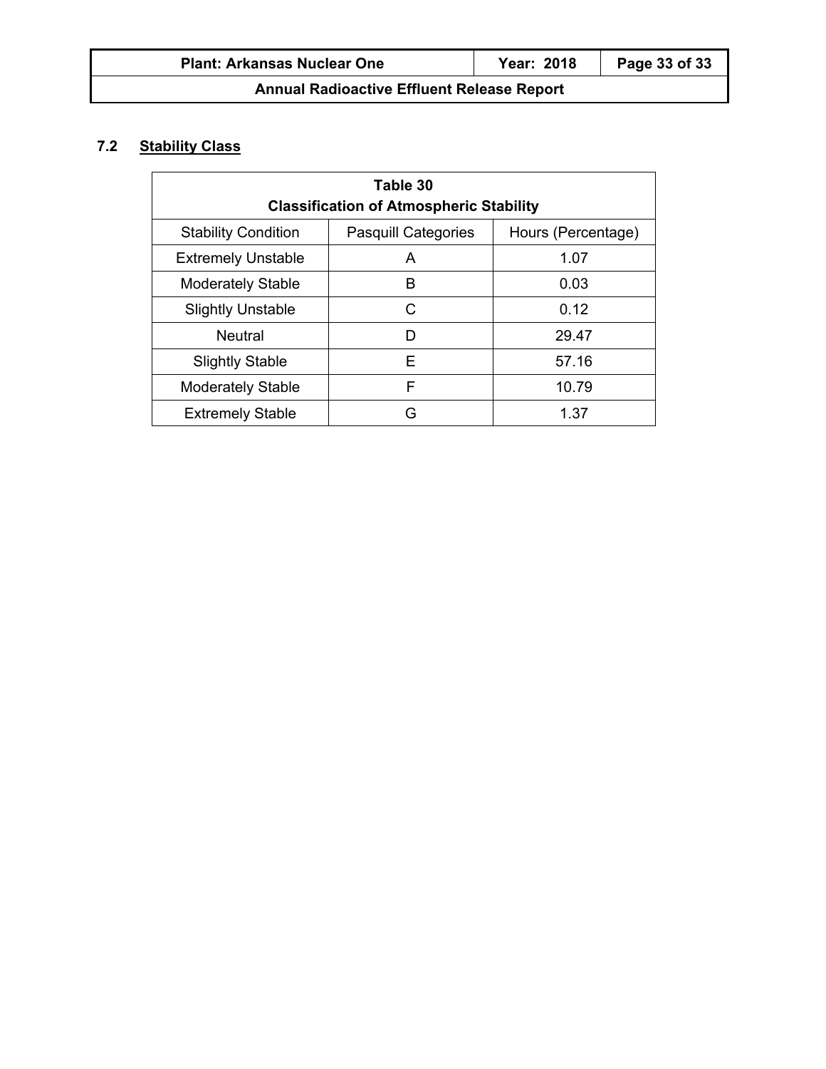### 7.2 Stability Class

| Table 30<br>Classification of Atmospheric Stability | | |
|---|---|---|
| Stability Condition | Pasquill Categories | Hours (Percentage) |
| Extremely Unstable | A | 1.07 |
| Moderately Stable | B | 0.03 |
| Slightly Unstable | C | 0.12 |
| Neutral | D | 29.47 |
| Slightly Stable | E | 57.16 |
| Moderately Stable | F | 10.79 |
| Extremely Stable | G | 1.37 |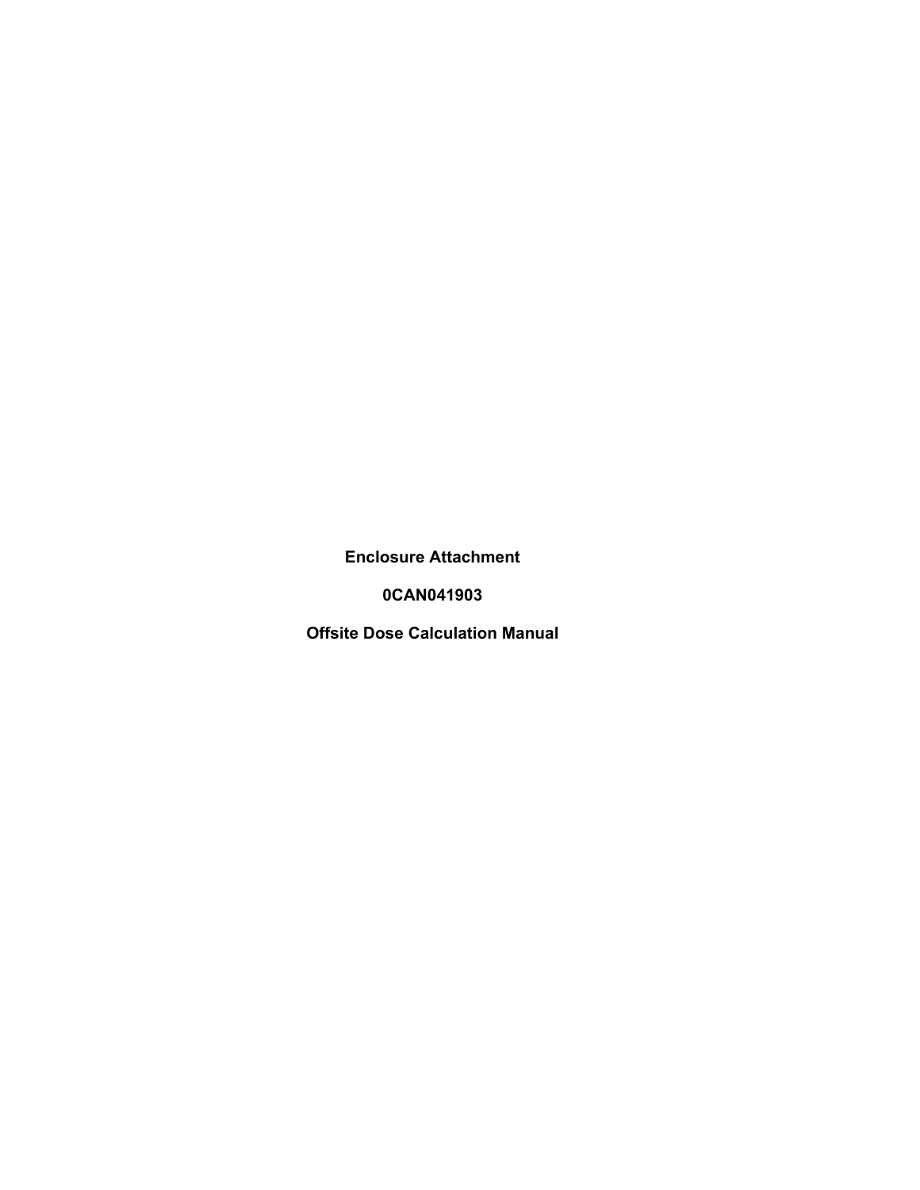**Enclosure Attachment**

**0CAN041903**

**Offsite Dose Calculation Manual**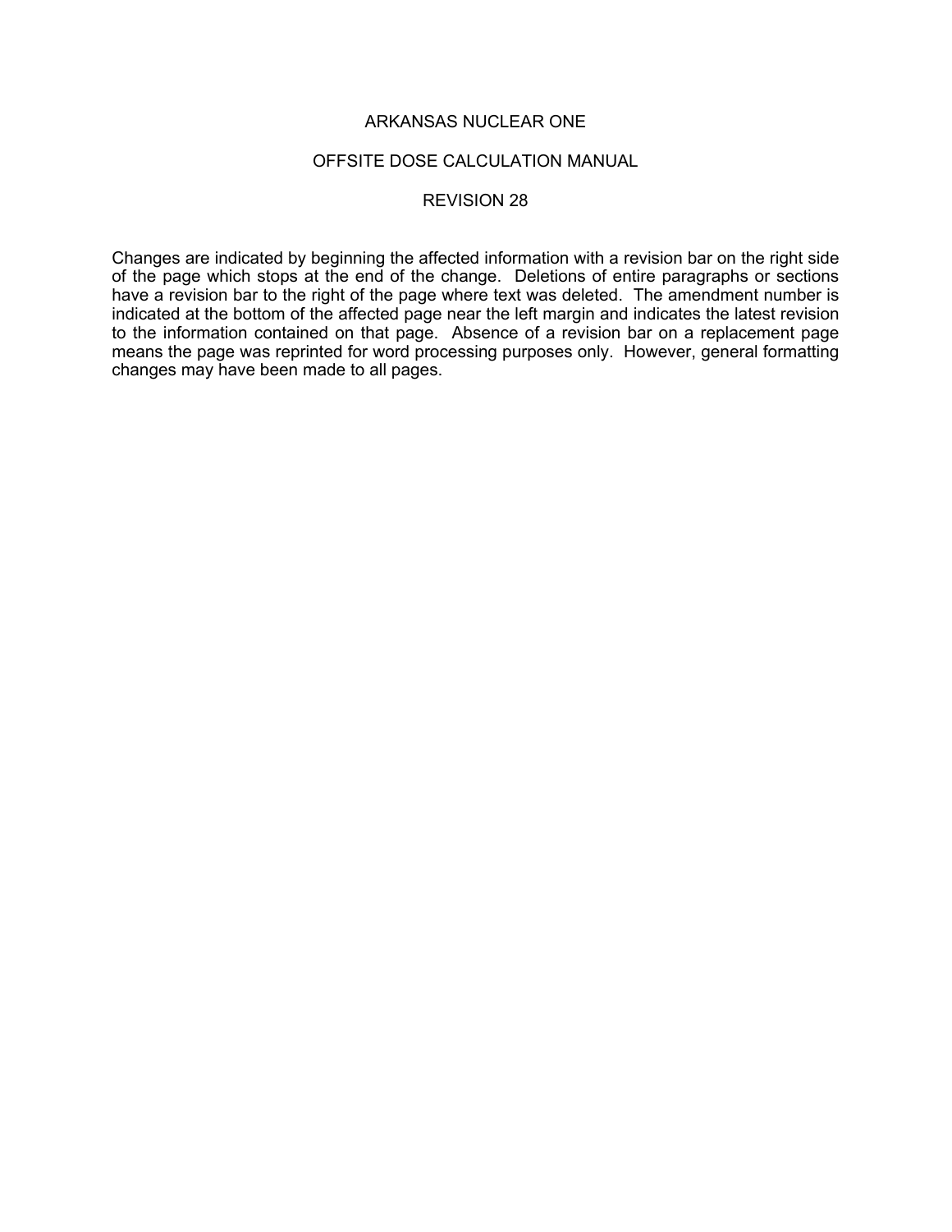# ARKANSAS NUCLEAR ONE

## OFFSITE DOSE CALCULATION MANUAL

## REVISION 28

Changes are indicated by beginning the affected information with a revision bar on the right side of the page which stops at the end of the change. Deletions of entire paragraphs or sections have a revision bar to the right of the page where text was deleted. The amendment number is indicated at the bottom of the affected page near the left margin and indicates the latest revision to the information contained on that page. Absence of a revision bar on a replacement page means the page was reprinted for word processing purposes only. However, general formatting changes may have been made to all pages.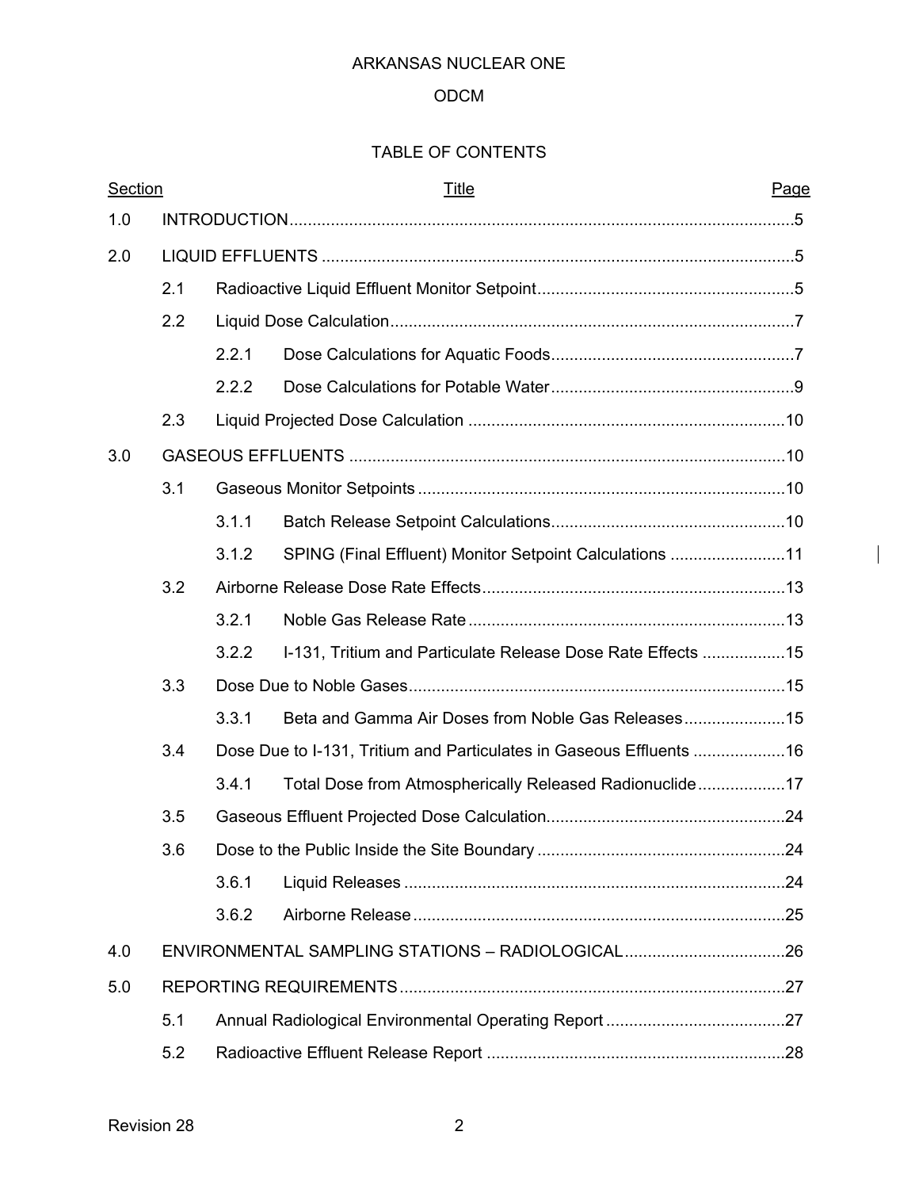ARKANSAS NUCLEAR ONE

ODCM

TABLE OF CONTENTS

| Section | | | Title | Page |
|---|---|---|---|---|
| 1.0 | INTRODUCTION | | | 5 |
| 2.0 | LIQUID EFFLUENTS | | | 5 |
| | 2.1 | Radioactive Liquid Effluent Monitor Setpoint | | 5 |
| | 2.2 | Liquid Dose Calculation | | 7 |
| | | 2.2.1 | Dose Calculations for Aquatic Foods | 7 |
| | | 2.2.2 | Dose Calculations for Potable Water | 9 |
| | 2.3 | Liquid Projected Dose Calculation | | 10 |
| 3.0 | GASEOUS EFFLUENTS | | | 10 |
| | 3.1 | Gaseous Monitor Setpoints | | 10 |
| | | 3.1.1 | Batch Release Setpoint Calculations | 10 |
| | | 3.1.2 | SPING (Final Effluent) Monitor Setpoint Calculations | 11 |
| | 3.2 | Airborne Release Dose Rate Effects | | 13 |
| | | 3.2.1 | Noble Gas Release Rate | 13 |
| | | 3.2.2 | I-131, Tritium and Particulate Release Dose Rate Effects | 15 |
| | 3.3 | Dose Due to Noble Gases | | 15 |
| | | 3.3.1 | Beta and Gamma Air Doses from Noble Gas Releases | 15 |
| | 3.4 | Dose Due to I-131, Tritium and Particulates in Gaseous Effluents | | 16 |
| | | 3.4.1 | Total Dose from Atmospherically Released Radionuclide | 17 |
| | 3.5 | Gaseous Effluent Projected Dose Calculation | | 24 |
| | 3.6 | Dose to the Public Inside the Site Boundary | | 24 |
| | | 3.6.1 | Liquid Releases | 24 |
| | | 3.6.2 | Airborne Release | 25 |
| 4.0 | ENVIRONMENTAL SAMPLING STATIONS – RADIOLOGICAL | | | 26 |
| 5.0 | REPORTING REQUIREMENTS | | | 27 |
| | 5.1 | Annual Radiological Environmental Operating Report | | 27 |
| | 5.2 | Radioactive Effluent Release Report | | 28 |

Revision 28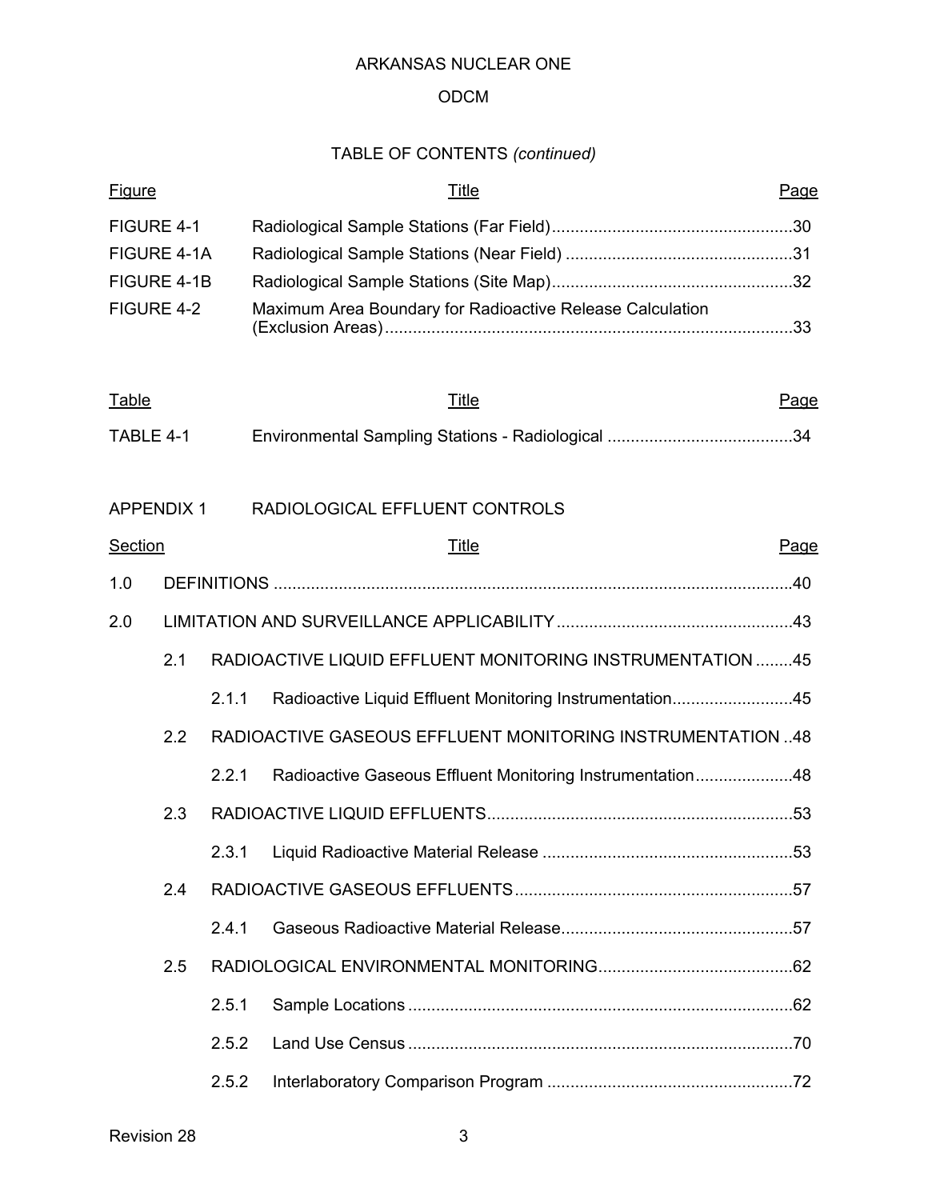ARKANSAS NUCLEAR ONE

ODCM

TABLE OF CONTENTS *(continued)*

| Figure | Title | Page |
|---|---|---|
| FIGURE 4-1 | Radiological Sample Stations (Far Field) | 30 |
| FIGURE 4-1A | Radiological Sample Stations (Near Field) | 31 |
| FIGURE 4-1B | Radiological Sample Stations (Site Map) | 32 |
| FIGURE 4-2 | Maximum Area Boundary for Radioactive Release Calculation (Exclusion Areas) | 33 |

| Table | Title | Page |
|---|---|---|
| TABLE 4-1 | Environmental Sampling Stations - Radiological | 34 |

APPENDIX 1 RADIOLOGICAL EFFLUENT CONTROLS

| Section | Title | Page |
|---|---|---|
| 1.0 | DEFINITIONS | 40 |
| 2.0 | LIMITATION AND SURVEILLANCE APPLICABILITY | 43 |
| 2.1 | RADIOACTIVE LIQUID EFFLUENT MONITORING INSTRUMENTATION | 45 |
| 2.1.1 | Radioactive Liquid Effluent Monitoring Instrumentation | 45 |
| 2.2 | RADIOACTIVE GASEOUS EFFLUENT MONITORING INSTRUMENTATION | 48 |
| 2.2.1 | Radioactive Gaseous Effluent Monitoring Instrumentation | 48 |
| 2.3 | RADIOACTIVE LIQUID EFFLUENTS | 53 |
| 2.3.1 | Liquid Radioactive Material Release | 53 |
| 2.4 | RADIOACTIVE GASEOUS EFFLUENTS | 57 |
| 2.4.1 | Gaseous Radioactive Material Release | 57 |
| 2.5 | RADIOLOGICAL ENVIRONMENTAL MONITORING | 62 |
| 2.5.1 | Sample Locations | 62 |
| 2.5.2 | Land Use Census | 70 |
| 2.5.2 | Interlaboratory Comparison Program | 72 |

Revision 28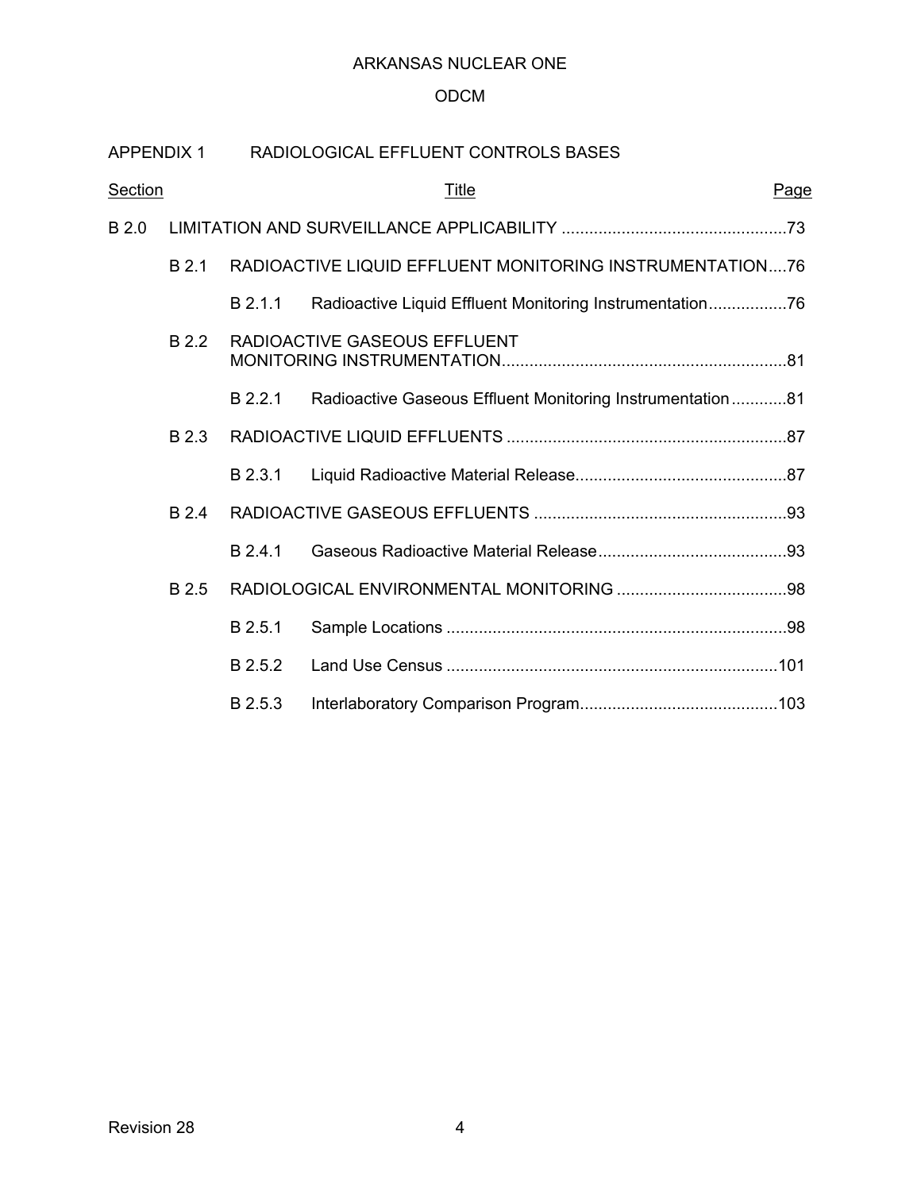ARKANSAS NUCLEAR ONE

ODCM

APPENDIX 1 RADIOLOGICAL EFFLUENT CONTROLS BASES

| Section | | | Title | Page |
|---|---|---|---|---|
| B 2.0 | | | LIMITATION AND SURVEILLANCE APPLICABILITY | 73 |
| | B 2.1 | | RADIOACTIVE LIQUID EFFLUENT MONITORING INSTRUMENTATION | 76 |
| | | B 2.1.1 | Radioactive Liquid Effluent Monitoring Instrumentation | 76 |
| | B 2.2 | | RADIOACTIVE GASEOUS EFFLUENT MONITORING INSTRUMENTATION | 81 |
| | | B 2.2.1 | Radioactive Gaseous Effluent Monitoring Instrumentation | 81 |
| | B 2.3 | | RADIOACTIVE LIQUID EFFLUENTS | 87 |
| | | B 2.3.1 | Liquid Radioactive Material Release | 87 |
| | B 2.4 | | RADIOACTIVE GASEOUS EFFLUENTS | 93 |
| | | B 2.4.1 | Gaseous Radioactive Material Release | 93 |
| | B 2.5 | | RADIOLOGICAL ENVIRONMENTAL MONITORING | 98 |
| | | B 2.5.1 | Sample Locations | 98 |
| | | B 2.5.2 | Land Use Census | 101 |
| | | B 2.5.3 | Interlaboratory Comparison Program | 103 |

Revision 28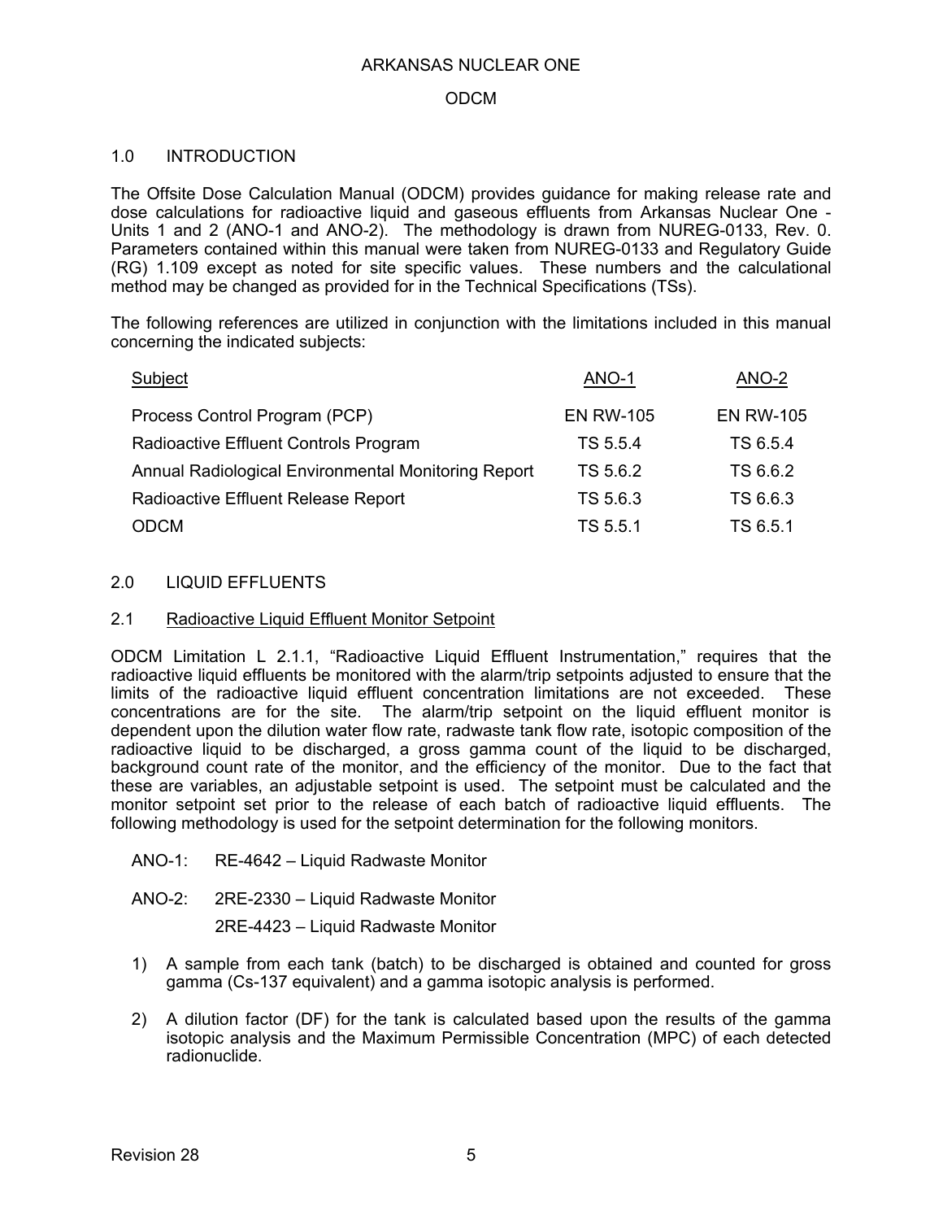## 1.0 INTRODUCTION

The Offsite Dose Calculation Manual (ODCM) provides guidance for making release rate and dose calculations for radioactive liquid and gaseous effluents from Arkansas Nuclear One - Units 1 and 2 (ANO-1 and ANO-2). The methodology is drawn from NUREG-0133, Rev. 0. Parameters contained within this manual were taken from NUREG-0133 and Regulatory Guide (RG) 1.109 except as noted for site specific values. These numbers and the calculational method may be changed as provided for in the Technical Specifications (TSs).

The following references are utilized in conjunction with the limitations included in this manual concerning the indicated subjects:

| Subject | ANO-1 | ANO-2 |
|---|---|---|
| Process Control Program (PCP) | EN RW-105 | EN RW-105 |
| Radioactive Effluent Controls Program | TS 5.5.4 | TS 6.5.4 |
| Annual Radiological Environmental Monitoring Report | TS 5.6.2 | TS 6.6.2 |
| Radioactive Effluent Release Report | TS 5.6.3 | TS 6.6.3 |
| ODCM | TS 5.5.1 | TS 6.5.1 |

## 2.0 LIQUID EFFLUENTS

### 2.1 Radioactive Liquid Effluent Monitor Setpoint

ODCM Limitation L 2.1.1, "Radioactive Liquid Effluent Instrumentation," requires that the radioactive liquid effluents be monitored with the alarm/trip setpoints adjusted to ensure that the limits of the radioactive liquid effluent concentration limitations are not exceeded. These concentrations are for the site. The alarm/trip setpoint on the liquid effluent monitor is dependent upon the dilution water flow rate, radwaste tank flow rate, isotopic composition of the radioactive liquid to be discharged, a gross gamma count of the liquid to be discharged, background count rate of the monitor, and the efficiency of the monitor. Due to the fact that these are variables, an adjustable setpoint is used. The setpoint must be calculated and the monitor setpoint set prior to the release of each batch of radioactive liquid effluents. The following methodology is used for the setpoint determination for the following monitors.

ANO-1: RE-4642 – Liquid Radwaste Monitor

ANO-2: 2RE-2330 – Liquid Radwaste Monitor

2RE-4423 – Liquid Radwaste Monitor

1) A sample from each tank (batch) to be discharged is obtained and counted for gross gamma (Cs-137 equivalent) and a gamma isotopic analysis is performed.

2) A dilution factor (DF) for the tank is calculated based upon the results of the gamma isotopic analysis and the Maximum Permissible Concentration (MPC) of each detected radionuclide.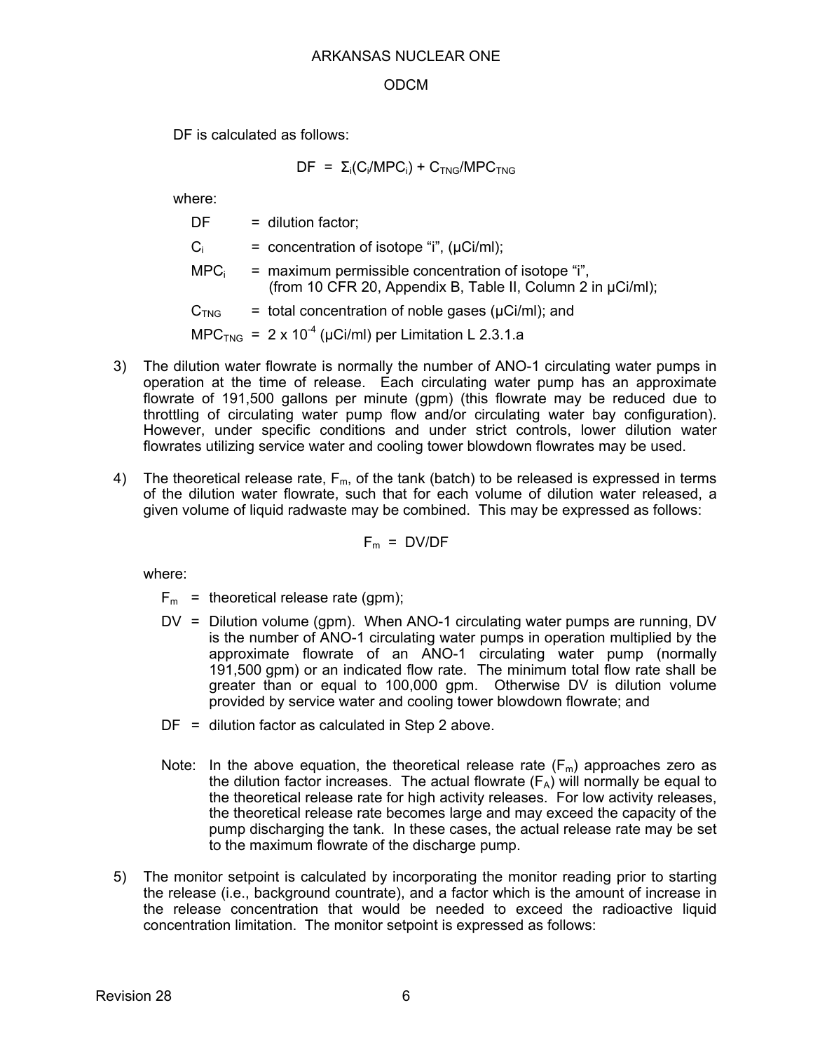DF is calculated as follows:

$$DF = \Sigma_i(C_i/MPC_i) + C_{TNG}/MPC_{TNG}$$

where:

- DF = dilution factor;
- $C_i$ = concentration of isotope "i", (μCi/ml);
- $MPC_i$ = maximum permissible concentration of isotope "i", (from 10 CFR 20, Appendix B, Table II, Column 2 in μCi/ml);
- $C_{TNG}$ = total concentration of noble gases (μCi/ml); and
- $MPC_{TNG}$ = $2 \times 10^{-4}$ (μCi/ml) per Limitation L 2.3.1.a

3) The dilution water flowrate is normally the number of ANO-1 circulating water pumps in operation at the time of release. Each circulating water pump has an approximate flowrate of 191,500 gallons per minute (gpm) (this flowrate may be reduced due to throttling of circulating water pump flow and/or circulating water bay configuration). However, under specific conditions and under strict controls, lower dilution water flowrates utilizing service water and cooling tower blowdown flowrates may be used.

4) The theoretical release rate, $F_m$, of the tank (batch) to be released is expressed in terms of the dilution water flowrate, such that for each volume of dilution water released, a given volume of liquid radwaste may be combined. This may be expressed as follows:

$$F_m = DV/DF$$

where:

- $F_m$ = theoretical release rate (gpm);
- DV = Dilution volume (gpm). When ANO-1 circulating water pumps are running, DV is the number of ANO-1 circulating water pumps in operation multiplied by the approximate flowrate of an ANO-1 circulating water pump (normally 191,500 gpm) or an indicated flow rate. The minimum total flow rate shall be greater than or equal to 100,000 gpm. Otherwise DV is dilution volume provided by service water and cooling tower blowdown flowrate; and
- DF = dilution factor as calculated in Step 2 above.

Note: In the above equation, the theoretical release rate ($F_m$) approaches zero as the dilution factor increases. The actual flowrate ($F_A$) will normally be equal to the theoretical release rate for high activity releases. For low activity releases, the theoretical release rate becomes large and may exceed the capacity of the pump discharging the tank. In these cases, the actual release rate may be set to the maximum flowrate of the discharge pump.

5) The monitor setpoint is calculated by incorporating the monitor reading prior to starting the release (i.e., background countrate), and a factor which is the amount of increase in the release concentration that would be needed to exceed the radioactive liquid concentration limitation. The monitor setpoint is expressed as follows: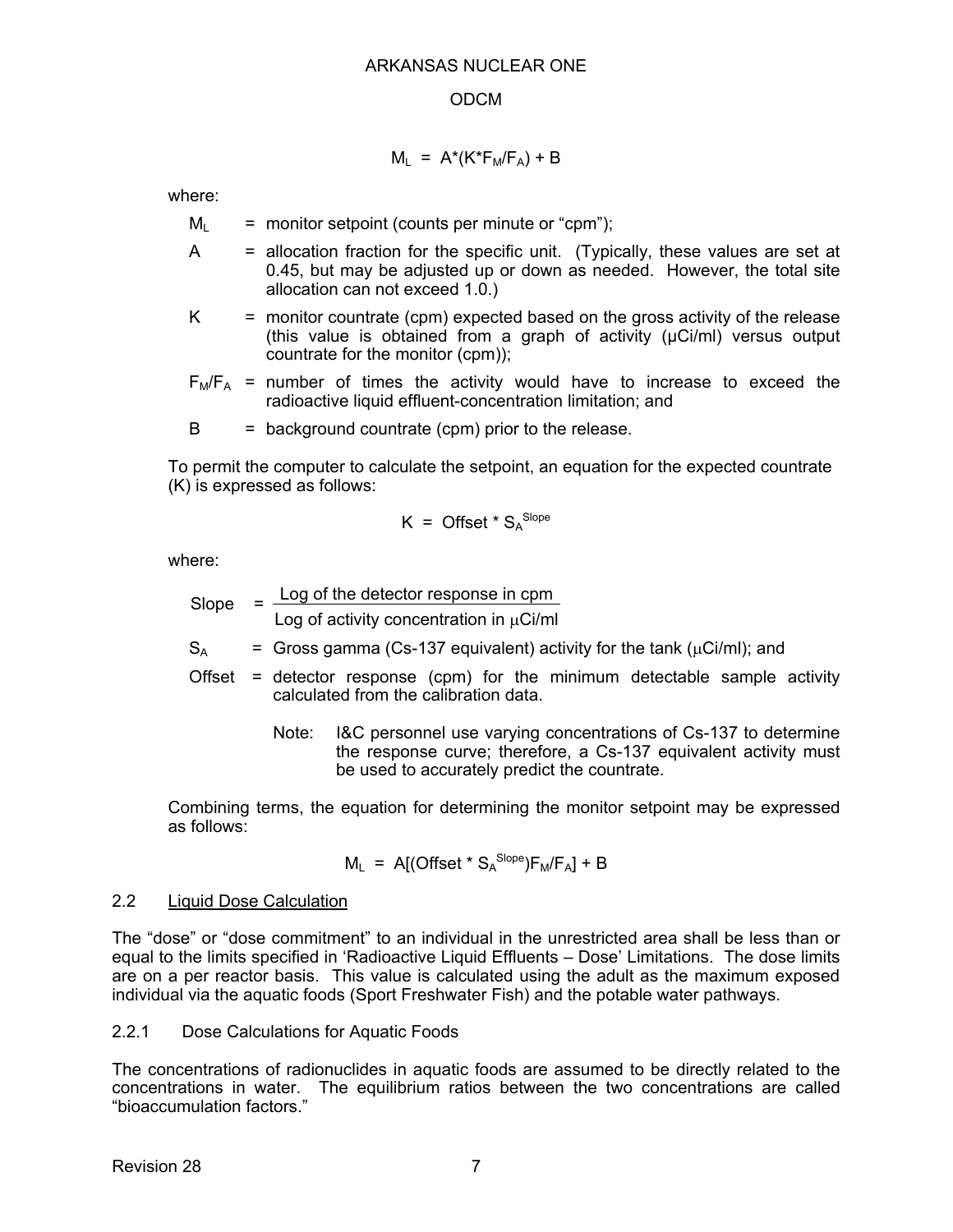$$M_L = A*(K*F_M/F_A) + B$$

where:

- $M_L$ = monitor setpoint (counts per minute or "cpm");
- A = allocation fraction for the specific unit. (Typically, these values are set at 0.45, but may be adjusted up or down as needed. However, the total site allocation can not exceed 1.0.)
- K = monitor countrate (cpm) expected based on the gross activity of the release (this value is obtained from a graph of activity (µCi/ml) versus output countrate for the monitor (cpm));
- $F_M/F_A$ = number of times the activity would have to increase to exceed the radioactive liquid effluent-concentration limitation; and
- B = background countrate (cpm) prior to the release.

To permit the computer to calculate the setpoint, an equation for the expected countrate (K) is expressed as follows:

$$K = \text{Offset} * S_A^{\text{Slope}}$$

where:

$$\text{Slope} = \frac{\text{Log of the detector response in cpm}}{\text{Log of activity concentration in } \mu\text{Ci/ml}}$$

- $S_A$ = Gross gamma (Cs-137 equivalent) activity for the tank (µCi/ml); and
- Offset = detector response (cpm) for the minimum detectable sample activity calculated from the calibration data.

  Note: I&C personnel use varying concentrations of Cs-137 to determine the response curve; therefore, a Cs-137 equivalent activity must be used to accurately predict the countrate.

Combining terms, the equation for determining the monitor setpoint may be expressed as follows:

$$M_L = A[(\text{Offset} * S_A^{\text{Slope}})F_M/F_A] + B$$

## 2.2 Liquid Dose Calculation

The "dose" or "dose commitment" to an individual in the unrestricted area shall be less than or equal to the limits specified in 'Radioactive Liquid Effluents – Dose' Limitations. The dose limits are on a per reactor basis. This value is calculated using the adult as the maximum exposed individual via the aquatic foods (Sport Freshwater Fish) and the potable water pathways.

### 2.2.1 Dose Calculations for Aquatic Foods

The concentrations of radionuclides in aquatic foods are assumed to be directly related to the concentrations in water. The equilibrium ratios between the two concentrations are called "bioaccumulation factors."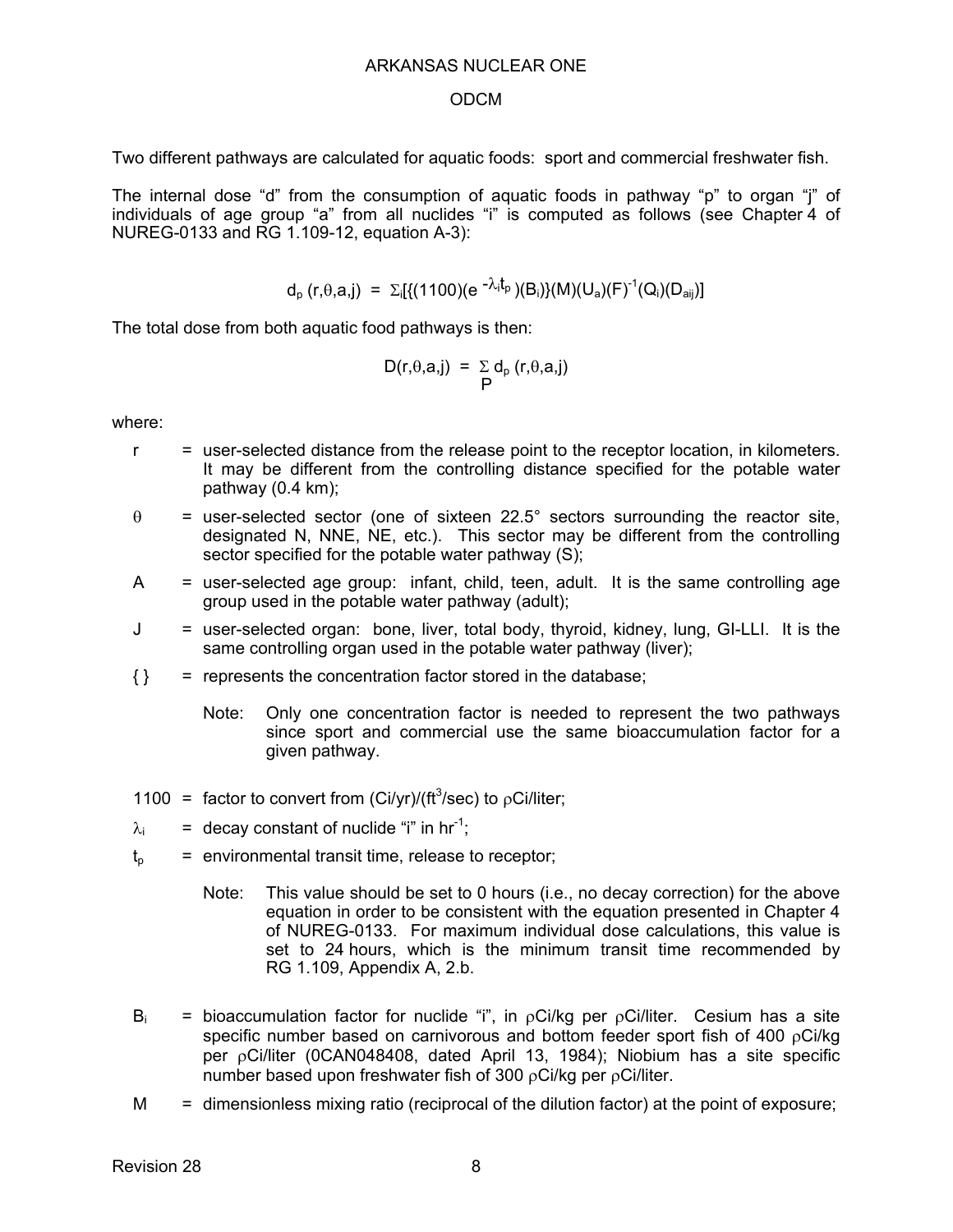Two different pathways are calculated for aquatic foods: sport and commercial freshwater fish.

The internal dose "d" from the consumption of aquatic foods in pathway "p" to organ "j" of individuals of age group "a" from all nuclides "i" is computed as follows (see Chapter 4 of NUREG-0133 and RG 1.109-12, equation A-3):

$$d_p(r,\theta,a,j) = \Sigma_i[\{(1100)(e^{-\lambda_i t_p})(B_i)\}(M)(U_a)(F)^{-1}(Q_i)(D_{aij})]$$

The total dose from both aquatic food pathways is then:

$$D(r,\theta,a,j) = \sum_{P} d_p(r,\theta,a,j)$$

where:

- $r$ = user-selected distance from the release point to the receptor location, in kilometers. It may be different from the controlling distance specified for the potable water pathway (0.4 km);
- $\theta$ = user-selected sector (one of sixteen 22.5° sectors surrounding the reactor site, designated N, NNE, NE, etc.). This sector may be different from the controlling sector specified for the potable water pathway (S);
- A = user-selected age group: infant, child, teen, adult. It is the same controlling age group used in the potable water pathway (adult);
- J = user-selected organ: bone, liver, total body, thyroid, kidney, lung, GI-LLI. It is the same controlling organ used in the potable water pathway (liver);
- { } = represents the concentration factor stored in the database;

  Note: Only one concentration factor is needed to represent the two pathways since sport and commercial use the same bioaccumulation factor for a given pathway.

- 1100 = factor to convert from $(Ci/yr)/(ft^3/sec)$ to ρCi/liter;
- $\lambda_i$ = decay constant of nuclide "i" in $hr^{-1}$;
- $t_p$ = environmental transit time, release to receptor;

  Note: This value should be set to 0 hours (i.e., no decay correction) for the above equation in order to be consistent with the equation presented in Chapter 4 of NUREG-0133. For maximum individual dose calculations, this value is set to 24 hours, which is the minimum transit time recommended by RG 1.109, Appendix A, 2.b.

- $B_i$ = bioaccumulation factor for nuclide "i", in ρCi/kg per ρCi/liter. Cesium has a site specific number based on carnivorous and bottom feeder sport fish of 400 ρCi/kg per ρCi/liter (0CAN048408, dated April 13, 1984); Niobium has a site specific number based upon freshwater fish of 300 ρCi/kg per ρCi/liter.
- M = dimensionless mixing ratio (reciprocal of the dilution factor) at the point of exposure;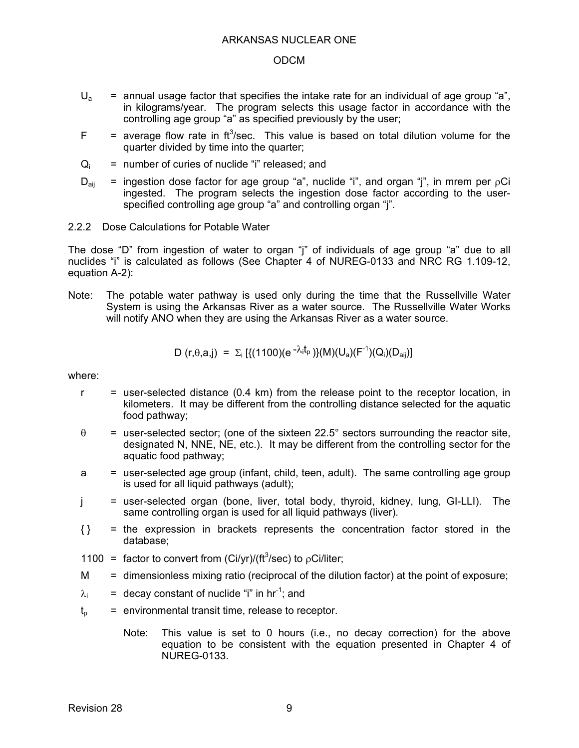$U_a$ = annual usage factor that specifies the intake rate for an individual of age group "a", in kilograms/year. The program selects this usage factor in accordance with the controlling age group "a" as specified previously by the user;

$F$ = average flow rate in $ft^3$/sec. This value is based on total dilution volume for the quarter divided by time into the quarter;

$Q_i$ = number of curies of nuclide "i" released; and

$D_{aij}$ = ingestion dose factor for age group "a", nuclide "i", and organ "j", in mrem per ρCi ingested. The program selects the ingestion dose factor according to the user-specified controlling age group "a" and controlling organ "j".

### 2.2.2 Dose Calculations for Potable Water

The dose "D" from ingestion of water to organ "j" of individuals of age group "a" due to all nuclides "i" is calculated as follows (See Chapter 4 of NUREG-0133 and NRC RG 1.109-12, equation A-2):

Note: The potable water pathway is used only during the time that the Russellville Water System is using the Arkansas River as a water source. The Russellville Water Works will notify ANO when they are using the Arkansas River as a water source.

$$D(r,\theta,a,j) = \Sigma_i \left[\{(1100)(e^{-\lambda_i t_p})\}(M)(U_a)(F^{-1})(Q_i)(D_{aij})\right]$$

where:

$r$ = user-selected distance (0.4 km) from the release point to the receptor location, in kilometers. It may be different from the controlling distance selected for the aquatic food pathway;

$\theta$ = user-selected sector; (one of the sixteen 22.5° sectors surrounding the reactor site, designated N, NNE, NE, etc.). It may be different from the controlling sector for the aquatic food pathway;

$a$ = user-selected age group (infant, child, teen, adult). The same controlling age group is used for all liquid pathways (adult);

$j$ = user-selected organ (bone, liver, total body, thyroid, kidney, lung, GI-LLI). The same controlling organ is used for all liquid pathways (liver).

{ } = the expression in brackets represents the concentration factor stored in the database;

1100 = factor to convert from (Ci/yr)/($ft^3$/sec) to ρCi/liter;

$M$ = dimensionless mixing ratio (reciprocal of the dilution factor) at the point of exposure;

$\lambda_i$ = decay constant of nuclide "i" in $hr^{-1}$; and

$t_p$ = environmental transit time, release to receptor.

Note: This value is set to 0 hours (i.e., no decay correction) for the above equation to be consistent with the equation presented in Chapter 4 of NUREG-0133.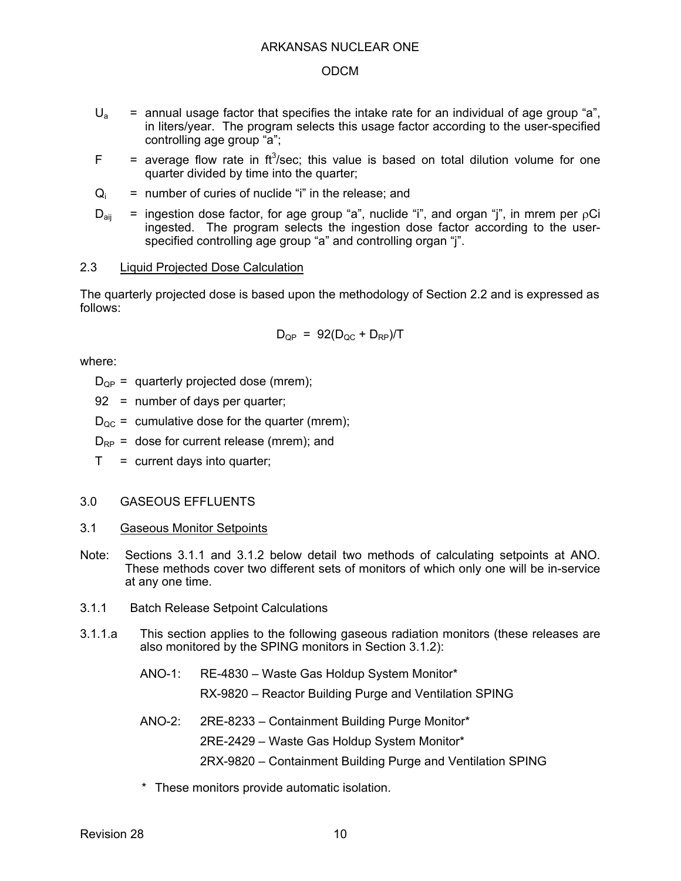$U_a$ = annual usage factor that specifies the intake rate for an individual of age group "a", in liters/year. The program selects this usage factor according to the user-specified controlling age group "a";

$F$ = average flow rate in $ft^3$/sec; this value is based on total dilution volume for one quarter divided by time into the quarter;

$Q_i$ = number of curies of nuclide "i" in the release; and

$D_{aij}$ = ingestion dose factor, for age group "a", nuclide "i", and organ "j", in mrem per ρCi ingested. The program selects the ingestion dose factor according to the user-specified controlling age group "a" and controlling organ "j".

## 2.3 Liquid Projected Dose Calculation

The quarterly projected dose is based upon the methodology of Section 2.2 and is expressed as follows:

$$D_{QP} = 92(D_{QC} + D_{RP})/T$$

where:

$D_{QP}$ = quarterly projected dose (mrem);

92 = number of days per quarter;

$D_{QC}$ = cumulative dose for the quarter (mrem);

$D_{RP}$ = dose for current release (mrem); and

$T$ = current days into quarter;

# 3.0 GASEOUS EFFLUENTS

## 3.1 Gaseous Monitor Setpoints

Note: Sections 3.1.1 and 3.1.2 below detail two methods of calculating setpoints at ANO. These methods cover two different sets of monitors of which only one will be in-service at any one time.

### 3.1.1 Batch Release Setpoint Calculations

3.1.1.a This section applies to the following gaseous radiation monitors (these releases are also monitored by the SPING monitors in Section 3.1.2):

ANO-1: RE-4830 – Waste Gas Holdup System Monitor*

RX-9820 – Reactor Building Purge and Ventilation SPING

ANO-2: 2RE-8233 – Containment Building Purge Monitor*

2RE-2429 – Waste Gas Holdup System Monitor*

2RX-9820 – Containment Building Purge and Ventilation SPING

\* These monitors provide automatic isolation.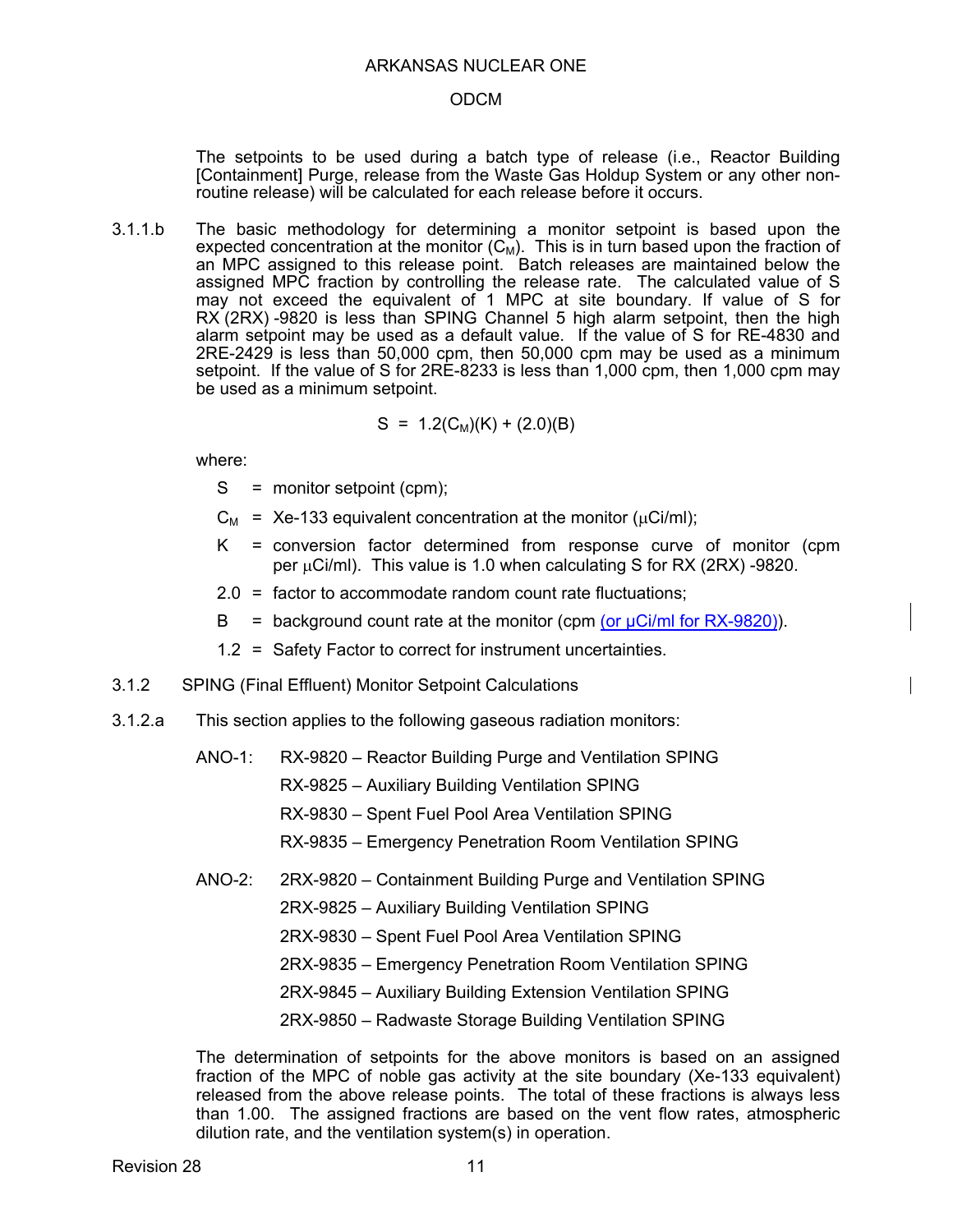The setpoints to be used during a batch type of release (i.e., Reactor Building [Containment] Purge, release from the Waste Gas Holdup System or any other non-routine release) will be calculated for each release before it occurs.

3.1.1.b The basic methodology for determining a monitor setpoint is based upon the expected concentration at the monitor ($C_M$). This is in turn based upon the fraction of an MPC assigned to this release point. Batch releases are maintained below the assigned MPC fraction by controlling the release rate. The calculated value of S may not exceed the equivalent of 1 MPC at site boundary. If value of S for RX (2RX) -9820 is less than SPING Channel 5 high alarm setpoint, then the high alarm setpoint may be used as a default value. If the value of S for RE-4830 and 2RE-2429 is less than 50,000 cpm, then 50,000 cpm may be used as a minimum setpoint. If the value of S for 2RE-8233 is less than 1,000 cpm, then 1,000 cpm may be used as a minimum setpoint.

$$S = 1.2(C_M)(K) + (2.0)(B)$$

where:

- S = monitor setpoint (cpm);
- $C_M$ = Xe-133 equivalent concentration at the monitor (μCi/ml);
- K = conversion factor determined from response curve of monitor (cpm per μCi/ml). This value is 1.0 when calculating S for RX (2RX) -9820.
- 2.0 = factor to accommodate random count rate fluctuations;
- B = background count rate at the monitor (cpm (or μCi/ml for RX-9820)).
- 1.2 = Safety Factor to correct for instrument uncertainties.

## 3.1.2 SPING (Final Effluent) Monitor Setpoint Calculations

3.1.2.a This section applies to the following gaseous radiation monitors:

ANO-1:
- RX-9820 – Reactor Building Purge and Ventilation SPING
- RX-9825 – Auxiliary Building Ventilation SPING
- RX-9830 – Spent Fuel Pool Area Ventilation SPING
- RX-9835 – Emergency Penetration Room Ventilation SPING

ANO-2:
- 2RX-9820 – Containment Building Purge and Ventilation SPING
- 2RX-9825 – Auxiliary Building Ventilation SPING
- 2RX-9830 – Spent Fuel Pool Area Ventilation SPING
- 2RX-9835 – Emergency Penetration Room Ventilation SPING
- 2RX-9845 – Auxiliary Building Extension Ventilation SPING
- 2RX-9850 – Radwaste Storage Building Ventilation SPING

The determination of setpoints for the above monitors is based on an assigned fraction of the MPC of noble gas activity at the site boundary (Xe-133 equivalent) released from the above release points. The total of these fractions is always less than 1.00. The assigned fractions are based on the vent flow rates, atmospheric dilution rate, and the ventilation system(s) in operation.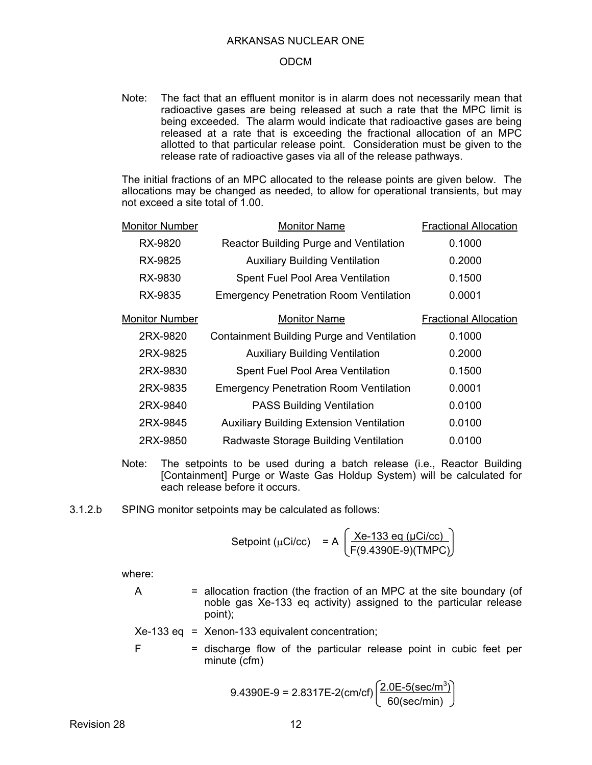Note: The fact that an effluent monitor is in alarm does not necessarily mean that radioactive gases are being released at such a rate that the MPC limit is being exceeded. The alarm would indicate that radioactive gases are being released at a rate that is exceeding the fractional allocation of an MPC allotted to that particular release point. Consideration must be given to the release rate of radioactive gases via all of the release pathways.

The initial fractions of an MPC allocated to the release points are given below. The allocations may be changed as needed, to allow for operational transients, but may not exceed a site total of 1.00.

| Monitor Number | Monitor Name | Fractional Allocation |
|---|---|---|
| RX-9820 | Reactor Building Purge and Ventilation | 0.1000 |
| RX-9825 | Auxiliary Building Ventilation | 0.2000 |
| RX-9830 | Spent Fuel Pool Area Ventilation | 0.1500 |
| RX-9835 | Emergency Penetration Room Ventilation | 0.0001 |

| Monitor Number | Monitor Name | Fractional Allocation |
|---|---|---|
| 2RX-9820 | Containment Building Purge and Ventilation | 0.1000 |
| 2RX-9825 | Auxiliary Building Ventilation | 0.2000 |
| 2RX-9830 | Spent Fuel Pool Area Ventilation | 0.1500 |
| 2RX-9835 | Emergency Penetration Room Ventilation | 0.0001 |
| 2RX-9840 | PASS Building Ventilation | 0.0100 |
| 2RX-9845 | Auxiliary Building Extension Ventilation | 0.0100 |
| 2RX-9850 | Radwaste Storage Building Ventilation | 0.0100 |

Note: The setpoints to be used during a batch release (i.e., Reactor Building [Containment] Purge or Waste Gas Holdup System) will be calculated for each release before it occurs.

3.1.2.b SPING monitor setpoints may be calculated as follows:

$$\text{Setpoint } (\mu\text{Ci/cc}) = A \left( \frac{\text{Xe-133 eq } (\mu\text{Ci/cc})}{F(9.4390\text{E-}9)(\text{TMPC})} \right)$$

where:

A = allocation fraction (the fraction of an MPC at the site boundary (of noble gas Xe-133 eq activity) assigned to the particular release point);

Xe-133 eq = Xenon-133 equivalent concentration;

F = discharge flow of the particular release point in cubic feet per minute (cfm)

$$9.4390\text{E-}9 = 2.8317\text{E-}2(\text{cm/cf}) \left( \frac{2.0\text{E-}5(\text{sec/m}^3)}{60(\text{sec/min})} \right)$$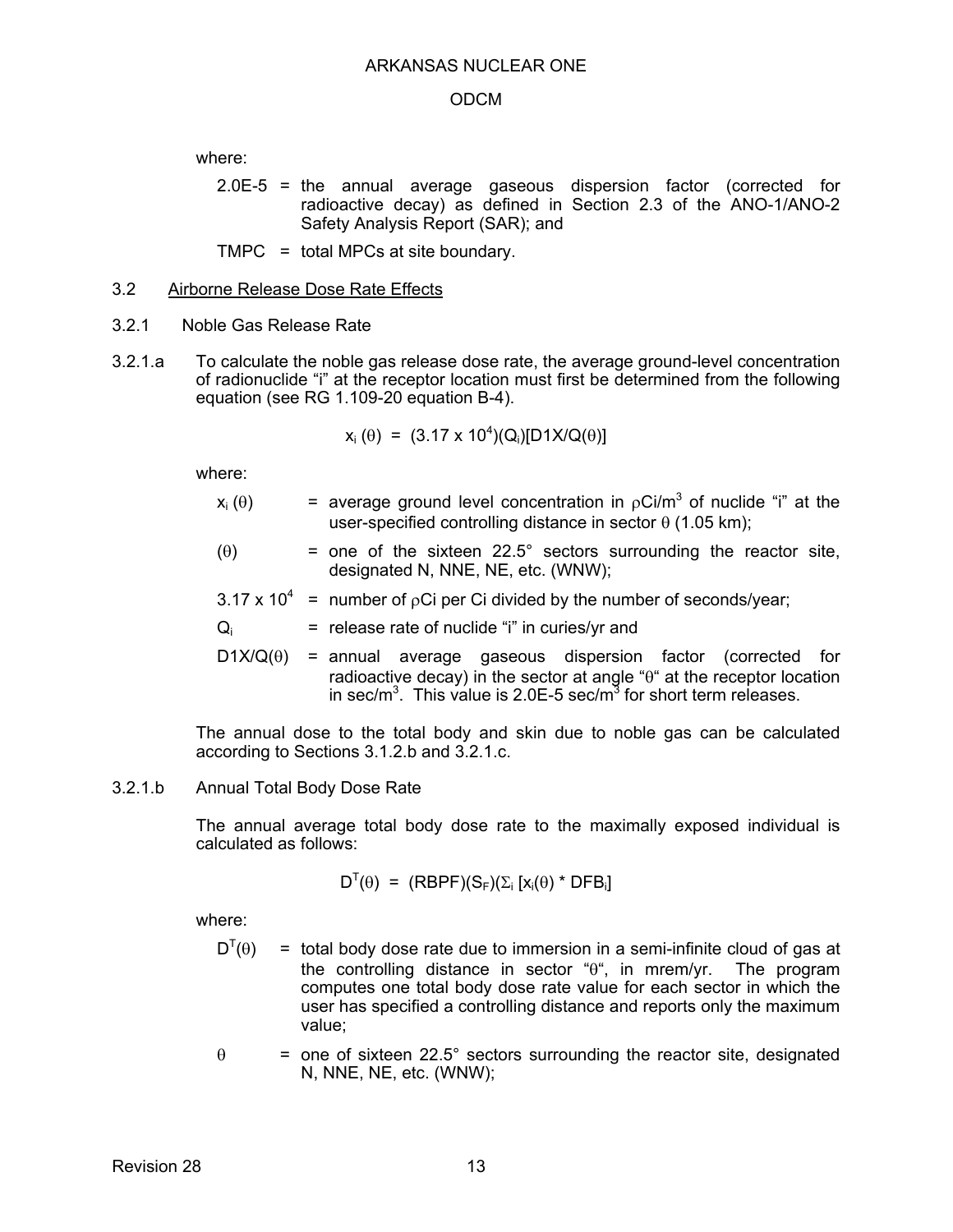where:

2.0E-5 = the annual average gaseous dispersion factor (corrected for radioactive decay) as defined in Section 2.3 of the ANO-1/ANO-2 Safety Analysis Report (SAR); and

TMPC = total MPCs at site boundary.

3.2 Airborne Release Dose Rate Effects

3.2.1 Noble Gas Release Rate

3.2.1.a To calculate the noble gas release dose rate, the average ground-level concentration of radionuclide "i" at the receptor location must first be determined from the following equation (see RG 1.109-20 equation B-4).

$$x_i(\theta) = (3.17 \times 10^4)(Q_i)[D1X/Q(\theta)]$$

where:

- $x_i(\theta)$ = average ground level concentration in ρCi/m$^3$ of nuclide "i" at the user-specified controlling distance in sector θ (1.05 km);
- $(\theta)$ = one of the sixteen 22.5° sectors surrounding the reactor site, designated N, NNE, NE, etc. (WNW);
- $3.17 \times 10^4$ = number of ρCi per Ci divided by the number of seconds/year;
- $Q_i$ = release rate of nuclide "i" in curies/yr and
- $D1X/Q(\theta)$ = annual average gaseous dispersion factor (corrected for radioactive decay) in the sector at angle "θ" at the receptor location in sec/m$^3$. This value is 2.0E-5 sec/m$^3$ for short term releases.

The annual dose to the total body and skin due to noble gas can be calculated according to Sections 3.1.2.b and 3.2.1.c.

3.2.1.b Annual Total Body Dose Rate

The annual average total body dose rate to the maximally exposed individual is calculated as follows:

$$D^T(\theta) = (RBPF)(S_F)(\Sigma_i [x_i(\theta) * DFB_i]$$

where:

- $D^T(\theta)$ = total body dose rate due to immersion in a semi-infinite cloud of gas at the controlling distance in sector "θ", in mrem/yr. The program computes one total body dose rate value for each sector in which the user has specified a controlling distance and reports only the maximum value;
- θ = one of sixteen 22.5° sectors surrounding the reactor site, designated N, NNE, NE, etc. (WNW);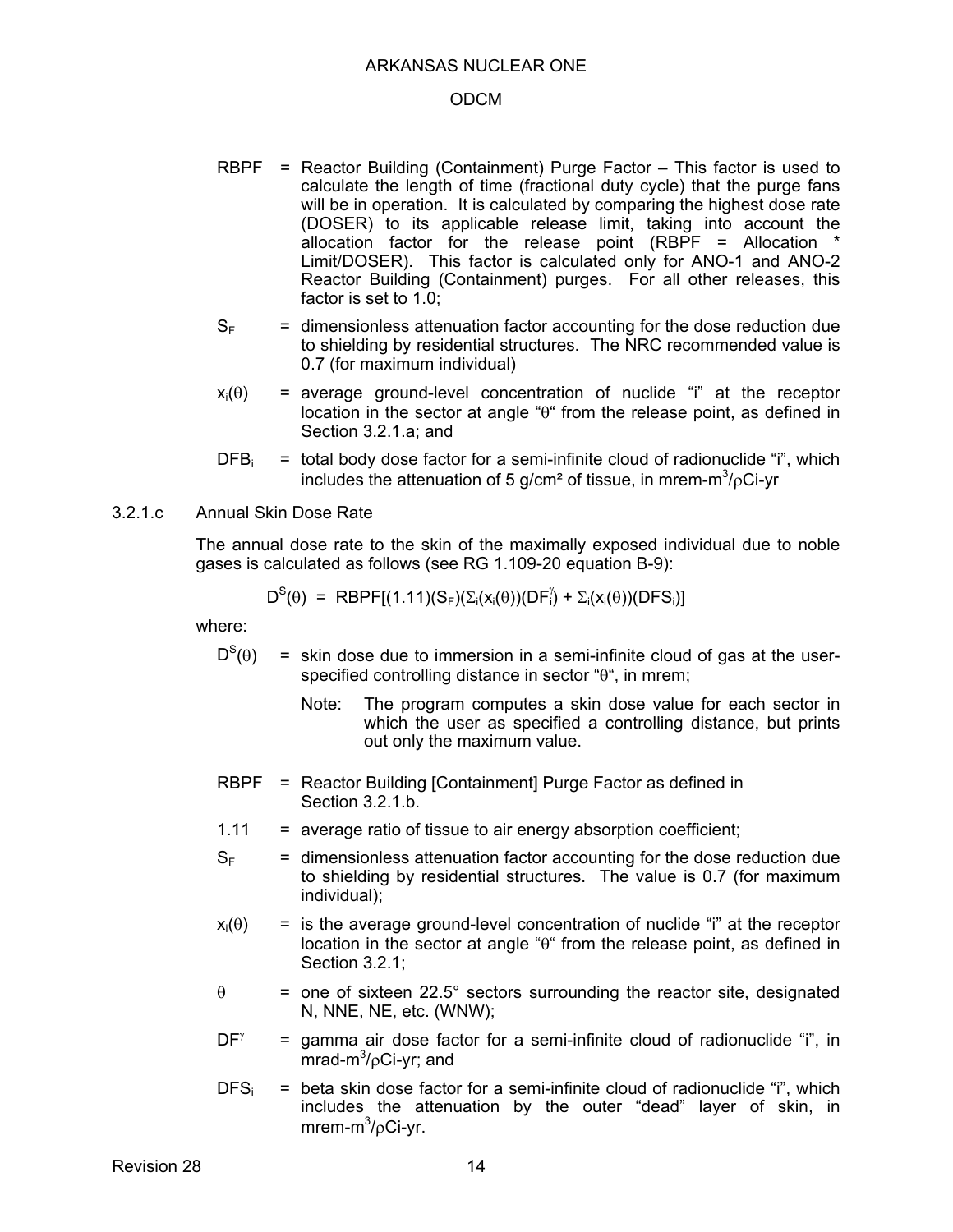RBPF = Reactor Building (Containment) Purge Factor – This factor is used to calculate the length of time (fractional duty cycle) that the purge fans will be in operation. It is calculated by comparing the highest dose rate (DOSER) to its applicable release limit, taking into account the allocation factor for the release point (RBPF = Allocation * Limit/DOSER). This factor is calculated only for ANO-1 and ANO-2 Reactor Building (Containment) purges. For all other releases, this factor is set to 1.0;

$S_F$ = dimensionless attenuation factor accounting for the dose reduction due to shielding by residential structures. The NRC recommended value is 0.7 (for maximum individual)

$x_i(\theta)$ = average ground-level concentration of nuclide "i" at the receptor location in the sector at angle "θ" from the release point, as defined in Section 3.2.1.a; and

$DFB_i$ = total body dose factor for a semi-infinite cloud of radionuclide "i", which includes the attenuation of 5 g/cm² of tissue, in mrem-m$^3$/ρCi-yr

3.2.1.c Annual Skin Dose Rate

The annual dose rate to the skin of the maximally exposed individual due to noble gases is calculated as follows (see RG 1.109-20 equation B-9):

$$D^S(\theta) = RBPF[(1.11)(S_F)(\Sigma_i(x_i(\theta))(DF_i^{\gamma}) + \Sigma_i(x_i(\theta))(DFS_i)]$$

where:

$D^S(\theta)$ = skin dose due to immersion in a semi-infinite cloud of gas at the user-specified controlling distance in sector "θ", in mrem;

Note: The program computes a skin dose value for each sector in which the user as specified a controlling distance, but prints out only the maximum value.

RBPF = Reactor Building [Containment] Purge Factor as defined in Section 3.2.1.b.

1.11 = average ratio of tissue to air energy absorption coefficient;

$S_F$ = dimensionless attenuation factor accounting for the dose reduction due to shielding by residential structures. The value is 0.7 (for maximum individual);

$x_i(\theta)$ = is the average ground-level concentration of nuclide "i" at the receptor location in the sector at angle "θ" from the release point, as defined in Section 3.2.1;

θ = one of sixteen 22.5° sectors surrounding the reactor site, designated N, NNE, NE, etc. (WNW);

$DF^{\gamma}$ = gamma air dose factor for a semi-infinite cloud of radionuclide "i", in mrad-m$^3$/ρCi-yr; and

$DFS_i$ = beta skin dose factor for a semi-infinite cloud of radionuclide "i", which includes the attenuation by the outer "dead" layer of skin, in mrem-m$^3$/ρCi-yr.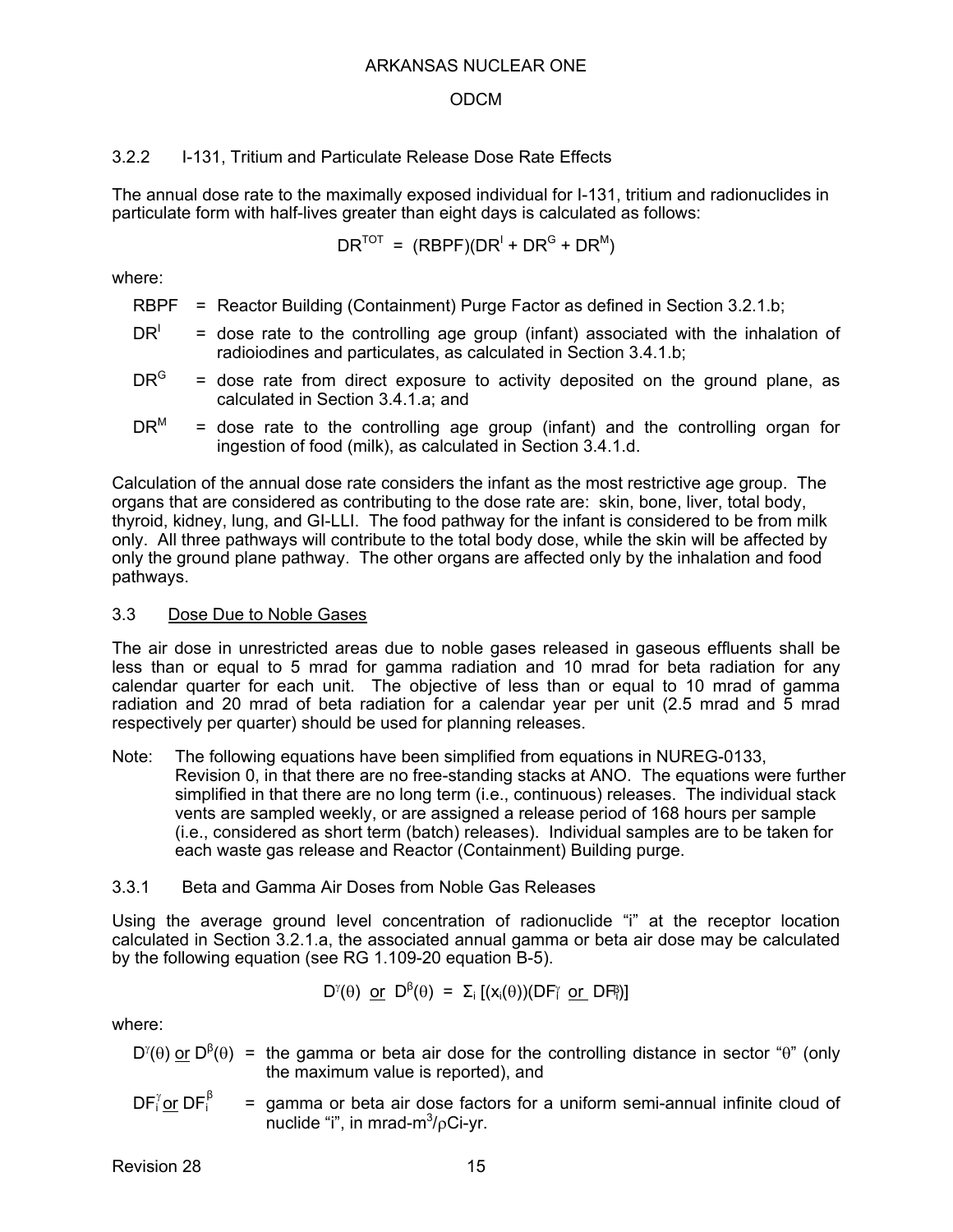### 3.2.2 I-131, Tritium and Particulate Release Dose Rate Effects

The annual dose rate to the maximally exposed individual for I-131, tritium and radionuclides in particulate form with half-lives greater than eight days is calculated as follows:

$$DR^{TOT} = (RBPF)(DR^{I} + DR^{G} + DR^{M})$$

where:

- RBPF = Reactor Building (Containment) Purge Factor as defined in Section 3.2.1.b;
- $DR^{I}$ = dose rate to the controlling age group (infant) associated with the inhalation of radioiodines and particulates, as calculated in Section 3.4.1.b;
- $DR^{G}$ = dose rate from direct exposure to activity deposited on the ground plane, as calculated in Section 3.4.1.a; and
- $DR^{M}$ = dose rate to the controlling age group (infant) and the controlling organ for ingestion of food (milk), as calculated in Section 3.4.1.d.

Calculation of the annual dose rate considers the infant as the most restrictive age group. The organs that are considered as contributing to the dose rate are: skin, bone, liver, total body, thyroid, kidney, lung, and GI-LLI. The food pathway for the infant is considered to be from milk only. All three pathways will contribute to the total body dose, while the skin will be affected by only the ground plane pathway. The other organs are affected only by the inhalation and food pathways.

## 3.3 Dose Due to Noble Gases

The air dose in unrestricted areas due to noble gases released in gaseous effluents shall be less than or equal to 5 mrad for gamma radiation and 10 mrad for beta radiation for any calendar quarter for each unit. The objective of less than or equal to 10 mrad of gamma radiation and 20 mrad of beta radiation for a calendar year per unit (2.5 mrad and 5 mrad respectively per quarter) should be used for planning releases.

Note: The following equations have been simplified from equations in NUREG-0133, Revision 0, in that there are no free-standing stacks at ANO. The equations were further simplified in that there are no long term (i.e., continuous) releases. The individual stack vents are sampled weekly, or are assigned a release period of 168 hours per sample (i.e., considered as short term (batch) releases). Individual samples are to be taken for each waste gas release and Reactor (Containment) Building purge.

### 3.3.1 Beta and Gamma Air Doses from Noble Gas Releases

Using the average ground level concentration of radionuclide "i" at the receptor location calculated in Section 3.2.1.a, the associated annual gamma or beta air dose may be calculated by the following equation (see RG 1.109-20 equation B-5).

$$D^{\gamma}(\theta) \text{ or } D^{\beta}(\theta) = \Sigma_i [(x_i(\theta))(DF_i^{\gamma} \text{ or } DF_i^{\beta})]$$

where:

- $D^{\gamma}(\theta)$ or $D^{\beta}(\theta)$ = the gamma or beta air dose for the controlling distance in sector "$\theta$" (only the maximum value is reported), and
- $DF_i^{\gamma}$ or $DF_i^{\beta}$ = gamma or beta air dose factors for a uniform semi-annual infinite cloud of nuclide "i", in mrad-m$^3$/$\rho$Ci-yr.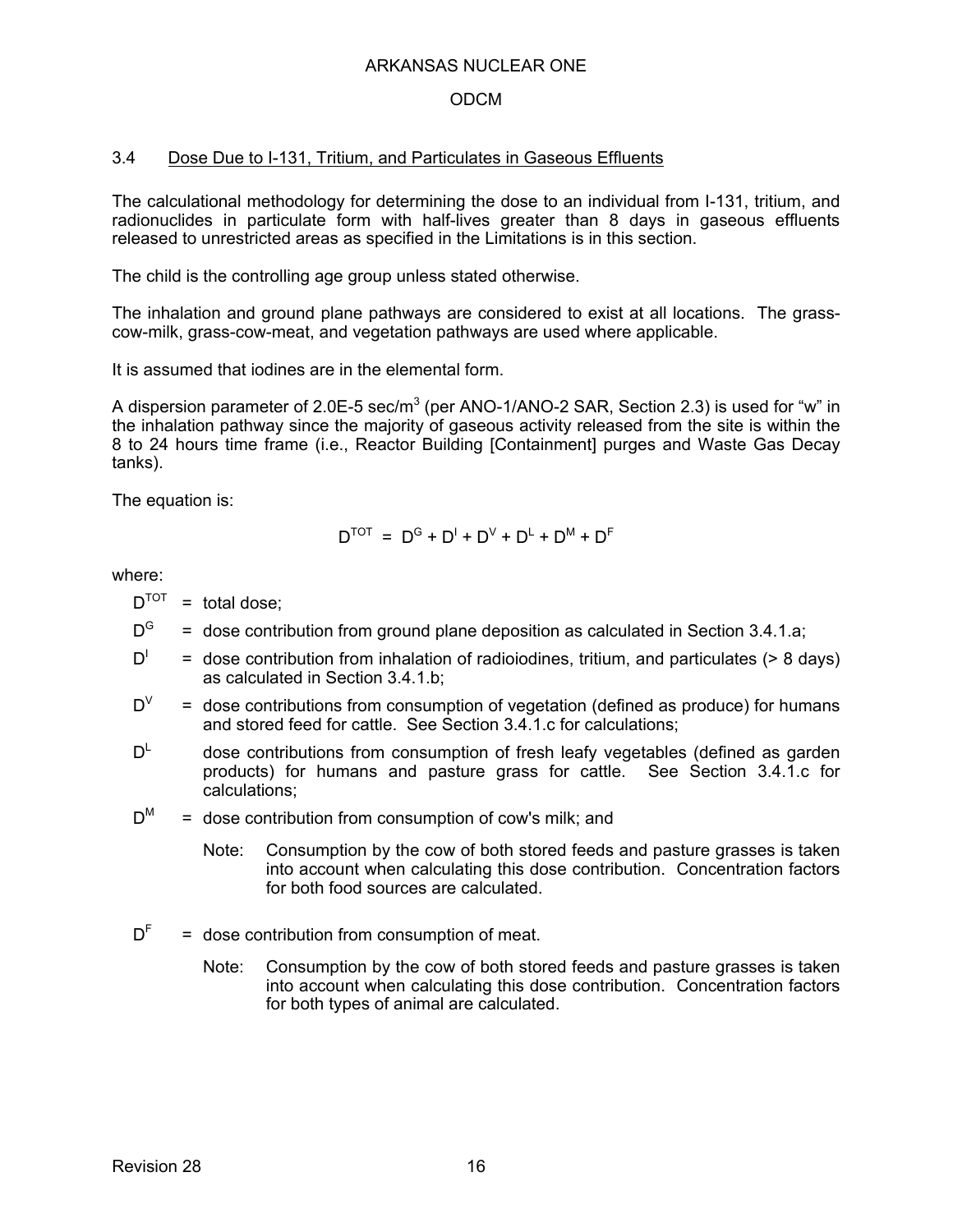## 3.4 Dose Due to I-131, Tritium, and Particulates in Gaseous Effluents

The calculational methodology for determining the dose to an individual from I-131, tritium, and radionuclides in particulate form with half-lives greater than 8 days in gaseous effluents released to unrestricted areas as specified in the Limitations is in this section.

The child is the controlling age group unless stated otherwise.

The inhalation and ground plane pathways are considered to exist at all locations. The grass-cow-milk, grass-cow-meat, and vegetation pathways are used where applicable.

It is assumed that iodines are in the elemental form.

A dispersion parameter of 2.0E-5 sec/$m^3$ (per ANO-1/ANO-2 SAR, Section 2.3) is used for "w" in the inhalation pathway since the majority of gaseous activity released from the site is within the 8 to 24 hours time frame (i.e., Reactor Building [Containment] purges and Waste Gas Decay tanks).

The equation is:

$$D^{TOT} = D^{G} + D^{I} + D^{V} + D^{L} + D^{M} + D^{F}$$

where:

$D^{TOT}$ = total dose;

$D^{G}$ = dose contribution from ground plane deposition as calculated in Section 3.4.1.a;

$D^{I}$ = dose contribution from inhalation of radioiodines, tritium, and particulates (> 8 days) as calculated in Section 3.4.1.b;

$D^{V}$ = dose contributions from consumption of vegetation (defined as produce) for humans and stored feed for cattle. See Section 3.4.1.c for calculations;

$D^{L}$ dose contributions from consumption of fresh leafy vegetables (defined as garden products) for humans and pasture grass for cattle. See Section 3.4.1.c for calculations;

$D^{M}$ = dose contribution from consumption of cow's milk; and

Note: Consumption by the cow of both stored feeds and pasture grasses is taken into account when calculating this dose contribution. Concentration factors for both food sources are calculated.

$D^{F}$ = dose contribution from consumption of meat.

Note: Consumption by the cow of both stored feeds and pasture grasses is taken into account when calculating this dose contribution. Concentration factors for both types of animal are calculated.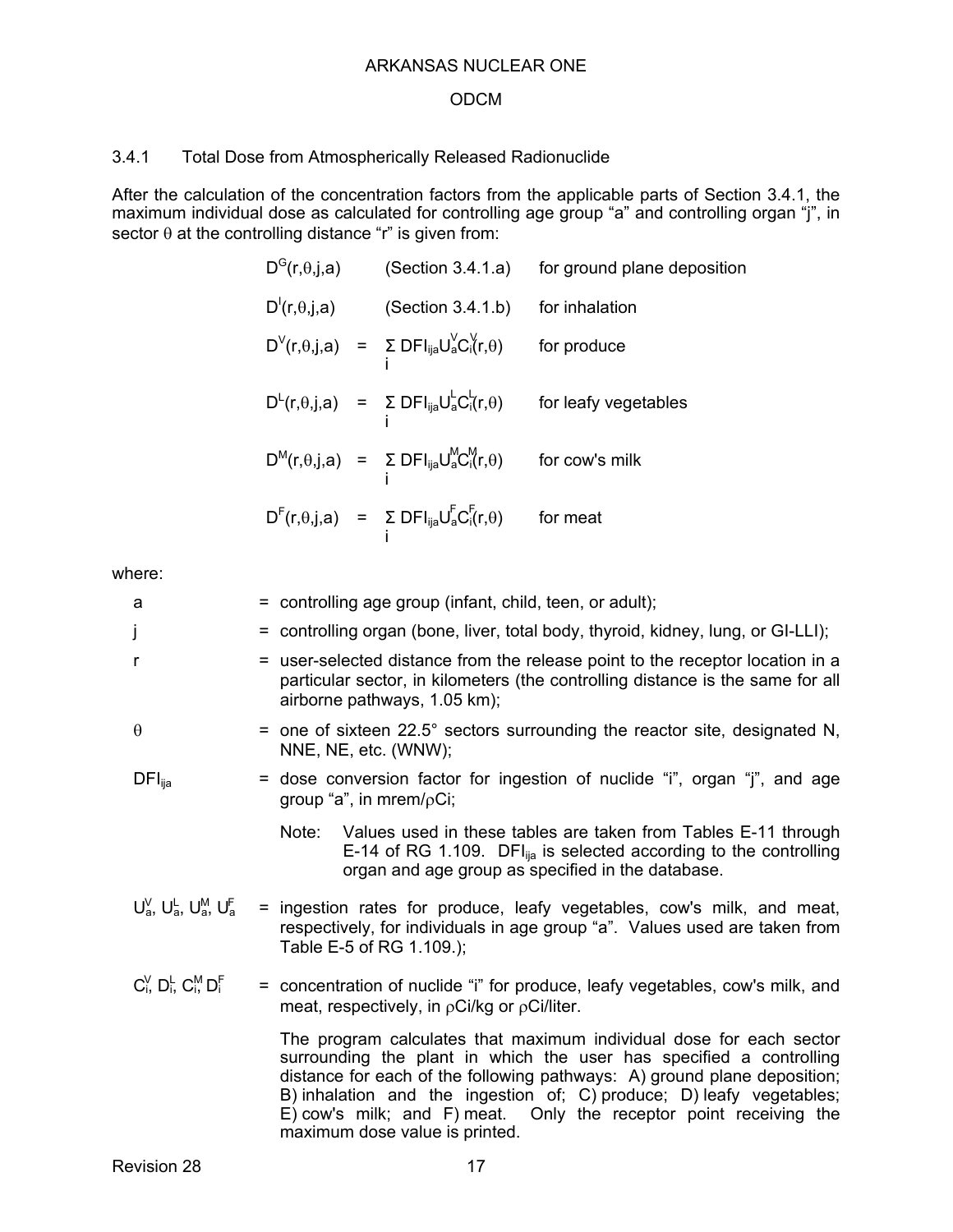### 3.4.1 Total Dose from Atmospherically Released Radionuclide

After the calculation of the concentration factors from the applicable parts of Section 3.4.1, the maximum individual dose as calculated for controlling age group "a" and controlling organ "j", in sector θ at the controlling distance "r" is given from:

| | | |
|---|---|---|
| $D^G(r,\theta,j,a)$ | (Section 3.4.1.a) | for ground plane deposition |
| $D^I(r,\theta,j,a)$ | (Section 3.4.1.b) | for inhalation |
| $D^V(r,\theta,j,a) = \sum_i DFI_{ija} U_a^V C_i^V(r,\theta)$ | | for produce |
| $D^L(r,\theta,j,a) = \sum_i DFI_{ija} U_a^L C_i^L(r,\theta)$ | | for leafy vegetables |
| $D^M(r,\theta,j,a) = \sum_i DFI_{ija} U_a^M C_i^M(r,\theta)$ | | for cow's milk |
| $D^F(r,\theta,j,a) = \sum_i DFI_{ija} U_a^F C_i^F(r,\theta)$ | | for meat |

where:

- a = controlling age group (infant, child, teen, or adult);
- j = controlling organ (bone, liver, total body, thyroid, kidney, lung, or GI-LLI);
- r = user-selected distance from the release point to the receptor location in a particular sector, in kilometers (the controlling distance is the same for all airborne pathways, 1.05 km);
- θ = one of sixteen 22.5° sectors surrounding the reactor site, designated N, NNE, NE, etc. (WNW);
- $DFI_{ija}$ = dose conversion factor for ingestion of nuclide "i", organ "j", and age group "a", in mrem/ρCi;

  Note: Values used in these tables are taken from Tables E-11 through E-14 of RG 1.109. $DFI_{ija}$ is selected according to the controlling organ and age group as specified in the database.

- $U_a^V$, $U_a^L$, $U_a^M$, $U_a^F$ = ingestion rates for produce, leafy vegetables, cow's milk, and meat, respectively, for individuals in age group "a". Values used are taken from Table E-5 of RG 1.109.);
- $C_i^V$, $D_i^L$, $C_i^M$ $D_i^F$ = concentration of nuclide "i" for produce, leafy vegetables, cow's milk, and meat, respectively, in ρCi/kg or ρCi/liter.

  The program calculates that maximum individual dose for each sector surrounding the plant in which the user has specified a controlling distance for each of the following pathways: A) ground plane deposition; B) inhalation and the ingestion of; C) produce; D) leafy vegetables; E) cow's milk; and F) meat. Only the receptor point receiving the maximum dose value is printed.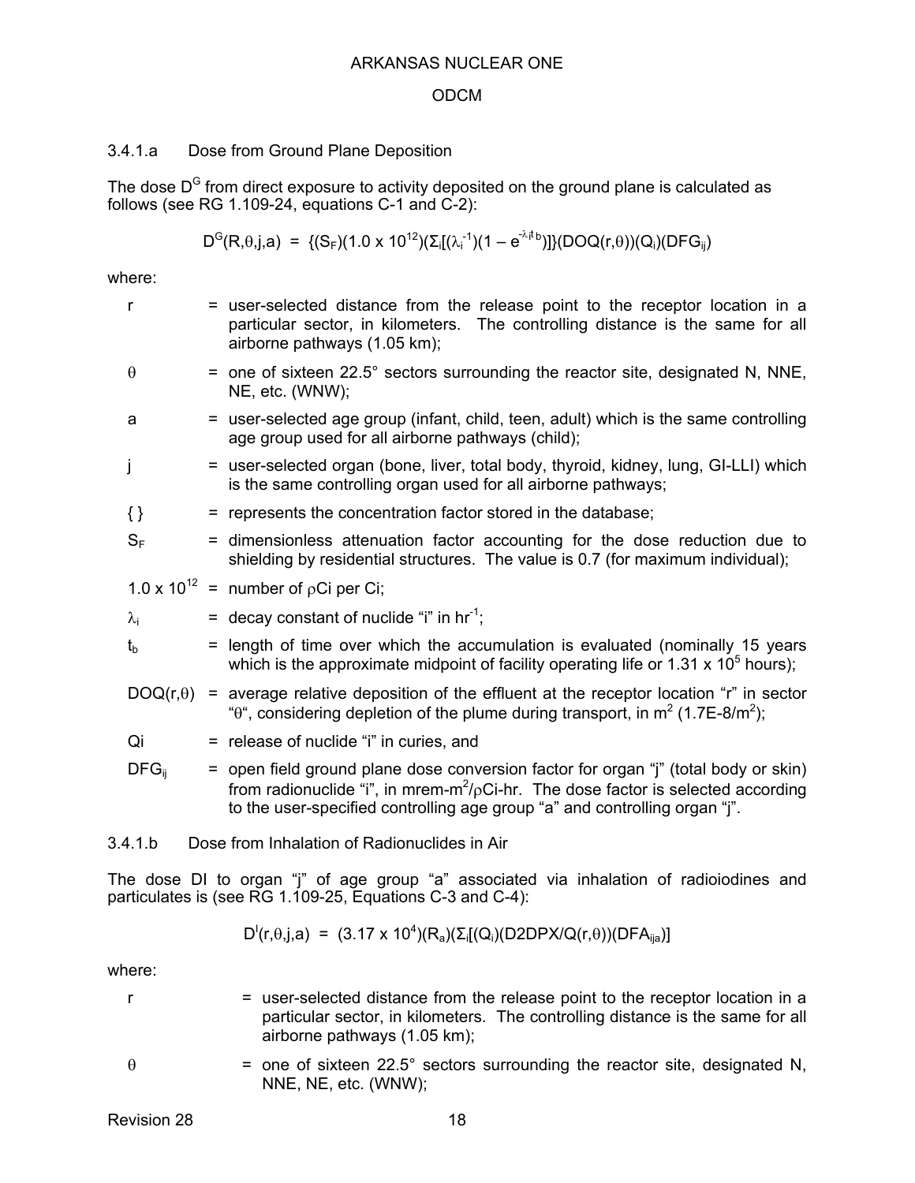### 3.4.1.a Dose from Ground Plane Deposition

The dose $D^G$ from direct exposure to activity deposited on the ground plane is calculated as follows (see RG 1.109-24, equations C-1 and C-2):

$$D^G(R,\theta,j,a) = \{(S_F)(1.0 \times 10^{12})(\Sigma_i[(\lambda_i^{-1})(1 - e^{-\lambda_i t_b})]\}(DOQ(r,\theta))(Q_i)(DFG_{ij})$$

where:

- r = user-selected distance from the release point to the receptor location in a particular sector, in kilometers. The controlling distance is the same for all airborne pathways (1.05 km);
- $\theta$ = one of sixteen 22.5° sectors surrounding the reactor site, designated N, NNE, NE, etc. (WNW);
- a = user-selected age group (infant, child, teen, adult) which is the same controlling age group used for all airborne pathways (child);
- j = user-selected organ (bone, liver, total body, thyroid, kidney, lung, GI-LLI) which is the same controlling organ used for all airborne pathways;
- { } = represents the concentration factor stored in the database;
- $S_F$ = dimensionless attenuation factor accounting for the dose reduction due to shielding by residential structures. The value is 0.7 (for maximum individual);
- $1.0 \times 10^{12}$ = number of $\rho$Ci per Ci;
- $\lambda_i$ = decay constant of nuclide "i" in $hr^{-1}$;
- $t_b$ = length of time over which the accumulation is evaluated (nominally 15 years which is the approximate midpoint of facility operating life or $1.31 \times 10^5$ hours);
- $DOQ(r,\theta)$ = average relative deposition of the effluent at the receptor location "r" in sector "$\theta$", considering depletion of the plume during transport, in $m^2$ (1.7E-8/$m^2$);
- Qi = release of nuclide "i" in curies, and
- $DFG_{ij}$ = open field ground plane dose conversion factor for organ "j" (total body or skin) from radionuclide "i", in mrem-$m^2$/$\rho$Ci-hr. The dose factor is selected according to the user-specified controlling age group "a" and controlling organ "j".

### 3.4.1.b Dose from Inhalation of Radionuclides in Air

The dose DI to organ "j" of age group "a" associated via inhalation of radioiodines and particulates is (see RG 1.109-25, Equations C-3 and C-4):

$$D^I(r,\theta,j,a) = (3.17 \times 10^4)(R_a)(\Sigma_i[(Q_i)(D2DPX/Q(r,\theta))(DFA_{ija})]$$

where:

- r = user-selected distance from the release point to the receptor location in a particular sector, in kilometers. The controlling distance is the same for all airborne pathways (1.05 km);
- $\theta$ = one of sixteen 22.5° sectors surrounding the reactor site, designated N, NNE, NE, etc. (WNW);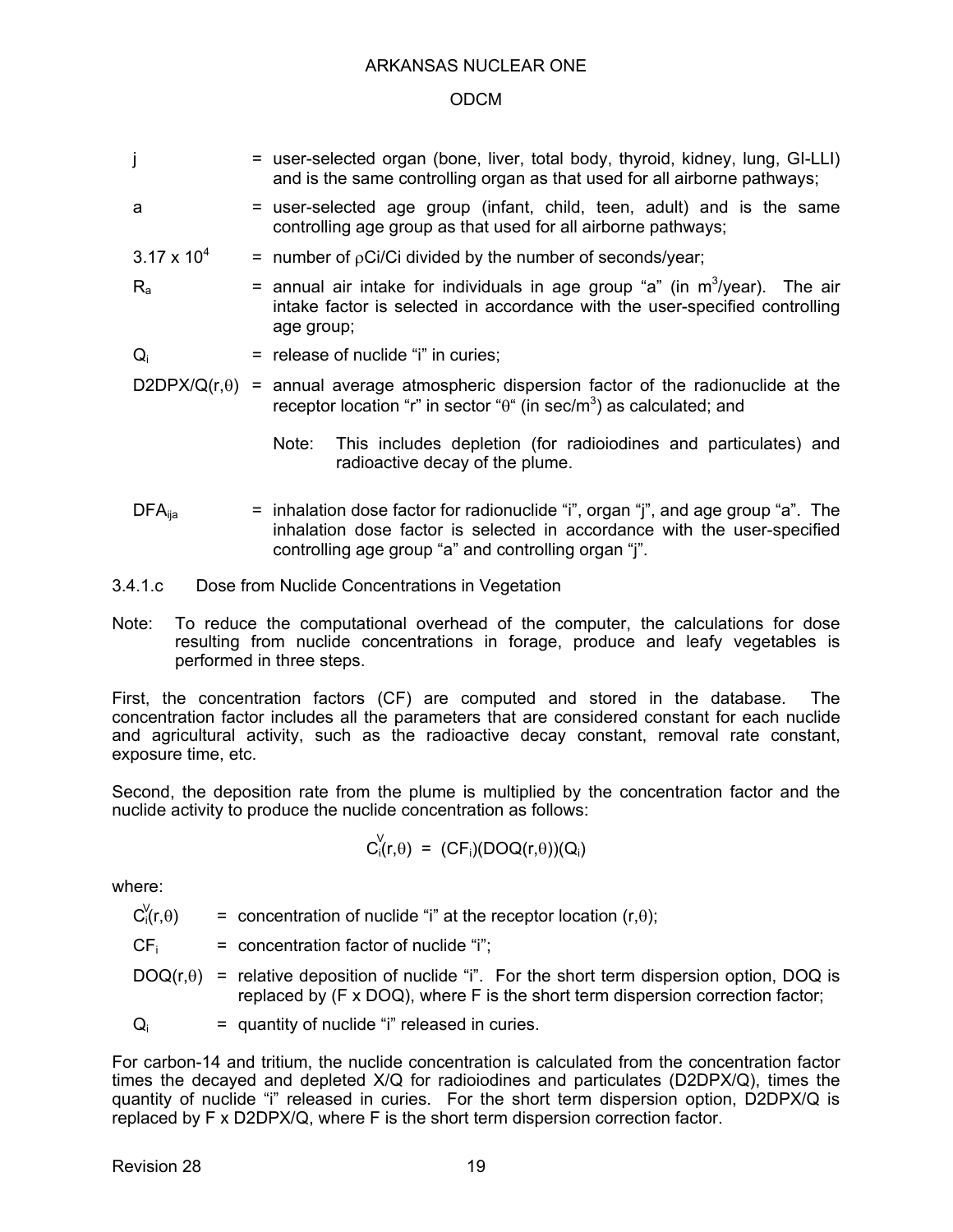| | | |
|---|---|---|
| j | = | user-selected organ (bone, liver, total body, thyroid, kidney, lung, GI-LLI) and is the same controlling organ as that used for all airborne pathways; |
| a | = | user-selected age group (infant, child, teen, adult) and is the same controlling age group as that used for all airborne pathways; |
| $3.17 \times 10^4$ | = | number of ρCi/Ci divided by the number of seconds/year; |
| $R_a$ | = | annual air intake for individuals in age group "a" (in $m^3$/year). The air intake factor is selected in accordance with the user-specified controlling age group; |
| $Q_i$ | = | release of nuclide "i" in curies; |
| $D2DPX/Q(r,\theta)$ | = | annual average atmospheric dispersion factor of the radionuclide at the receptor location "r" in sector "θ" (in sec/$m^3$) as calculated; and<br><br>Note: This includes depletion (for radioiodines and particulates) and radioactive decay of the plume. |
| $DFA_{ija}$ | = | inhalation dose factor for radionuclide "i", organ "j", and age group "a". The inhalation dose factor is selected in accordance with the user-specified controlling age group "a" and controlling organ "j". |

### 3.4.1.c Dose from Nuclide Concentrations in Vegetation

Note: To reduce the computational overhead of the computer, the calculations for dose resulting from nuclide concentrations in forage, produce and leafy vegetables is performed in three steps.

First, the concentration factors (CF) are computed and stored in the database. The concentration factor includes all the parameters that are considered constant for each nuclide and agricultural activity, such as the radioactive decay constant, removal rate constant, exposure time, etc.

Second, the deposition rate from the plume is multiplied by the concentration factor and the nuclide activity to produce the nuclide concentration as follows:

$$C_i^V(r,\theta) = (CF_i)(DOQ(r,\theta))(Q_i)$$

where:

| | | |
|---|---|---|
| $C_i^V(r,\theta)$ | = | concentration of nuclide "i" at the receptor location $(r,\theta)$; |
| $CF_i$ | = | concentration factor of nuclide "i"; |
| $DOQ(r,\theta)$ | = | relative deposition of nuclide "i". For the short term dispersion option, DOQ is replaced by (F x DOQ), where F is the short term dispersion correction factor; |
| $Q_i$ | = | quantity of nuclide "i" released in curies. |

For carbon-14 and tritium, the nuclide concentration is calculated from the concentration factor times the decayed and depleted X/Q for radioiodines and particulates (D2DPX/Q), times the quantity of nuclide "i" released in curies. For the short term dispersion option, D2DPX/Q is replaced by F x D2DPX/Q, where F is the short term dispersion correction factor.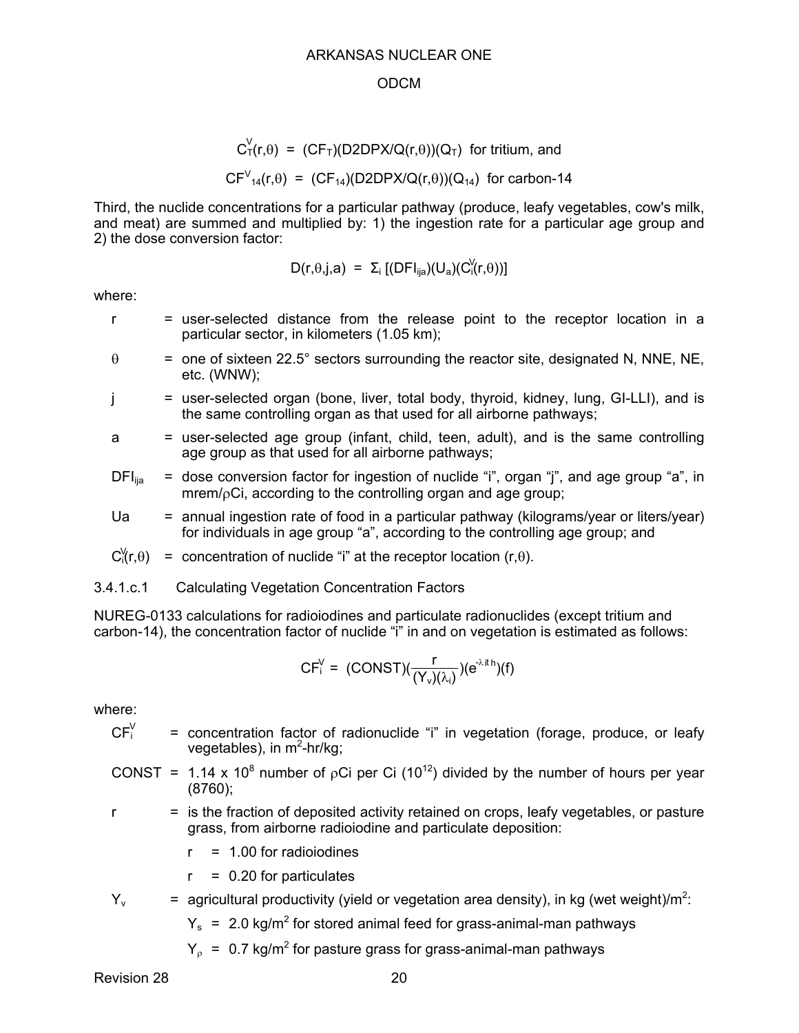$$C^{V}_{T}(r,\theta) \;=\; (CF_{T})(D2DPX/Q(r,\theta))(Q_{T}) \text{ for tritium, and}$$

$$CF^{V}_{14}(r,\theta) \;=\; (CF_{14})(D2DPX/Q(r,\theta))(Q_{14}) \text{ for carbon-14}$$

Third, the nuclide concentrations for a particular pathway (produce, leafy vegetables, cow's milk, and meat) are summed and multiplied by: 1) the ingestion rate for a particular age group and 2) the dose conversion factor:

$$D(r,\theta,j,a) \;=\; \Sigma_{i}\,[(DFI_{ija})(U_{a})(C^{V}_{i}(r,\theta))]$$

where:

- $r$ = user-selected distance from the release point to the receptor location in a particular sector, in kilometers (1.05 km);
- $\theta$ = one of sixteen 22.5° sectors surrounding the reactor site, designated N, NNE, NE, etc. (WNW);
- $j$ = user-selected organ (bone, liver, total body, thyroid, kidney, lung, GI-LLI), and is the same controlling organ as that used for all airborne pathways;
- $a$ = user-selected age group (infant, child, teen, adult), and is the same controlling age group as that used for all airborne pathways;
- $DFI_{ija}$ = dose conversion factor for ingestion of nuclide "i", organ "j", and age group "a", in mrem/$\rho$Ci, according to the controlling organ and age group;
- $Ua$ = annual ingestion rate of food in a particular pathway (kilograms/year or liters/year) for individuals in age group "a", according to the controlling age group; and
- $C^{V}_{i}(r,\theta)$ = concentration of nuclide "i" at the receptor location $(r,\theta)$.

3.4.1.c.1 Calculating Vegetation Concentration Factors

NUREG-0133 calculations for radioiodines and particulate radionuclides (except tritium and carbon-14), the concentration factor of nuclide "i" in and on vegetation is estimated as follows:

$$CF^{V}_{i} \;=\; (CONST)\left(\frac{r}{(Y_{v})(\lambda_{i})}\right)(e^{-\lambda_{i} t_{h}})(f)$$

where:

- $CF^{V}_{i}$ = concentration factor of radionuclide "i" in vegetation (forage, produce, or leafy vegetables), in $m^2$-hr/kg;
- CONST = $1.14 \times 10^{8}$ number of $\rho$Ci per Ci ($10^{12}$) divided by the number of hours per year (8760);
- $r$ = is the fraction of deposited activity retained on crops, leafy vegetables, or pasture grass, from airborne radioiodine and particulate deposition:
  - $r$ = 1.00 for radioiodines
  - $r$ = 0.20 for particulates
- $Y_{v}$ = agricultural productivity (yield or vegetation area density), in kg (wet weight)/$m^2$:
  - $Y_{s}$ = 2.0 kg/$m^2$ for stored animal feed for grass-animal-man pathways
  - $Y_{\rho}$ = 0.7 kg/$m^2$ for pasture grass for grass-animal-man pathways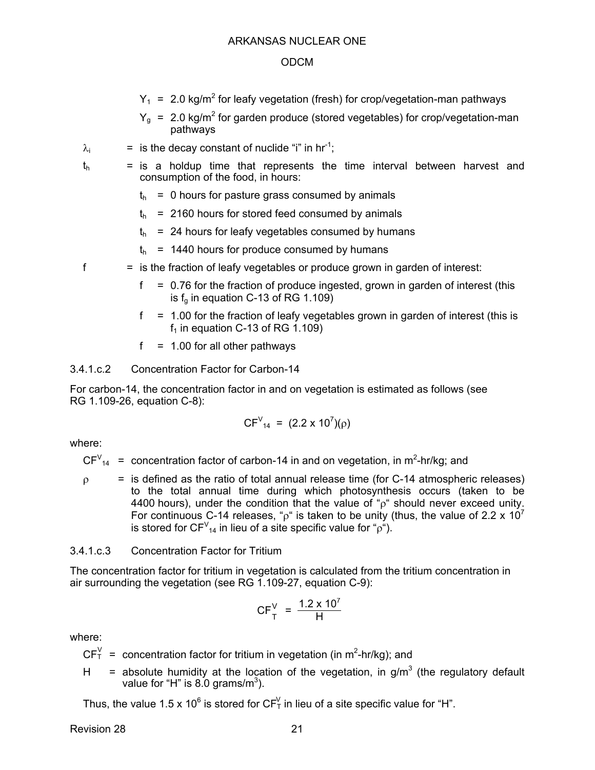$Y_1$ = 2.0 kg/m$^2$ for leafy vegetation (fresh) for crop/vegetation-man pathways

$Y_g$ = 2.0 kg/m$^2$ for garden produce (stored vegetables) for crop/vegetation-man pathways

$\lambda_i$ = is the decay constant of nuclide "i" in hr$^{-1}$;

$t_h$ = is a holdup time that represents the time interval between harvest and consumption of the food, in hours:

$t_h$ = 0 hours for pasture grass consumed by animals

$t_h$ = 2160 hours for stored feed consumed by animals

$t_h$ = 24 hours for leafy vegetables consumed by humans

$t_h$ = 1440 hours for produce consumed by humans

f = is the fraction of leafy vegetables or produce grown in garden of interest:

f = 0.76 for the fraction of produce ingested, grown in garden of interest (this is $f_g$ in equation C-13 of RG 1.109)

f = 1.00 for the fraction of leafy vegetables grown in garden of interest (this is $f_1$ in equation C-13 of RG 1.109)

f = 1.00 for all other pathways

3.4.1.c.2 Concentration Factor for Carbon-14

For carbon-14, the concentration factor in and on vegetation is estimated as follows (see RG 1.109-26, equation C-8):

$$CF^V_{14} = (2.2 \times 10^7)(\rho)$$

where:

$CF^V_{14}$ = concentration factor of carbon-14 in and on vegetation, in m$^2$-hr/kg; and

$\rho$ = is defined as the ratio of total annual release time (for C-14 atmospheric releases) to the total annual time during which photosynthesis occurs (taken to be 4400 hours), under the condition that the value of "$\rho$" should never exceed unity. For continuous C-14 releases, "$\rho$" is taken to be unity (thus, the value of $2.2 \times 10^7$ is stored for $CF^V_{14}$ in lieu of a site specific value for "$\rho$").

3.4.1.c.3 Concentration Factor for Tritium

The concentration factor for tritium in vegetation is calculated from the tritium concentration in air surrounding the vegetation (see RG 1.109-27, equation C-9):

$$CF^V_T = \frac{1.2 \times 10^7}{H}$$

where:

$CF^V_T$ = concentration factor for tritium in vegetation (in m$^2$-hr/kg); and

H = absolute humidity at the location of the vegetation, in g/m$^3$ (the regulatory default value for "H" is 8.0 grams/m$^3$).

Thus, the value $1.5 \times 10^6$ is stored for $CF^V_T$ in lieu of a site specific value for "H".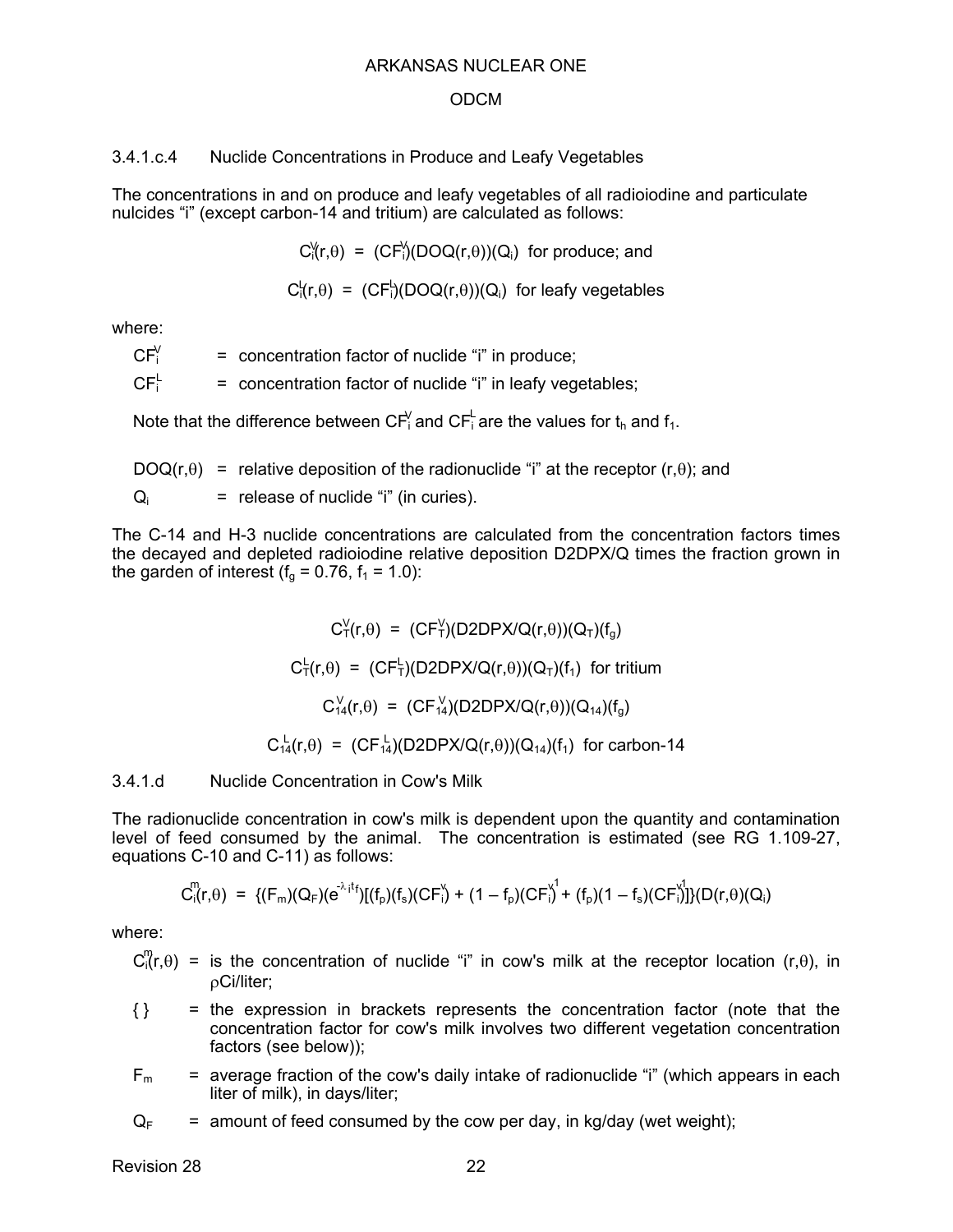### 3.4.1.c.4 Nuclide Concentrations in Produce and Leafy Vegetables

The concentrations in and on produce and leafy vegetables of all radioiodine and particulate nulcides "i" (except carbon-14 and tritium) are calculated as follows:

$$C_i^V(r,\theta) = (CF_i^V)(DOQ(r,\theta))(Q_i) \text{ for produce; and}$$

$$C_i^L(r,\theta) = (CF_i^L)(DOQ(r,\theta))(Q_i) \text{ for leafy vegetables}$$

where:

$CF_i^V$ = concentration factor of nuclide "i" in produce;

$CF_i^L$ = concentration factor of nuclide "i" in leafy vegetables;

Note that the difference between $CF_i^V$ and $CF_i^L$ are the values for $t_h$ and $f_1$.

$DOQ(r,\theta)$ = relative deposition of the radionuclide "i" at the receptor $(r,\theta)$; and

$Q_i$ = release of nuclide "i" (in curies).

The C-14 and H-3 nuclide concentrations are calculated from the concentration factors times the decayed and depleted radioiodine relative deposition D2DPX/Q times the fraction grown in the garden of interest ($f_g$ = 0.76, $f_1$ = 1.0):

$$C_T^V(r,\theta) = (CF_T^V)(D2DPX/Q(r,\theta))(Q_T)(f_g)$$

$$C_T^L(r,\theta) = (CF_T^L)(D2DPX/Q(r,\theta))(Q_T)(f_1) \text{ for tritium}$$

$$C_{14}^V(r,\theta) = (CF_{14}^V)(D2DPX/Q(r,\theta))(Q_{14})(f_g)$$

$$C_{14}^L(r,\theta) = (CF_{14}^L)(D2DPX/Q(r,\theta))(Q_{14})(f_1) \text{ for carbon-14}$$

### 3.4.1.d Nuclide Concentration in Cow's Milk

The radionuclide concentration in cow's milk is dependent upon the quantity and contamination level of feed consumed by the animal. The concentration is estimated (see RG 1.109-27, equations C-10 and C-11) as follows:

$$C_i^m(r,\theta) = \{(F_m)(Q_F)(e^{-\lambda_i t_f})[(f_p)(f_s)(CF_i^v) + (1 - f_p)(CF_i^{v1}) + (f_p)(1 - f_s)(CF_i^{v1})]\}(D(r,\theta)(Q_i)$$

where:

$C_i^m(r,\theta)$ = is the concentration of nuclide "i" in cow's milk at the receptor location $(r,\theta)$, in ρCi/liter;

{ } = the expression in brackets represents the concentration factor (note that the concentration factor for cow's milk involves two different vegetation concentration factors (see below));

$F_m$ = average fraction of the cow's daily intake of radionuclide "i" (which appears in each liter of milk), in days/liter;

$Q_F$ = amount of feed consumed by the cow per day, in kg/day (wet weight);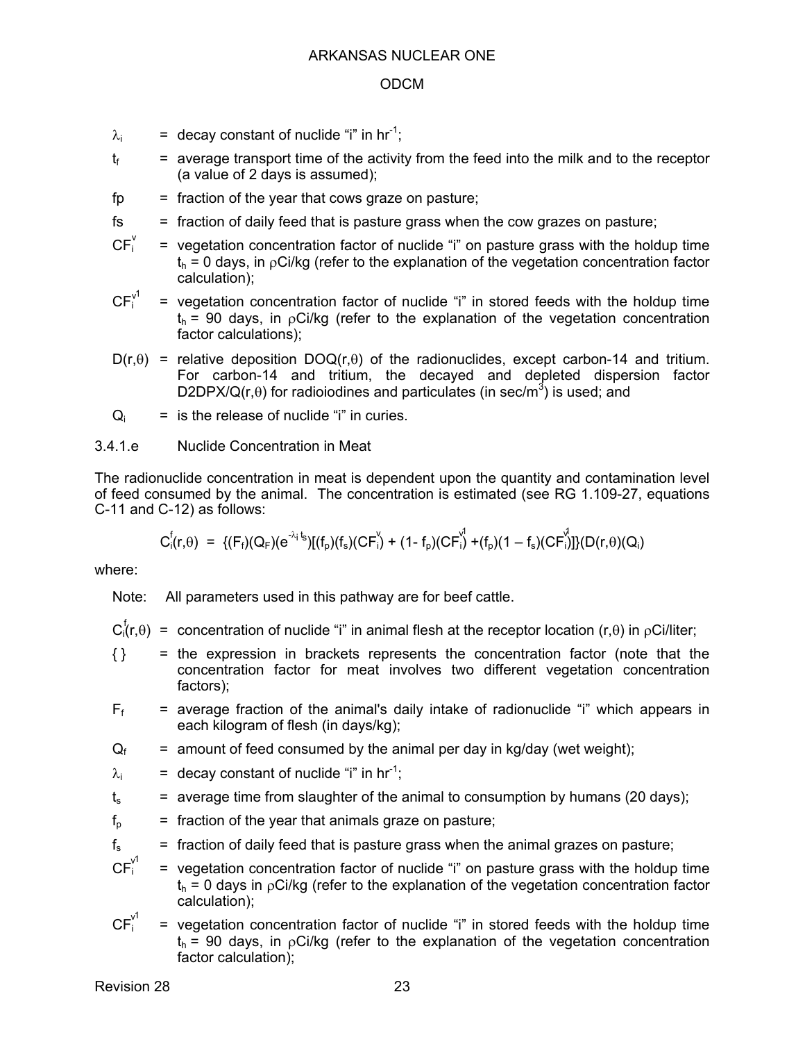$\lambda_i$ = decay constant of nuclide "i" in $hr^{-1}$;

$t_f$ = average transport time of the activity from the feed into the milk and to the receptor (a value of 2 days is assumed);

fp = fraction of the year that cows graze on pasture;

fs = fraction of daily feed that is pasture grass when the cow grazes on pasture;

$CF_i^v$ = vegetation concentration factor of nuclide "i" on pasture grass with the holdup time $t_h$ = 0 days, in ρCi/kg (refer to the explanation of the vegetation concentration factor calculation);

$CF_i^{v1}$ = vegetation concentration factor of nuclide "i" in stored feeds with the holdup time $t_h$ = 90 days, in ρCi/kg (refer to the explanation of the vegetation concentration factor calculations);

$D(r,\theta)$ = relative deposition $DOQ(r,\theta)$ of the radionuclides, except carbon-14 and tritium. For carbon-14 and tritium, the decayed and depleted dispersion factor $D2DPX/Q(r,\theta)$ for radioiodines and particulates (in $sec/m^3$) is used; and

$Q_i$ = is the release of nuclide "i" in curies.

3.4.1.e Nuclide Concentration in Meat

The radionuclide concentration in meat is dependent upon the quantity and contamination level of feed consumed by the animal. The concentration is estimated (see RG 1.109-27, equations C-11 and C-12) as follows:

$$C_i^f(r,\theta) = \{(F_f)(Q_F)(e^{-\lambda_i t_s})[(f_p)(f_s)(CF_i^v) + (1-f_p)(CF_i^{v1}) + (f_p)(1-f_s)(CF_i^{v1})]\}(D(r,\theta)(Q_i)$$

where:

Note: All parameters used in this pathway are for beef cattle.

$C_i^f(r,\theta)$ = concentration of nuclide "i" in animal flesh at the receptor location $(r,\theta)$ in ρCi/liter;

{ } = the expression in brackets represents the concentration factor (note that the concentration factor for meat involves two different vegetation concentration factors);

$F_f$ = average fraction of the animal's daily intake of radionuclide "i" which appears in each kilogram of flesh (in days/kg);

$Q_f$ = amount of feed consumed by the animal per day in kg/day (wet weight);

$\lambda_i$ = decay constant of nuclide "i" in $hr^{-1}$;

$t_s$ = average time from slaughter of the animal to consumption by humans (20 days);

$f_p$ = fraction of the year that animals graze on pasture;

$f_s$ = fraction of daily feed that is pasture grass when the animal grazes on pasture;

$CF_i^{v1}$ = vegetation concentration factor of nuclide "i" on pasture grass with the holdup time $t_h$ = 0 days in ρCi/kg (refer to the explanation of the vegetation concentration factor calculation);

$CF_i^{v1}$ = vegetation concentration factor of nuclide "i" in stored feeds with the holdup time $t_h$ = 90 days, in ρCi/kg (refer to the explanation of the vegetation concentration factor calculation);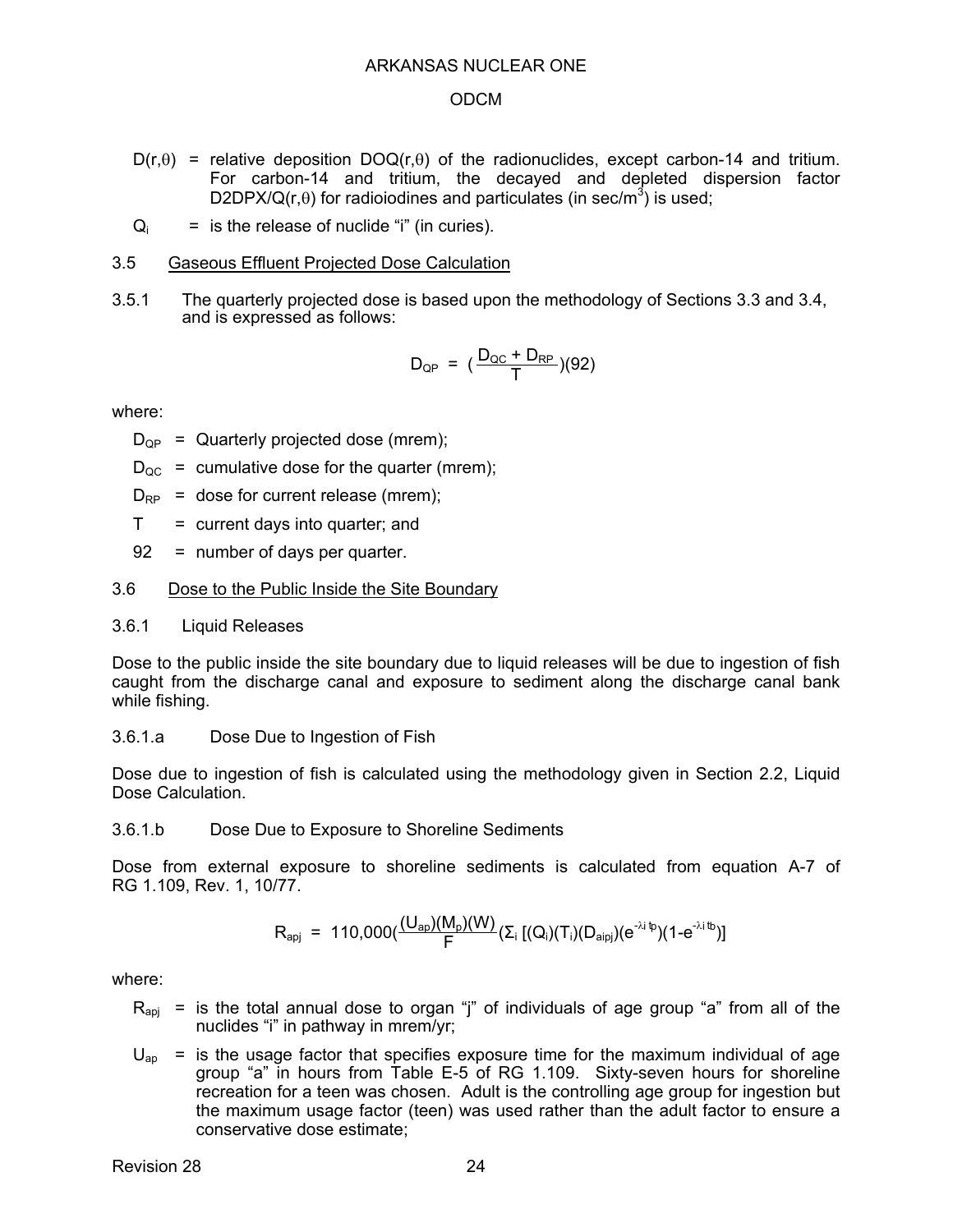$D(r,\theta)$ = relative deposition $DOQ(r,\theta)$ of the radionuclides, except carbon-14 and tritium. For carbon-14 and tritium, the decayed and depleted dispersion factor $D2DPX/Q(r,\theta)$ for radioiodines and particulates (in sec/m$^3$) is used;

$Q_i$ = is the release of nuclide "i" (in curies).

## 3.5 Gaseous Effluent Projected Dose Calculation

3.5.1 The quarterly projected dose is based upon the methodology of Sections 3.3 and 3.4, and is expressed as follows:

$$D_{QP} = \left(\frac{D_{QC} + D_{RP}}{T}\right)(92)$$

where:

$D_{QP}$ = Quarterly projected dose (mrem);

$D_{QC}$ = cumulative dose for the quarter (mrem);

$D_{RP}$ = dose for current release (mrem);

$T$ = current days into quarter; and

92 = number of days per quarter.

## 3.6 Dose to the Public Inside the Site Boundary

### 3.6.1 Liquid Releases

Dose to the public inside the site boundary due to liquid releases will be due to ingestion of fish caught from the discharge canal and exposure to sediment along the discharge canal bank while fishing.

#### 3.6.1.a Dose Due to Ingestion of Fish

Dose due to ingestion of fish is calculated using the methodology given in Section 2.2, Liquid Dose Calculation.

#### 3.6.1.b Dose Due to Exposure to Shoreline Sediments

Dose from external exposure to shoreline sediments is calculated from equation A-7 of RG 1.109, Rev. 1, 10/77.

$$R_{apj} = 110{,}000\left(\frac{(U_{ap})(M_p)(W)}{F}\right)\left(\Sigma_i \left[(Q_i)(T_i)(D_{aipj})(e^{-\lambda_i t_p})(1-e^{-\lambda_i t_b})\right]\right)$$

where:

$R_{apj}$ = is the total annual dose to organ "j" of individuals of age group "a" from all of the nuclides "i" in pathway in mrem/yr;

$U_{ap}$ = is the usage factor that specifies exposure time for the maximum individual of age group "a" in hours from Table E-5 of RG 1.109. Sixty-seven hours for shoreline recreation for a teen was chosen. Adult is the controlling age group for ingestion but the maximum usage factor (teen) was used rather than the adult factor to ensure a conservative dose estimate;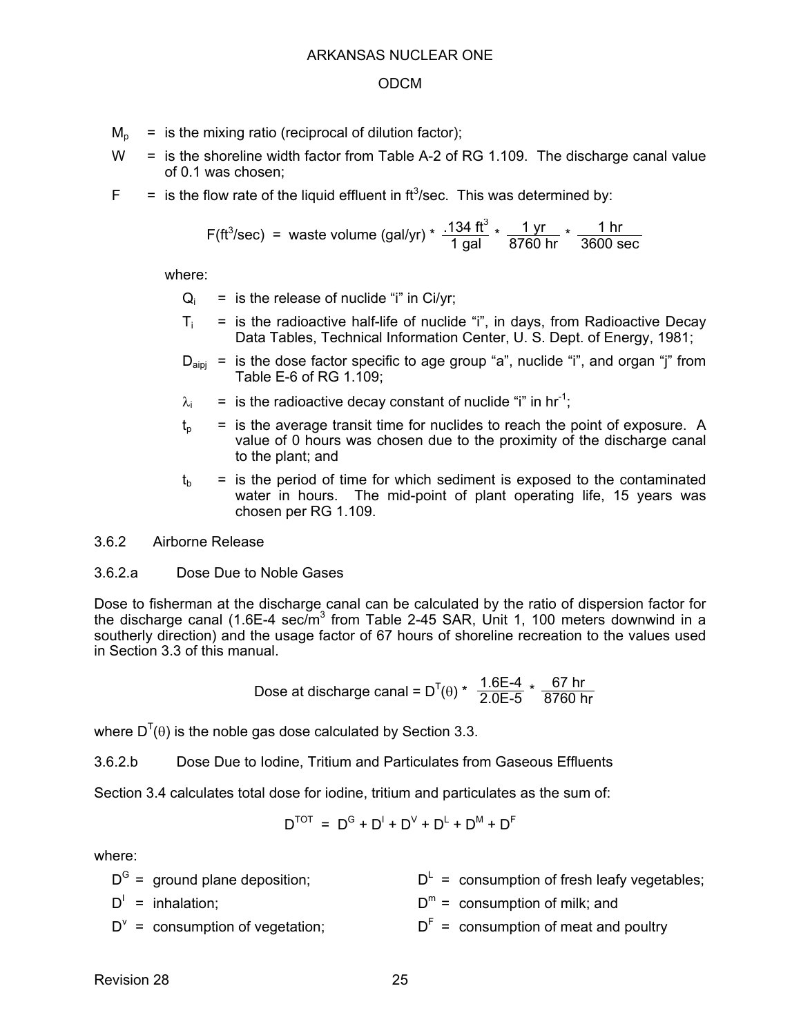$M_p$ = is the mixing ratio (reciprocal of dilution factor);

W = is the shoreline width factor from Table A-2 of RG 1.109. The discharge canal value of 0.1 was chosen;

F = is the flow rate of the liquid effluent in $ft^3$/sec. This was determined by:

$$F(ft^3/sec) = \text{waste volume (gal/yr)} * \frac{.134 \ ft^3}{1 \ gal} * \frac{1 \ yr}{8760 \ hr} * \frac{1 \ hr}{3600 \ sec}$$

where:

- $Q_i$ = is the release of nuclide "i" in Ci/yr;
- $T_i$ = is the radioactive half-life of nuclide "i", in days, from Radioactive Decay Data Tables, Technical Information Center, U. S. Dept. of Energy, 1981;
- $D_{aipj}$ = is the dose factor specific to age group "a", nuclide "i", and organ "j" from Table E-6 of RG 1.109;
- $\lambda_i$ = is the radioactive decay constant of nuclide "i" in $hr^{-1}$;
- $t_p$ = is the average transit time for nuclides to reach the point of exposure. A value of 0 hours was chosen due to the proximity of the discharge canal to the plant; and
- $t_b$ = is the period of time for which sediment is exposed to the contaminated water in hours. The mid-point of plant operating life, 15 years was chosen per RG 1.109.

## 3.6.2 Airborne Release

### 3.6.2.a Dose Due to Noble Gases

Dose to fisherman at the discharge canal can be calculated by the ratio of dispersion factor for the discharge canal (1.6E-4 sec/$m^3$ from Table 2-45 SAR, Unit 1, 100 meters downwind in a southerly direction) and the usage factor of 67 hours of shoreline recreation to the values used in Section 3.3 of this manual.

$$\text{Dose at discharge canal} = D^T(\theta) * \frac{1.6E\text{-}4}{2.0E\text{-}5} * \frac{67 \ hr}{8760 \ hr}$$

where $D^T(\theta)$ is the noble gas dose calculated by Section 3.3.

### 3.6.2.b Dose Due to Iodine, Tritium and Particulates from Gaseous Effluents

Section 3.4 calculates total dose for iodine, tritium and particulates as the sum of:

$$D^{TOT} = D^G + D^I + D^V + D^L + D^M + D^F$$

where:

- $D^G$ = ground plane deposition;
- $D^I$ = inhalation;
- $D^v$ = consumption of vegetation;
- $D^L$ = consumption of fresh leafy vegetables;
- $D^m$ = consumption of milk; and
- $D^F$ = consumption of meat and poultry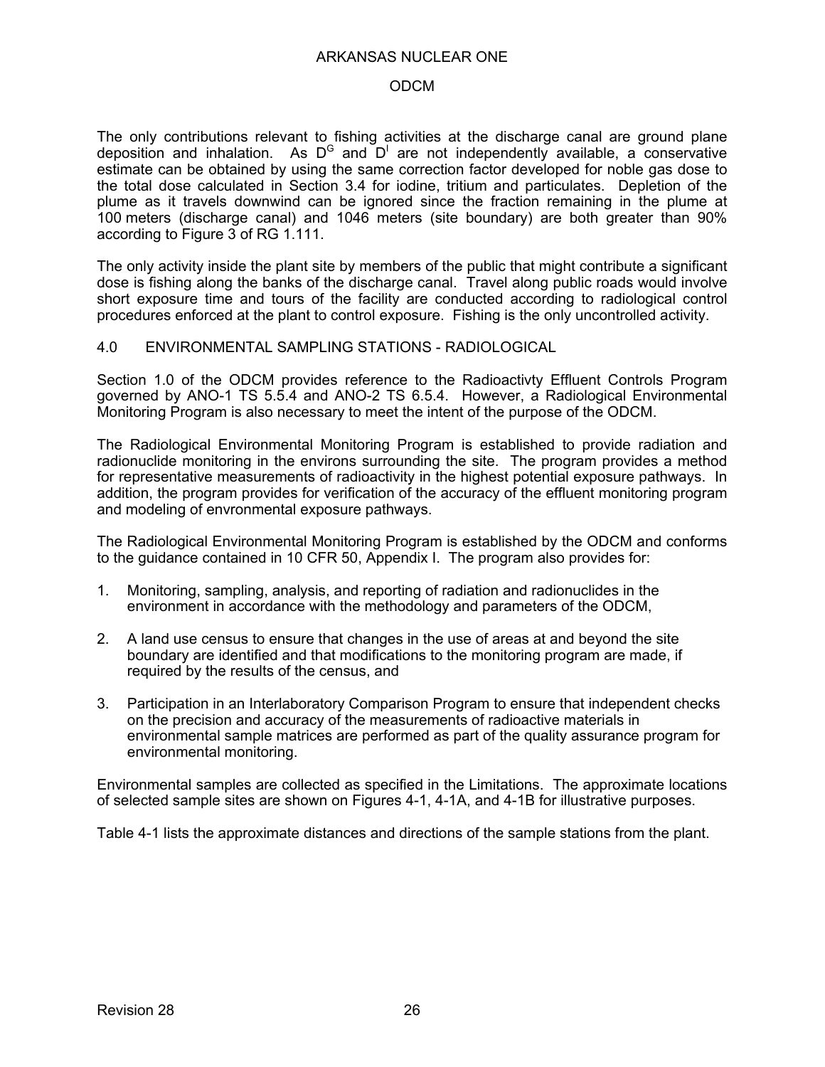The only contributions relevant to fishing activities at the discharge canal are ground plane deposition and inhalation. As $D^G$ and $D^I$ are not independently available, a conservative estimate can be obtained by using the same correction factor developed for noble gas dose to the total dose calculated in Section 3.4 for iodine, tritium and particulates. Depletion of the plume as it travels downwind can be ignored since the fraction remaining in the plume at 100 meters (discharge canal) and 1046 meters (site boundary) are both greater than 90% according to Figure 3 of RG 1.111.

The only activity inside the plant site by members of the public that might contribute a significant dose is fishing along the banks of the discharge canal. Travel along public roads would involve short exposure time and tours of the facility are conducted according to radiological control procedures enforced at the plant to control exposure. Fishing is the only uncontrolled activity.

## 4.0 ENVIRONMENTAL SAMPLING STATIONS - RADIOLOGICAL

Section 1.0 of the ODCM provides reference to the Radioactivty Effluent Controls Program governed by ANO-1 TS 5.5.4 and ANO-2 TS 6.5.4. However, a Radiological Environmental Monitoring Program is also necessary to meet the intent of the purpose of the ODCM.

The Radiological Environmental Monitoring Program is established to provide radiation and radionuclide monitoring in the environs surrounding the site. The program provides a method for representative measurements of radioactivity in the highest potential exposure pathways. In addition, the program provides for verification of the accuracy of the effluent monitoring program and modeling of envronmental exposure pathways.

The Radiological Environmental Monitoring Program is established by the ODCM and conforms to the guidance contained in 10 CFR 50, Appendix I. The program also provides for:

1. Monitoring, sampling, analysis, and reporting of radiation and radionuclides in the environment in accordance with the methodology and parameters of the ODCM,

2. A land use census to ensure that changes in the use of areas at and beyond the site boundary are identified and that modifications to the monitoring program are made, if required by the results of the census, and

3. Participation in an Interlaboratory Comparison Program to ensure that independent checks on the precision and accuracy of the measurements of radioactive materials in environmental sample matrices are performed as part of the quality assurance program for environmental monitoring.

Environmental samples are collected as specified in the Limitations. The approximate locations of selected sample sites are shown on Figures 4-1, 4-1A, and 4-1B for illustrative purposes.

Table 4-1 lists the approximate distances and directions of the sample stations from the plant.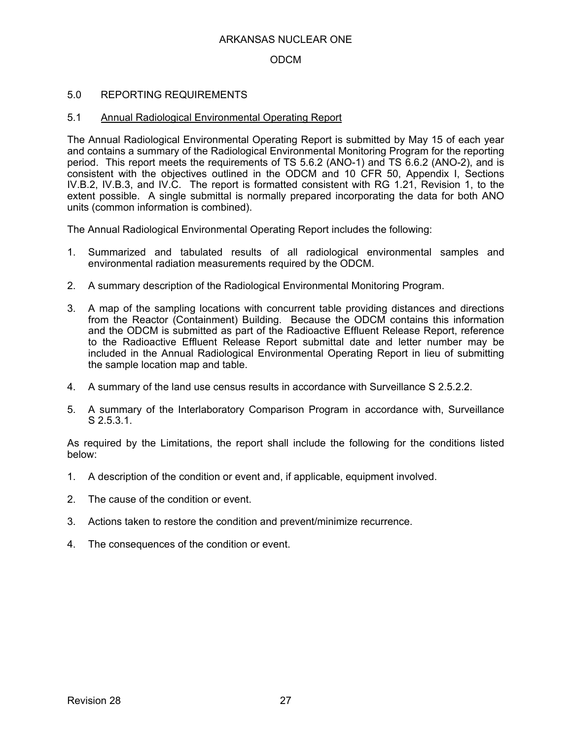## 5.0 REPORTING REQUIREMENTS

### 5.1 Annual Radiological Environmental Operating Report

The Annual Radiological Environmental Operating Report is submitted by May 15 of each year and contains a summary of the Radiological Environmental Monitoring Program for the reporting period. This report meets the requirements of TS 5.6.2 (ANO-1) and TS 6.6.2 (ANO-2), and is consistent with the objectives outlined in the ODCM and 10 CFR 50, Appendix I, Sections IV.B.2, IV.B.3, and IV.C. The report is formatted consistent with RG 1.21, Revision 1, to the extent possible. A single submittal is normally prepared incorporating the data for both ANO units (common information is combined).

The Annual Radiological Environmental Operating Report includes the following:

1. Summarized and tabulated results of all radiological environmental samples and environmental radiation measurements required by the ODCM.
2. A summary description of the Radiological Environmental Monitoring Program.
3. A map of the sampling locations with concurrent table providing distances and directions from the Reactor (Containment) Building. Because the ODCM contains this information and the ODCM is submitted as part of the Radioactive Effluent Release Report, reference to the Radioactive Effluent Release Report submittal date and letter number may be included in the Annual Radiological Environmental Operating Report in lieu of submitting the sample location map and table.
4. A summary of the land use census results in accordance with Surveillance S 2.5.2.2.
5. A summary of the Interlaboratory Comparison Program in accordance with, Surveillance S 2.5.3.1.

As required by the Limitations, the report shall include the following for the conditions listed below:

1. A description of the condition or event and, if applicable, equipment involved.
2. The cause of the condition or event.
3. Actions taken to restore the condition and prevent/minimize recurrence.
4. The consequences of the condition or event.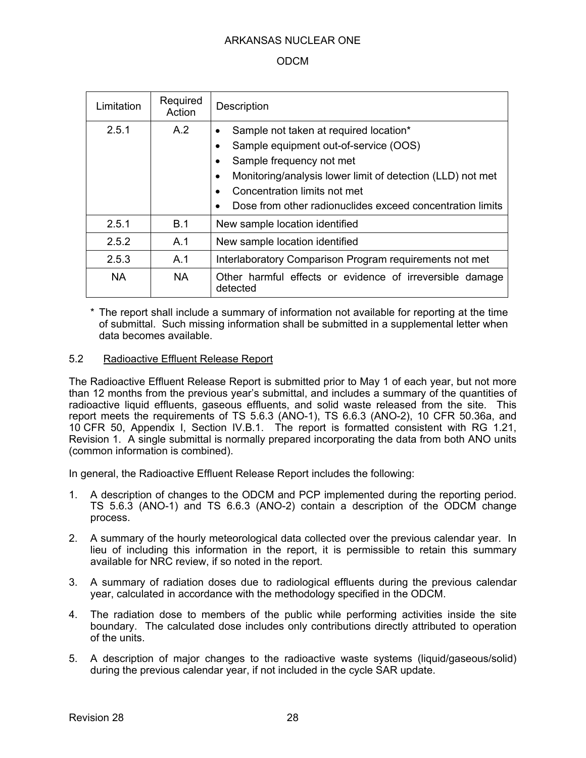| Limitation | Required Action | Description |
|---|---|---|
| 2.5.1 | A.2 | • Sample not taken at required location*<br>• Sample equipment out-of-service (OOS)<br>• Sample frequency not met<br>• Monitoring/analysis lower limit of detection (LLD) not met<br>• Concentration limits not met<br>• Dose from other radionuclides exceed concentration limits |
| 2.5.1 | B.1 | New sample location identified |
| 2.5.2 | A.1 | New sample location identified |
| 2.5.3 | A.1 | Interlaboratory Comparison Program requirements not met |
| NA | NA | Other harmful effects or evidence of irreversible damage detected |

\* The report shall include a summary of information not available for reporting at the time of submittal. Such missing information shall be submitted in a supplemental letter when data becomes available.

## 5.2 Radioactive Effluent Release Report

The Radioactive Effluent Release Report is submitted prior to May 1 of each year, but not more than 12 months from the previous year's submittal, and includes a summary of the quantities of radioactive liquid effluents, gaseous effluents, and solid waste released from the site. This report meets the requirements of TS 5.6.3 (ANO-1), TS 6.6.3 (ANO-2), 10 CFR 50.36a, and 10 CFR 50, Appendix I, Section IV.B.1. The report is formatted consistent with RG 1.21, Revision 1. A single submittal is normally prepared incorporating the data from both ANO units (common information is combined).

In general, the Radioactive Effluent Release Report includes the following:

1. A description of changes to the ODCM and PCP implemented during the reporting period. TS 5.6.3 (ANO-1) and TS 6.6.3 (ANO-2) contain a description of the ODCM change process.
2. A summary of the hourly meteorological data collected over the previous calendar year. In lieu of including this information in the report, it is permissible to retain this summary available for NRC review, if so noted in the report.
3. A summary of radiation doses due to radiological effluents during the previous calendar year, calculated in accordance with the methodology specified in the ODCM.
4. The radiation dose to members of the public while performing activities inside the site boundary. The calculated dose includes only contributions directly attributed to operation of the units.
5. A description of major changes to the radioactive waste systems (liquid/gaseous/solid) during the previous calendar year, if not included in the cycle SAR update.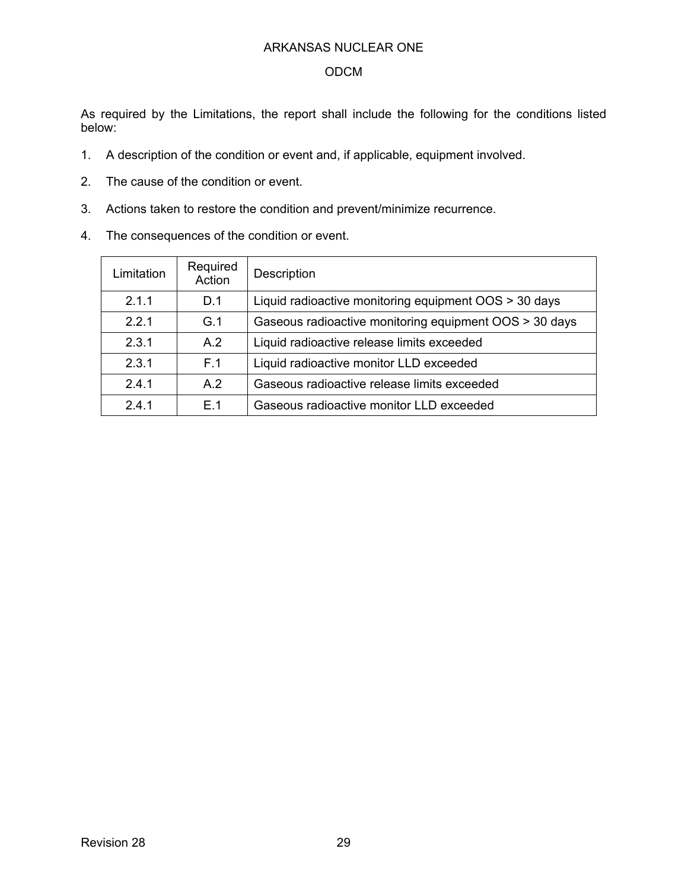As required by the Limitations, the report shall include the following for the conditions listed below:

1. A description of the condition or event and, if applicable, equipment involved.
2. The cause of the condition or event.
3. Actions taken to restore the condition and prevent/minimize recurrence.
4. The consequences of the condition or event.

| Limitation | Required Action | Description |
|---|---|---|
| 2.1.1 | D.1 | Liquid radioactive monitoring equipment OOS > 30 days |
| 2.2.1 | G.1 | Gaseous radioactive monitoring equipment OOS > 30 days |
| 2.3.1 | A.2 | Liquid radioactive release limits exceeded |
| 2.3.1 | F.1 | Liquid radioactive monitor LLD exceeded |
| 2.4.1 | A.2 | Gaseous radioactive release limits exceeded |
| 2.4.1 | E.1 | Gaseous radioactive monitor LLD exceeded |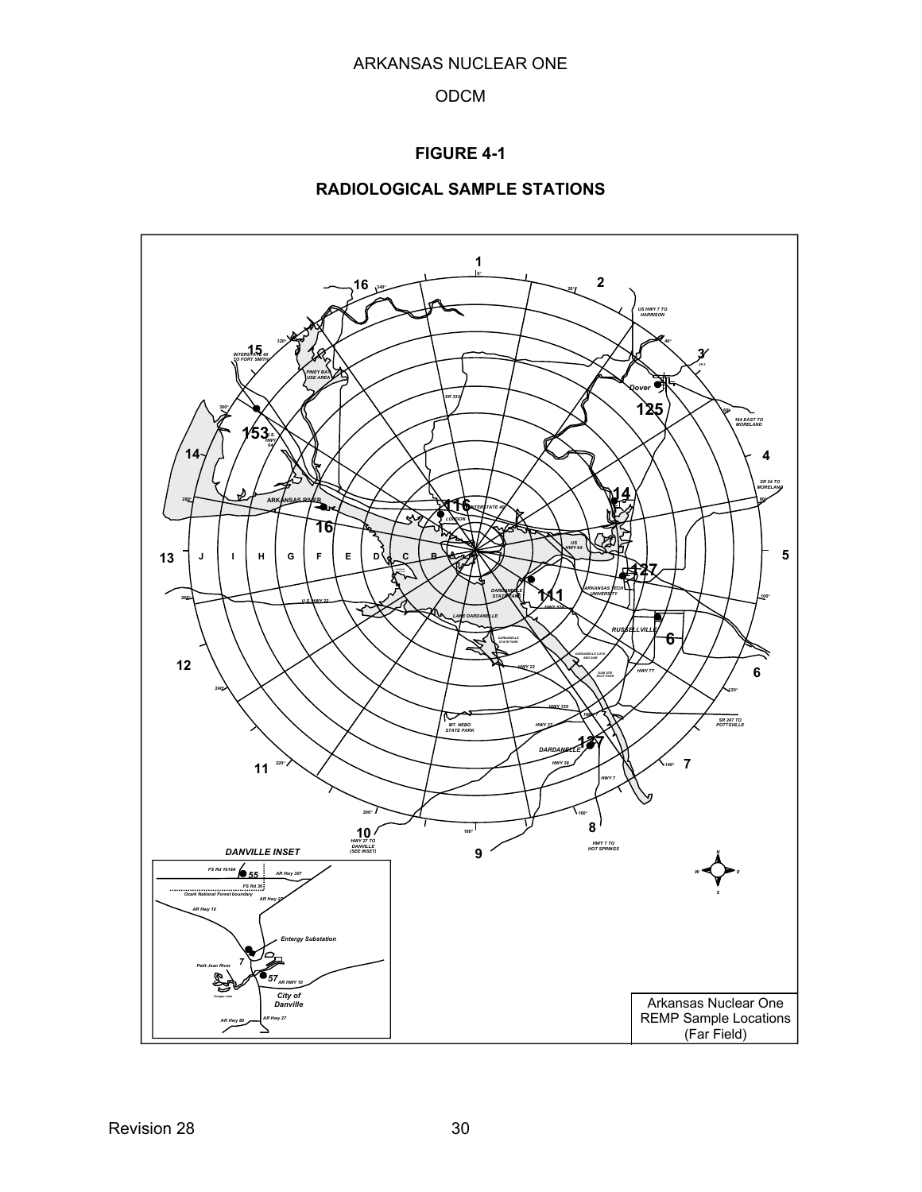## FIGURE 4-1

## RADIOLOGICAL SAMPLE STATIONS

Arkansas Nuclear One
REMP Sample Locations
(Far Field)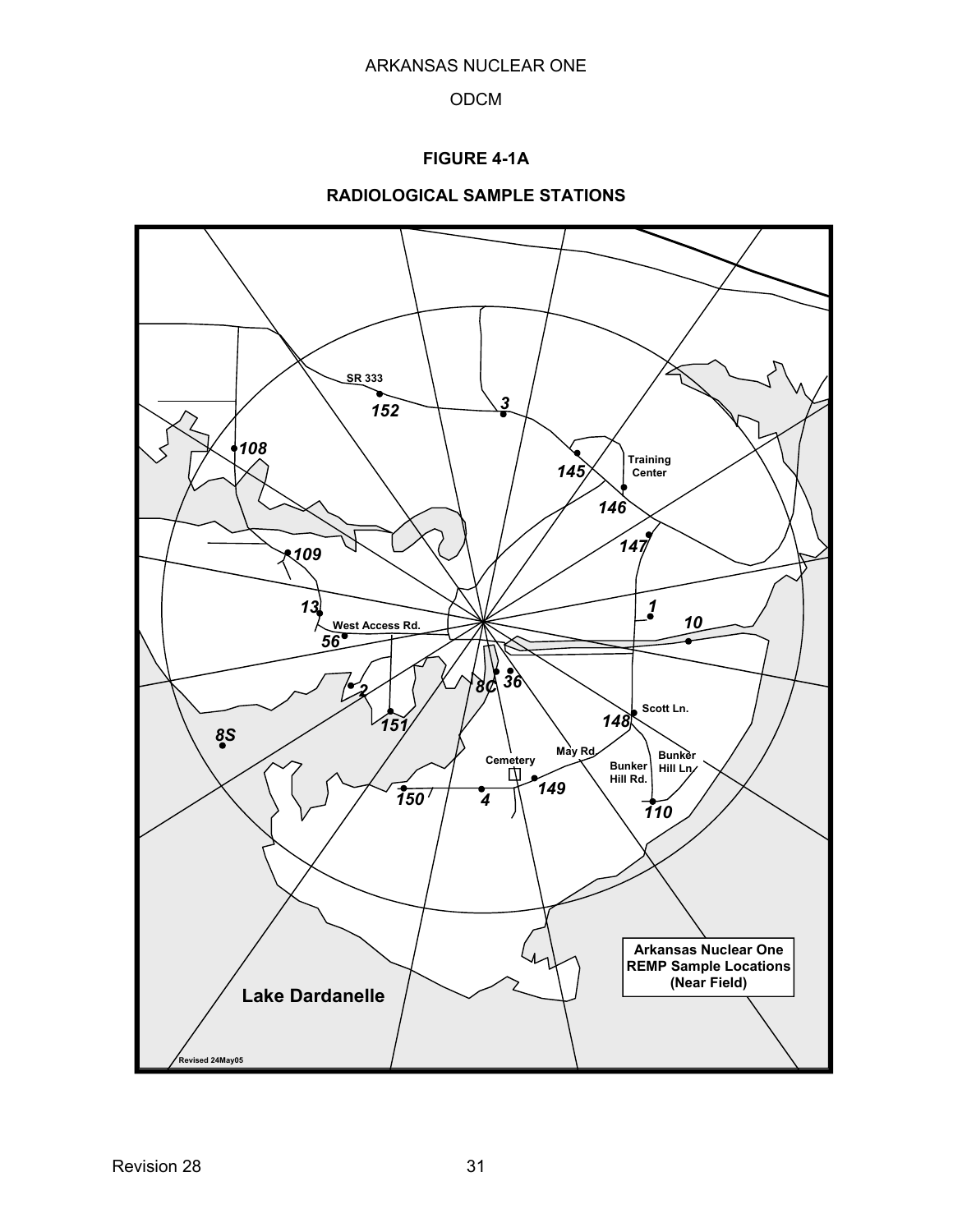## FIGURE 4-1A

## RADIOLOGICAL SAMPLE STATIONS

SR 333

152

3

108

145

Training Center

146

147

109

13

1

West Access Rd.

10

56

8C

36

2

151

148

Scott Ln.

8S

May Rd.

Cemetery

Bunker Hill Rd.

Bunker Hill Ln.

149

150

4

110

Arkansas Nuclear One REMP Sample Locations (Near Field)

Lake Dardanelle

Revised 24May05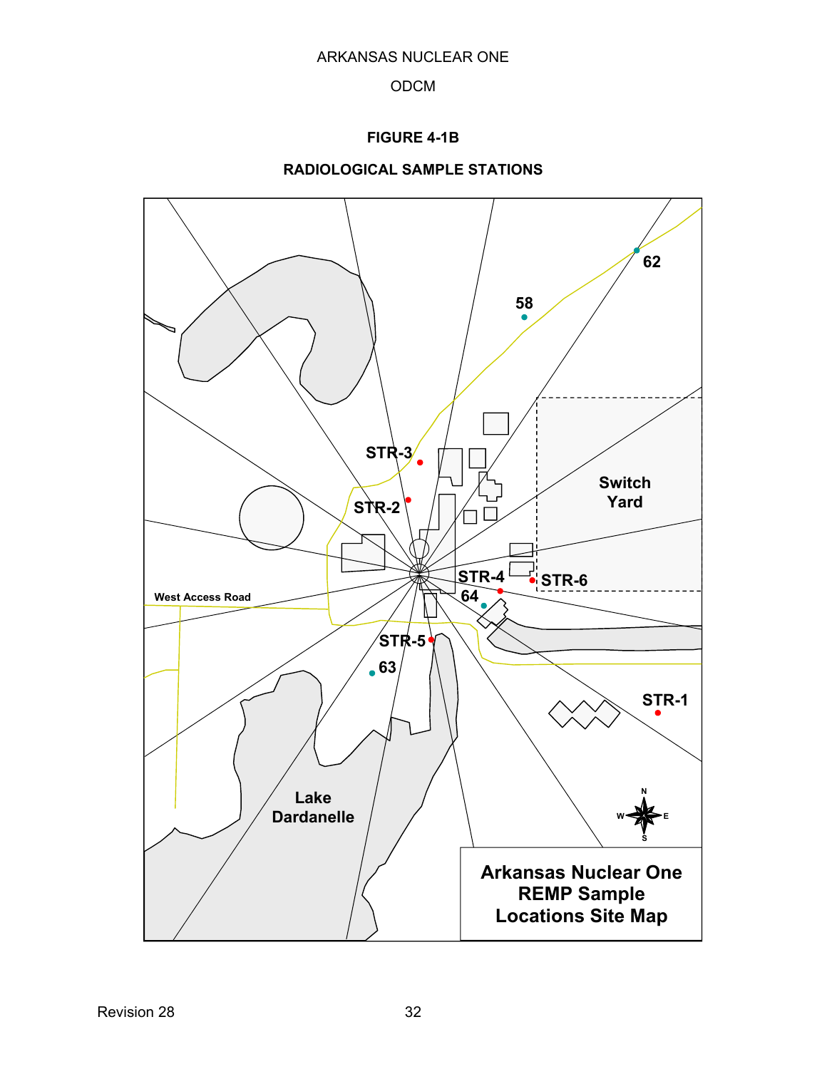**FIGURE 4-1B**

**RADIOLOGICAL SAMPLE STATIONS**

62

58

STR-3

Switch Yard

STR-2

STR-4

STR-6

64

West Access Road

STR-5

63

STR-1

Lake Dardanelle

N W E S

**Arkansas Nuclear One REMP Sample Locations Site Map**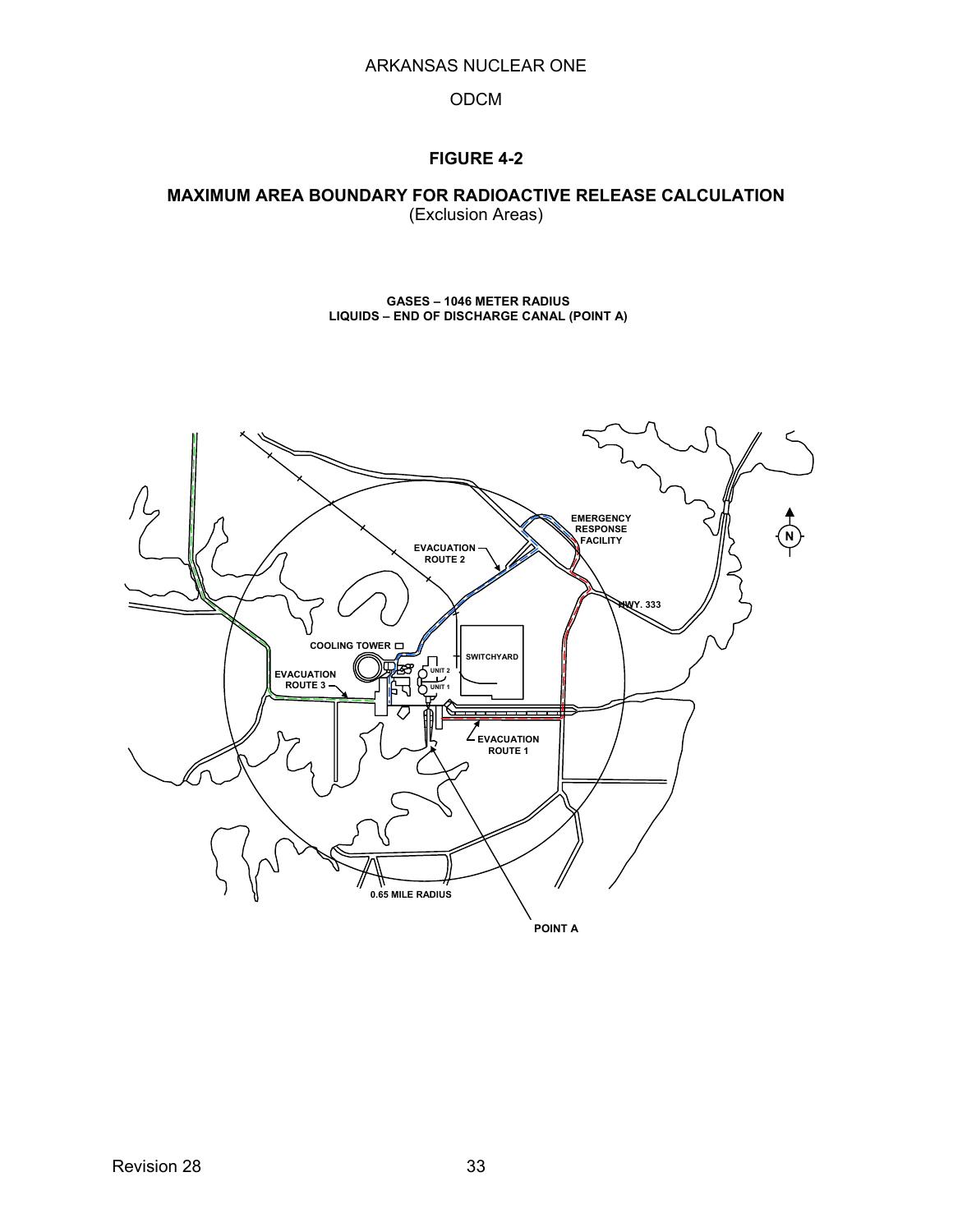## FIGURE 4-2

### MAXIMUM AREA BOUNDARY FOR RADIOACTIVE RELEASE CALCULATION
(Exclusion Areas)

**GASES – 1046 METER RADIUS**
**LIQUIDS – END OF DISCHARGE CANAL (POINT A)**

EMERGENCY RESPONSE FACILITY

EVACUATION ROUTE 2

HWY. 333

COOLING TOWER

SWITCHYARD

UNIT 2

UNIT 1

EVACUATION ROUTE 3

EVACUATION ROUTE 1

0.65 MILE RADIUS

POINT A

N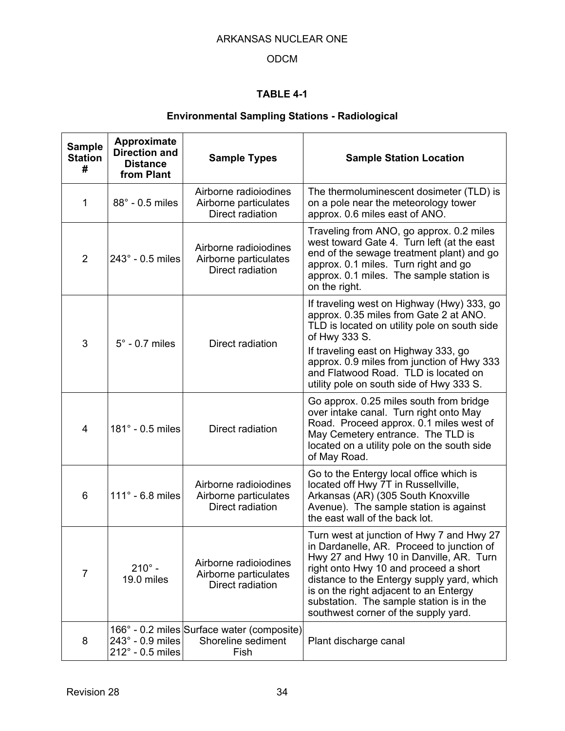ARKANSAS NUCLEAR ONE

ODCM

### TABLE 4-1

### Environmental Sampling Stations - Radiological

| Sample Station # | Approximate Direction and Distance from Plant | Sample Types | Sample Station Location |
|---|---|---|---|
| 1 | 88° - 0.5 miles | Airborne radioiodines<br>Airborne particulates<br>Direct radiation | The thermoluminescent dosimeter (TLD) is on a pole near the meteorology tower approx. 0.6 miles east of ANO. |
| 2 | 243° - 0.5 miles | Airborne radioiodines<br>Airborne particulates<br>Direct radiation | Traveling from ANO, go approx. 0.2 miles west toward Gate 4. Turn left (at the east end of the sewage treatment plant) and go approx. 0.1 miles. Turn right and go approx. 0.1 miles. The sample station is on the right. |
| 3 | 5° - 0.7 miles | Direct radiation | If traveling west on Highway (Hwy) 333, go approx. 0.35 miles from Gate 2 at ANO. TLD is located on utility pole on south side of Hwy 333 S.<br>If traveling east on Highway 333, go approx. 0.9 miles from junction of Hwy 333 and Flatwood Road. TLD is located on utility pole on south side of Hwy 333 S. |
| 4 | 181° - 0.5 miles | Direct radiation | Go approx. 0.25 miles south from bridge over intake canal. Turn right onto May Road. Proceed approx. 0.1 miles west of May Cemetery entrance. The TLD is located on a utility pole on the south side of May Road. |
| 6 | 111° - 6.8 miles | Airborne radioiodines<br>Airborne particulates<br>Direct radiation | Go to the Entergy local office which is located off Hwy 7T in Russellville, Arkansas (AR) (305 South Knoxville Avenue). The sample station is against the east wall of the back lot. |
| 7 | 210° - 19.0 miles | Airborne radioiodines<br>Airborne particulates<br>Direct radiation | Turn west at junction of Hwy 7 and Hwy 27 in Dardanelle, AR. Proceed to junction of Hwy 27 and Hwy 10 in Danville, AR. Turn right onto Hwy 10 and proceed a short distance to the Entergy supply yard, which is on the right adjacent to an Entergy substation. The sample station is in the southwest corner of the supply yard. |
| 8 | 166° - 0.2 miles<br>243° - 0.9 miles<br>212° - 0.5 miles | Surface water (composite)<br>Shoreline sediment<br>Fish | Plant discharge canal |

Revision 28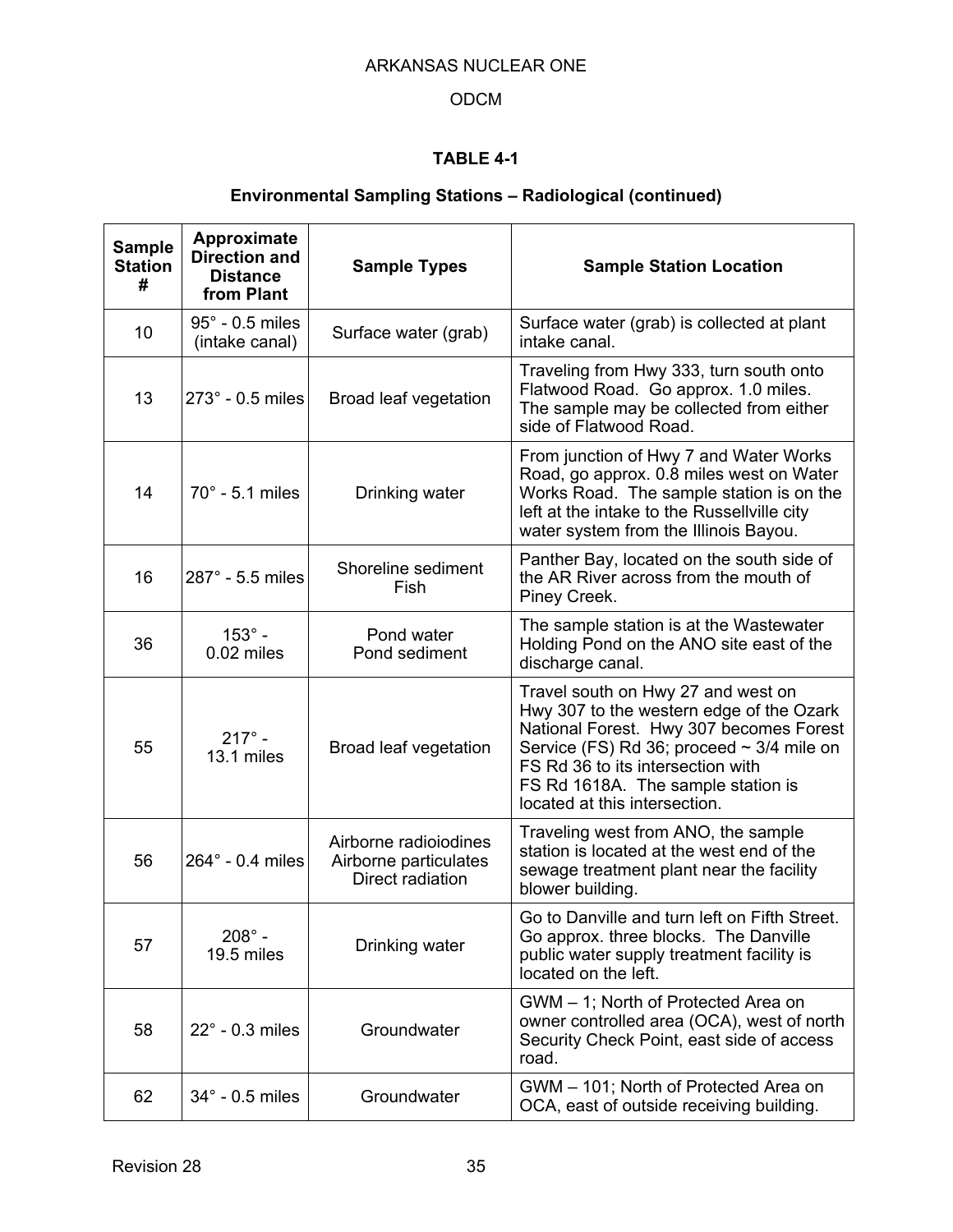### TABLE 4-1

### Environmental Sampling Stations – Radiological (continued)

| Sample Station # | Approximate Direction and Distance from Plant | Sample Types | Sample Station Location |
|---|---|---|---|
| 10 | 95° - 0.5 miles (intake canal) | Surface water (grab) | Surface water (grab) is collected at plant intake canal. |
| 13 | 273° - 0.5 miles | Broad leaf vegetation | Traveling from Hwy 333, turn south onto Flatwood Road. Go approx. 1.0 miles. The sample may be collected from either side of Flatwood Road. |
| 14 | 70° - 5.1 miles | Drinking water | From junction of Hwy 7 and Water Works Road, go approx. 0.8 miles west on Water Works Road. The sample station is on the left at the intake to the Russellville city water system from the Illinois Bayou. |
| 16 | 287° - 5.5 miles | Shoreline sediment<br>Fish | Panther Bay, located on the south side of the AR River across from the mouth of Piney Creek. |
| 36 | 153° - 0.02 miles | Pond water<br>Pond sediment | The sample station is at the Wastewater Holding Pond on the ANO site east of the discharge canal. |
| 55 | 217° - 13.1 miles | Broad leaf vegetation | Travel south on Hwy 27 and west on Hwy 307 to the western edge of the Ozark National Forest. Hwy 307 becomes Forest Service (FS) Rd 36; proceed ~ 3/4 mile on FS Rd 36 to its intersection with FS Rd 1618A. The sample station is located at this intersection. |
| 56 | 264° - 0.4 miles | Airborne radioiodines<br>Airborne particulates<br>Direct radiation | Traveling west from ANO, the sample station is located at the west end of the sewage treatment plant near the facility blower building. |
| 57 | 208° - 19.5 miles | Drinking water | Go to Danville and turn left on Fifth Street. Go approx. three blocks. The Danville public water supply treatment facility is located on the left. |
| 58 | 22° - 0.3 miles | Groundwater | GWM – 1; North of Protected Area on owner controlled area (OCA), west of north Security Check Point, east side of access road. |
| 62 | 34° - 0.5 miles | Groundwater | GWM – 101; North of Protected Area on OCA, east of outside receiving building. |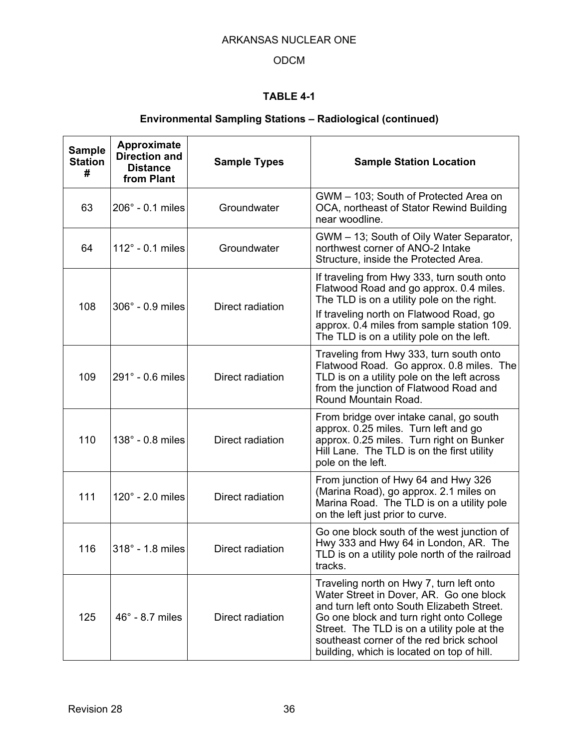ARKANSAS NUCLEAR ONE

ODCM

**TABLE 4-1**

**Environmental Sampling Stations – Radiological (continued)**

| Sample Station # | Approximate Direction and Distance from Plant | Sample Types | Sample Station Location |
|---|---|---|---|
| 63 | 206° - 0.1 miles | Groundwater | GWM – 103; South of Protected Area on OCA, northeast of Stator Rewind Building near woodline. |
| 64 | 112° - 0.1 miles | Groundwater | GWM – 13; South of Oily Water Separator, northwest corner of ANO-2 Intake Structure, inside the Protected Area. |
| 108 | 306° - 0.9 miles | Direct radiation | If traveling from Hwy 333, turn south onto Flatwood Road and go approx. 0.4 miles. The TLD is on a utility pole on the right.<br>If traveling north on Flatwood Road, go approx. 0.4 miles from sample station 109. The TLD is on a utility pole on the left. |
| 109 | 291° - 0.6 miles | Direct radiation | Traveling from Hwy 333, turn south onto Flatwood Road. Go approx. 0.8 miles. The TLD is on a utility pole on the left across from the junction of Flatwood Road and Round Mountain Road. |
| 110 | 138° - 0.8 miles | Direct radiation | From bridge over intake canal, go south approx. 0.25 miles. Turn left and go approx. 0.25 miles. Turn right on Bunker Hill Lane. The TLD is on the first utility pole on the left. |
| 111 | 120° - 2.0 miles | Direct radiation | From junction of Hwy 64 and Hwy 326 (Marina Road), go approx. 2.1 miles on Marina Road. The TLD is on a utility pole on the left just prior to curve. |
| 116 | 318° - 1.8 miles | Direct radiation | Go one block south of the west junction of Hwy 333 and Hwy 64 in London, AR. The TLD is on a utility pole north of the railroad tracks. |
| 125 | 46° - 8.7 miles | Direct radiation | Traveling north on Hwy 7, turn left onto Water Street in Dover, AR. Go one block and turn left onto South Elizabeth Street. Go one block and turn right onto College Street. The TLD is on a utility pole at the southeast corner of the red brick school building, which is located on top of hill. |

Revision 28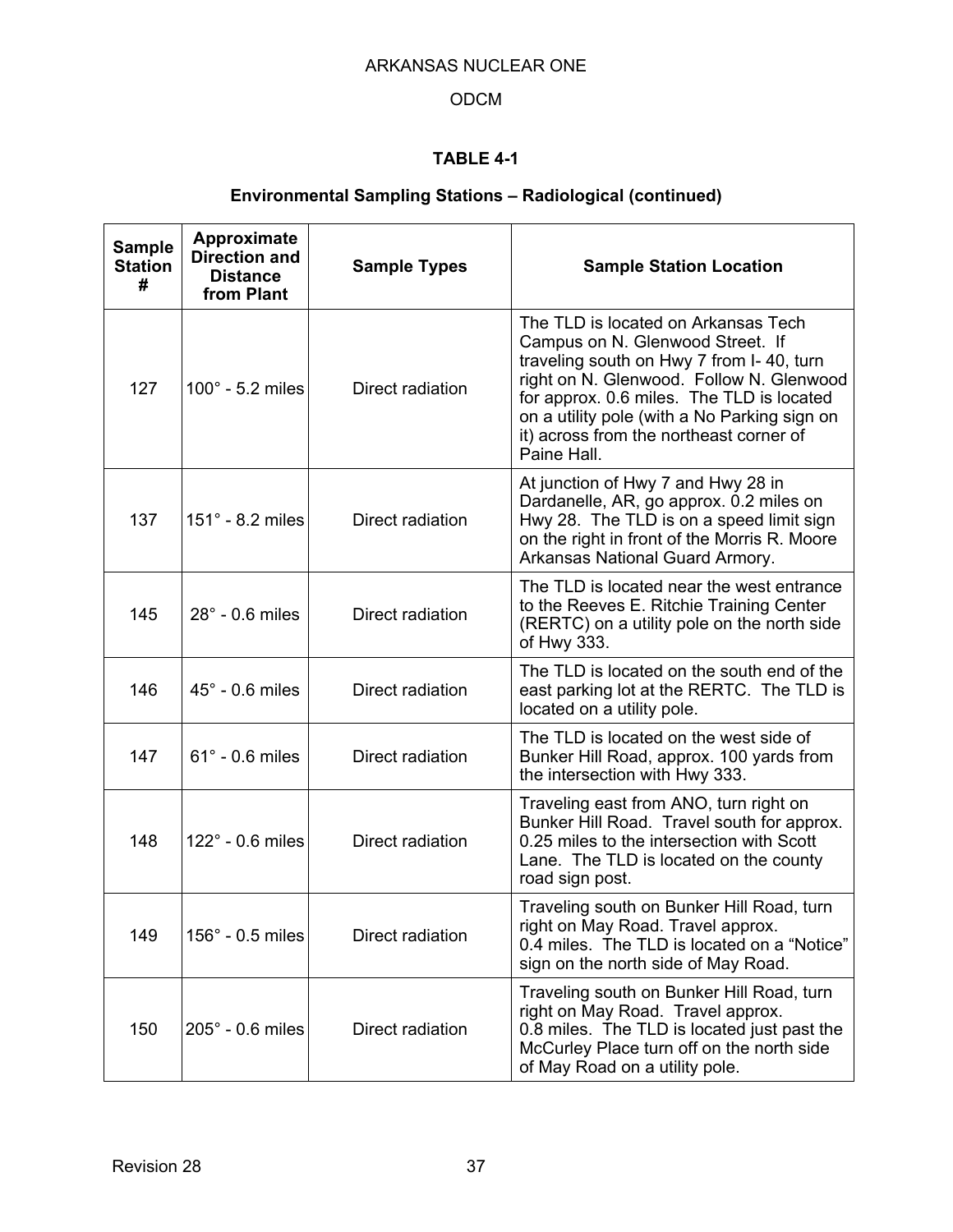ARKANSAS NUCLEAR ONE

ODCM

## TABLE 4-1

### Environmental Sampling Stations – Radiological (continued)

| Sample Station # | Approximate Direction and Distance from Plant | Sample Types | Sample Station Location |
|---|---|---|---|
| 127 | 100° - 5.2 miles | Direct radiation | The TLD is located on Arkansas Tech Campus on N. Glenwood Street. If traveling south on Hwy 7 from I- 40, turn right on N. Glenwood. Follow N. Glenwood for approx. 0.6 miles. The TLD is located on a utility pole (with a No Parking sign on it) across from the northeast corner of Paine Hall. |
| 137 | 151° - 8.2 miles | Direct radiation | At junction of Hwy 7 and Hwy 28 in Dardanelle, AR, go approx. 0.2 miles on Hwy 28. The TLD is on a speed limit sign on the right in front of the Morris R. Moore Arkansas National Guard Armory. |
| 145 | 28° - 0.6 miles | Direct radiation | The TLD is located near the west entrance to the Reeves E. Ritchie Training Center (RERTC) on a utility pole on the north side of Hwy 333. |
| 146 | 45° - 0.6 miles | Direct radiation | The TLD is located on the south end of the east parking lot at the RERTC. The TLD is located on a utility pole. |
| 147 | 61° - 0.6 miles | Direct radiation | The TLD is located on the west side of Bunker Hill Road, approx. 100 yards from the intersection with Hwy 333. |
| 148 | 122° - 0.6 miles | Direct radiation | Traveling east from ANO, turn right on Bunker Hill Road. Travel south for approx. 0.25 miles to the intersection with Scott Lane. The TLD is located on the county road sign post. |
| 149 | 156° - 0.5 miles | Direct radiation | Traveling south on Bunker Hill Road, turn right on May Road. Travel approx. 0.4 miles. The TLD is located on a "Notice" sign on the north side of May Road. |
| 150 | 205° - 0.6 miles | Direct radiation | Traveling south on Bunker Hill Road, turn right on May Road. Travel approx. 0.8 miles. The TLD is located just past the McCurley Place turn off on the north side of May Road on a utility pole. |

Revision 28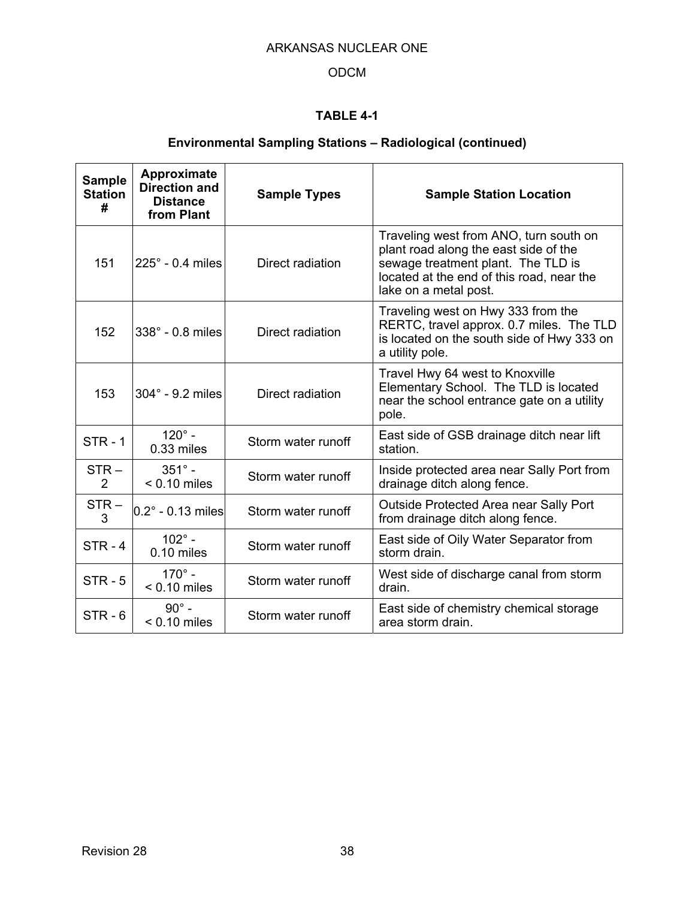**TABLE 4-1**

**Environmental Sampling Stations – Radiological (continued)**

| Sample Station # | Approximate Direction and Distance from Plant | Sample Types | Sample Station Location |
|---|---|---|---|
| 151 | 225° - 0.4 miles | Direct radiation | Traveling west from ANO, turn south on plant road along the east side of the sewage treatment plant. The TLD is located at the end of this road, near the lake on a metal post. |
| 152 | 338° - 0.8 miles | Direct radiation | Traveling west on Hwy 333 from the RERTC, travel approx. 0.7 miles. The TLD is located on the south side of Hwy 333 on a utility pole. |
| 153 | 304° - 9.2 miles | Direct radiation | Travel Hwy 64 west to Knoxville Elementary School. The TLD is located near the school entrance gate on a utility pole. |
| STR - 1 | 120° - 0.33 miles | Storm water runoff | East side of GSB drainage ditch near lift station. |
| STR – 2 | 351° - < 0.10 miles | Storm water runoff | Inside protected area near Sally Port from drainage ditch along fence. |
| STR – 3 | 0.2° - 0.13 miles | Storm water runoff | Outside Protected Area near Sally Port from drainage ditch along fence. |
| STR - 4 | 102° - 0.10 miles | Storm water runoff | East side of Oily Water Separator from storm drain. |
| STR - 5 | 170° - < 0.10 miles | Storm water runoff | West side of discharge canal from storm drain. |
| STR - 6 | 90° - < 0.10 miles | Storm water runoff | East side of chemistry chemical storage area storm drain. |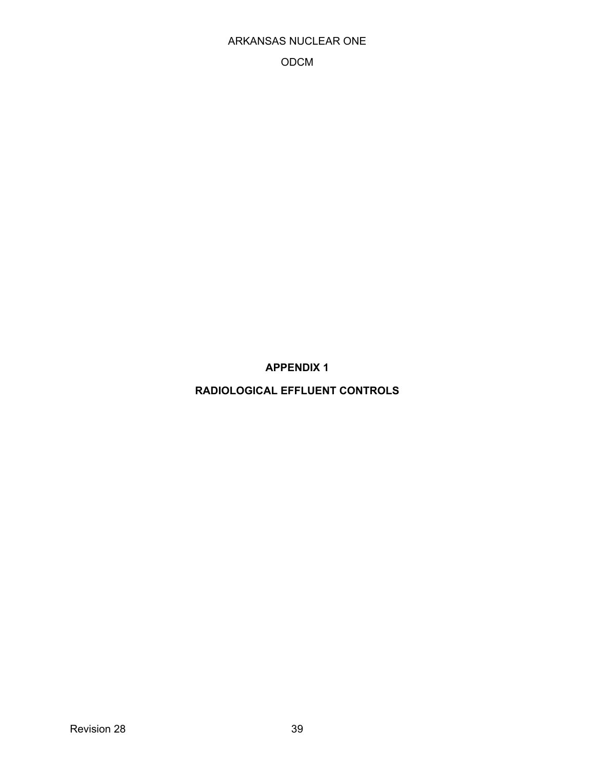# APPENDIX 1

# RADIOLOGICAL EFFLUENT CONTROLS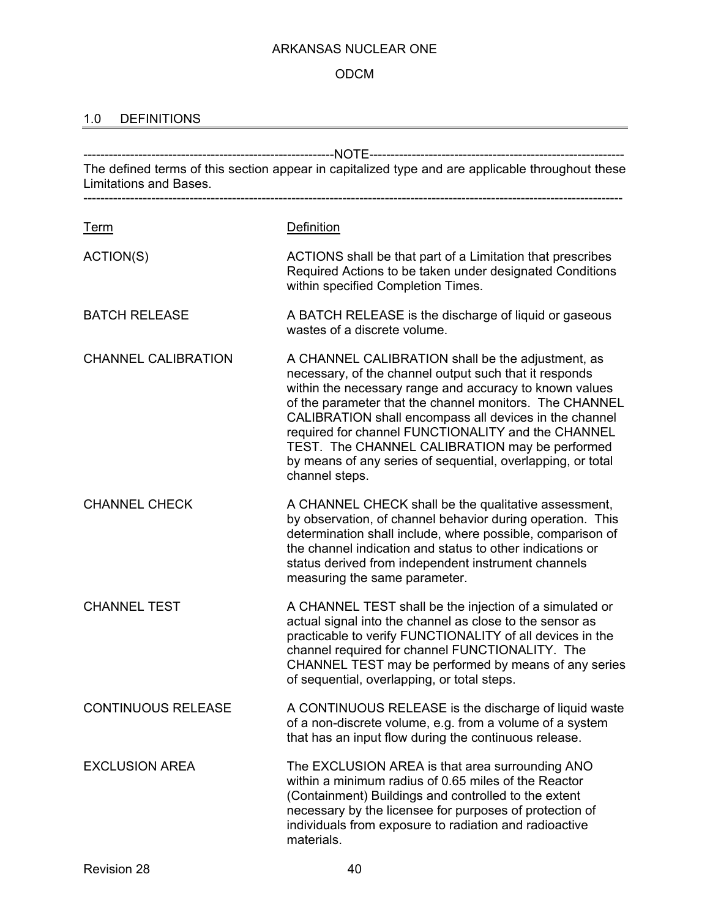## 1.0 DEFINITIONS

---NOTE---

The defined terms of this section appear in capitalized type and are applicable throughout these Limitations and Bases.

---

| Term | Definition |
|---|---|
| ACTION(S) | ACTIONS shall be that part of a Limitation that prescribes Required Actions to be taken under designated Conditions within specified Completion Times. |
| BATCH RELEASE | A BATCH RELEASE is the discharge of liquid or gaseous wastes of a discrete volume. |
| CHANNEL CALIBRATION | A CHANNEL CALIBRATION shall be the adjustment, as necessary, of the channel output such that it responds within the necessary range and accuracy to known values of the parameter that the channel monitors. The CHANNEL CALIBRATION shall encompass all devices in the channel required for channel FUNCTIONALITY and the CHANNEL TEST. The CHANNEL CALIBRATION may be performed by means of any series of sequential, overlapping, or total channel steps. |
| CHANNEL CHECK | A CHANNEL CHECK shall be the qualitative assessment, by observation, of channel behavior during operation. This determination shall include, where possible, comparison of the channel indication and status to other indications or status derived from independent instrument channels measuring the same parameter. |
| CHANNEL TEST | A CHANNEL TEST shall be the injection of a simulated or actual signal into the channel as close to the sensor as practicable to verify FUNCTIONALITY of all devices in the channel required for channel FUNCTIONALITY. The CHANNEL TEST may be performed by means of any series of sequential, overlapping, or total steps. |
| CONTINUOUS RELEASE | A CONTINUOUS RELEASE is the discharge of liquid waste of a non-discrete volume, e.g. from a volume of a system that has an input flow during the continuous release. |
| EXCLUSION AREA | The EXCLUSION AREA is that area surrounding ANO within a minimum radius of 0.65 miles of the Reactor (Containment) Buildings and controlled to the extent necessary by the licensee for purposes of protection of individuals from exposure to radiation and radioactive materials. |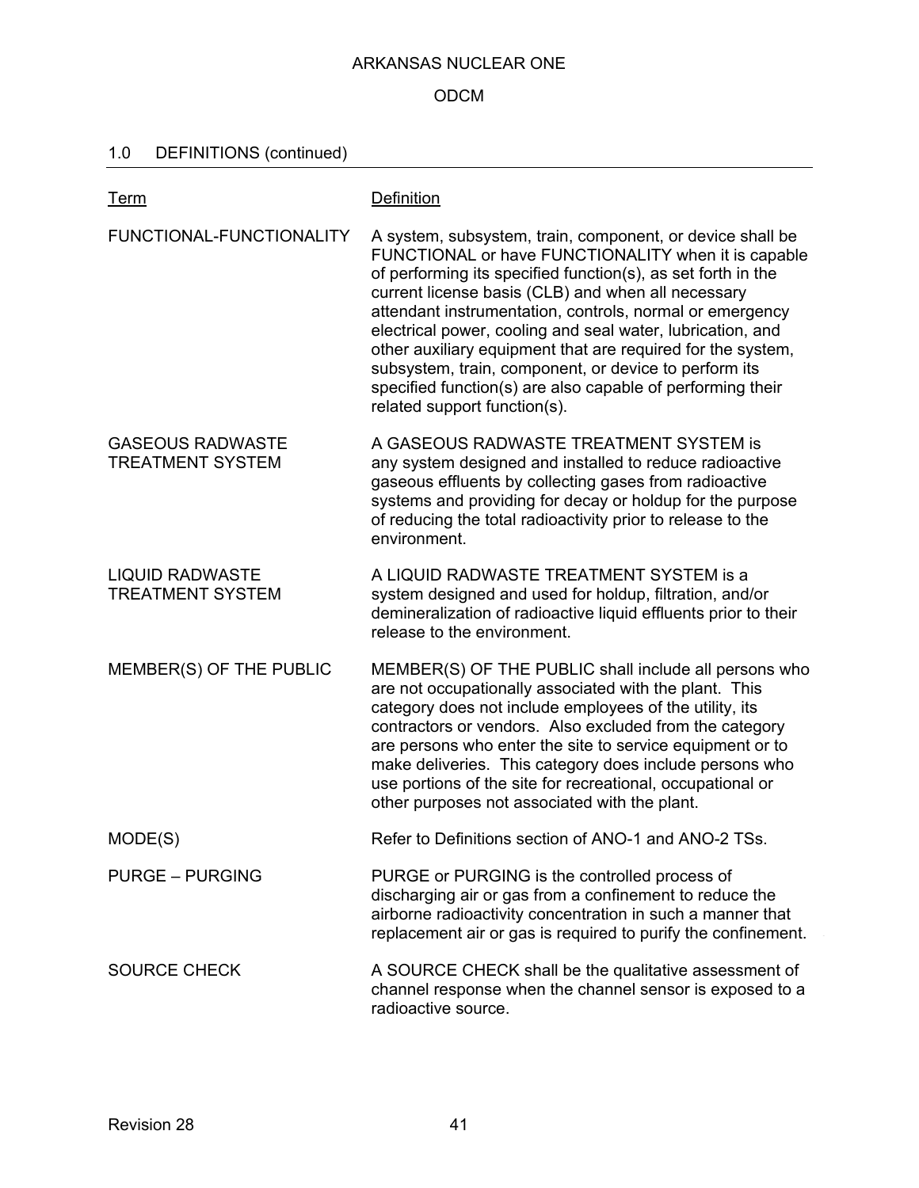## 1.0 DEFINITIONS (continued)

| Term | Definition |
|---|---|
| FUNCTIONAL-FUNCTIONALITY | A system, subsystem, train, component, or device shall be FUNCTIONAL or have FUNCTIONALITY when it is capable of performing its specified function(s), as set forth in the current license basis (CLB) and when all necessary attendant instrumentation, controls, normal or emergency electrical power, cooling and seal water, lubrication, and other auxiliary equipment that are required for the system, subsystem, train, component, or device to perform its specified function(s) are also capable of performing their related support function(s). |
| GASEOUS RADWASTE TREATMENT SYSTEM | A GASEOUS RADWASTE TREATMENT SYSTEM is any system designed and installed to reduce radioactive gaseous effluents by collecting gases from radioactive systems and providing for decay or holdup for the purpose of reducing the total radioactivity prior to release to the environment. |
| LIQUID RADWASTE TREATMENT SYSTEM | A LIQUID RADWASTE TREATMENT SYSTEM is a system designed and used for holdup, filtration, and/or demineralization of radioactive liquid effluents prior to their release to the environment. |
| MEMBER(S) OF THE PUBLIC | MEMBER(S) OF THE PUBLIC shall include all persons who are not occupationally associated with the plant. This category does not include employees of the utility, its contractors or vendors. Also excluded from the category are persons who enter the site to service equipment or to make deliveries. This category does include persons who use portions of the site for recreational, occupational or other purposes not associated with the plant. |
| MODE(S) | Refer to Definitions section of ANO-1 and ANO-2 TSs. |
| PURGE – PURGING | PURGE or PURGING is the controlled process of discharging air or gas from a confinement to reduce the airborne radioactivity concentration in such a manner that replacement air or gas is required to purify the confinement. |
| SOURCE CHECK | A SOURCE CHECK shall be the qualitative assessment of channel response when the channel sensor is exposed to a radioactive source. |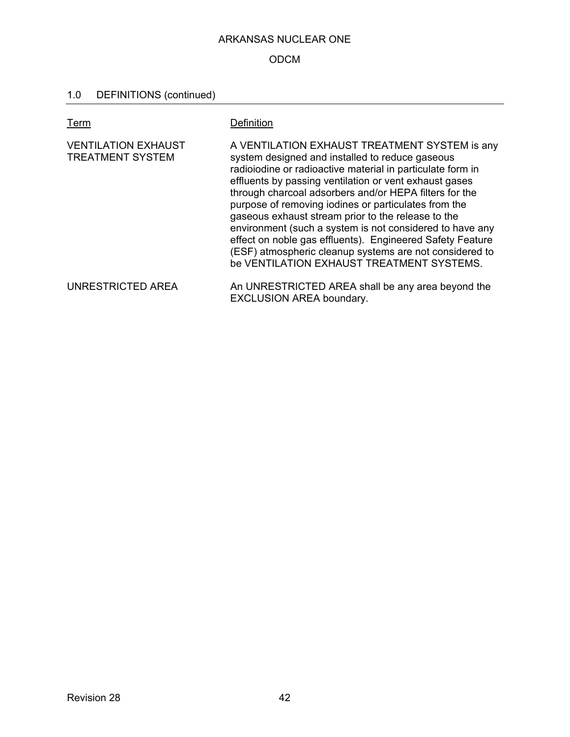## 1.0 DEFINITIONS (continued)

| Term | Definition |
|---|---|
| VENTILATION EXHAUST TREATMENT SYSTEM | A VENTILATION EXHAUST TREATMENT SYSTEM is any system designed and installed to reduce gaseous radioiodine or radioactive material in particulate form in effluents by passing ventilation or vent exhaust gases through charcoal adsorbers and/or HEPA filters for the purpose of removing iodines or particulates from the gaseous exhaust stream prior to the release to the environment (such a system is not considered to have any effect on noble gas effluents). Engineered Safety Feature (ESF) atmospheric cleanup systems are not considered to be VENTILATION EXHAUST TREATMENT SYSTEMS. |
| UNRESTRICTED AREA | An UNRESTRICTED AREA shall be any area beyond the EXCLUSION AREA boundary. |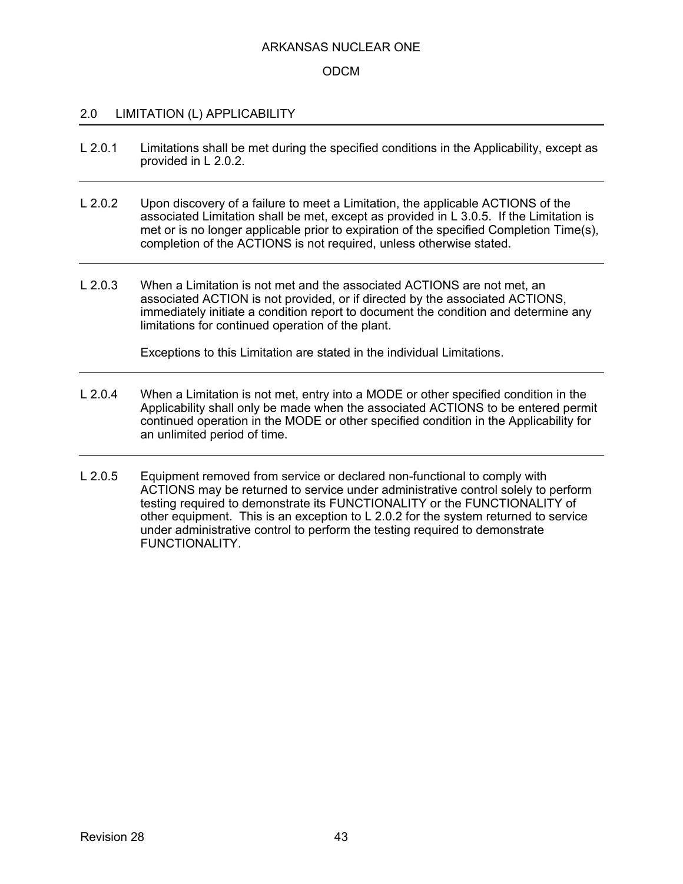## 2.0 LIMITATION (L) APPLICABILITY

L 2.0.1 Limitations shall be met during the specified conditions in the Applicability, except as provided in L 2.0.2.

---

L 2.0.2 Upon discovery of a failure to meet a Limitation, the applicable ACTIONS of the associated Limitation shall be met, except as provided in L 3.0.5. If the Limitation is met or is no longer applicable prior to expiration of the specified Completion Time(s), completion of the ACTIONS is not required, unless otherwise stated.

---

L 2.0.3 When a Limitation is not met and the associated ACTIONS are not met, an associated ACTION is not provided, or if directed by the associated ACTIONS, immediately initiate a condition report to document the condition and determine any limitations for continued operation of the plant.

Exceptions to this Limitation are stated in the individual Limitations.

---

L 2.0.4 When a Limitation is not met, entry into a MODE or other specified condition in the Applicability shall only be made when the associated ACTIONS to be entered permit continued operation in the MODE or other specified condition in the Applicability for an unlimited period of time.

---

L 2.0.5 Equipment removed from service or declared non-functional to comply with ACTIONS may be returned to service under administrative control solely to perform testing required to demonstrate its FUNCTIONALITY or the FUNCTIONALITY of other equipment. This is an exception to L 2.0.2 for the system returned to service under administrative control to perform the testing required to demonstrate FUNCTIONALITY.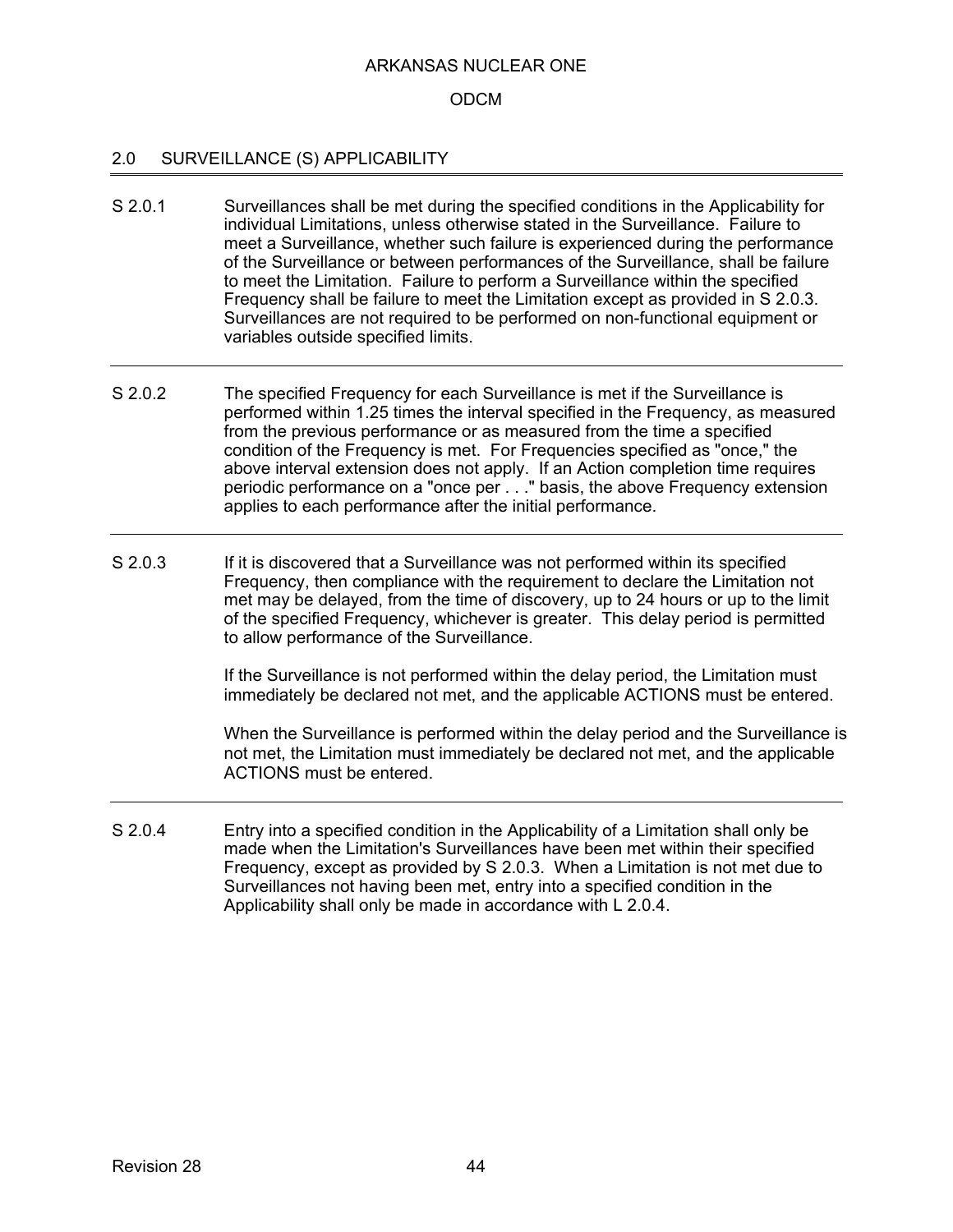## 2.0 SURVEILLANCE (S) APPLICABILITY

**S 2.0.1** Surveillances shall be met during the specified conditions in the Applicability for individual Limitations, unless otherwise stated in the Surveillance. Failure to meet a Surveillance, whether such failure is experienced during the performance of the Surveillance or between performances of the Surveillance, shall be failure to meet the Limitation. Failure to perform a Surveillance within the specified Frequency shall be failure to meet the Limitation except as provided in S 2.0.3. Surveillances are not required to be performed on non-functional equipment or variables outside specified limits.

---

**S 2.0.2** The specified Frequency for each Surveillance is met if the Surveillance is performed within 1.25 times the interval specified in the Frequency, as measured from the previous performance or as measured from the time a specified condition of the Frequency is met. For Frequencies specified as "once," the above interval extension does not apply. If an Action completion time requires periodic performance on a "once per . . ." basis, the above Frequency extension applies to each performance after the initial performance.

---

**S 2.0.3** If it is discovered that a Surveillance was not performed within its specified Frequency, then compliance with the requirement to declare the Limitation not met may be delayed, from the time of discovery, up to 24 hours or up to the limit of the specified Frequency, whichever is greater. This delay period is permitted to allow performance of the Surveillance.

If the Surveillance is not performed within the delay period, the Limitation must immediately be declared not met, and the applicable ACTIONS must be entered.

When the Surveillance is performed within the delay period and the Surveillance is not met, the Limitation must immediately be declared not met, and the applicable ACTIONS must be entered.

---

**S 2.0.4** Entry into a specified condition in the Applicability of a Limitation shall only be made when the Limitation's Surveillances have been met within their specified Frequency, except as provided by S 2.0.3. When a Limitation is not met due to Surveillances not having been met, entry into a specified condition in the Applicability shall only be made in accordance with L 2.0.4.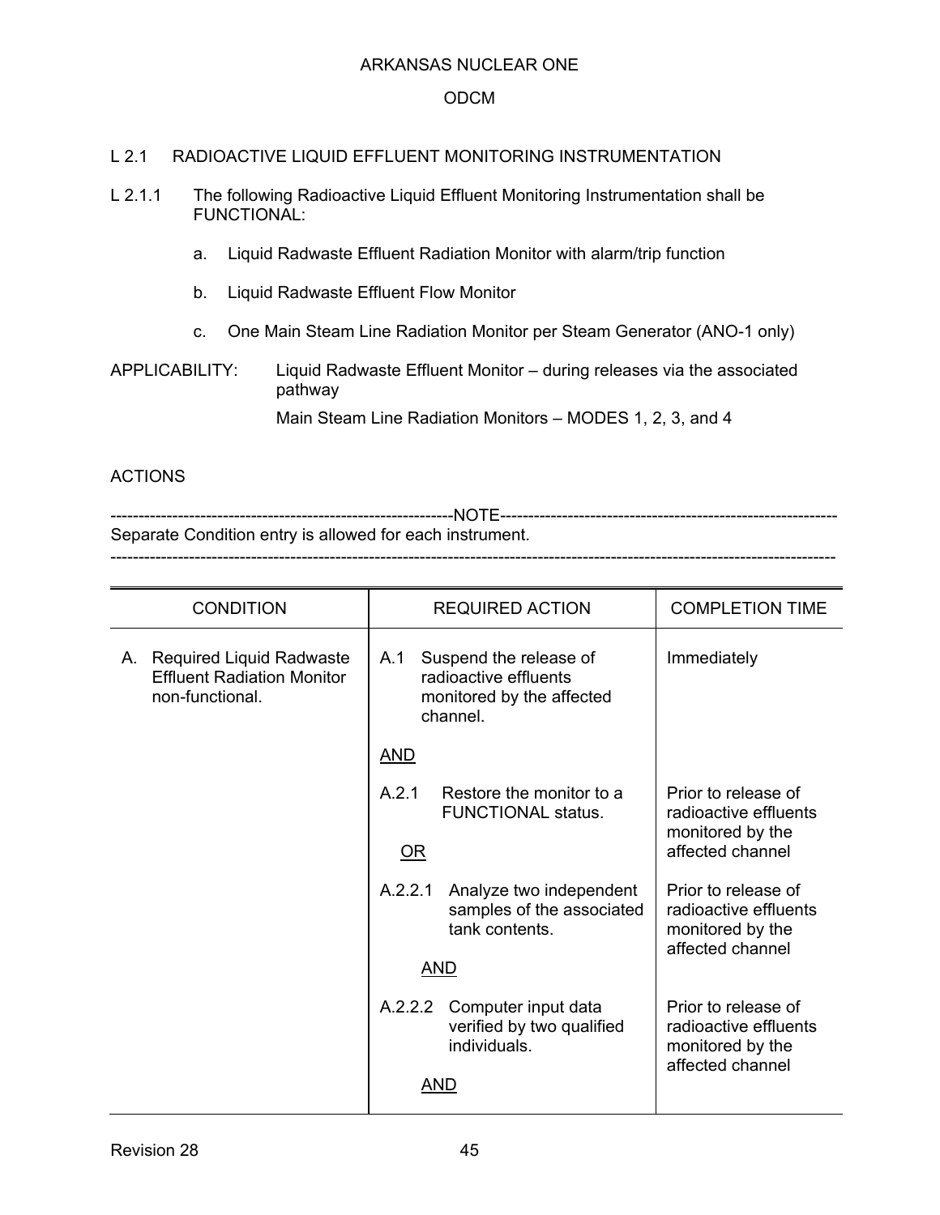ARKANSAS NUCLEAR ONE

ODCM

## L 2.1 RADIOACTIVE LIQUID EFFLUENT MONITORING INSTRUMENTATION

L 2.1.1 The following Radioactive Liquid Effluent Monitoring Instrumentation shall be FUNCTIONAL:

a. Liquid Radwaste Effluent Radiation Monitor with alarm/trip function

b. Liquid Radwaste Effluent Flow Monitor

c. One Main Steam Line Radiation Monitor per Steam Generator (ANO-1 only)

APPLICABILITY: Liquid Radwaste Effluent Monitor – during releases via the associated pathway

Main Steam Line Radiation Monitors – MODES 1, 2, 3, and 4

ACTIONS

-----------------------------------------------------------NOTE-----------------------------------------------------------
Separate Condition entry is allowed for each instrument.
-------------------------------------------------------------------------------------------------------------------------------

| CONDITION | REQUIRED ACTION | COMPLETION TIME |
|---|---|---|
| A. Required Liquid Radwaste Effluent Radiation Monitor non-functional. | A.1 Suspend the release of radioactive effluents monitored by the affected channel. | Immediately |
| | AND | |
| | A.2.1 Restore the monitor to a FUNCTIONAL status. | Prior to release of radioactive effluents monitored by the affected channel |
| | OR | |
| | A.2.2.1 Analyze two independent samples of the associated tank contents. | Prior to release of radioactive effluents monitored by the affected channel |
| | AND | |
| | A.2.2.2 Computer input data verified by two qualified individuals. | Prior to release of radioactive effluents monitored by the affected channel |
| | AND | |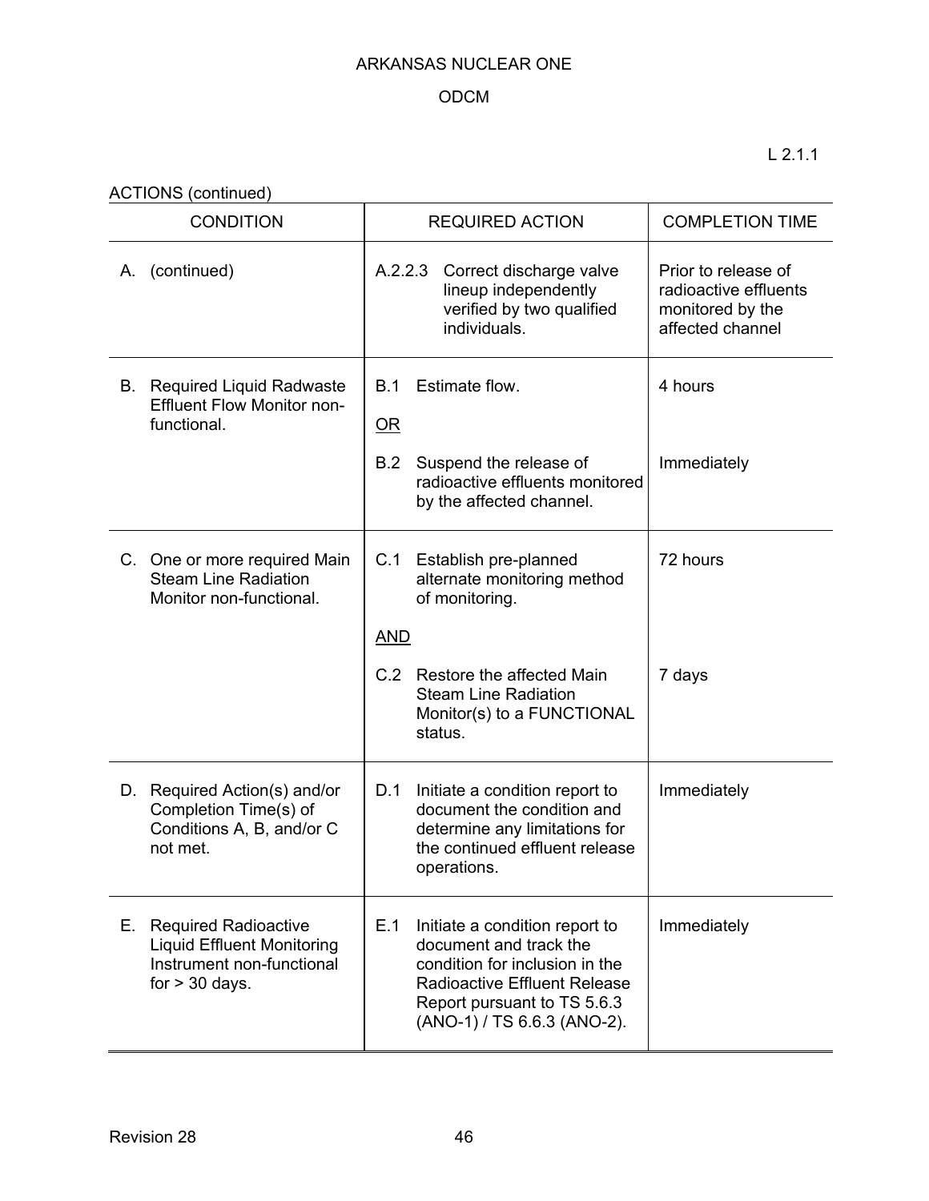L 2.1.1

ACTIONS (continued)

| CONDITION | REQUIRED ACTION | COMPLETION TIME |
|---|---|---|
| A. (continued) | A.2.2.3 Correct discharge valve lineup independently verified by two qualified individuals. | Prior to release of radioactive effluents monitored by the affected channel |
| B. Required Liquid Radwaste Effluent Flow Monitor non-functional. | B.1 Estimate flow. | 4 hours |
| | <u>OR</u> | |
| | B.2 Suspend the release of radioactive effluents monitored by the affected channel. | Immediately |
| C. One or more required Main Steam Line Radiation Monitor non-functional. | C.1 Establish pre-planned alternate monitoring method of monitoring. | 72 hours |
| | <u>AND</u> | |
| | C.2 Restore the affected Main Steam Line Radiation Monitor(s) to a FUNCTIONAL status. | 7 days |
| D. Required Action(s) and/or Completion Time(s) of Conditions A, B, and/or C not met. | D.1 Initiate a condition report to document the condition and determine any limitations for the continued effluent release operations. | Immediately |
| E. Required Radioactive Liquid Effluent Monitoring Instrument non-functional for > 30 days. | E.1 Initiate a condition report to document and track the condition for inclusion in the Radioactive Effluent Release Report pursuant to TS 5.6.3 (ANO-1) / TS 6.6.3 (ANO-2). | Immediately |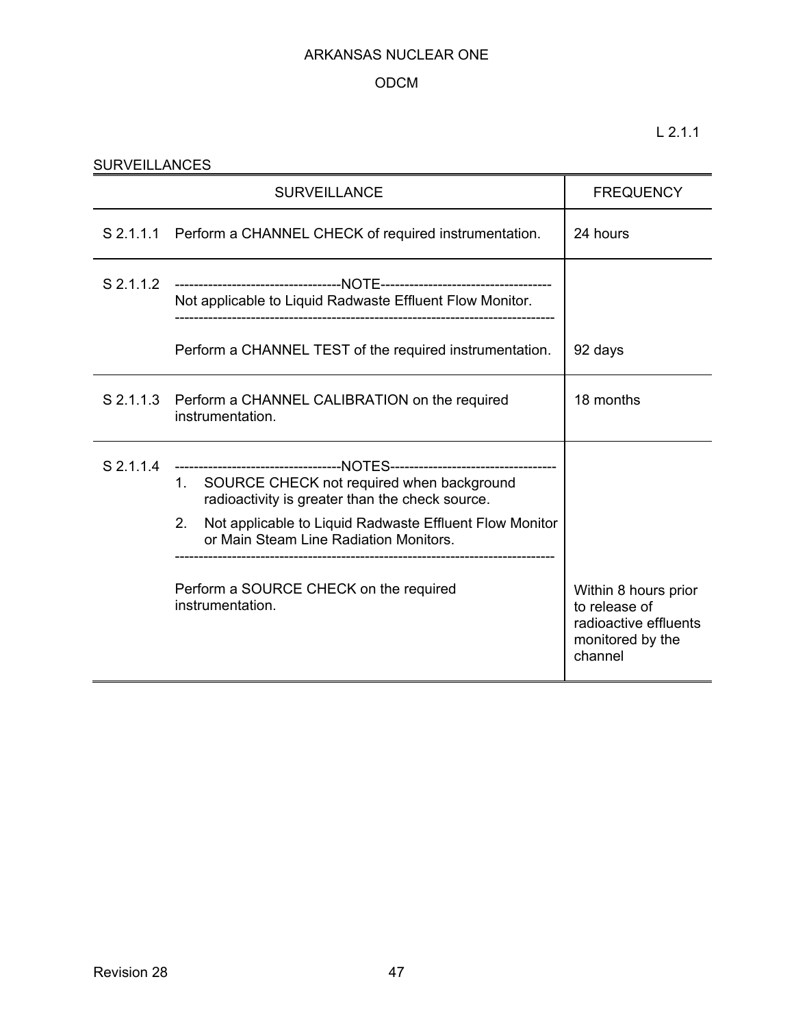L 2.1.1

SURVEILLANCES

| SURVEILLANCE | | FREQUENCY |
|---|---|---|
| S 2.1.1.1 | Perform a CHANNEL CHECK of required instrumentation. | 24 hours |
| S 2.1.1.2 | -----------------------------------NOTE----------------------------------- Not applicable to Liquid Radwaste Effluent Flow Monitor. ------------------------------------------------------------------------------- Perform a CHANNEL TEST of the required instrumentation. | 92 days |
| S 2.1.1.3 | Perform a CHANNEL CALIBRATION on the required instrumentation. | 18 months |
| S 2.1.1.4 | -----------------------------------NOTES----------------------------------- 1. SOURCE CHECK not required when background radioactivity is greater than the check source. 2. Not applicable to Liquid Radwaste Effluent Flow Monitor or Main Steam Line Radiation Monitors. ------------------------------------------------------------------------------- Perform a SOURCE CHECK on the required instrumentation. | Within 8 hours prior to release of radioactive effluents monitored by the channel |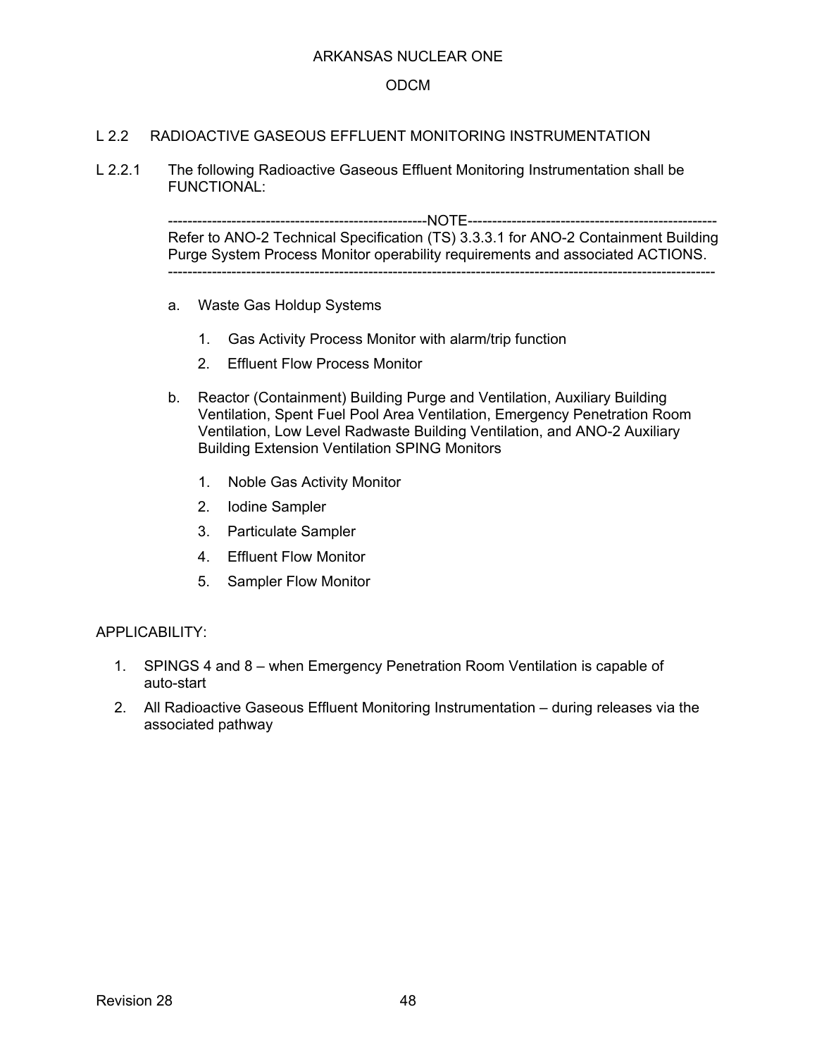## L 2.2 RADIOACTIVE GASEOUS EFFLUENT MONITORING INSTRUMENTATION

L 2.2.1 The following Radioactive Gaseous Effluent Monitoring Instrumentation shall be FUNCTIONAL:

----------------------------------------------------NOTE----------------------------------------------------
Refer to ANO-2 Technical Specification (TS) 3.3.3.1 for ANO-2 Containment Building Purge System Process Monitor operability requirements and associated ACTIONS.
-------------------------------------------------------------------------------------------------------------

a. Waste Gas Holdup Systems

   1. Gas Activity Process Monitor with alarm/trip function
   2. Effluent Flow Process Monitor

b. Reactor (Containment) Building Purge and Ventilation, Auxiliary Building Ventilation, Spent Fuel Pool Area Ventilation, Emergency Penetration Room Ventilation, Low Level Radwaste Building Ventilation, and ANO-2 Auxiliary Building Extension Ventilation SPING Monitors

   1. Noble Gas Activity Monitor
   2. Iodine Sampler
   3. Particulate Sampler
   4. Effluent Flow Monitor
   5. Sampler Flow Monitor

APPLICABILITY:

1. SPINGS 4 and 8 – when Emergency Penetration Room Ventilation is capable of auto-start
2. All Radioactive Gaseous Effluent Monitoring Instrumentation – during releases via the associated pathway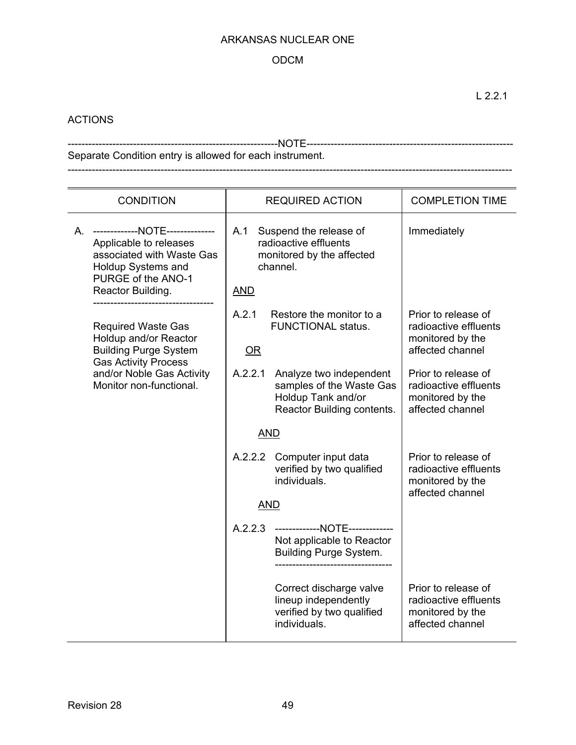L 2.2.1

ACTIONS

---NOTE---
Separate Condition entry is allowed for each instrument.

---

| CONDITION | REQUIRED ACTION | COMPLETION TIME |
|---|---|---|
| A. ---NOTE--- Applicable to releases associated with Waste Gas Holdup Systems and PURGE of the ANO-1 Reactor Building. --- Required Waste Gas Holdup and/or Reactor Building Purge System Gas Activity Process and/or Noble Gas Activity Monitor non-functional. | A.1 Suspend the release of radioactive effluents monitored by the affected channel. | Immediately |
| | AND | |
| | A.2.1 Restore the monitor to a FUNCTIONAL status. | Prior to release of radioactive effluents monitored by the affected channel |
| | OR | |
| | A.2.2.1 Analyze two independent samples of the Waste Gas Holdup Tank and/or Reactor Building contents. | Prior to release of radioactive effluents monitored by the affected channel |
| | AND | |
| | A.2.2.2 Computer input data verified by two qualified individuals. | Prior to release of radioactive effluents monitored by the affected channel |
| | AND | |
| | A.2.2.3 ---NOTE--- Not applicable to Reactor Building Purge System. --- Correct discharge valve lineup independently verified by two qualified individuals. | Prior to release of radioactive effluents monitored by the affected channel |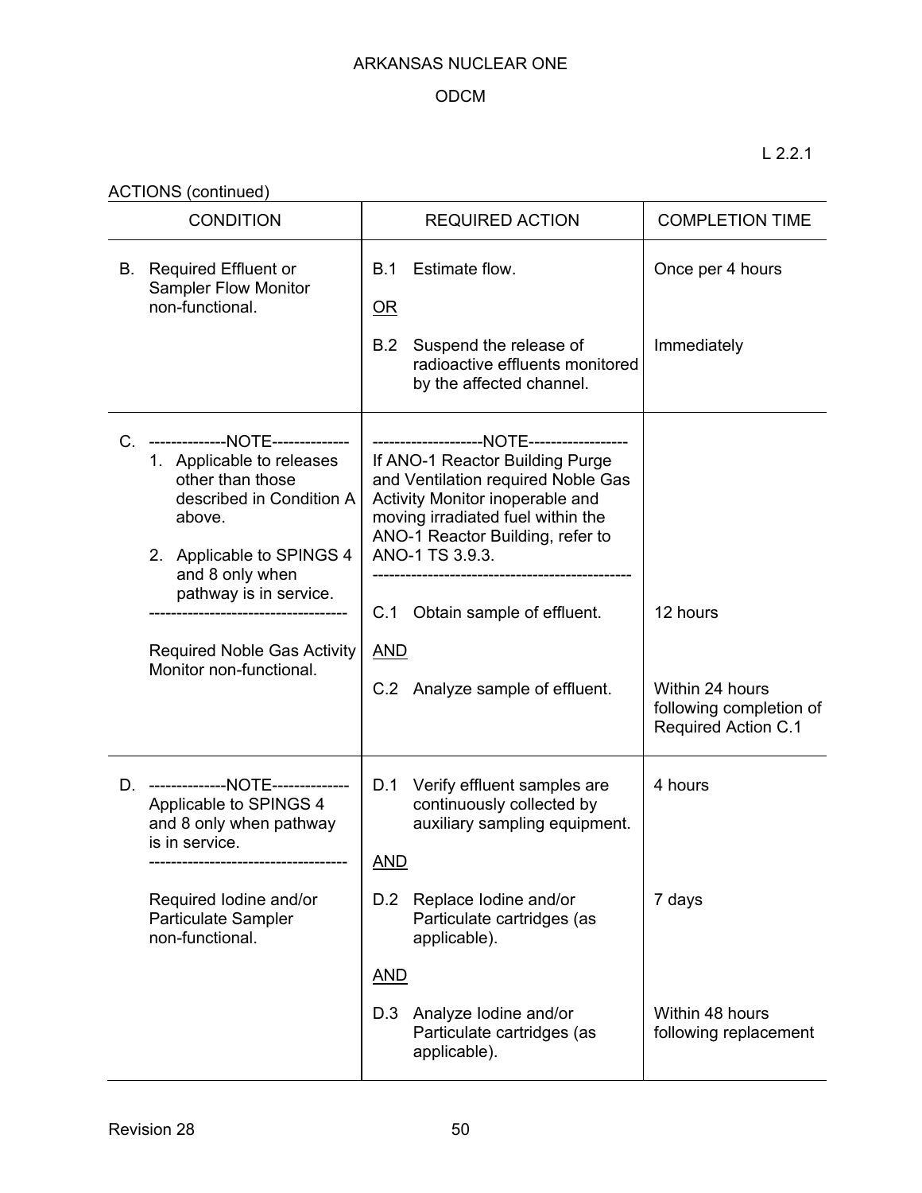L 2.2.1

ACTIONS (continued)

| CONDITION | REQUIRED ACTION | COMPLETION TIME |
|---|---|---|
| B. Required Effluent or Sampler Flow Monitor non-functional. | B.1 Estimate flow.<br><br>OR<br><br>B.2 Suspend the release of radioactive effluents monitored by the affected channel. | Once per 4 hours<br><br><br><br>Immediately |
| C. --------------NOTE--------------<br>1. Applicable to releases other than those described in Condition A above.<br>2. Applicable to SPINGS 4 and 8 only when pathway is in service.<br>------------------------------------<br><br>Required Noble Gas Activity Monitor non-functional. | --------------------NOTE------------------<br>If ANO-1 Reactor Building Purge and Ventilation required Noble Gas Activity Monitor inoperable and moving irradiated fuel within the ANO-1 Reactor Building, refer to ANO-1 TS 3.9.3.<br>-----------------------------------------------<br><br>C.1 Obtain sample of effluent.<br><br>AND<br><br>C.2 Analyze sample of effluent. | <br><br><br><br><br><br>12 hours<br><br><br><br>Within 24 hours following completion of Required Action C.1 |
| D. --------------NOTE--------------<br>Applicable to SPINGS 4 and 8 only when pathway is in service.<br>------------------------------------<br><br>Required Iodine and/or Particulate Sampler non-functional. | D.1 Verify effluent samples are continuously collected by auxiliary sampling equipment.<br><br>AND<br><br>D.2 Replace Iodine and/or Particulate cartridges (as applicable).<br><br>AND<br><br>D.3 Analyze Iodine and/or Particulate cartridges (as applicable). | 4 hours<br><br><br><br><br>7 days<br><br><br><br>Within 48 hours following replacement |

Revision 28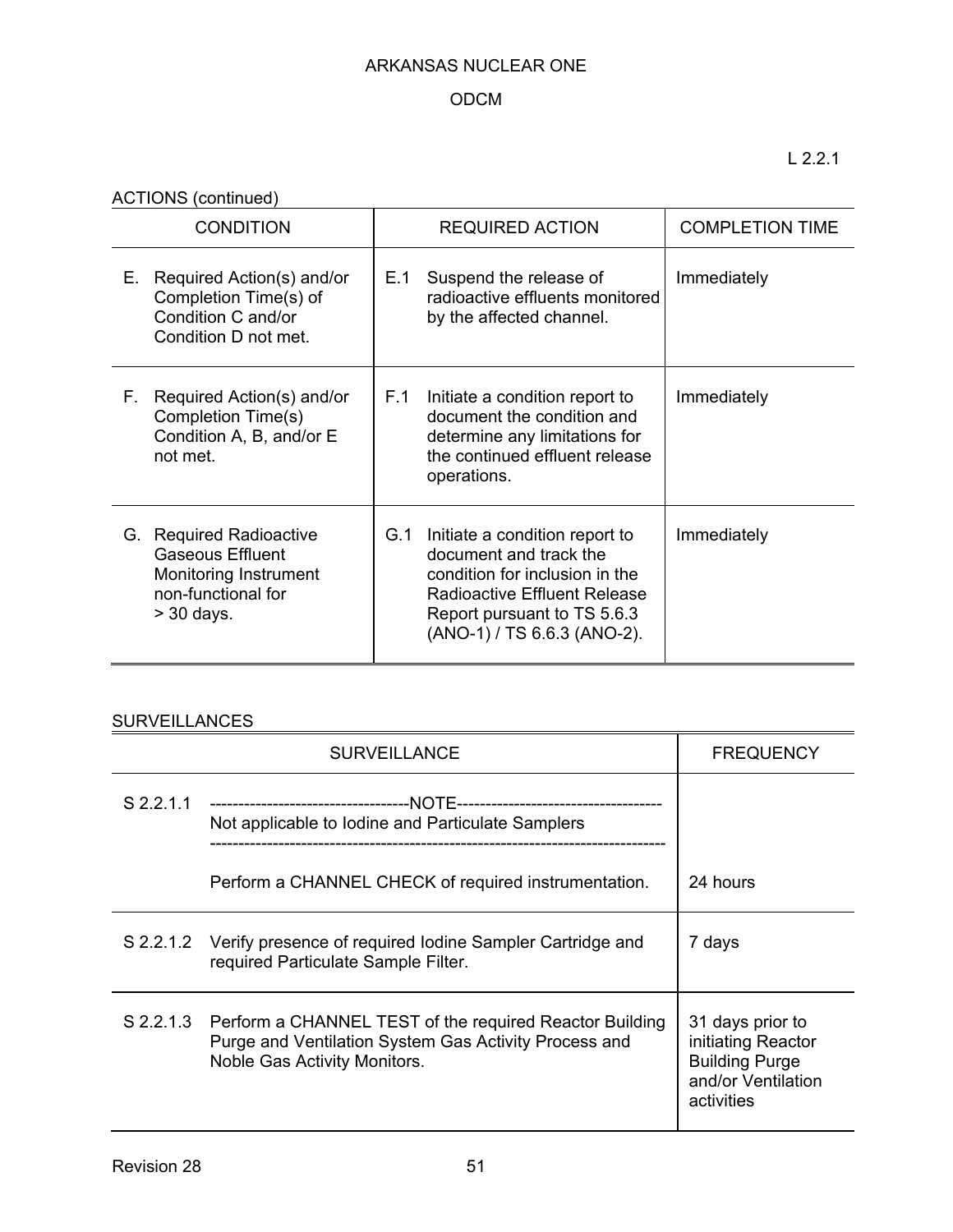L 2.2.1

ACTIONS (continued)

| CONDITION | REQUIRED ACTION | COMPLETION TIME |
|---|---|---|
| E. Required Action(s) and/or Completion Time(s) of Condition C and/or Condition D not met. | E.1 Suspend the release of radioactive effluents monitored by the affected channel. | Immediately |
| F. Required Action(s) and/or Completion Time(s) Condition A, B, and/or E not met. | F.1 Initiate a condition report to document the condition and determine any limitations for the continued effluent release operations. | Immediately |
| G. Required Radioactive Gaseous Effluent Monitoring Instrument non-functional for > 30 days. | G.1 Initiate a condition report to document and track the condition for inclusion in the Radioactive Effluent Release Report pursuant to TS 5.6.3 (ANO-1) / TS 6.6.3 (ANO-2). | Immediately |

SURVEILLANCES

| SURVEILLANCE | | FREQUENCY |
|---|---|---|
| S 2.2.1.1 | -----------------------------------NOTE------------------------------------ <br> Not applicable to Iodine and Particulate Samplers <br> ------------------------------------------------------------------------------- <br> Perform a CHANNEL CHECK of required instrumentation. | 24 hours |
| S 2.2.1.2 | Verify presence of required Iodine Sampler Cartridge and required Particulate Sample Filter. | 7 days |
| S 2.2.1.3 | Perform a CHANNEL TEST of the required Reactor Building Purge and Ventilation System Gas Activity Process and Noble Gas Activity Monitors. | 31 days prior to initiating Reactor Building Purge and/or Ventilation activities |

Revision 28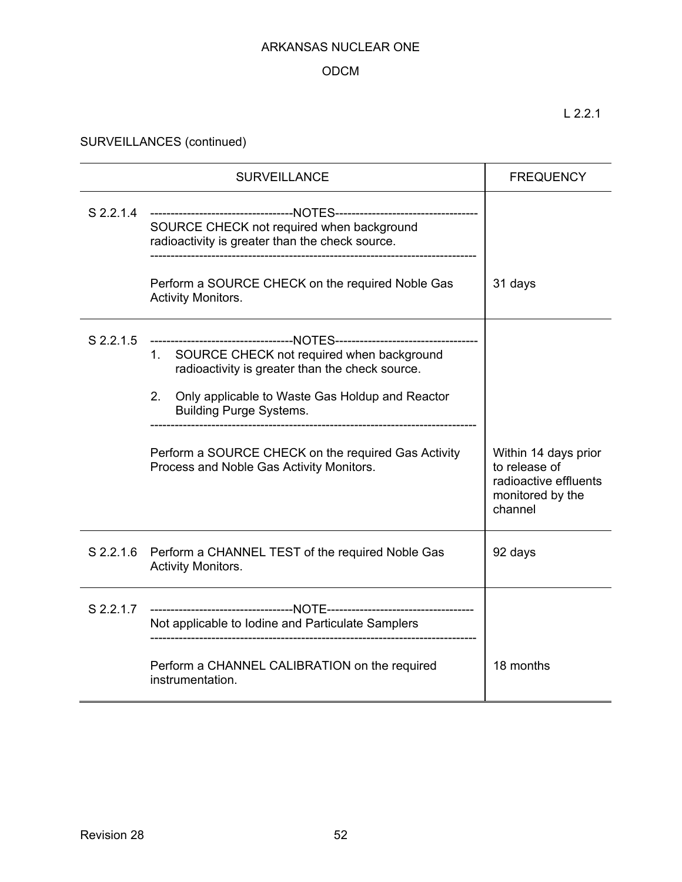L 2.2.1

SURVEILLANCES (continued)

| | SURVEILLANCE | FREQUENCY |
|---|---|---|
| S 2.2.1.4 | -----NOTES----- SOURCE CHECK not required when background radioactivity is greater than the check source. ----- Perform a SOURCE CHECK on the required Noble Gas Activity Monitors. | 31 days |
| S 2.2.1.5 | -----NOTES----- 1. SOURCE CHECK not required when background radioactivity is greater than the check source. 2. Only applicable to Waste Gas Holdup and Reactor Building Purge Systems. ----- Perform a SOURCE CHECK on the required Gas Activity Process and Noble Gas Activity Monitors. | Within 14 days prior to release of radioactive effluents monitored by the channel |
| S 2.2.1.6 | Perform a CHANNEL TEST of the required Noble Gas Activity Monitors. | 92 days |
| S 2.2.1.7 | -----NOTE----- Not applicable to Iodine and Particulate Samplers ----- Perform a CHANNEL CALIBRATION on the required instrumentation. | 18 months |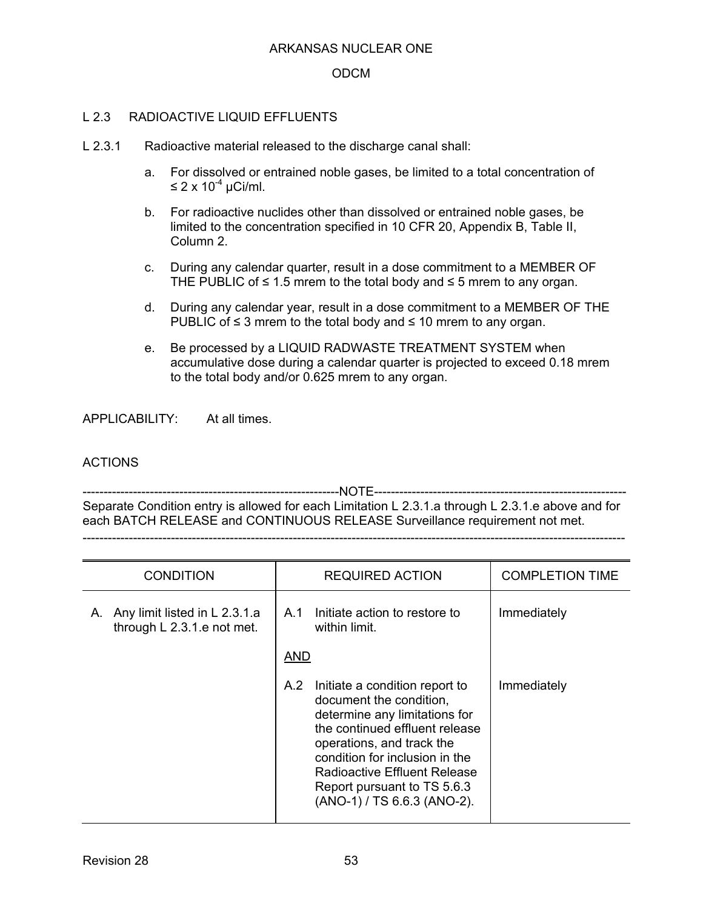## L 2.3 RADIOACTIVE LIQUID EFFLUENTS

L 2.3.1 Radioactive material released to the discharge canal shall:

a. For dissolved or entrained noble gases, be limited to a total concentration of $\leq 2 \times 10^{-4}$ μCi/ml.

b. For radioactive nuclides other than dissolved or entrained noble gases, be limited to the concentration specified in 10 CFR 20, Appendix B, Table II, Column 2.

c. During any calendar quarter, result in a dose commitment to a MEMBER OF THE PUBLIC of ≤ 1.5 mrem to the total body and ≤ 5 mrem to any organ.

d. During any calendar year, result in a dose commitment to a MEMBER OF THE PUBLIC of ≤ 3 mrem to the total body and ≤ 10 mrem to any organ.

e. Be processed by a LIQUID RADWASTE TREATMENT SYSTEM when accumulative dose during a calendar quarter is projected to exceed 0.18 mrem to the total body and/or 0.625 mrem to any organ.

APPLICABILITY: At all times.

ACTIONS

-----------------------------------NOTE-----------------------------------

Separate Condition entry is allowed for each Limitation L 2.3.1.a through L 2.3.1.e above and for each BATCH RELEASE and CONTINUOUS RELEASE Surveillance requirement not met.

---------------------------------------------------------------------------

| CONDITION | REQUIRED ACTION | COMPLETION TIME |
|---|---|---|
| A. Any limit listed in L 2.3.1.a through L 2.3.1.e not met. | A.1 Initiate action to restore to within limit. | Immediately |
| | <u>AND</u> | |
| | A.2 Initiate a condition report to document the condition, determine any limitations for the continued effluent release operations, and track the condition for inclusion in the Radioactive Effluent Release Report pursuant to TS 5.6.3 (ANO-1) / TS 6.6.3 (ANO-2). | Immediately |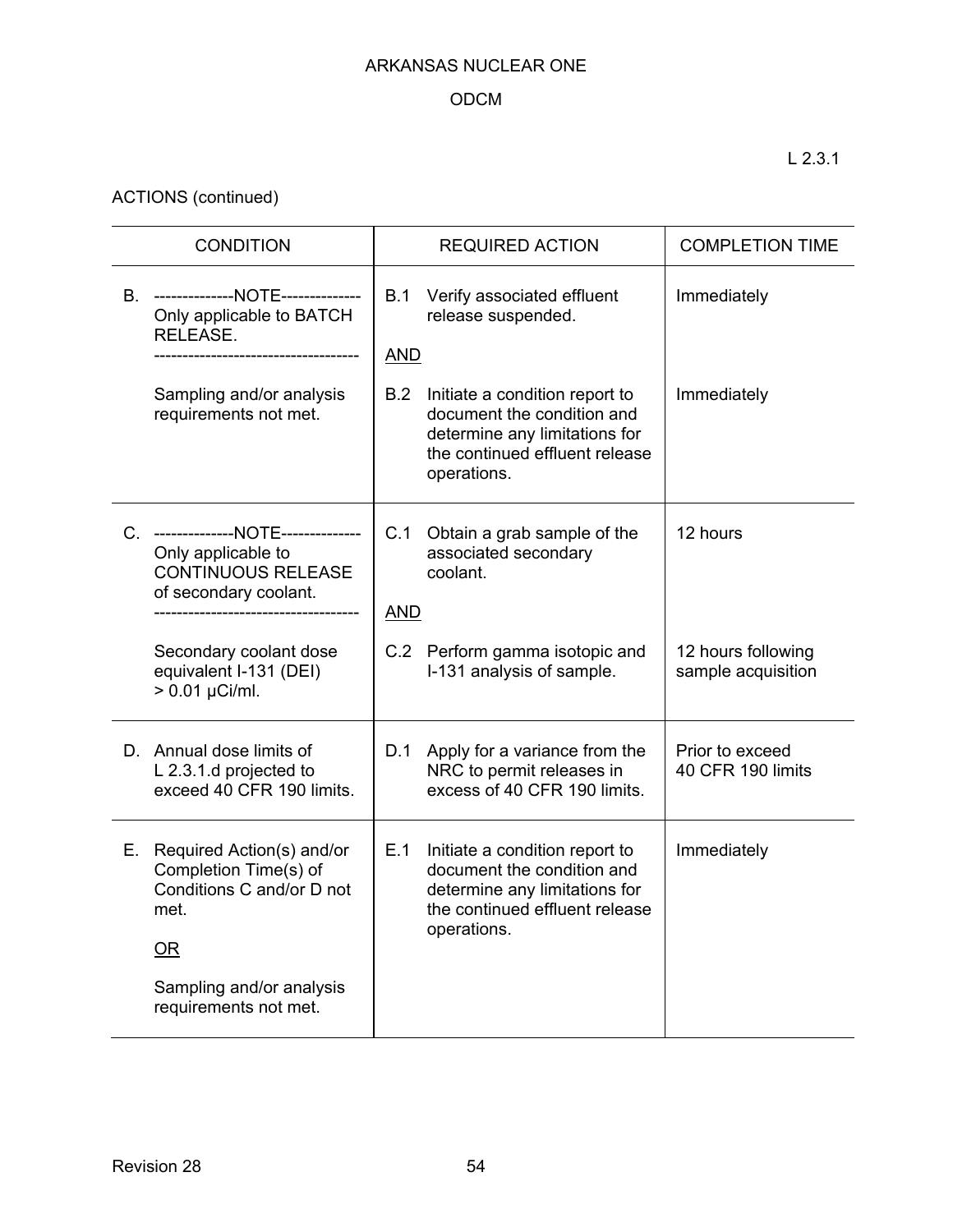L 2.3.1

ACTIONS (continued)

| CONDITION | REQUIRED ACTION | COMPLETION TIME |
|---|---|---|
| B. --------------NOTE-------------- Only applicable to BATCH RELEASE. ------------------------------------ Sampling and/or analysis requirements not met. | B.1 Verify associated effluent release suspended. <br><br> AND <br><br> B.2 Initiate a condition report to document the condition and determine any limitations for the continued effluent release operations. | Immediately <br><br><br><br> Immediately |
| C. --------------NOTE-------------- Only applicable to CONTINUOUS RELEASE of secondary coolant. ------------------------------------ Secondary coolant dose equivalent I-131 (DEI) > 0.01 μCi/ml. | C.1 Obtain a grab sample of the associated secondary coolant. <br><br> AND <br><br> C.2 Perform gamma isotopic and I-131 analysis of sample. | 12 hours <br><br><br><br> 12 hours following sample acquisition |
| D. Annual dose limits of L 2.3.1.d projected to exceed 40 CFR 190 limits. | D.1 Apply for a variance from the NRC to permit releases in excess of 40 CFR 190 limits. | Prior to exceed 40 CFR 190 limits |
| E. Required Action(s) and/or Completion Time(s) of Conditions C and/or D not met. <br><br> OR <br><br> Sampling and/or analysis requirements not met. | E.1 Initiate a condition report to document the condition and determine any limitations for the continued effluent release operations. | Immediately |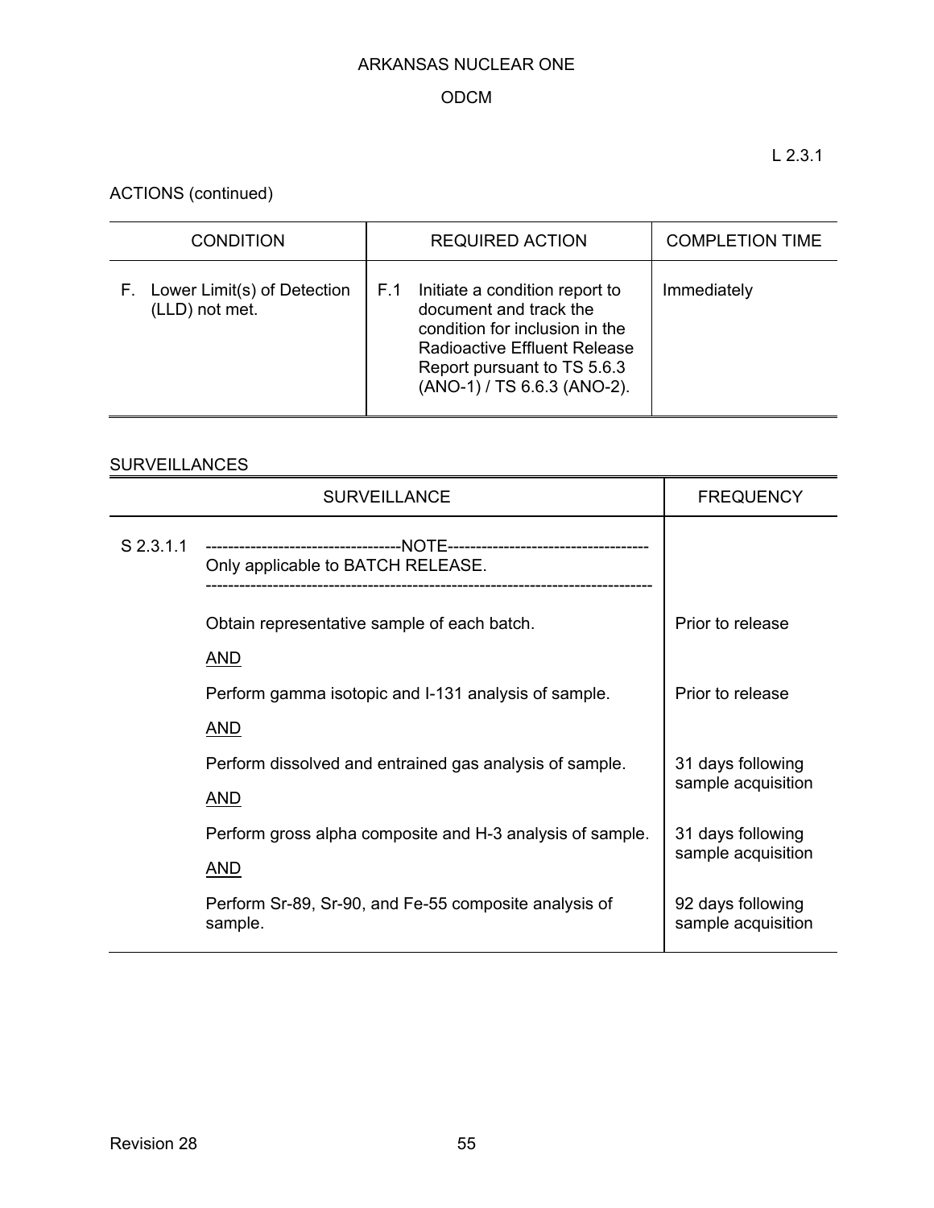L 2.3.1

ACTIONS (continued)

| CONDITION | REQUIRED ACTION | COMPLETION TIME |
|---|---|---|
| F. Lower Limit(s) of Detection (LLD) not met. | F.1 Initiate a condition report to document and track the condition for inclusion in the Radioactive Effluent Release Report pursuant to TS 5.6.3 (ANO-1) / TS 6.6.3 (ANO-2). | Immediately |

SURVEILLANCES

| | SURVEILLANCE | FREQUENCY |
|---|---|---|
| S 2.3.1.1 | -----------------------------------NOTE----------------------------------- Only applicable to BATCH RELEASE. ------------------------------------------------------------------------------- | |
| | Obtain representative sample of each batch. | Prior to release |
| | AND | |
| | Perform gamma isotopic and I-131 analysis of sample. | Prior to release |
| | AND | |
| | Perform dissolved and entrained gas analysis of sample. | 31 days following sample acquisition |
| | AND | |
| | Perform gross alpha composite and H-3 analysis of sample. | 31 days following sample acquisition |
| | AND | |
| | Perform Sr-89, Sr-90, and Fe-55 composite analysis of sample. | 92 days following sample acquisition |

Revision 28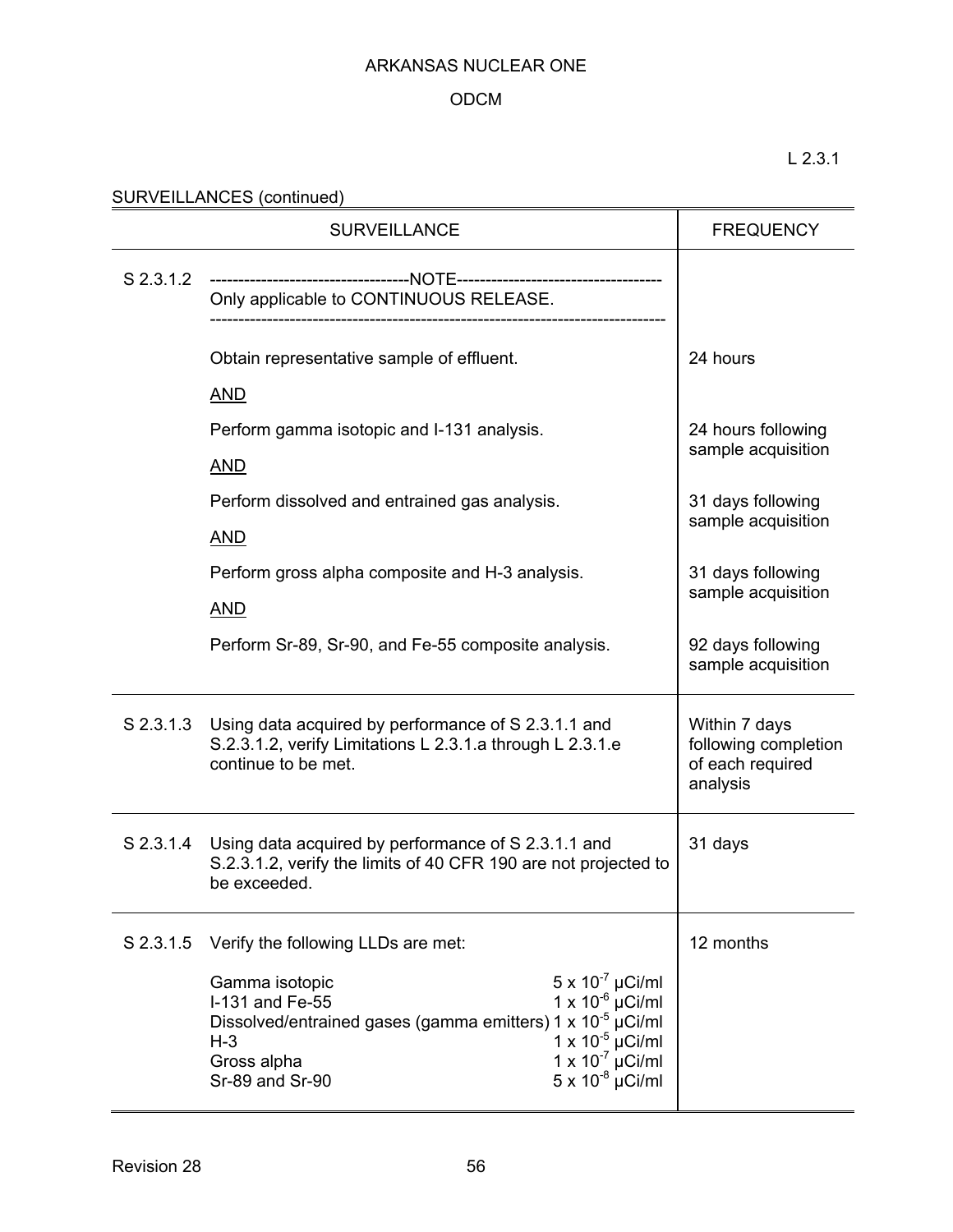L 2.3.1

SURVEILLANCES (continued)

| SURVEILLANCE | | FREQUENCY |
|---|---|---|
| S 2.3.1.2 | ---NOTE--- Only applicable to CONTINUOUS RELEASE. | |
| | Obtain representative sample of effluent. | 24 hours |
| | AND | |
| | Perform gamma isotopic and I-131 analysis. | 24 hours following sample acquisition |
| | AND | |
| | Perform dissolved and entrained gas analysis. | 31 days following sample acquisition |
| | AND | |
| | Perform gross alpha composite and H-3 analysis. | 31 days following sample acquisition |
| | AND | |
| | Perform Sr-89, Sr-90, and Fe-55 composite analysis. | 92 days following sample acquisition |
| S 2.3.1.3 | Using data acquired by performance of S 2.3.1.1 and S.2.3.1.2, verify Limitations L 2.3.1.a through L 2.3.1.e continue to be met. | Within 7 days following completion of each required analysis |
| S 2.3.1.4 | Using data acquired by performance of S 2.3.1.1 and S.2.3.1.2, verify the limits of 40 CFR 190 are not projected to be exceeded. | 31 days |
| S 2.3.1.5 | Verify the following LLDs are met:<br><br>Gamma isotopic $5 \times 10^{-7}$ µCi/ml<br>I-131 and Fe-55 $1 \times 10^{-6}$ µCi/ml<br>Dissolved/entrained gases (gamma emitters) $1 \times 10^{-5}$ µCi/ml<br>H-3 $1 \times 10^{-5}$ µCi/ml<br>Gross alpha $1 \times 10^{-7}$ µCi/ml<br>Sr-89 and Sr-90 $5 \times 10^{-8}$ µCi/ml | 12 months |

Revision 28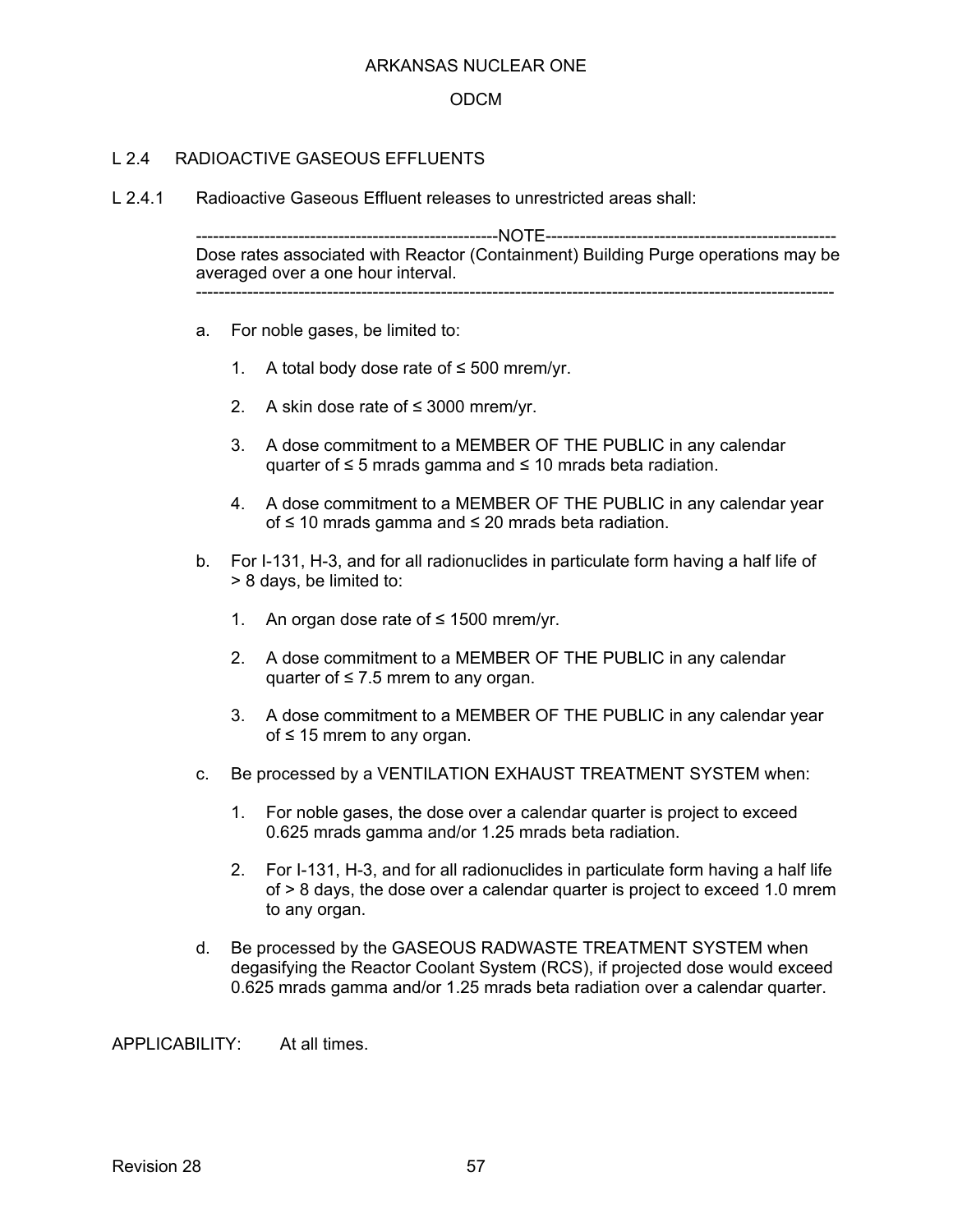## L 2.4 RADIOACTIVE GASEOUS EFFLUENTS

L 2.4.1 Radioactive Gaseous Effluent releases to unrestricted areas shall:

---NOTE---
Dose rates associated with Reactor (Containment) Building Purge operations may be averaged over a one hour interval.

---

a. For noble gases, be limited to:

   1. A total body dose rate of ≤ 500 mrem/yr.

   2. A skin dose rate of ≤ 3000 mrem/yr.

   3. A dose commitment to a MEMBER OF THE PUBLIC in any calendar quarter of ≤ 5 mrads gamma and ≤ 10 mrads beta radiation.

   4. A dose commitment to a MEMBER OF THE PUBLIC in any calendar year of ≤ 10 mrads gamma and ≤ 20 mrads beta radiation.

b. For I-131, H-3, and for all radionuclides in particulate form having a half life of > 8 days, be limited to:

   1. An organ dose rate of ≤ 1500 mrem/yr.

   2. A dose commitment to a MEMBER OF THE PUBLIC in any calendar quarter of ≤ 7.5 mrem to any organ.

   3. A dose commitment to a MEMBER OF THE PUBLIC in any calendar year of ≤ 15 mrem to any organ.

c. Be processed by a VENTILATION EXHAUST TREATMENT SYSTEM when:

   1. For noble gases, the dose over a calendar quarter is project to exceed 0.625 mrads gamma and/or 1.25 mrads beta radiation.

   2. For I-131, H-3, and for all radionuclides in particulate form having a half life of > 8 days, the dose over a calendar quarter is project to exceed 1.0 mrem to any organ.

d. Be processed by the GASEOUS RADWASTE TREATMENT SYSTEM when degasifying the Reactor Coolant System (RCS), if projected dose would exceed 0.625 mrads gamma and/or 1.25 mrads beta radiation over a calendar quarter.

APPLICABILITY: At all times.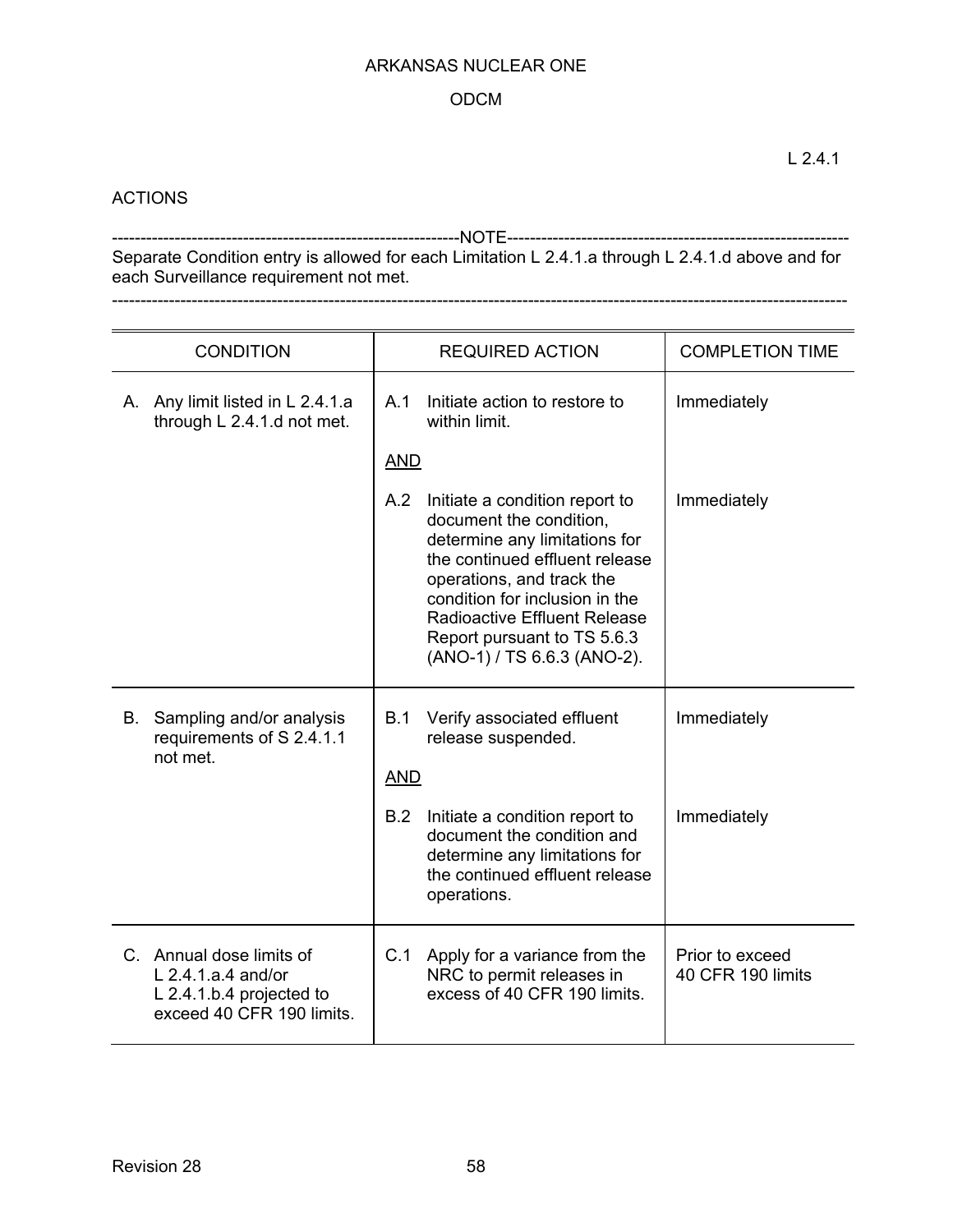L 2.4.1

ACTIONS

-----------------------------------------------------------NOTE-----------------------------------------------------------

Separate Condition entry is allowed for each Limitation L 2.4.1.a through L 2.4.1.d above and for each Surveillance requirement not met.

---

| CONDITION | REQUIRED ACTION | COMPLETION TIME |
|---|---|---|
| A. Any limit listed in L 2.4.1.a through L 2.4.1.d not met. | A.1 Initiate action to restore to within limit. | Immediately |
| | AND | |
| | A.2 Initiate a condition report to document the condition, determine any limitations for the continued effluent release operations, and track the condition for inclusion in the Radioactive Effluent Release Report pursuant to TS 5.6.3 (ANO-1) / TS 6.6.3 (ANO-2). | Immediately |
| B. Sampling and/or analysis requirements of S 2.4.1.1 not met. | B.1 Verify associated effluent release suspended. | Immediately |
| | AND | |
| | B.2 Initiate a condition report to document the condition and determine any limitations for the continued effluent release operations. | Immediately |
| C. Annual dose limits of L 2.4.1.a.4 and/or L 2.4.1.b.4 projected to exceed 40 CFR 190 limits. | C.1 Apply for a variance from the NRC to permit releases in excess of 40 CFR 190 limits. | Prior to exceed 40 CFR 190 limits |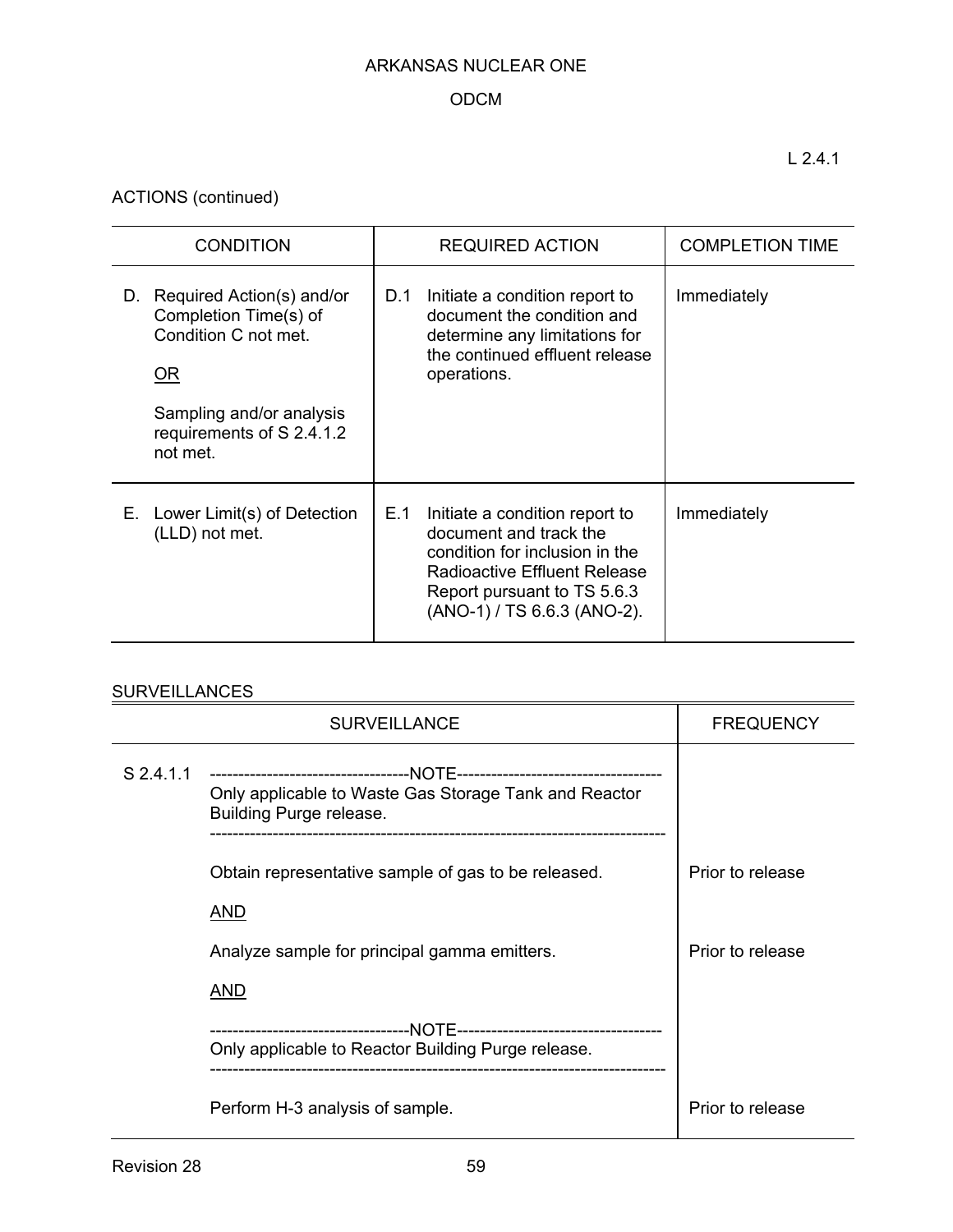L 2.4.1

ACTIONS (continued)

| CONDITION | REQUIRED ACTION | COMPLETION TIME |
|---|---|---|
| D. Required Action(s) and/or Completion Time(s) of Condition C not met.<br><br><u>OR</u><br><br>Sampling and/or analysis requirements of S 2.4.1.2 not met. | D.1 Initiate a condition report to document the condition and determine any limitations for the continued effluent release operations. | Immediately |
| E. Lower Limit(s) of Detection (LLD) not met. | E.1 Initiate a condition report to document and track the condition for inclusion in the Radioactive Effluent Release Report pursuant to TS 5.6.3 (ANO-1) / TS 6.6.3 (ANO-2). | Immediately |

<u>SURVEILLANCES</u>

| SURVEILLANCE | | FREQUENCY |
|---|---|---|
| S 2.4.1.1 | -----------------------------------NOTE------------------------------------<br>Only applicable to Waste Gas Storage Tank and Reactor Building Purge release.<br>------------------------------------------------------------------------------- | |
| | Obtain representative sample of gas to be released. | Prior to release |
| | <u>AND</u> | |
| | Analyze sample for principal gamma emitters. | Prior to release |
| | <u>AND</u> | |
| | -----------------------------------NOTE------------------------------------<br>Only applicable to Reactor Building Purge release.<br>------------------------------------------------------------------------------- | |
| | Perform H-3 analysis of sample. | Prior to release |

Revision 28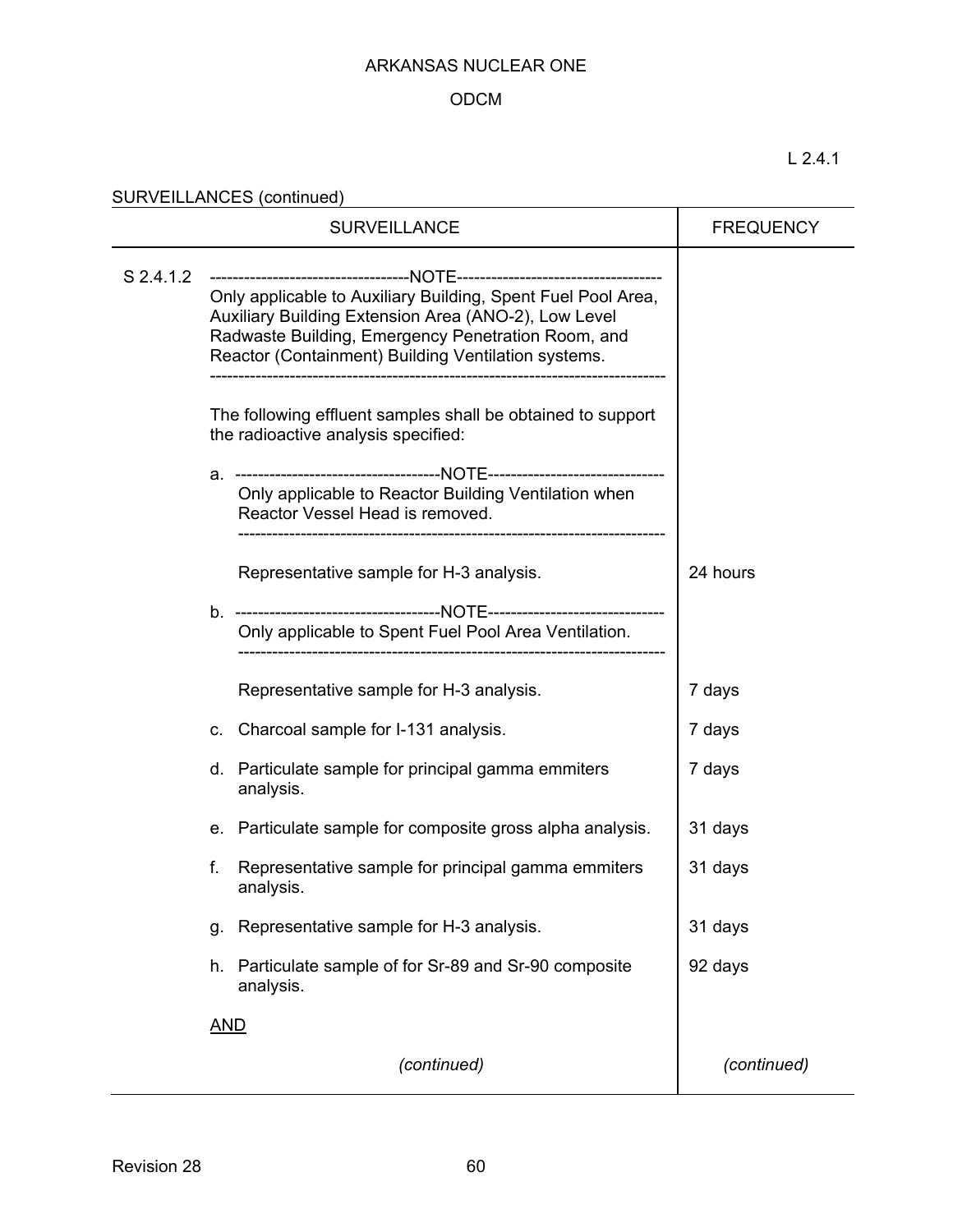L 2.4.1

SURVEILLANCES (continued)

| SURVEILLANCE | FREQUENCY |
|---|---|
| S 2.4.1.2 ---NOTE--- Only applicable to Auxiliary Building, Spent Fuel Pool Area, Auxiliary Building Extension Area (ANO-2), Low Level Radwaste Building, Emergency Penetration Room, and Reactor (Containment) Building Ventilation systems. --- | |
| The following effluent samples shall be obtained to support the radioactive analysis specified: | |
| a. ---NOTE--- Only applicable to Reactor Building Ventilation when Reactor Vessel Head is removed. --- | |
| Representative sample for H-3 analysis. | 24 hours |
| b. ---NOTE--- Only applicable to Spent Fuel Pool Area Ventilation. --- | |
| Representative sample for H-3 analysis. | 7 days |
| c. Charcoal sample for I-131 analysis. | 7 days |
| d. Particulate sample for principal gamma emmiters analysis. | 7 days |
| e. Particulate sample for composite gross alpha analysis. | 31 days |
| f. Representative sample for principal gamma emmiters analysis. | 31 days |
| g. Representative sample for H-3 analysis. | 31 days |
| h. Particulate sample of for Sr-89 and Sr-90 composite analysis. | 92 days |
| <u>AND</u> | |
| *(continued)* | *(continued)* |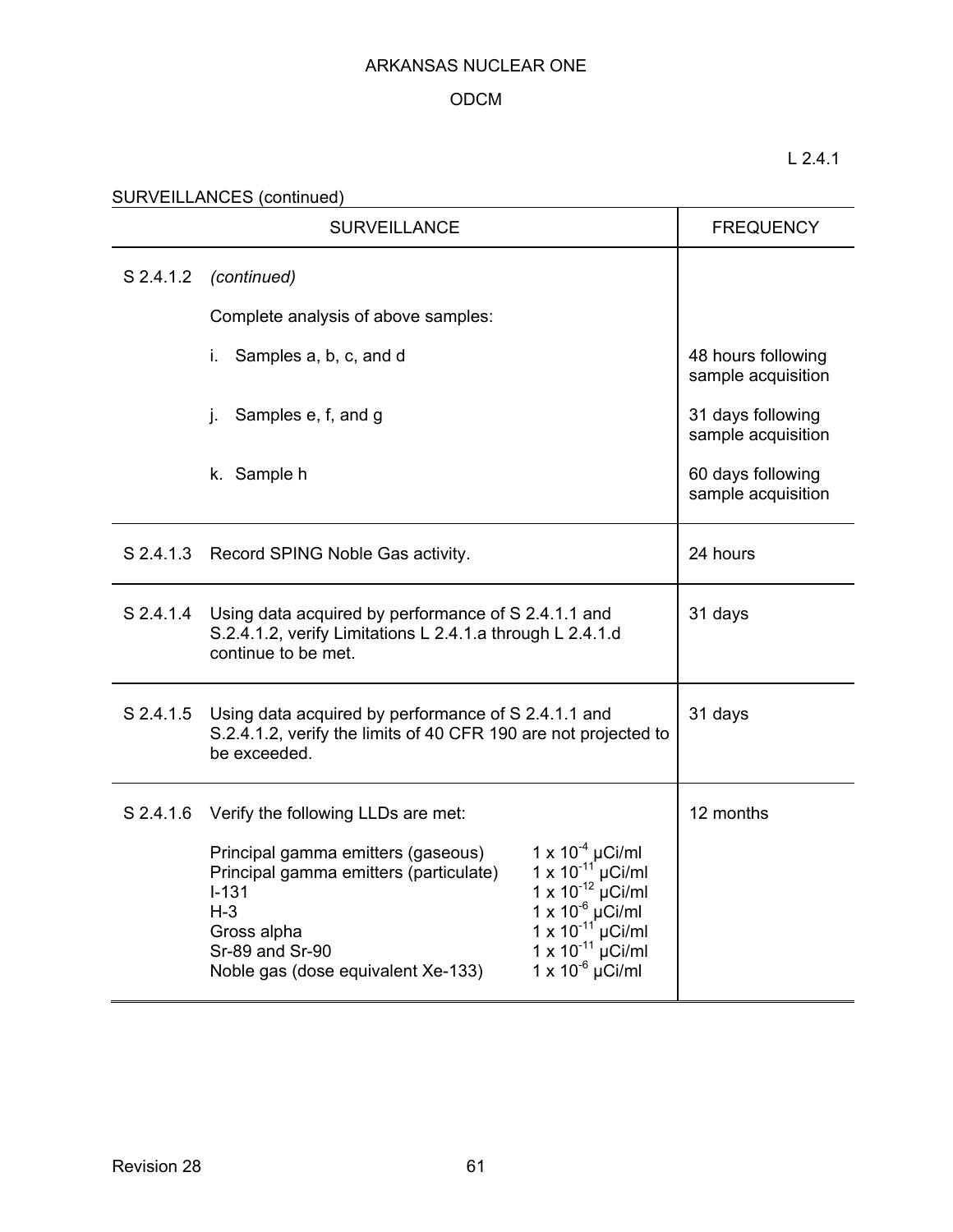L 2.4.1

SURVEILLANCES (continued)

| SURVEILLANCE | | FREQUENCY |
|---|---|---|
| S 2.4.1.2 | *(continued)*<br><br>Complete analysis of above samples: | |
| | i. Samples a, b, c, and d | 48 hours following sample acquisition |
| | j. Samples e, f, and g | 31 days following sample acquisition |
| | k. Sample h | 60 days following sample acquisition |
| S 2.4.1.3 | Record SPING Noble Gas activity. | 24 hours |
| S 2.4.1.4 | Using data acquired by performance of S 2.4.1.1 and S.2.4.1.2, verify Limitations L 2.4.1.a through L 2.4.1.d continue to be met. | 31 days |
| S 2.4.1.5 | Using data acquired by performance of S 2.4.1.1 and S.2.4.1.2, verify the limits of 40 CFR 190 are not projected to be exceeded. | 31 days |
| S 2.4.1.6 | Verify the following LLDs are met:<br><br>Principal gamma emitters (gaseous) $1 \times 10^{-4}$ µCi/ml<br>Principal gamma emitters (particulate) $1 \times 10^{-11}$ µCi/ml<br>I-131 $1 \times 10^{-12}$ µCi/ml<br>H-3 $1 \times 10^{-6}$ µCi/ml<br>Gross alpha $1 \times 10^{-11}$ µCi/ml<br>Sr-89 and Sr-90 $1 \times 10^{-11}$ µCi/ml<br>Noble gas (dose equivalent Xe-133) $1 \times 10^{-6}$ µCi/ml | 12 months |

Revision 28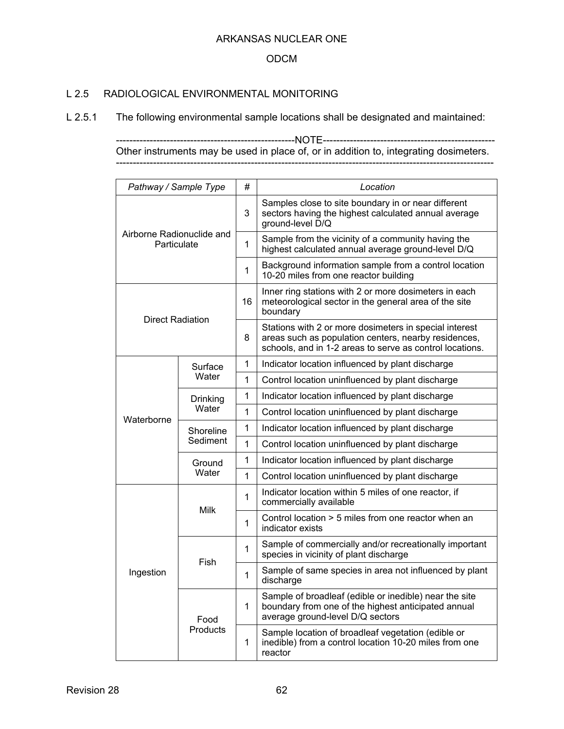## L 2.5 RADIOLOGICAL ENVIRONMENTAL MONITORING

L 2.5.1 The following environmental sample locations shall be designated and maintained:

-----------------------------------------------------NOTE-----------------------------------------------------
Other instruments may be used in place of, or in addition to, integrating dosimeters.
--------------------------------------------------------------------------------------------------------------

| *Pathway / Sample Type* | | *#* | *Location* |
|---|---|---|---|
| Airborne Radionuclide and Particulate | | 3 | Samples close to site boundary in or near different sectors having the highest calculated annual average ground-level D/Q |
| | | 1 | Sample from the vicinity of a community having the highest calculated annual average ground-level D/Q |
| | | 1 | Background information sample from a control location 10-20 miles from one reactor building |
| Direct Radiation | | 16 | Inner ring stations with 2 or more dosimeters in each meteorological sector in the general area of the site boundary |
| | | 8 | Stations with 2 or more dosimeters in special interest areas such as population centers, nearby residences, schools, and in 1-2 areas to serve as control locations. |
| Waterborne | Surface Water | 1 | Indicator location influenced by plant discharge |
| | | 1 | Control location uninfluenced by plant discharge |
| | Drinking Water | 1 | Indicator location influenced by plant discharge |
| | | 1 | Control location uninfluenced by plant discharge |
| | Shoreline Sediment | 1 | Indicator location influenced by plant discharge |
| | | 1 | Control location uninfluenced by plant discharge |
| | Ground Water | 1 | Indicator location influenced by plant discharge |
| | | 1 | Control location uninfluenced by plant discharge |
| Ingestion | Milk | 1 | Indicator location within 5 miles of one reactor, if commercially available |
| | | 1 | Control location > 5 miles from one reactor when an indicator exists |
| | Fish | 1 | Sample of commercially and/or recreationally important species in vicinity of plant discharge |
| | | 1 | Sample of same species in area not influenced by plant discharge |
| | Food Products | 1 | Sample of broadleaf (edible or inedible) near the site boundary from one of the highest anticipated annual average ground-level D/Q sectors |
| | | 1 | Sample location of broadleaf vegetation (edible or inedible) from a control location 10-20 miles from one reactor |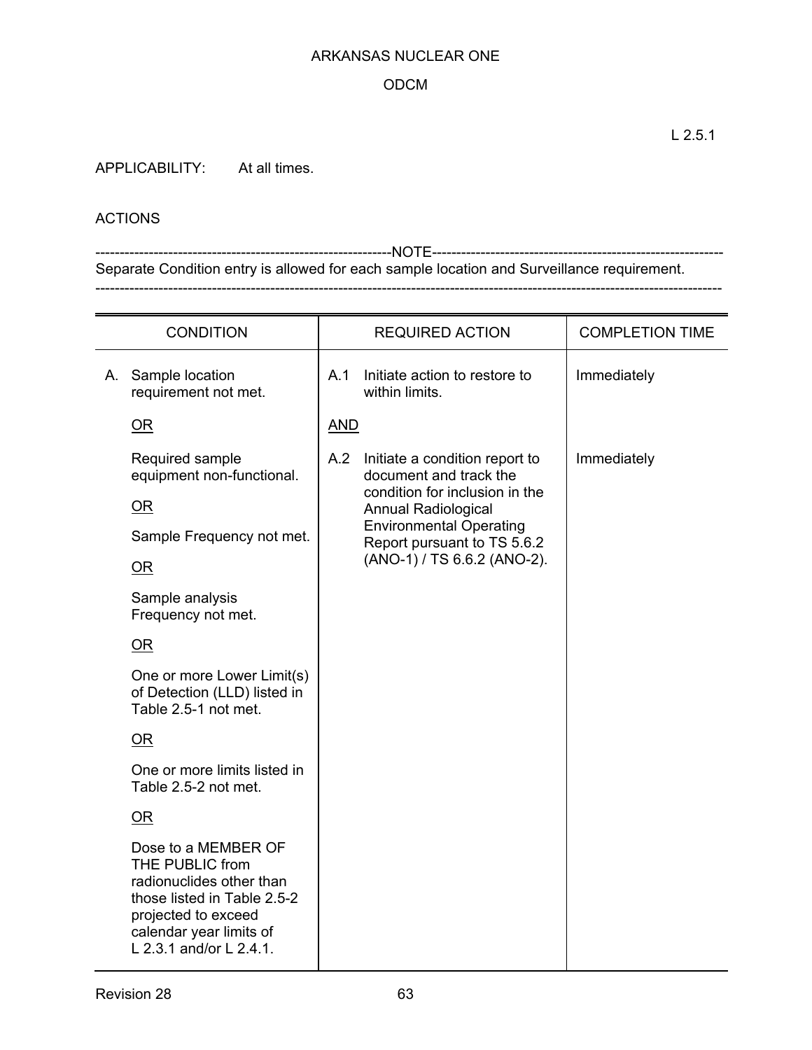L 2.5.1

APPLICABILITY: At all times.

ACTIONS

-----------------------------------------------------------NOTE-----------------------------------------------------------
Separate Condition entry is allowed for each sample location and Surveillance requirement.
---------------------------------------------------------------------------------------------------------------------------

| CONDITION | REQUIRED ACTION | COMPLETION TIME |
|---|---|---|
| A. Sample location requirement not met.<br><br><u>OR</u><br><br>Required sample equipment non-functional.<br><br><u>OR</u><br><br>Sample Frequency not met.<br><br><u>OR</u><br><br>Sample analysis Frequency not met.<br><br><u>OR</u><br><br>One or more Lower Limit(s) of Detection (LLD) listed in Table 2.5-1 not met.<br><br><u>OR</u><br><br>One or more limits listed in Table 2.5-2 not met.<br><br><u>OR</u><br><br>Dose to a MEMBER OF THE PUBLIC from radionuclides other than those listed in Table 2.5-2 projected to exceed calendar year limits of L 2.3.1 and/or L 2.4.1. | A.1 Initiate action to restore to within limits.<br><br><u>AND</u><br><br>A.2 Initiate a condition report to document and track the condition for inclusion in the Annual Radiological Environmental Operating Report pursuant to TS 5.6.2 (ANO-1) / TS 6.6.2 (ANO-2). | Immediately<br><br><br><br>Immediately |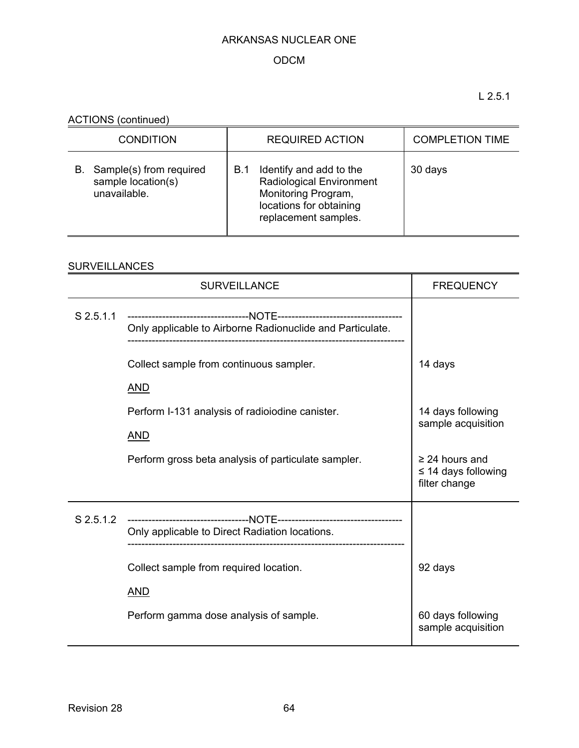ARKANSAS NUCLEAR ONE

ODCM

L 2.5.1

ACTIONS (continued)

| CONDITION | REQUIRED ACTION | COMPLETION TIME |
|---|---|---|
| B. Sample(s) from required sample location(s) unavailable. | B.1 Identify and add to the Radiological Environment Monitoring Program, locations for obtaining replacement samples. | 30 days |

SURVEILLANCES

| SURVEILLANCE | | FREQUENCY |
|---|---|---|
| S 2.5.1.1 | ----------NOTE---------- Only applicable to Airborne Radionuclide and Particulate. | |
| | Collect sample from continuous sampler. | 14 days |
| | AND | |
| | Perform I-131 analysis of radioiodine canister. | 14 days following sample acquisition |
| | AND | |
| | Perform gross beta analysis of particulate sampler. | ≥ 24 hours and ≤ 14 days following filter change |
| S 2.5.1.2 | ----------NOTE---------- Only applicable to Direct Radiation locations. | |
| | Collect sample from required location. | 92 days |
| | AND | |
| | Perform gamma dose analysis of sample. | 60 days following sample acquisition |

Revision 28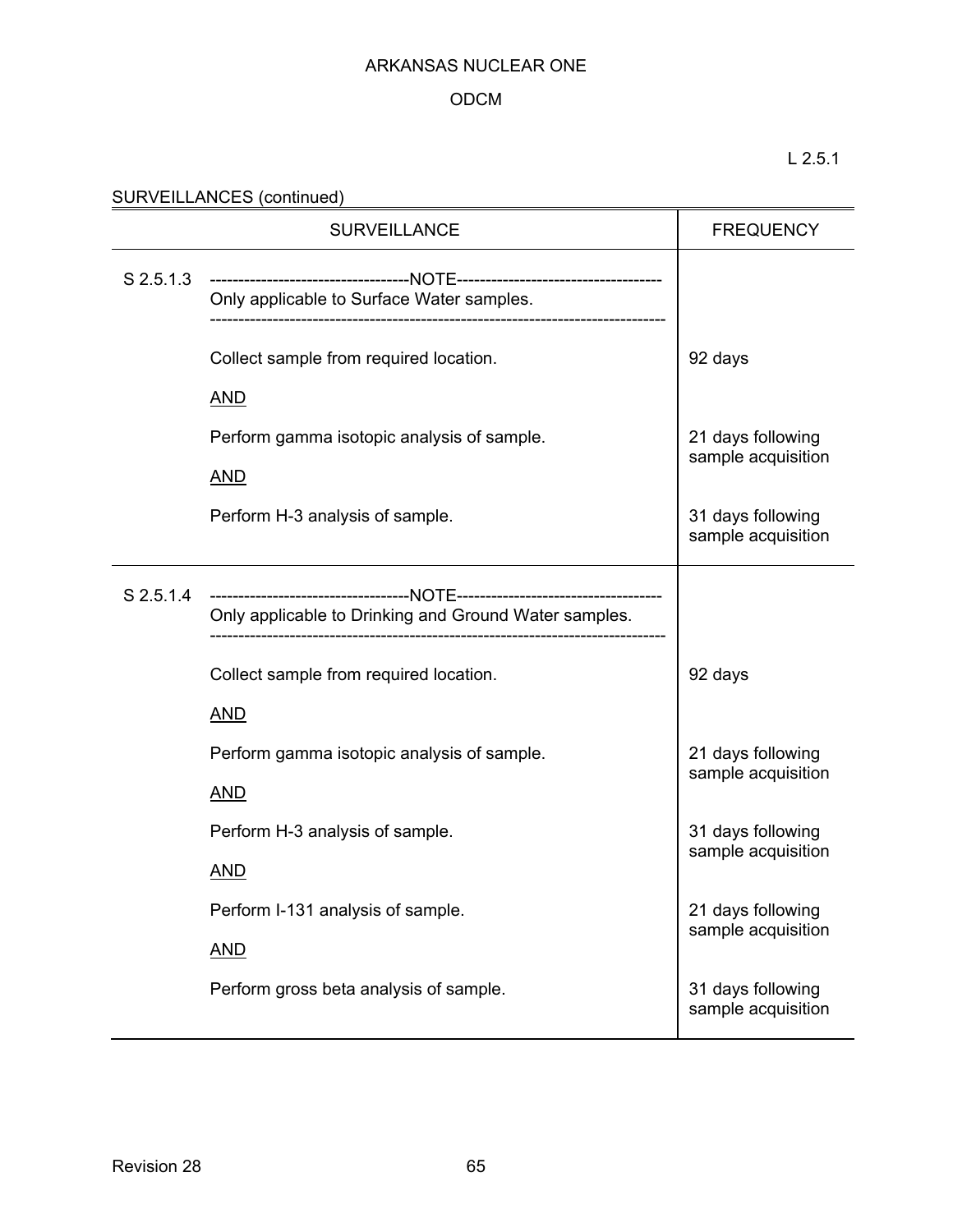L 2.5.1

SURVEILLANCES (continued)

| | SURVEILLANCE | FREQUENCY |
|---|---|---|
| S 2.5.1.3 | -----------------------------------NOTE------------------------------------<br>Only applicable to Surface Water samples.<br>------------------------------------------------------------------------------- | |
| | Collect sample from required location. | 92 days |
| | AND | |
| | Perform gamma isotopic analysis of sample. | 21 days following sample acquisition |
| | AND | |
| | Perform H-3 analysis of sample. | 31 days following sample acquisition |
| S 2.5.1.4 | -----------------------------------NOTE------------------------------------<br>Only applicable to Drinking and Ground Water samples.<br>------------------------------------------------------------------------------- | |
| | Collect sample from required location. | 92 days |
| | AND | |
| | Perform gamma isotopic analysis of sample. | 21 days following sample acquisition |
| | AND | |
| | Perform H-3 analysis of sample. | 31 days following sample acquisition |
| | AND | |
| | Perform I-131 analysis of sample. | 21 days following sample acquisition |
| | AND | |
| | Perform gross beta analysis of sample. | 31 days following sample acquisition |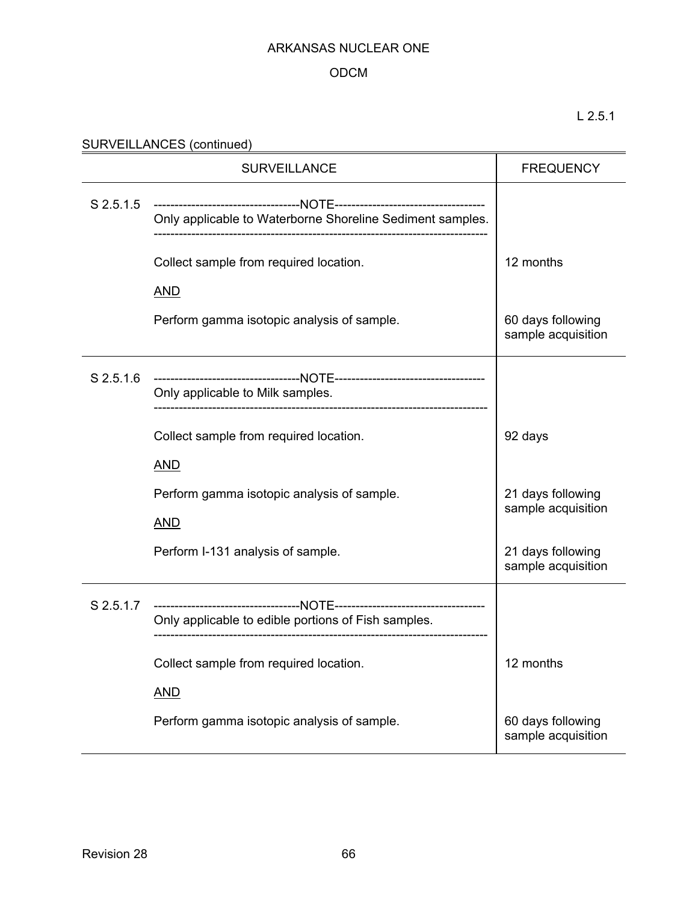L 2.5.1

SURVEILLANCES (continued)

| | SURVEILLANCE | FREQUENCY |
|---|---|---|
| S 2.5.1.5 | -----------------------------------NOTE------------------------------------<br>Only applicable to Waterborne Shoreline Sediment samples.<br>------------------------------------------------------------------------------- | |
| | Collect sample from required location. | 12 months |
| | <u>AND</u> | |
| | Perform gamma isotopic analysis of sample. | 60 days following sample acquisition |
| S 2.5.1.6 | -----------------------------------NOTE------------------------------------<br>Only applicable to Milk samples.<br>------------------------------------------------------------------------------- | |
| | Collect sample from required location. | 92 days |
| | <u>AND</u> | |
| | Perform gamma isotopic analysis of sample. | 21 days following sample acquisition |
| | <u>AND</u> | |
| | Perform I-131 analysis of sample. | 21 days following sample acquisition |
| S 2.5.1.7 | -----------------------------------NOTE------------------------------------<br>Only applicable to edible portions of Fish samples.<br>------------------------------------------------------------------------------- | |
| | Collect sample from required location. | 12 months |
| | <u>AND</u> | |
| | Perform gamma isotopic analysis of sample. | 60 days following sample acquisition |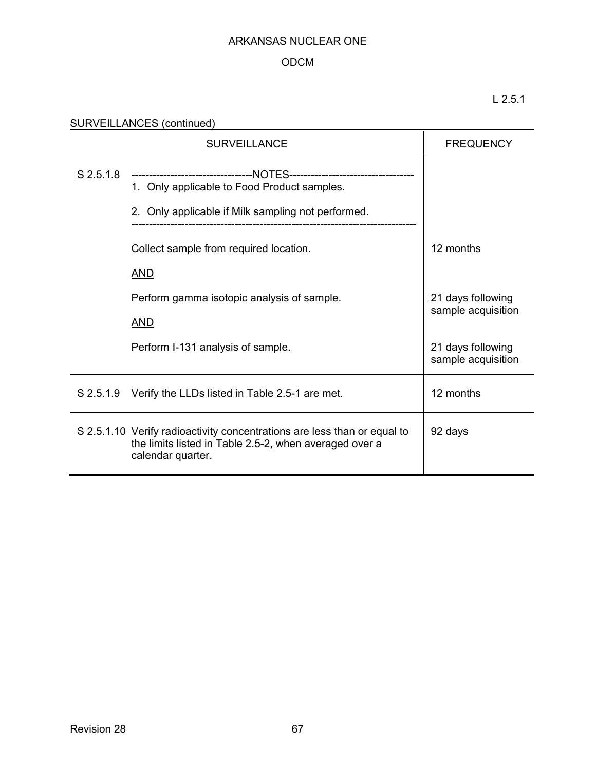ARKANSAS NUCLEAR ONE

ODCM

L 2.5.1

SURVEILLANCES (continued)

| | SURVEILLANCE | FREQUENCY |
|---|---|---|
| S 2.5.1.8 | ----------------------------------NOTES----------------------------------<br>1. Only applicable to Food Product samples.<br>2. Only applicable if Milk sampling not performed.<br>----------------------------------------------------------------------------- | |
| | Collect sample from required location. | 12 months |
| | AND | |
| | Perform gamma isotopic analysis of sample. | 21 days following sample acquisition |
| | AND | |
| | Perform I-131 analysis of sample. | 21 days following sample acquisition |
| S 2.5.1.9 | Verify the LLDs listed in Table 2.5-1 are met. | 12 months |
| S 2.5.1.10 | Verify radioactivity concentrations are less than or equal to the limits listed in Table 2.5-2, when averaged over a calendar quarter. | 92 days |

Revision 28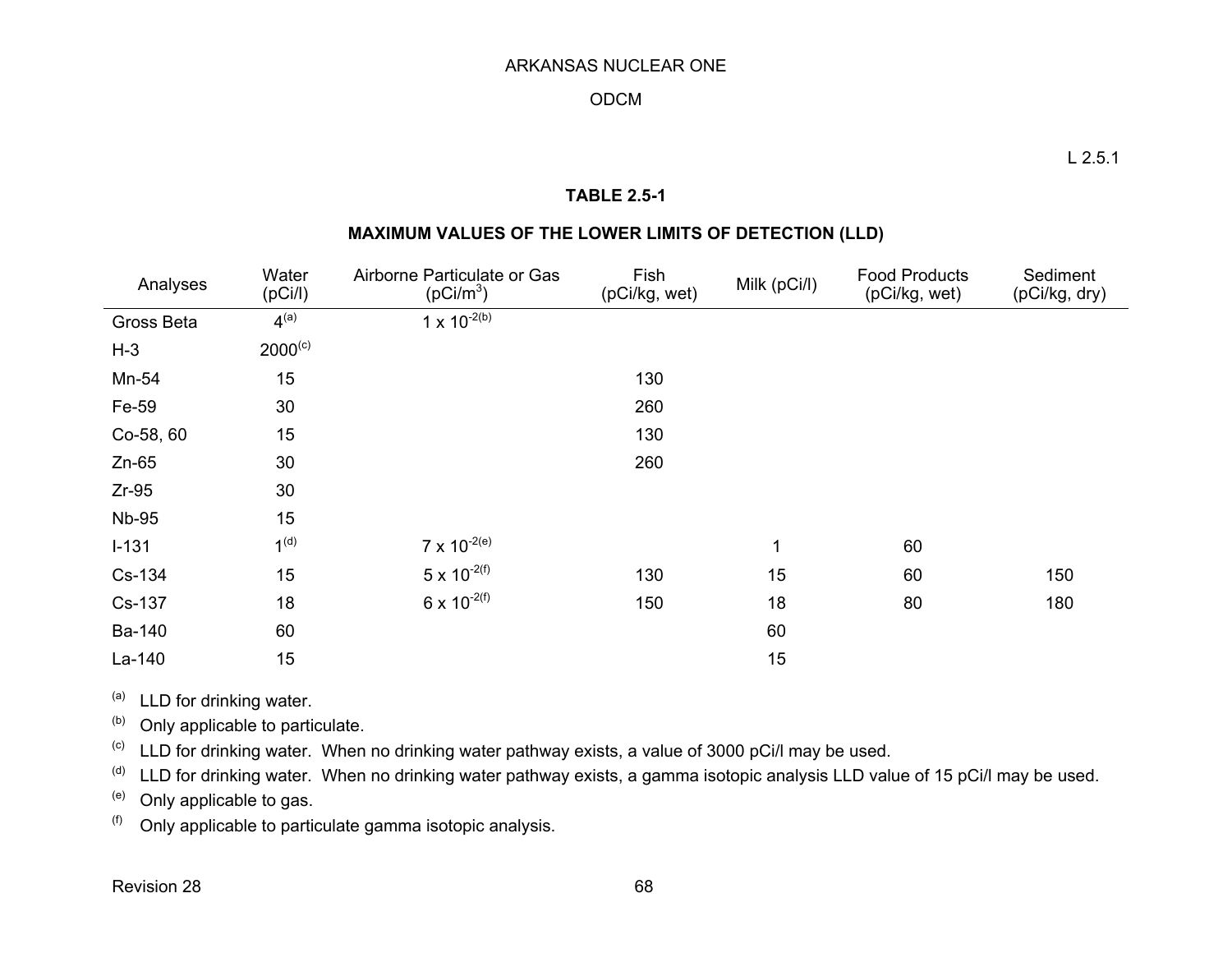L 2.5.1

**TABLE 2.5-1**

**MAXIMUM VALUES OF THE LOWER LIMITS OF DETECTION (LLD)**

| Analyses | Water (pCi/l) | Airborne Particulate or Gas ($pCi/m^3$) | Fish (pCi/kg, wet) | Milk (pCi/l) | Food Products (pCi/kg, wet) | Sediment (pCi/kg, dry) |
|---|---|---|---|---|---|---|
| Gross Beta | 4[(a)] | $1 \times 10^{-2}$[(b)] | | | | |
| H-3 | 2000[(c)] | | | | | |
| Mn-54 | 15 | | 130 | | | |
| Fe-59 | 30 | | 260 | | | |
| Co-58, 60 | 15 | | 130 | | | |
| Zn-65 | 30 | | 260 | | | |
| Zr-95 | 30 | | | | | |
| Nb-95 | 15 | | | | | |
| I-131 | 1[(d)] | $7 \times 10^{-2}$[(e)] | | 1 | 60 | |
| Cs-134 | 15 | $5 \times 10^{-2}$[(f)] | 130 | 15 | 60 | 150 |
| Cs-137 | 18 | $6 \times 10^{-2}$[(f)] | 150 | 18 | 80 | 180 |
| Ba-140 | 60 | | | 60 | | |
| La-140 | 15 | | | 15 | | |

(a) LLD for drinking water.

(b) Only applicable to particulate.

(c) LLD for drinking water. When no drinking water pathway exists, a value of 3000 pCi/l may be used.

(d) LLD for drinking water. When no drinking water pathway exists, a gamma isotopic analysis LLD value of 15 pCi/l may be used.

(e) Only applicable to gas.

(f) Only applicable to particulate gamma isotopic analysis.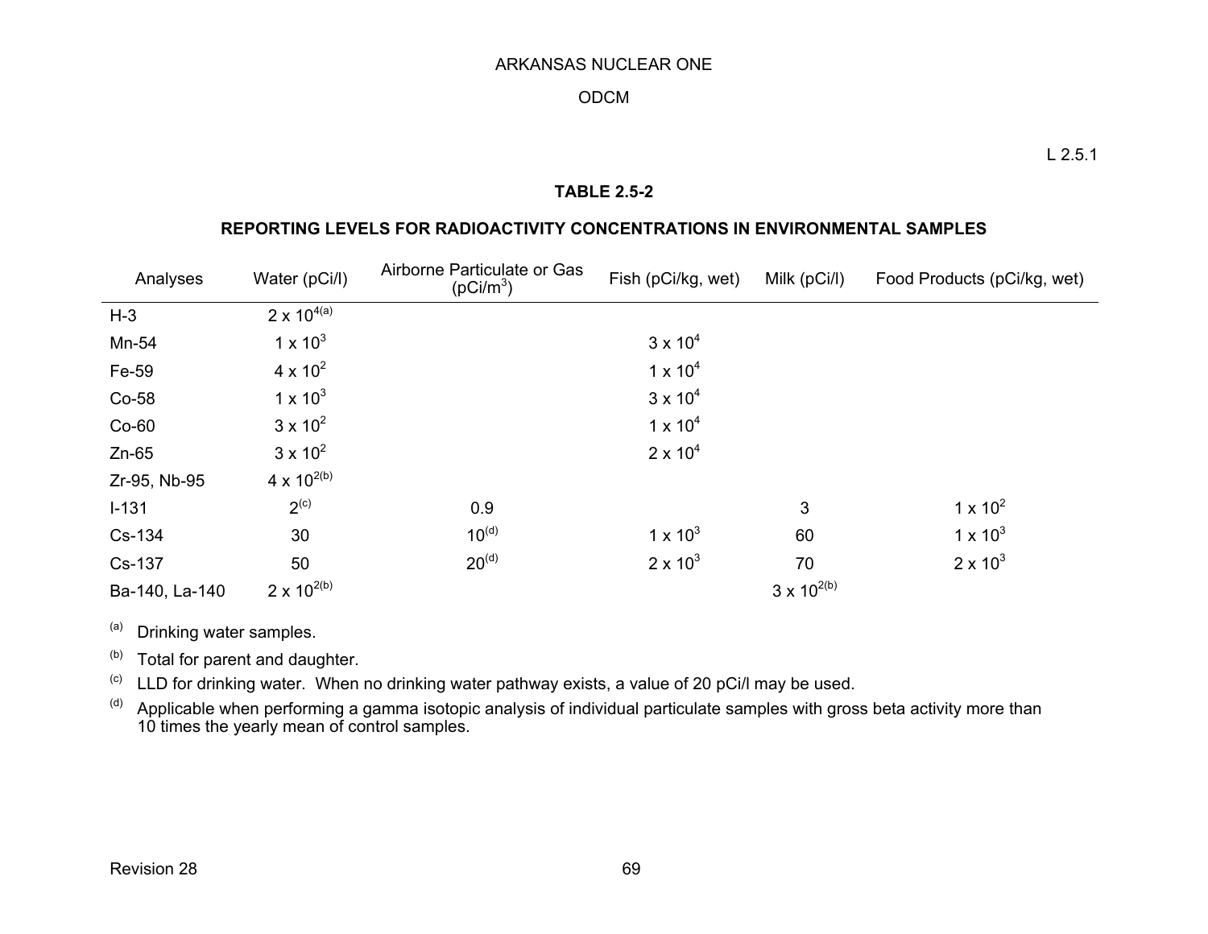L 2.5.1

## TABLE 2.5-2

### REPORTING LEVELS FOR RADIOACTIVITY CONCENTRATIONS IN ENVIRONMENTAL SAMPLES

| Analyses | Water (pCi/l) | Airborne Particulate or Gas ($pCi/m^3$) | Fish (pCi/kg, wet) | Milk (pCi/l) | Food Products (pCi/kg, wet) |
|---|---|---|---|---|---|
| H-3 | $2 \times 10^4$ [(a)] | | | | |
| Mn-54 | $1 \times 10^3$ | | $3 \times 10^4$ | | |
| Fe-59 | $4 \times 10^2$ | | $1 \times 10^4$ | | |
| Co-58 | $1 \times 10^3$ | | $3 \times 10^4$ | | |
| Co-60 | $3 \times 10^2$ | | $1 \times 10^4$ | | |
| Zn-65 | $3 \times 10^2$ | | $2 \times 10^4$ | | |
| Zr-95, Nb-95 | $4 \times 10^2$ [(b)] | | | | |
| I-131 | 2 [(c)] | 0.9 | | 3 | $1 \times 10^2$ |
| Cs-134 | 30 | 10 [(d)] | $1 \times 10^3$ | 60 | $1 \times 10^3$ |
| Cs-137 | 50 | 20 [(d)] | $2 \times 10^3$ | 70 | $2 \times 10^3$ |
| Ba-140, La-140 | $2 \times 10^2$ [(b)] | | | $3 \times 10^2$ [(b)] | |

(a) Drinking water samples.

(b) Total for parent and daughter.

(c) LLD for drinking water. When no drinking water pathway exists, a value of 20 pCi/l may be used.

(d) Applicable when performing a gamma isotopic analysis of individual particulate samples with gross beta activity more than 10 times the yearly mean of control samples.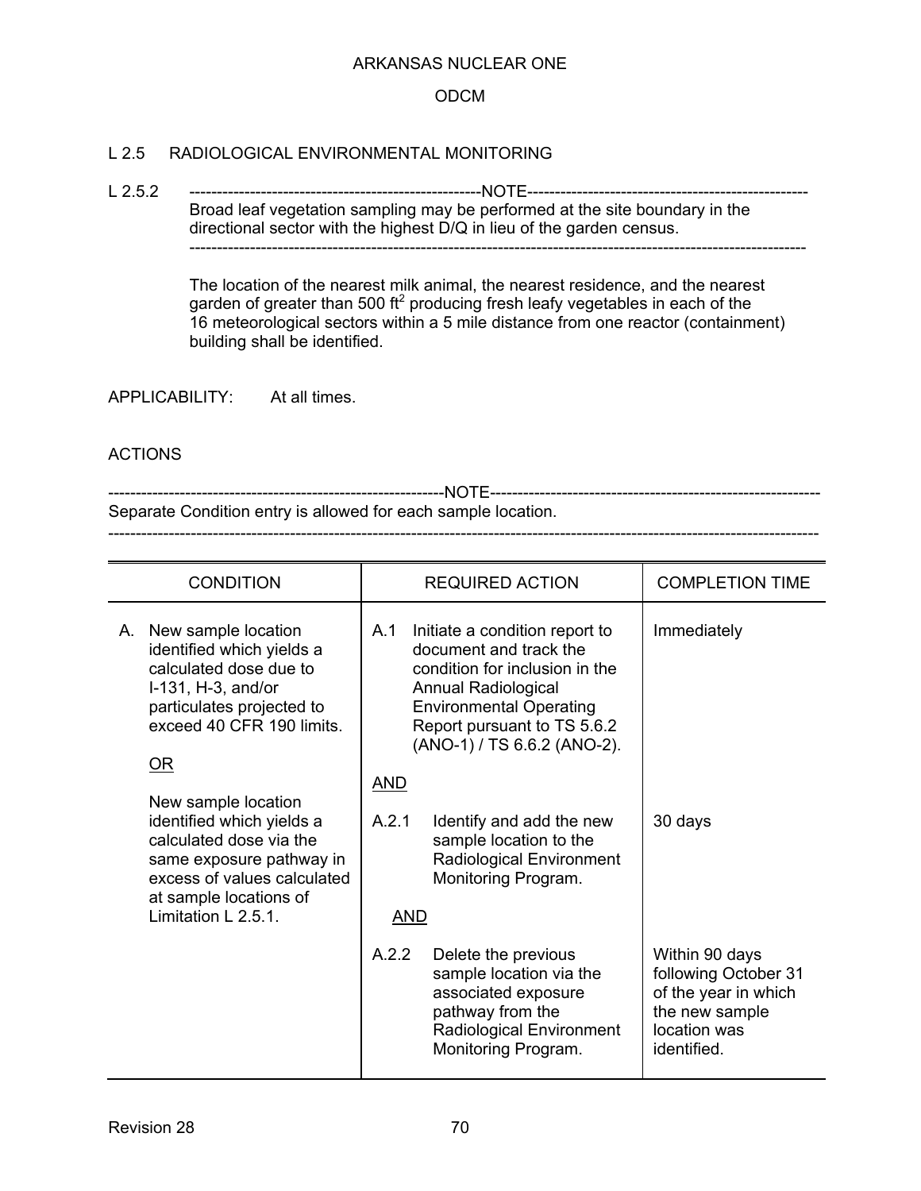## L 2.5 RADIOLOGICAL ENVIRONMENTAL MONITORING

L 2.5.2

---------------------------------------------------NOTE---------------------------------------------------

Broad leaf vegetation sampling may be performed at the site boundary in the directional sector with the highest D/Q in lieu of the garden census.

----------------------------------------------------------------------------------------------------------------

The location of the nearest milk animal, the nearest residence, and the nearest garden of greater than 500 $ft^2$ producing fresh leafy vegetables in each of the 16 meteorological sectors within a 5 mile distance from one reactor (containment) building shall be identified.

APPLICABILITY: At all times.

ACTIONS

-----------------------------------------------------------NOTE-----------------------------------------------------------

Separate Condition entry is allowed for each sample location.

--------------------------------------------------------------------------------------------------------------------------

| CONDITION | REQUIRED ACTION | COMPLETION TIME |
|---|---|---|
| A. New sample location identified which yields a calculated dose due to I-131, H-3, and/or particulates projected to exceed 40 CFR 190 limits. <br><br> <u>OR</u> <br><br> New sample location identified which yields a calculated dose via the same exposure pathway in excess of values calculated at sample locations of Limitation L 2.5.1. | A.1 Initiate a condition report to document and track the condition for inclusion in the Annual Radiological Environmental Operating Report pursuant to TS 5.6.2 (ANO-1) / TS 6.6.2 (ANO-2). | Immediately |
| | <u>AND</u> | |
| | A.2.1 Identify and add the new sample location to the Radiological Environment Monitoring Program. | 30 days |
| | <u>AND</u> | |
| | A.2.2 Delete the previous sample location via the associated exposure pathway from the Radiological Environment Monitoring Program. | Within 90 days following October 31 of the year in which the new sample location was identified. |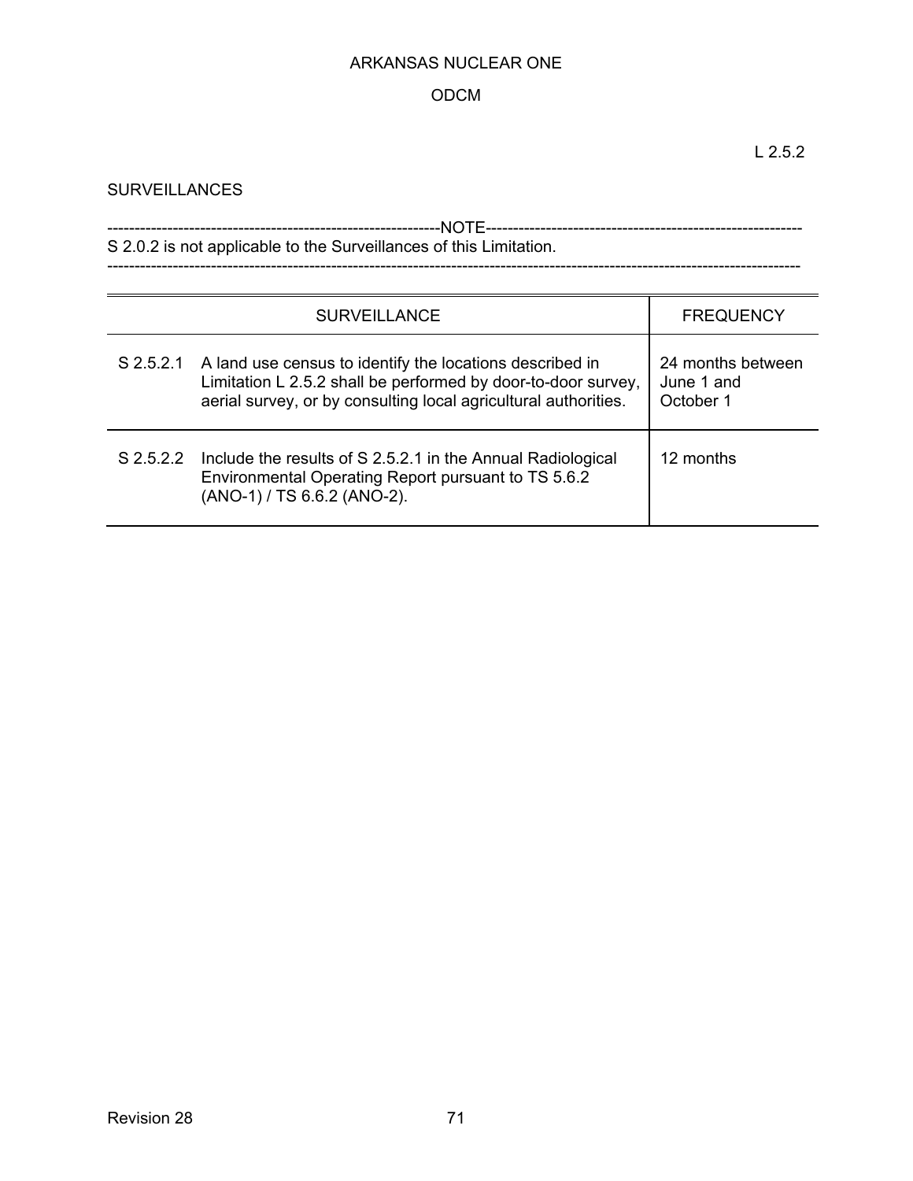L 2.5.2

## SURVEILLANCES

---NOTE---

S 2.0.2 is not applicable to the Surveillances of this Limitation.

---

| SURVEILLANCE | | FREQUENCY |
|---|---|---|
| S 2.5.2.1 | A land use census to identify the locations described in Limitation L 2.5.2 shall be performed by door-to-door survey, aerial survey, or by consulting local agricultural authorities. | 24 months between June 1 and October 1 |
| S 2.5.2.2 | Include the results of S 2.5.2.1 in the Annual Radiological Environmental Operating Report pursuant to TS 5.6.2 (ANO-1) / TS 6.6.2 (ANO-2). | 12 months |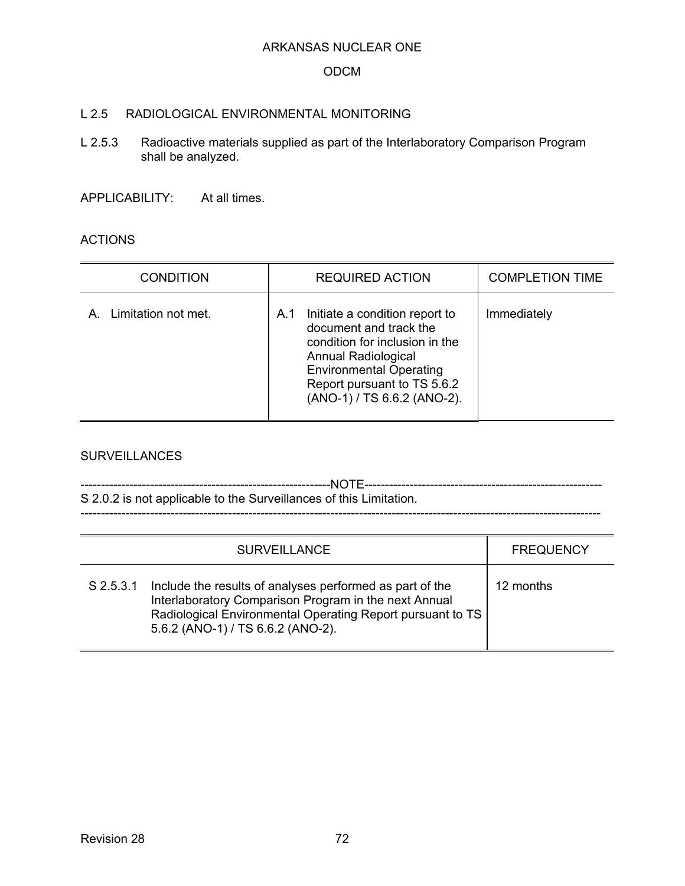## L 2.5 RADIOLOGICAL ENVIRONMENTAL MONITORING

L 2.5.3 Radioactive materials supplied as part of the Interlaboratory Comparison Program shall be analyzed.

APPLICABILITY: At all times.

ACTIONS

| CONDITION | REQUIRED ACTION | COMPLETION TIME |
|---|---|---|
| A. Limitation not met. | A.1 Initiate a condition report to document and track the condition for inclusion in the Annual Radiological Environmental Operating Report pursuant to TS 5.6.2 (ANO-1) / TS 6.6.2 (ANO-2). | Immediately |

SURVEILLANCES

---NOTE---
S 2.0.2 is not applicable to the Surveillances of this Limitation.

---

| SURVEILLANCE | FREQUENCY |
|---|---|
| S 2.5.3.1 Include the results of analyses performed as part of the Interlaboratory Comparison Program in the next Annual Radiological Environmental Operating Report pursuant to TS 5.6.2 (ANO-1) / TS 6.6.2 (ANO-2). | 12 months |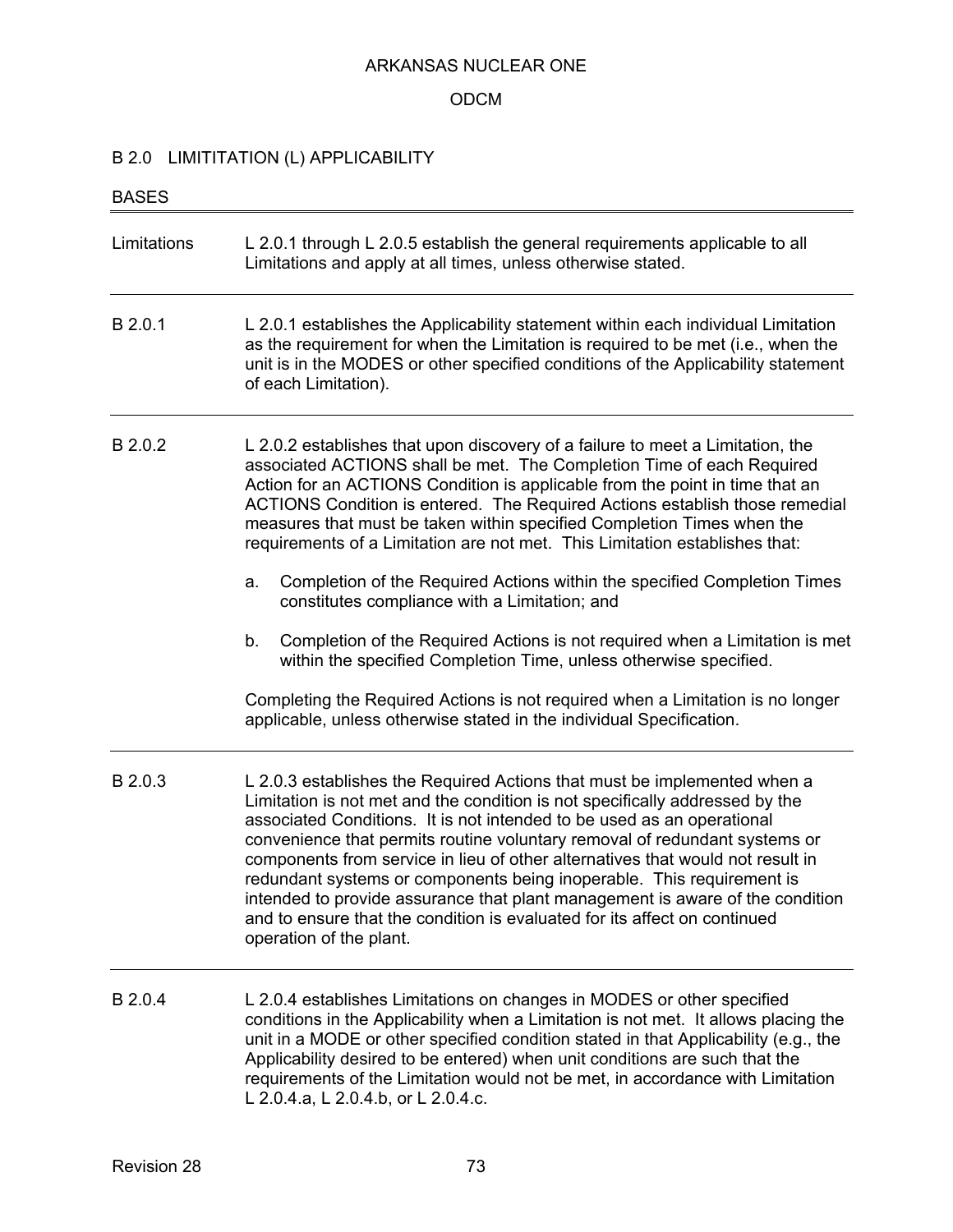ARKANSAS NUCLEAR ONE

ODCM

## B 2.0 LIMITITATION (L) APPLICABILITY

BASES

| | |
|---|---|
| Limitations | L 2.0.1 through L 2.0.5 establish the general requirements applicable to all Limitations and apply at all times, unless otherwise stated. |

**B 2.0.1**

L 2.0.1 establishes the Applicability statement within each individual Limitation as the requirement for when the Limitation is required to be met (i.e., when the unit is in the MODES or other specified conditions of the Applicability statement of each Limitation).

**B 2.0.2**

L 2.0.2 establishes that upon discovery of a failure to meet a Limitation, the associated ACTIONS shall be met. The Completion Time of each Required Action for an ACTIONS Condition is applicable from the point in time that an ACTIONS Condition is entered. The Required Actions establish those remedial measures that must be taken within specified Completion Times when the requirements of a Limitation are not met. This Limitation establishes that:

a. Completion of the Required Actions within the specified Completion Times constitutes compliance with a Limitation; and

b. Completion of the Required Actions is not required when a Limitation is met within the specified Completion Time, unless otherwise specified.

Completing the Required Actions is not required when a Limitation is no longer applicable, unless otherwise stated in the individual Specification.

**B 2.0.3**

L 2.0.3 establishes the Required Actions that must be implemented when a Limitation is not met and the condition is not specifically addressed by the associated Conditions. It is not intended to be used as an operational convenience that permits routine voluntary removal of redundant systems or components from service in lieu of other alternatives that would not result in redundant systems or components being inoperable. This requirement is intended to provide assurance that plant management is aware of the condition and to ensure that the condition is evaluated for its affect on continued operation of the plant.

**B 2.0.4**

L 2.0.4 establishes Limitations on changes in MODES or other specified conditions in the Applicability when a Limitation is not met. It allows placing the unit in a MODE or other specified condition stated in that Applicability (e.g., the Applicability desired to be entered) when unit conditions are such that the requirements of the Limitation would not be met, in accordance with Limitation L 2.0.4.a, L 2.0.4.b, or L 2.0.4.c.

Revision 28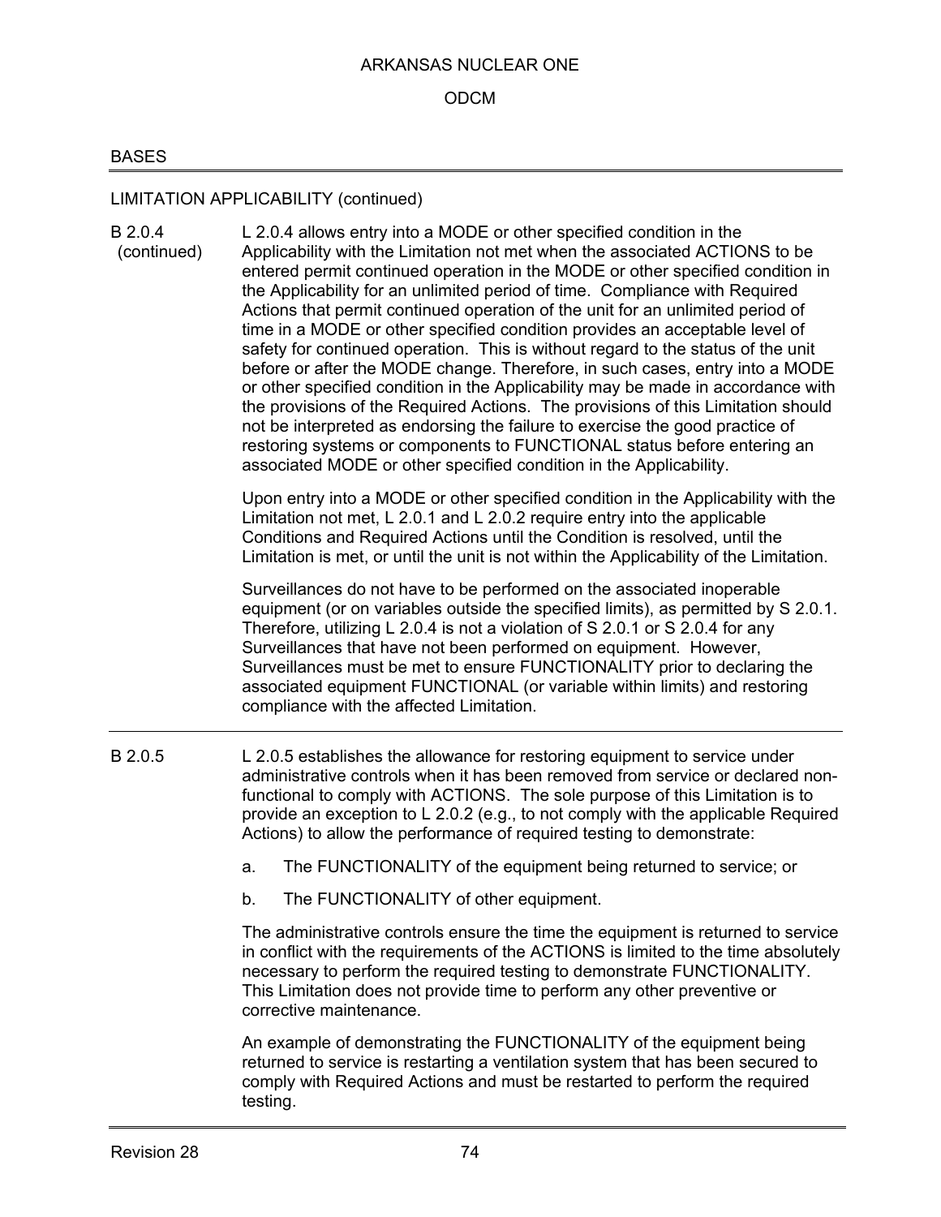## BASES

### LIMITATION APPLICABILITY (continued)

**B 2.0.4 (continued)**

L 2.0.4 allows entry into a MODE or other specified condition in the Applicability with the Limitation not met when the associated ACTIONS to be entered permit continued operation in the MODE or other specified condition in the Applicability for an unlimited period of time. Compliance with Required Actions that permit continued operation of the unit for an unlimited period of time in a MODE or other specified condition provides an acceptable level of safety for continued operation. This is without regard to the status of the unit before or after the MODE change. Therefore, in such cases, entry into a MODE or other specified condition in the Applicability may be made in accordance with the provisions of the Required Actions. The provisions of this Limitation should not be interpreted as endorsing the failure to exercise the good practice of restoring systems or components to FUNCTIONAL status before entering an associated MODE or other specified condition in the Applicability.

Upon entry into a MODE or other specified condition in the Applicability with the Limitation not met, L 2.0.1 and L 2.0.2 require entry into the applicable Conditions and Required Actions until the Condition is resolved, until the Limitation is met, or until the unit is not within the Applicability of the Limitation.

Surveillances do not have to be performed on the associated inoperable equipment (or on variables outside the specified limits), as permitted by S 2.0.1. Therefore, utilizing L 2.0.4 is not a violation of S 2.0.1 or S 2.0.4 for any Surveillances that have not been performed on equipment. However, Surveillances must be met to ensure FUNCTIONALITY prior to declaring the associated equipment FUNCTIONAL (or variable within limits) and restoring compliance with the affected Limitation.

---

**B 2.0.5**

L 2.0.5 establishes the allowance for restoring equipment to service under administrative controls when it has been removed from service or declared non-functional to comply with ACTIONS. The sole purpose of this Limitation is to provide an exception to L 2.0.2 (e.g., to not comply with the applicable Required Actions) to allow the performance of required testing to demonstrate:

a. The FUNCTIONALITY of the equipment being returned to service; or

b. The FUNCTIONALITY of other equipment.

The administrative controls ensure the time the equipment is returned to service in conflict with the requirements of the ACTIONS is limited to the time absolutely necessary to perform the required testing to demonstrate FUNCTIONALITY. This Limitation does not provide time to perform any other preventive or corrective maintenance.

An example of demonstrating the FUNCTIONALITY of the equipment being returned to service is restarting a ventilation system that has been secured to comply with Required Actions and must be restarted to perform the required testing.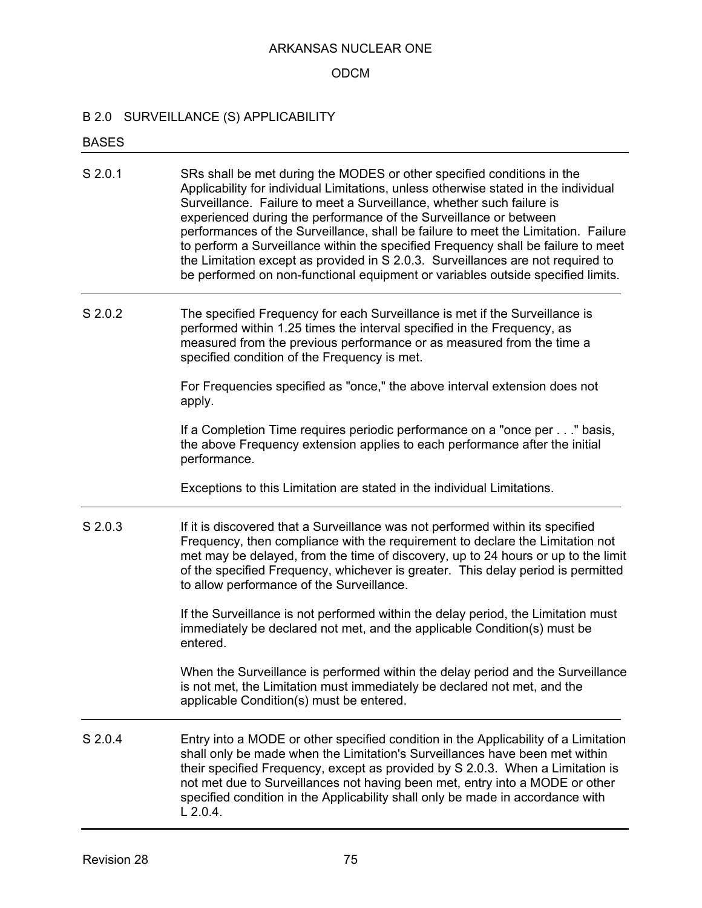## B 2.0 SURVEILLANCE (S) APPLICABILITY

BASES

| | |
|---|---|
| S 2.0.1 | SRs shall be met during the MODES or other specified conditions in the Applicability for individual Limitations, unless otherwise stated in the individual Surveillance. Failure to meet a Surveillance, whether such failure is experienced during the performance of the Surveillance or between performances of the Surveillance, shall be failure to meet the Limitation. Failure to perform a Surveillance within the specified Frequency shall be failure to meet the Limitation except as provided in S 2.0.3. Surveillances are not required to be performed on non-functional equipment or variables outside specified limits. |
| S 2.0.2 | The specified Frequency for each Surveillance is met if the Surveillance is performed within 1.25 times the interval specified in the Frequency, as measured from the previous performance or as measured from the time a specified condition of the Frequency is met.<br><br>For Frequencies specified as "once," the above interval extension does not apply.<br><br>If a Completion Time requires periodic performance on a "once per . . ." basis, the above Frequency extension applies to each performance after the initial performance.<br><br>Exceptions to this Limitation are stated in the individual Limitations. |
| S 2.0.3 | If it is discovered that a Surveillance was not performed within its specified Frequency, then compliance with the requirement to declare the Limitation not met may be delayed, from the time of discovery, up to 24 hours or up to the limit of the specified Frequency, whichever is greater. This delay period is permitted to allow performance of the Surveillance.<br><br>If the Surveillance is not performed within the delay period, the Limitation must immediately be declared not met, and the applicable Condition(s) must be entered.<br><br>When the Surveillance is performed within the delay period and the Surveillance is not met, the Limitation must immediately be declared not met, and the applicable Condition(s) must be entered. |
| S 2.0.4 | Entry into a MODE or other specified condition in the Applicability of a Limitation shall only be made when the Limitation's Surveillances have been met within their specified Frequency, except as provided by S 2.0.3. When a Limitation is not met due to Surveillances not having been met, entry into a MODE or other specified condition in the Applicability shall only be made in accordance with L 2.0.4. |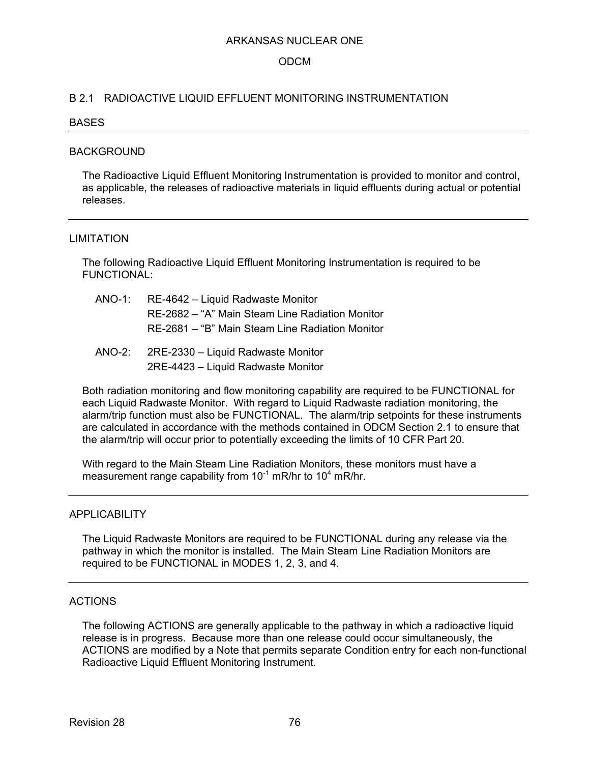## B 2.1 RADIOACTIVE LIQUID EFFLUENT MONITORING INSTRUMENTATION

### BASES

---

#### BACKGROUND

The Radioactive Liquid Effluent Monitoring Instrumentation is provided to monitor and control, as applicable, the releases of radioactive materials in liquid effluents during actual or potential releases.

---

#### LIMITATION

The following Radioactive Liquid Effluent Monitoring Instrumentation is required to be FUNCTIONAL:

ANO-1: RE-4642 – Liquid Radwaste Monitor
RE-2682 – “A” Main Steam Line Radiation Monitor
RE-2681 – “B” Main Steam Line Radiation Monitor

ANO-2: 2RE-2330 – Liquid Radwaste Monitor
2RE-4423 – Liquid Radwaste Monitor

Both radiation monitoring and flow monitoring capability are required to be FUNCTIONAL for each Liquid Radwaste Monitor. With regard to Liquid Radwaste radiation monitoring, the alarm/trip function must also be FUNCTIONAL. The alarm/trip setpoints for these instruments are calculated in accordance with the methods contained in ODCM Section 2.1 to ensure that the alarm/trip will occur prior to potentially exceeding the limits of 10 CFR Part 20.

With regard to the Main Steam Line Radiation Monitors, these monitors must have a measurement range capability from $10^{-1}$ mR/hr to $10^{4}$ mR/hr.

---

#### APPLICABILITY

The Liquid Radwaste Monitors are required to be FUNCTIONAL during any release via the pathway in which the monitor is installed. The Main Steam Line Radiation Monitors are required to be FUNCTIONAL in MODES 1, 2, 3, and 4.

---

#### ACTIONS

The following ACTIONS are generally applicable to the pathway in which a radioactive liquid release is in progress. Because more than one release could occur simultaneously, the ACTIONS are modified by a Note that permits separate Condition entry for each non-functional Radioactive Liquid Effluent Monitoring Instrument.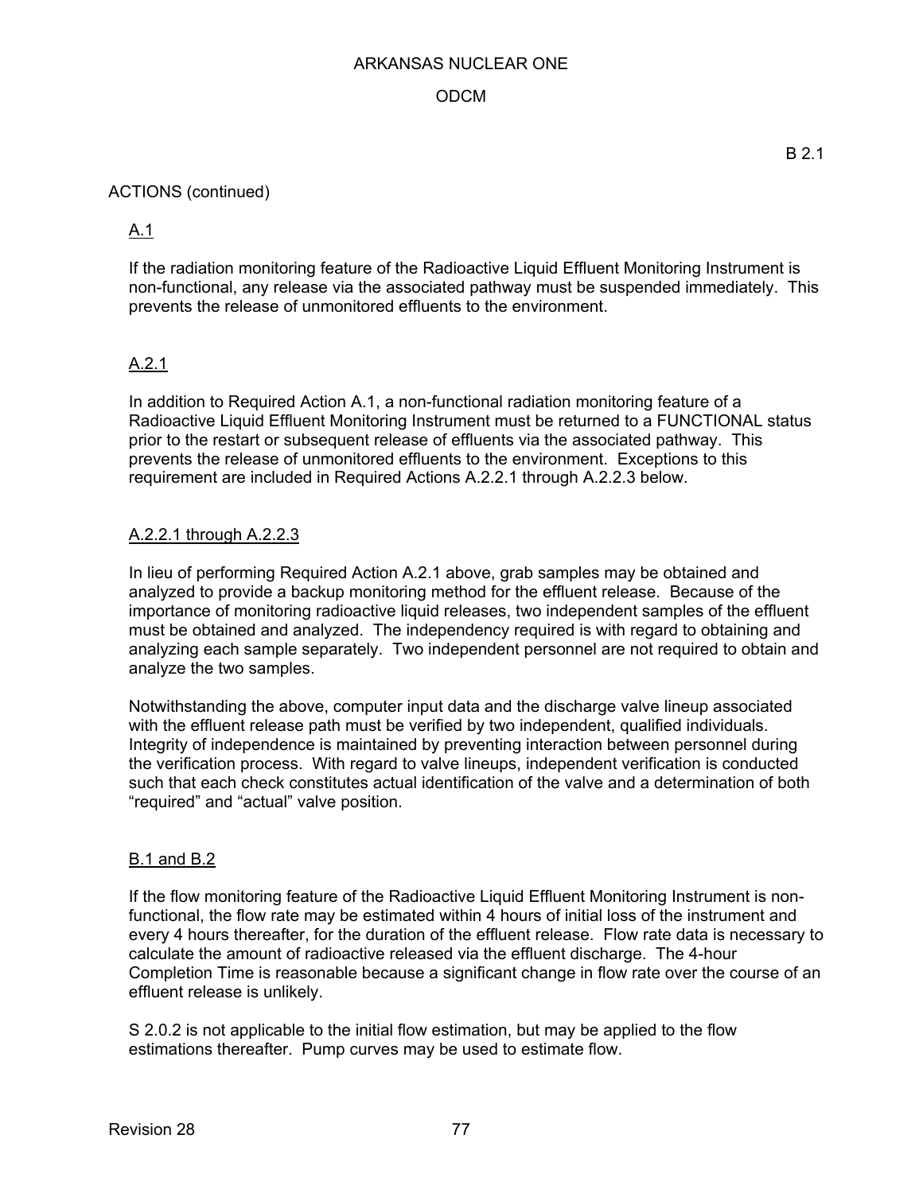B 2.1

ACTIONS (continued)

A.1

If the radiation monitoring feature of the Radioactive Liquid Effluent Monitoring Instrument is non-functional, any release via the associated pathway must be suspended immediately. This prevents the release of unmonitored effluents to the environment.

A.2.1

In addition to Required Action A.1, a non-functional radiation monitoring feature of a Radioactive Liquid Effluent Monitoring Instrument must be returned to a FUNCTIONAL status prior to the restart or subsequent release of effluents via the associated pathway. This prevents the release of unmonitored effluents to the environment. Exceptions to this requirement are included in Required Actions A.2.2.1 through A.2.2.3 below.

A.2.2.1 through A.2.2.3

In lieu of performing Required Action A.2.1 above, grab samples may be obtained and analyzed to provide a backup monitoring method for the effluent release. Because of the importance of monitoring radioactive liquid releases, two independent samples of the effluent must be obtained and analyzed. The independency required is with regard to obtaining and analyzing each sample separately. Two independent personnel are not required to obtain and analyze the two samples.

Notwithstanding the above, computer input data and the discharge valve lineup associated with the effluent release path must be verified by two independent, qualified individuals. Integrity of independence is maintained by preventing interaction between personnel during the verification process. With regard to valve lineups, independent verification is conducted such that each check constitutes actual identification of the valve and a determination of both "required" and "actual" valve position.

B.1 and B.2

If the flow monitoring feature of the Radioactive Liquid Effluent Monitoring Instrument is non-functional, the flow rate may be estimated within 4 hours of initial loss of the instrument and every 4 hours thereafter, for the duration of the effluent release. Flow rate data is necessary to calculate the amount of radioactive released via the effluent discharge. The 4-hour Completion Time is reasonable because a significant change in flow rate over the course of an effluent release is unlikely.

S 2.0.2 is not applicable to the initial flow estimation, but may be applied to the flow estimations thereafter. Pump curves may be used to estimate flow.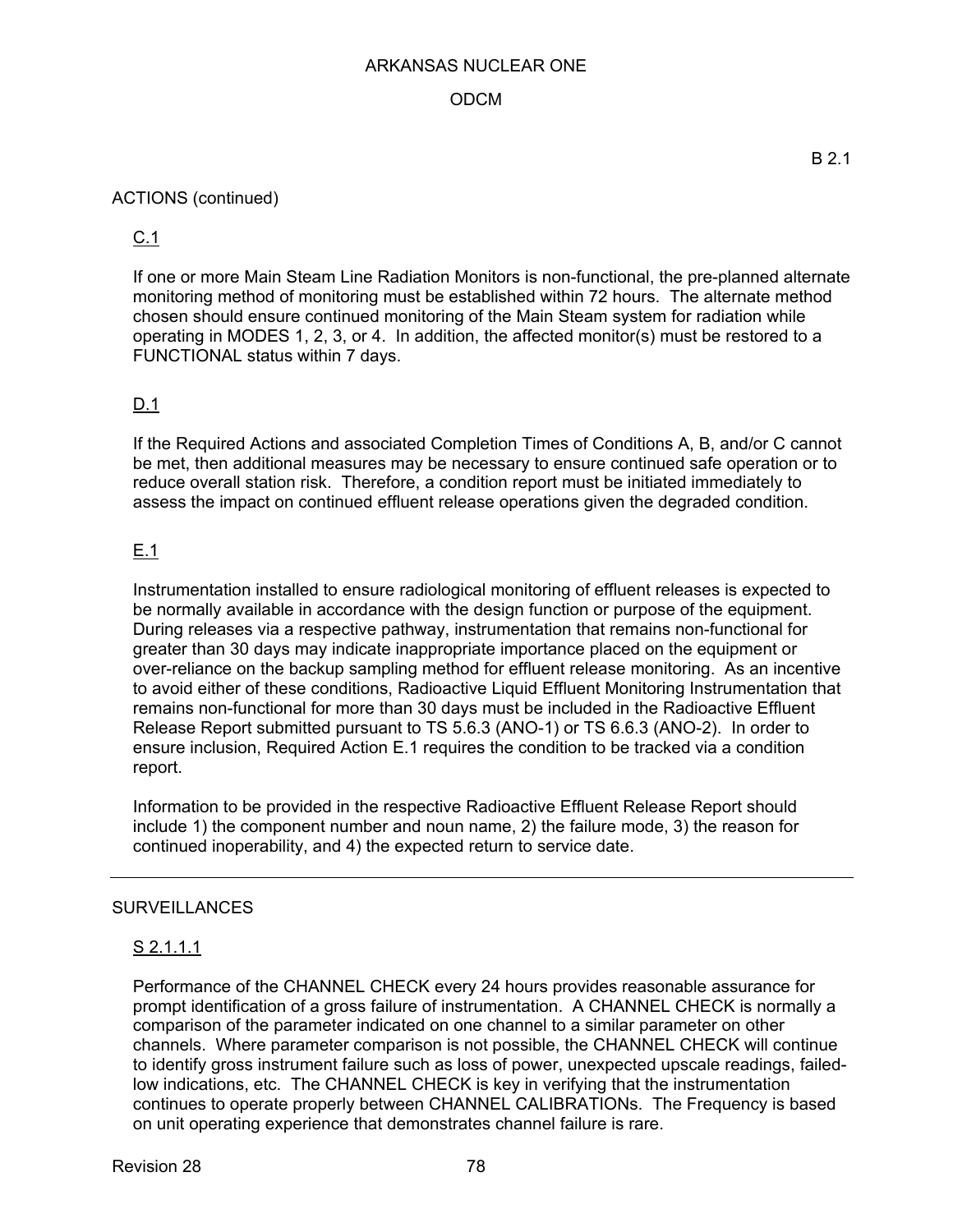B 2.1

ACTIONS (continued)

C.1

If one or more Main Steam Line Radiation Monitors is non-functional, the pre-planned alternate monitoring method of monitoring must be established within 72 hours. The alternate method chosen should ensure continued monitoring of the Main Steam system for radiation while operating in MODES 1, 2, 3, or 4. In addition, the affected monitor(s) must be restored to a FUNCTIONAL status within 7 days.

D.1

If the Required Actions and associated Completion Times of Conditions A, B, and/or C cannot be met, then additional measures may be necessary to ensure continued safe operation or to reduce overall station risk. Therefore, a condition report must be initiated immediately to assess the impact on continued effluent release operations given the degraded condition.

E.1

Instrumentation installed to ensure radiological monitoring of effluent releases is expected to be normally available in accordance with the design function or purpose of the equipment. During releases via a respective pathway, instrumentation that remains non-functional for greater than 30 days may indicate inappropriate importance placed on the equipment or over-reliance on the backup sampling method for effluent release monitoring. As an incentive to avoid either of these conditions, Radioactive Liquid Effluent Monitoring Instrumentation that remains non-functional for more than 30 days must be included in the Radioactive Effluent Release Report submitted pursuant to TS 5.6.3 (ANO-1) or TS 6.6.3 (ANO-2). In order to ensure inclusion, Required Action E.1 requires the condition to be tracked via a condition report.

Information to be provided in the respective Radioactive Effluent Release Report should include 1) the component number and noun name, 2) the failure mode, 3) the reason for continued inoperability, and 4) the expected return to service date.

---

SURVEILLANCES

S 2.1.1.1

Performance of the CHANNEL CHECK every 24 hours provides reasonable assurance for prompt identification of a gross failure of instrumentation. A CHANNEL CHECK is normally a comparison of the parameter indicated on one channel to a similar parameter on other channels. Where parameter comparison is not possible, the CHANNEL CHECK will continue to identify gross instrument failure such as loss of power, unexpected upscale readings, failed-low indications, etc. The CHANNEL CHECK is key in verifying that the instrumentation continues to operate properly between CHANNEL CALIBRATIONs. The Frequency is based on unit operating experience that demonstrates channel failure is rare.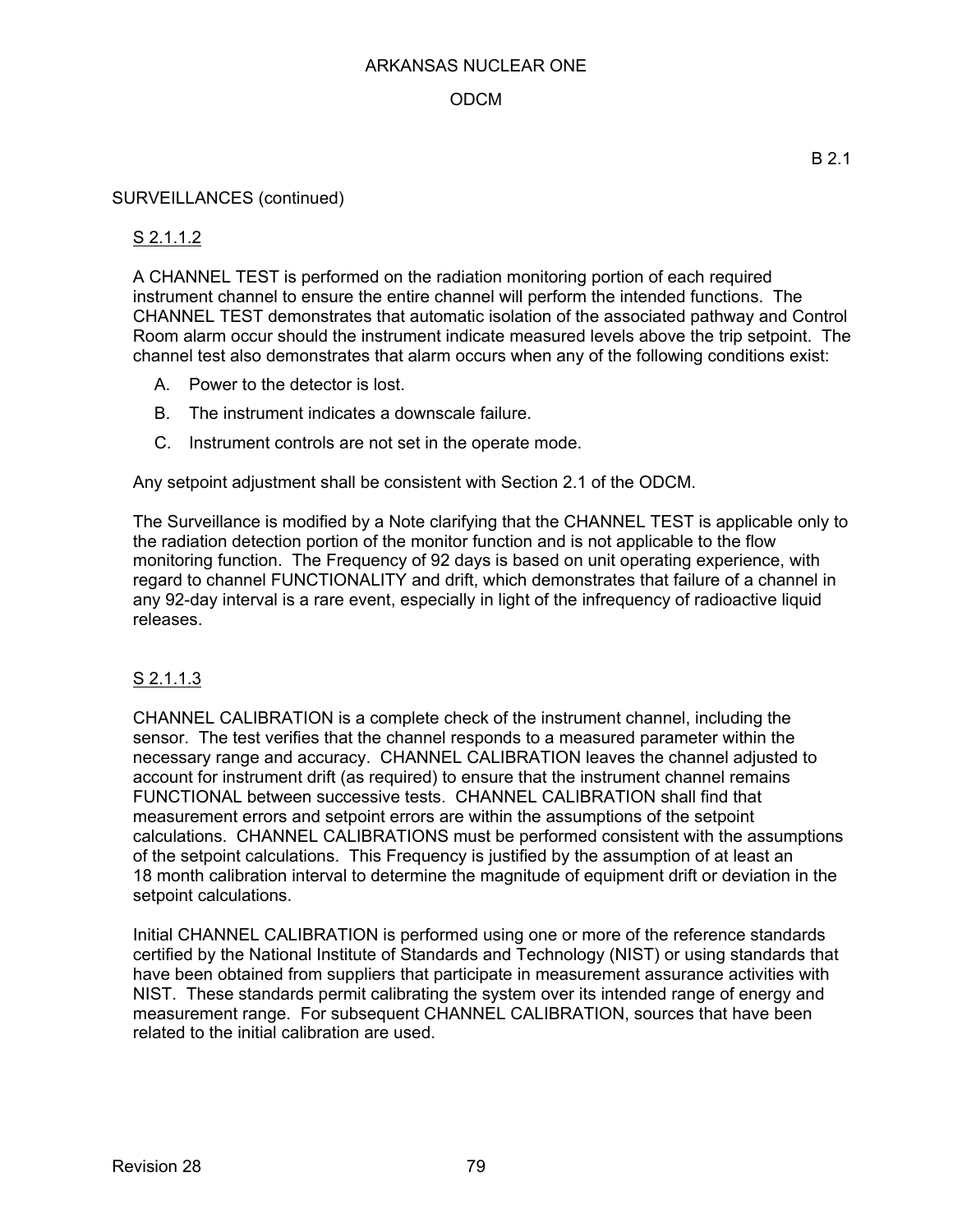B 2.1

SURVEILLANCES (continued)

S 2.1.1.2

A CHANNEL TEST is performed on the radiation monitoring portion of each required instrument channel to ensure the entire channel will perform the intended functions. The CHANNEL TEST demonstrates that automatic isolation of the associated pathway and Control Room alarm occur should the instrument indicate measured levels above the trip setpoint. The channel test also demonstrates that alarm occurs when any of the following conditions exist:

A. Power to the detector is lost.

B. The instrument indicates a downscale failure.

C. Instrument controls are not set in the operate mode.

Any setpoint adjustment shall be consistent with Section 2.1 of the ODCM.

The Surveillance is modified by a Note clarifying that the CHANNEL TEST is applicable only to the radiation detection portion of the monitor function and is not applicable to the flow monitoring function. The Frequency of 92 days is based on unit operating experience, with regard to channel FUNCTIONALITY and drift, which demonstrates that failure of a channel in any 92-day interval is a rare event, especially in light of the infrequency of radioactive liquid releases.

S 2.1.1.3

CHANNEL CALIBRATION is a complete check of the instrument channel, including the sensor. The test verifies that the channel responds to a measured parameter within the necessary range and accuracy. CHANNEL CALIBRATION leaves the channel adjusted to account for instrument drift (as required) to ensure that the instrument channel remains FUNCTIONAL between successive tests. CHANNEL CALIBRATION shall find that measurement errors and setpoint errors are within the assumptions of the setpoint calculations. CHANNEL CALIBRATIONS must be performed consistent with the assumptions of the setpoint calculations. This Frequency is justified by the assumption of at least an 18 month calibration interval to determine the magnitude of equipment drift or deviation in the setpoint calculations.

Initial CHANNEL CALIBRATION is performed using one or more of the reference standards certified by the National Institute of Standards and Technology (NIST) or using standards that have been obtained from suppliers that participate in measurement assurance activities with NIST. These standards permit calibrating the system over its intended range of energy and measurement range. For subsequent CHANNEL CALIBRATION, sources that have been related to the initial calibration are used.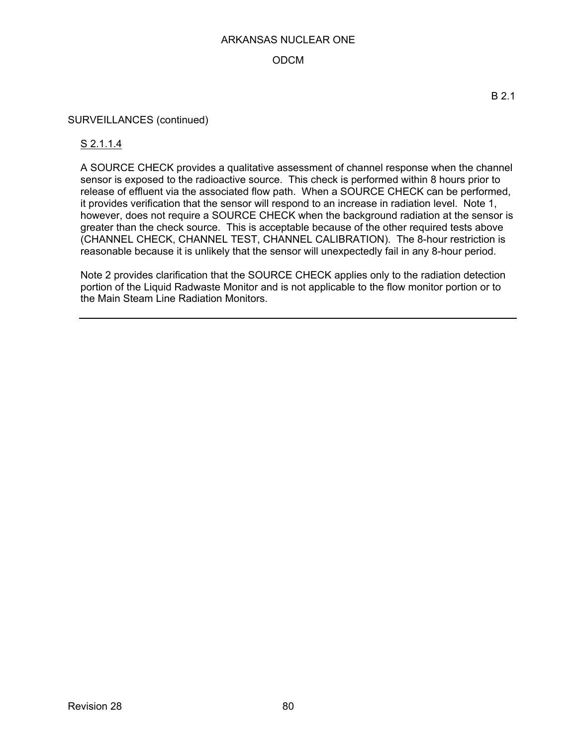B 2.1

SURVEILLANCES (continued)

S 2.1.1.4

A SOURCE CHECK provides a qualitative assessment of channel response when the channel sensor is exposed to the radioactive source. This check is performed within 8 hours prior to release of effluent via the associated flow path. When a SOURCE CHECK can be performed, it provides verification that the sensor will respond to an increase in radiation level. Note 1, however, does not require a SOURCE CHECK when the background radiation at the sensor is greater than the check source. This is acceptable because of the other required tests above (CHANNEL CHECK, CHANNEL TEST, CHANNEL CALIBRATION). The 8-hour restriction is reasonable because it is unlikely that the sensor will unexpectedly fail in any 8-hour period.

Note 2 provides clarification that the SOURCE CHECK applies only to the radiation detection portion of the Liquid Radwaste Monitor and is not applicable to the flow monitor portion or to the Main Steam Line Radiation Monitors.

---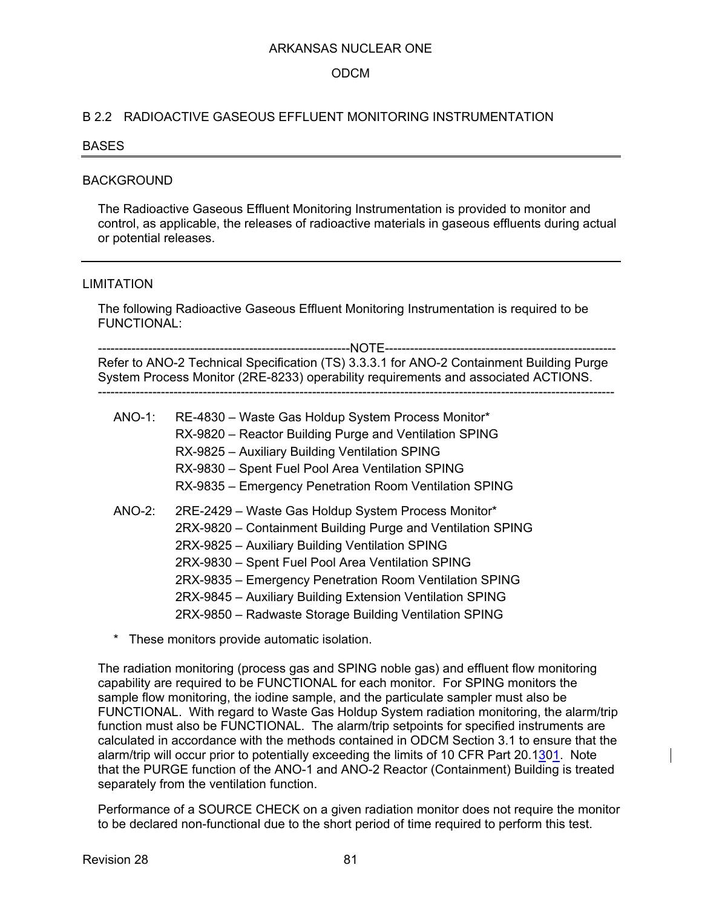ARKANSAS NUCLEAR ONE

ODCM

## B 2.2 RADIOACTIVE GASEOUS EFFLUENT MONITORING INSTRUMENTATION

BASES

### BACKGROUND

The Radioactive Gaseous Effluent Monitoring Instrumentation is provided to monitor and control, as applicable, the releases of radioactive materials in gaseous effluents during actual or potential releases.

### LIMITATION

The following Radioactive Gaseous Effluent Monitoring Instrumentation is required to be FUNCTIONAL:

-----------------------------------------------------------NOTE-----------------------------------------------------------

Refer to ANO-2 Technical Specification (TS) 3.3.3.1 for ANO-2 Containment Building Purge System Process Monitor (2RE-8233) operability requirements and associated ACTIONS.

--------------------------------------------------------------------------------------------------------------------------------

ANO-1:
- RE-4830 – Waste Gas Holdup System Process Monitor*
- RX-9820 – Reactor Building Purge and Ventilation SPING
- RX-9825 – Auxiliary Building Ventilation SPING
- RX-9830 – Spent Fuel Pool Area Ventilation SPING
- RX-9835 – Emergency Penetration Room Ventilation SPING

ANO-2:
- 2RE-2429 – Waste Gas Holdup System Process Monitor*
- 2RX-9820 – Containment Building Purge and Ventilation SPING
- 2RX-9825 – Auxiliary Building Ventilation SPING
- 2RX-9830 – Spent Fuel Pool Area Ventilation SPING
- 2RX-9835 – Emergency Penetration Room Ventilation SPING
- 2RX-9845 – Auxiliary Building Extension Ventilation SPING
- 2RX-9850 – Radwaste Storage Building Ventilation SPING

\* These monitors provide automatic isolation.

The radiation monitoring (process gas and SPING noble gas) and effluent flow monitoring capability are required to be FUNCTIONAL for each monitor. For SPING monitors the sample flow monitoring, the iodine sample, and the particulate sampler must also be FUNCTIONAL. With regard to Waste Gas Holdup System radiation monitoring, the alarm/trip function must also be FUNCTIONAL. The alarm/trip setpoints for specified instruments are calculated in accordance with the methods contained in ODCM Section 3.1 to ensure that the alarm/trip will occur prior to potentially exceeding the limits of 10 CFR Part 20.1301. Note that the PURGE function of the ANO-1 and ANO-2 Reactor (Containment) Building is treated separately from the ventilation function.

Performance of a SOURCE CHECK on a given radiation monitor does not require the monitor to be declared non-functional due to the short period of time required to perform this test.

Revision 28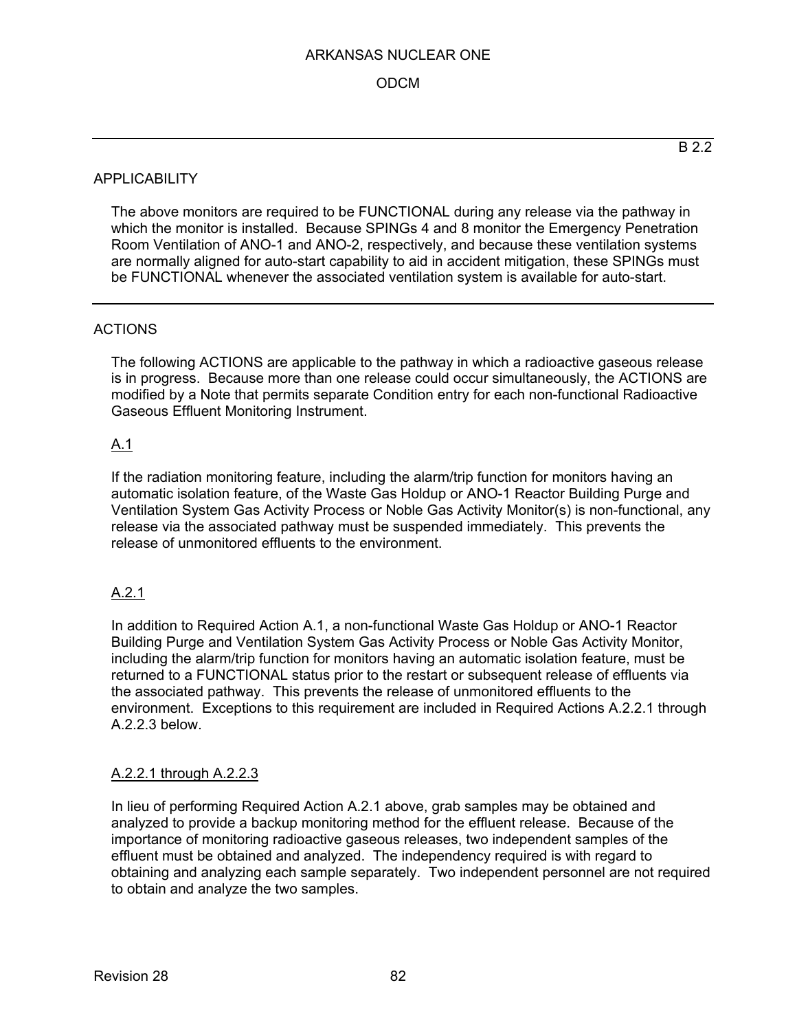B 2.2

## APPLICABILITY

The above monitors are required to be FUNCTIONAL during any release via the pathway in which the monitor is installed. Because SPINGs 4 and 8 monitor the Emergency Penetration Room Ventilation of ANO-1 and ANO-2, respectively, and because these ventilation systems are normally aligned for auto-start capability to aid in accident mitigation, these SPINGs must be FUNCTIONAL whenever the associated ventilation system is available for auto-start.

## ACTIONS

The following ACTIONS are applicable to the pathway in which a radioactive gaseous release is in progress. Because more than one release could occur simultaneously, the ACTIONS are modified by a Note that permits separate Condition entry for each non-functional Radioactive Gaseous Effluent Monitoring Instrument.

### A.1

If the radiation monitoring feature, including the alarm/trip function for monitors having an automatic isolation feature, of the Waste Gas Holdup or ANO-1 Reactor Building Purge and Ventilation System Gas Activity Process or Noble Gas Activity Monitor(s) is non-functional, any release via the associated pathway must be suspended immediately. This prevents the release of unmonitored effluents to the environment.

### A.2.1

In addition to Required Action A.1, a non-functional Waste Gas Holdup or ANO-1 Reactor Building Purge and Ventilation System Gas Activity Process or Noble Gas Activity Monitor, including the alarm/trip function for monitors having an automatic isolation feature, must be returned to a FUNCTIONAL status prior to the restart or subsequent release of effluents via the associated pathway. This prevents the release of unmonitored effluents to the environment. Exceptions to this requirement are included in Required Actions A.2.2.1 through A.2.2.3 below.

### A.2.2.1 through A.2.2.3

In lieu of performing Required Action A.2.1 above, grab samples may be obtained and analyzed to provide a backup monitoring method for the effluent release. Because of the importance of monitoring radioactive gaseous releases, two independent samples of the effluent must be obtained and analyzed. The independency required is with regard to obtaining and analyzing each sample separately. Two independent personnel are not required to obtain and analyze the two samples.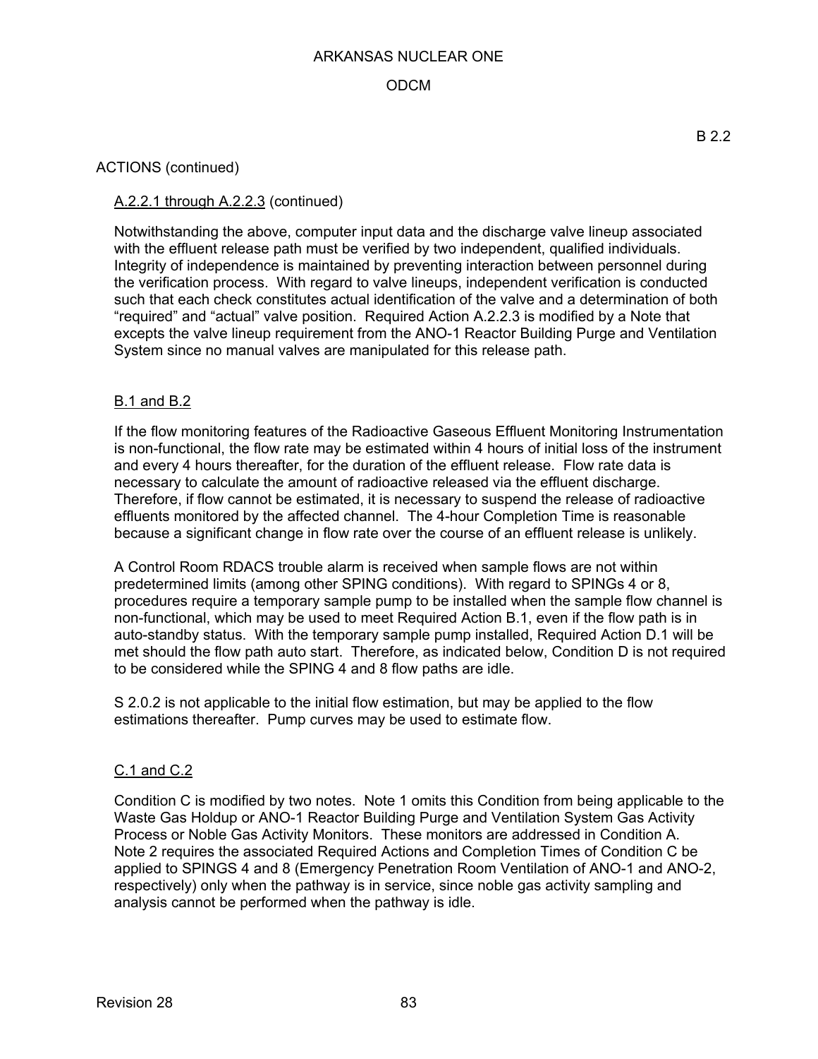B 2.2

ACTIONS (continued)

A.2.2.1 through A.2.2.3 (continued)

Notwithstanding the above, computer input data and the discharge valve lineup associated with the effluent release path must be verified by two independent, qualified individuals. Integrity of independence is maintained by preventing interaction between personnel during the verification process. With regard to valve lineups, independent verification is conducted such that each check constitutes actual identification of the valve and a determination of both "required" and "actual" valve position. Required Action A.2.2.3 is modified by a Note that excepts the valve lineup requirement from the ANO-1 Reactor Building Purge and Ventilation System since no manual valves are manipulated for this release path.

B.1 and B.2

If the flow monitoring features of the Radioactive Gaseous Effluent Monitoring Instrumentation is non-functional, the flow rate may be estimated within 4 hours of initial loss of the instrument and every 4 hours thereafter, for the duration of the effluent release. Flow rate data is necessary to calculate the amount of radioactive released via the effluent discharge. Therefore, if flow cannot be estimated, it is necessary to suspend the release of radioactive effluents monitored by the affected channel. The 4-hour Completion Time is reasonable because a significant change in flow rate over the course of an effluent release is unlikely.

A Control Room RDACS trouble alarm is received when sample flows are not within predetermined limits (among other SPING conditions). With regard to SPINGs 4 or 8, procedures require a temporary sample pump to be installed when the sample flow channel is non-functional, which may be used to meet Required Action B.1, even if the flow path is in auto-standby status. With the temporary sample pump installed, Required Action D.1 will be met should the flow path auto start. Therefore, as indicated below, Condition D is not required to be considered while the SPING 4 and 8 flow paths are idle.

S 2.0.2 is not applicable to the initial flow estimation, but may be applied to the flow estimations thereafter. Pump curves may be used to estimate flow.

C.1 and C.2

Condition C is modified by two notes. Note 1 omits this Condition from being applicable to the Waste Gas Holdup or ANO-1 Reactor Building Purge and Ventilation System Gas Activity Process or Noble Gas Activity Monitors. These monitors are addressed in Condition A. Note 2 requires the associated Required Actions and Completion Times of Condition C be applied to SPINGS 4 and 8 (Emergency Penetration Room Ventilation of ANO-1 and ANO-2, respectively) only when the pathway is in service, since noble gas activity sampling and analysis cannot be performed when the pathway is idle.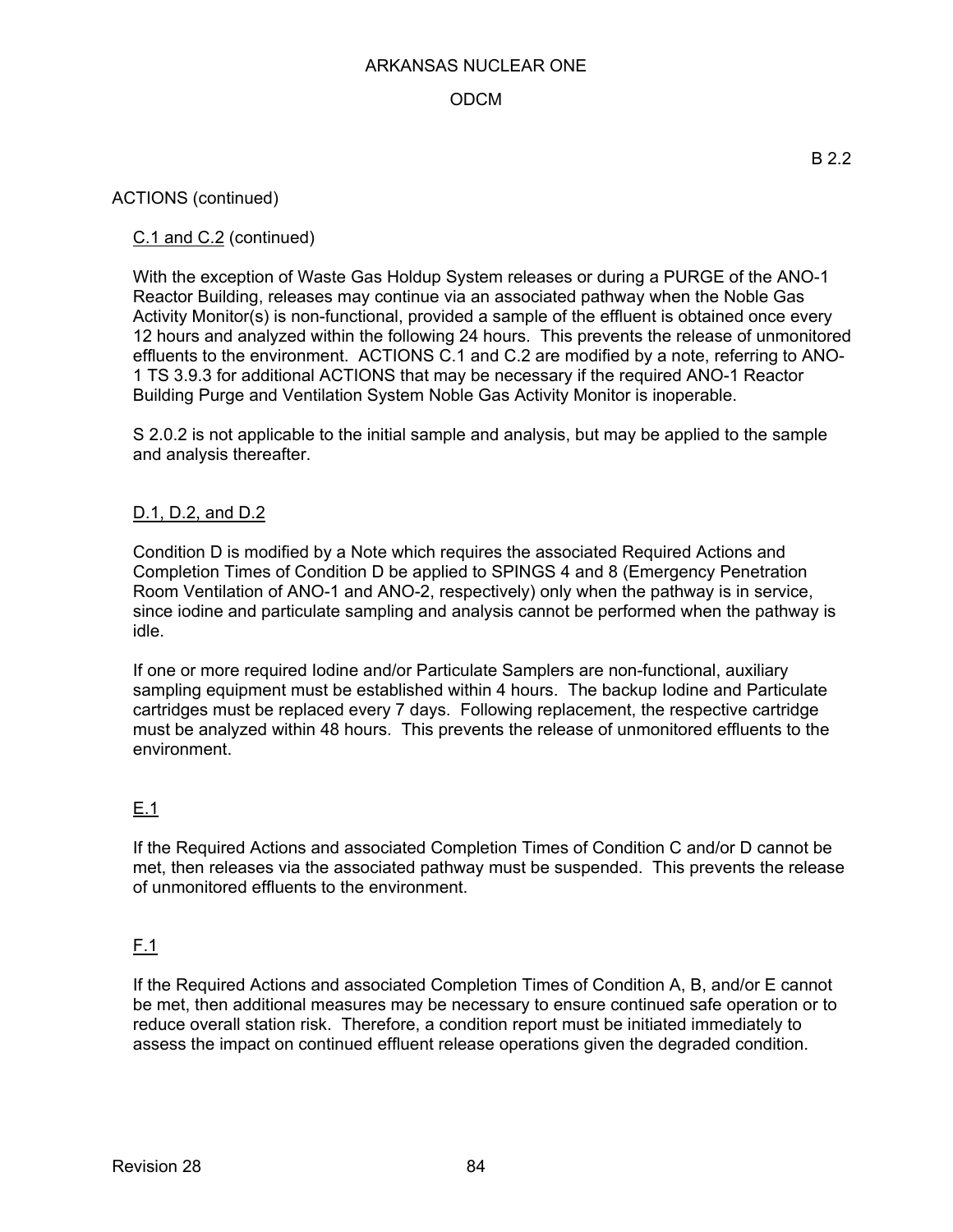B 2.2

ACTIONS (continued)

C.1 and C.2 (continued)

With the exception of Waste Gas Holdup System releases or during a PURGE of the ANO-1 Reactor Building, releases may continue via an associated pathway when the Noble Gas Activity Monitor(s) is non-functional, provided a sample of the effluent is obtained once every 12 hours and analyzed within the following 24 hours. This prevents the release of unmonitored effluents to the environment. ACTIONS C.1 and C.2 are modified by a note, referring to ANO-1 TS 3.9.3 for additional ACTIONS that may be necessary if the required ANO-1 Reactor Building Purge and Ventilation System Noble Gas Activity Monitor is inoperable.

S 2.0.2 is not applicable to the initial sample and analysis, but may be applied to the sample and analysis thereafter.

D.1, D.2, and D.2

Condition D is modified by a Note which requires the associated Required Actions and Completion Times of Condition D be applied to SPINGS 4 and 8 (Emergency Penetration Room Ventilation of ANO-1 and ANO-2, respectively) only when the pathway is in service, since iodine and particulate sampling and analysis cannot be performed when the pathway is idle.

If one or more required Iodine and/or Particulate Samplers are non-functional, auxiliary sampling equipment must be established within 4 hours. The backup Iodine and Particulate cartridges must be replaced every 7 days. Following replacement, the respective cartridge must be analyzed within 48 hours. This prevents the release of unmonitored effluents to the environment.

E.1

If the Required Actions and associated Completion Times of Condition C and/or D cannot be met, then releases via the associated pathway must be suspended. This prevents the release of unmonitored effluents to the environment.

F.1

If the Required Actions and associated Completion Times of Condition A, B, and/or E cannot be met, then additional measures may be necessary to ensure continued safe operation or to reduce overall station risk. Therefore, a condition report must be initiated immediately to assess the impact on continued effluent release operations given the degraded condition.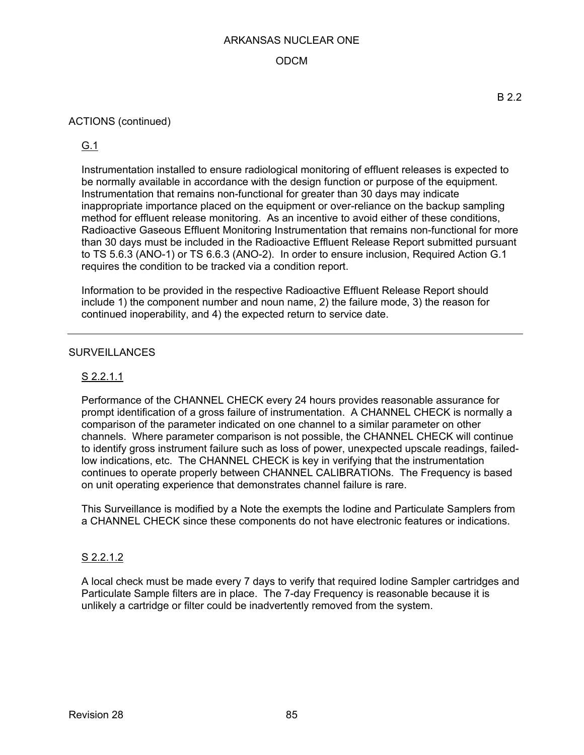B 2.2

ACTIONS (continued)

G.1

Instrumentation installed to ensure radiological monitoring of effluent releases is expected to be normally available in accordance with the design function or purpose of the equipment. Instrumentation that remains non-functional for greater than 30 days may indicate inappropriate importance placed on the equipment or over-reliance on the backup sampling method for effluent release monitoring. As an incentive to avoid either of these conditions, Radioactive Gaseous Effluent Monitoring Instrumentation that remains non-functional for more than 30 days must be included in the Radioactive Effluent Release Report submitted pursuant to TS 5.6.3 (ANO-1) or TS 6.6.3 (ANO-2). In order to ensure inclusion, Required Action G.1 requires the condition to be tracked via a condition report.

Information to be provided in the respective Radioactive Effluent Release Report should include 1) the component number and noun name, 2) the failure mode, 3) the reason for continued inoperability, and 4) the expected return to service date.

---

SURVEILLANCES

S 2.2.1.1

Performance of the CHANNEL CHECK every 24 hours provides reasonable assurance for prompt identification of a gross failure of instrumentation. A CHANNEL CHECK is normally a comparison of the parameter indicated on one channel to a similar parameter on other channels. Where parameter comparison is not possible, the CHANNEL CHECK will continue to identify gross instrument failure such as loss of power, unexpected upscale readings, failed-low indications, etc. The CHANNEL CHECK is key in verifying that the instrumentation continues to operate properly between CHANNEL CALIBRATIONs. The Frequency is based on unit operating experience that demonstrates channel failure is rare.

This Surveillance is modified by a Note the exempts the Iodine and Particulate Samplers from a CHANNEL CHECK since these components do not have electronic features or indications.

S 2.2.1.2

A local check must be made every 7 days to verify that required Iodine Sampler cartridges and Particulate Sample filters are in place. The 7-day Frequency is reasonable because it is unlikely a cartridge or filter could be inadvertently removed from the system.

Revision 28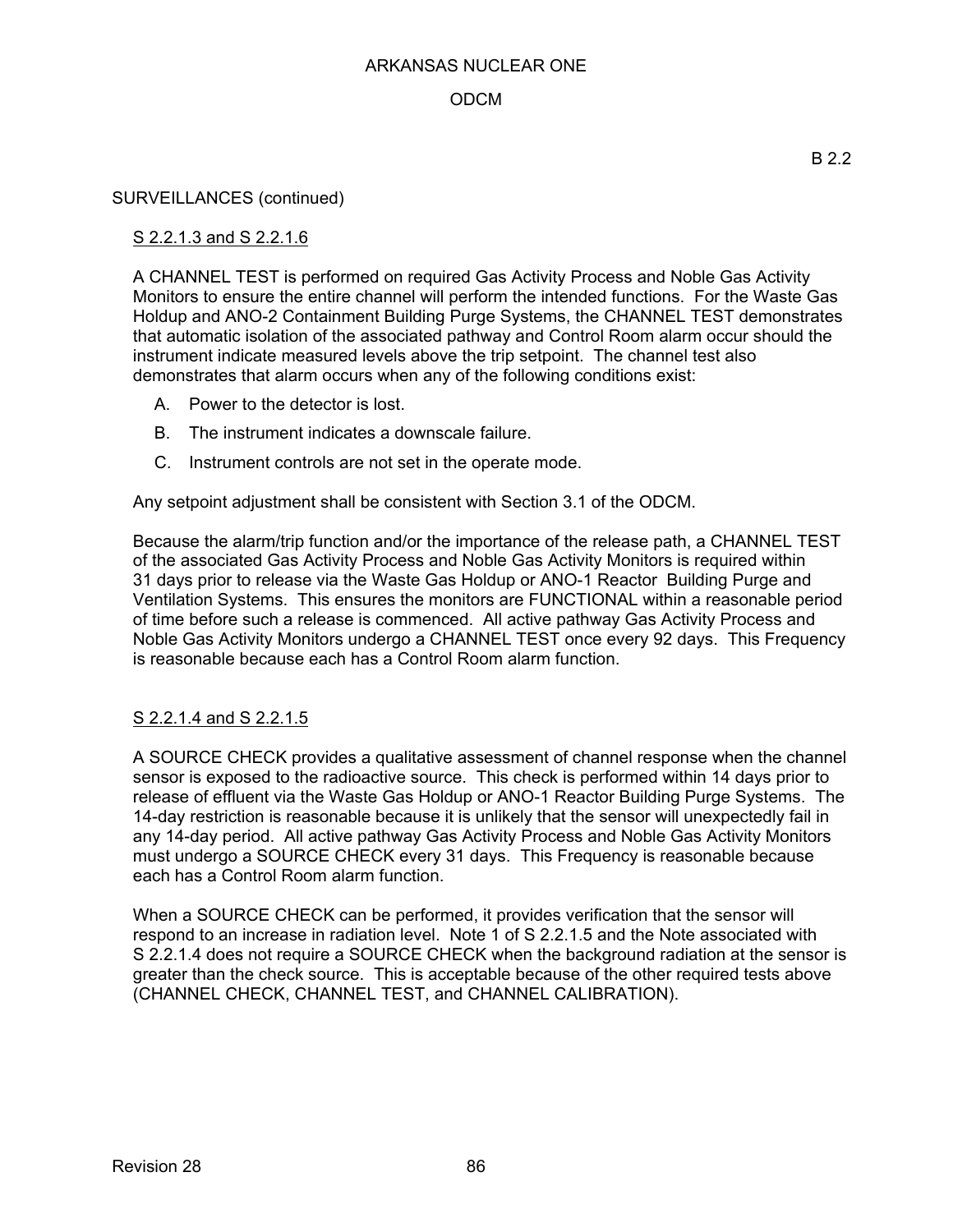B 2.2

SURVEILLANCES (continued)

S 2.2.1.3 and S 2.2.1.6

A CHANNEL TEST is performed on required Gas Activity Process and Noble Gas Activity Monitors to ensure the entire channel will perform the intended functions. For the Waste Gas Holdup and ANO-2 Containment Building Purge Systems, the CHANNEL TEST demonstrates that automatic isolation of the associated pathway and Control Room alarm occur should the instrument indicate measured levels above the trip setpoint. The channel test also demonstrates that alarm occurs when any of the following conditions exist:

A. Power to the detector is lost.

B. The instrument indicates a downscale failure.

C. Instrument controls are not set in the operate mode.

Any setpoint adjustment shall be consistent with Section 3.1 of the ODCM.

Because the alarm/trip function and/or the importance of the release path, a CHANNEL TEST of the associated Gas Activity Process and Noble Gas Activity Monitors is required within 31 days prior to release via the Waste Gas Holdup or ANO-1 Reactor Building Purge and Ventilation Systems. This ensures the monitors are FUNCTIONAL within a reasonable period of time before such a release is commenced. All active pathway Gas Activity Process and Noble Gas Activity Monitors undergo a CHANNEL TEST once every 92 days. This Frequency is reasonable because each has a Control Room alarm function.

S 2.2.1.4 and S 2.2.1.5

A SOURCE CHECK provides a qualitative assessment of channel response when the channel sensor is exposed to the radioactive source. This check is performed within 14 days prior to release of effluent via the Waste Gas Holdup or ANO-1 Reactor Building Purge Systems. The 14-day restriction is reasonable because it is unlikely that the sensor will unexpectedly fail in any 14-day period. All active pathway Gas Activity Process and Noble Gas Activity Monitors must undergo a SOURCE CHECK every 31 days. This Frequency is reasonable because each has a Control Room alarm function.

When a SOURCE CHECK can be performed, it provides verification that the sensor will respond to an increase in radiation level. Note 1 of S 2.2.1.5 and the Note associated with S 2.2.1.4 does not require a SOURCE CHECK when the background radiation at the sensor is greater than the check source. This is acceptable because of the other required tests above (CHANNEL CHECK, CHANNEL TEST, and CHANNEL CALIBRATION).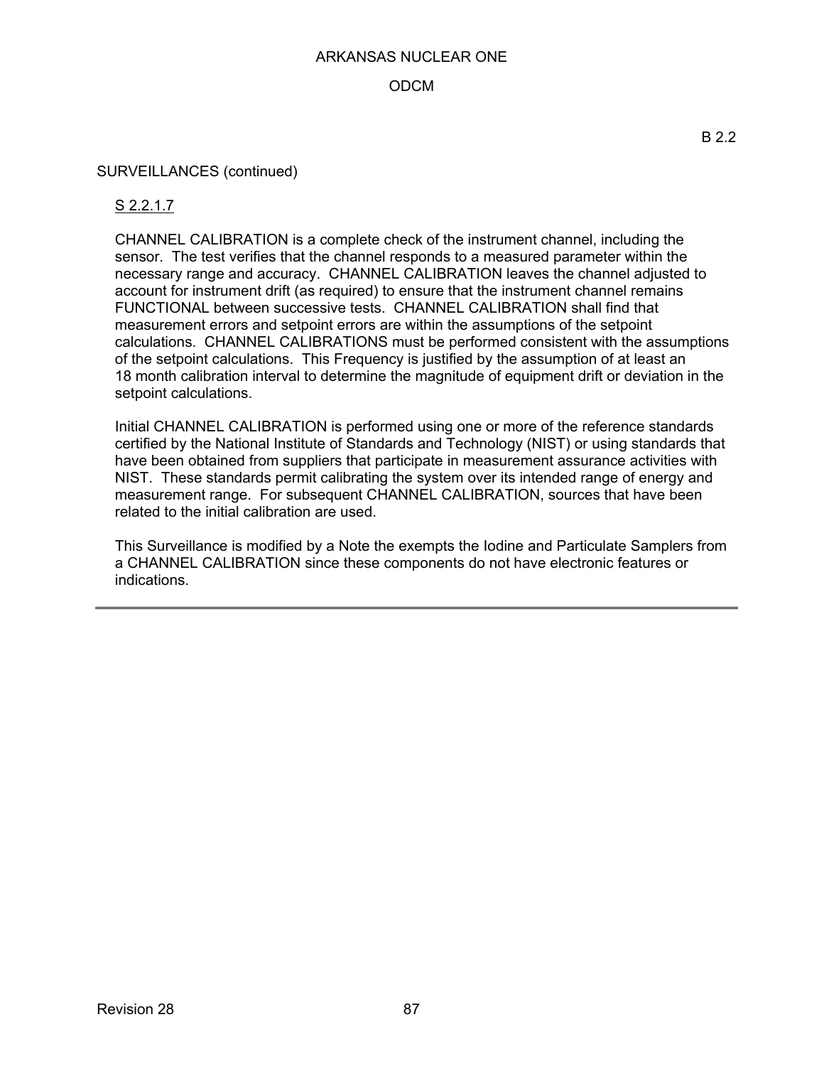B 2.2

SURVEILLANCES (continued)

S 2.2.1.7

CHANNEL CALIBRATION is a complete check of the instrument channel, including the sensor. The test verifies that the channel responds to a measured parameter within the necessary range and accuracy. CHANNEL CALIBRATION leaves the channel adjusted to account for instrument drift (as required) to ensure that the instrument channel remains FUNCTIONAL between successive tests. CHANNEL CALIBRATION shall find that measurement errors and setpoint errors are within the assumptions of the setpoint calculations. CHANNEL CALIBRATIONS must be performed consistent with the assumptions of the setpoint calculations. This Frequency is justified by the assumption of at least an 18 month calibration interval to determine the magnitude of equipment drift or deviation in the setpoint calculations.

Initial CHANNEL CALIBRATION is performed using one or more of the reference standards certified by the National Institute of Standards and Technology (NIST) or using standards that have been obtained from suppliers that participate in measurement assurance activities with NIST. These standards permit calibrating the system over its intended range of energy and measurement range. For subsequent CHANNEL CALIBRATION, sources that have been related to the initial calibration are used.

This Surveillance is modified by a Note the exempts the Iodine and Particulate Samplers from a CHANNEL CALIBRATION since these components do not have electronic features or indications.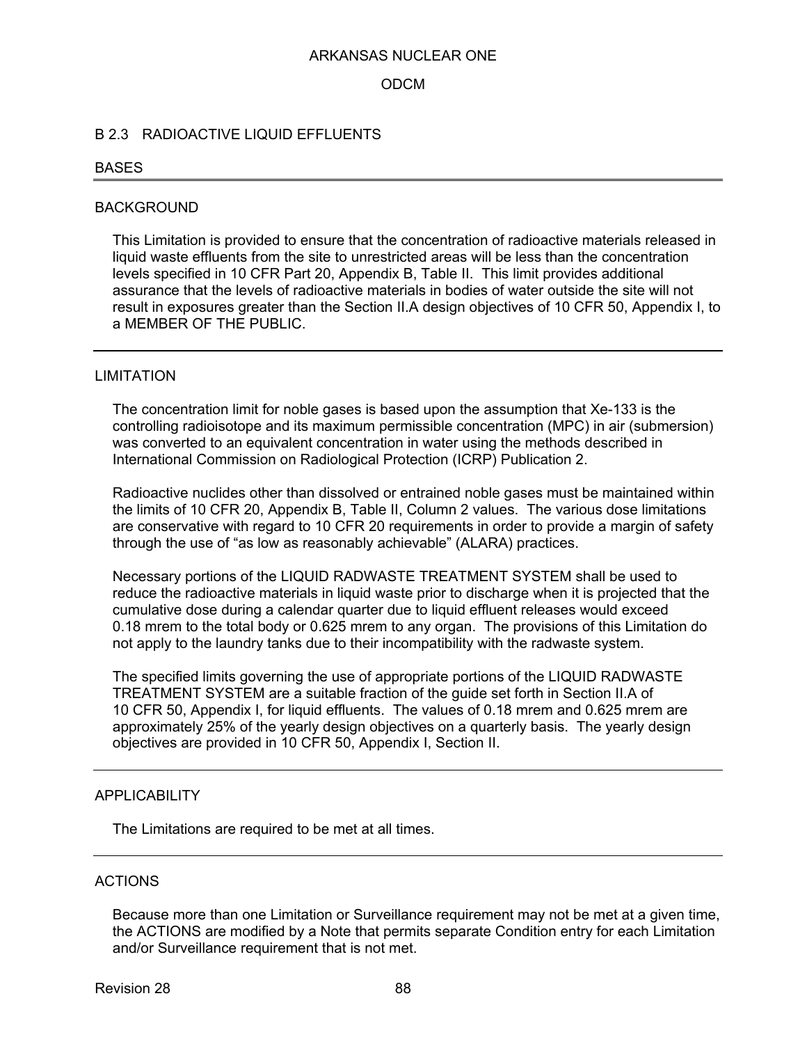## B 2.3 RADIOACTIVE LIQUID EFFLUENTS

### BASES

---

### BACKGROUND

This Limitation is provided to ensure that the concentration of radioactive materials released in liquid waste effluents from the site to unrestricted areas will be less than the concentration levels specified in 10 CFR Part 20, Appendix B, Table II. This limit provides additional assurance that the levels of radioactive materials in bodies of water outside the site will not result in exposures greater than the Section II.A design objectives of 10 CFR 50, Appendix I, to a MEMBER OF THE PUBLIC.

---

### LIMITATION

The concentration limit for noble gases is based upon the assumption that Xe-133 is the controlling radioisotope and its maximum permissible concentration (MPC) in air (submersion) was converted to an equivalent concentration in water using the methods described in International Commission on Radiological Protection (ICRP) Publication 2.

Radioactive nuclides other than dissolved or entrained noble gases must be maintained within the limits of 10 CFR 20, Appendix B, Table II, Column 2 values. The various dose limitations are conservative with regard to 10 CFR 20 requirements in order to provide a margin of safety through the use of "as low as reasonably achievable" (ALARA) practices.

Necessary portions of the LIQUID RADWASTE TREATMENT SYSTEM shall be used to reduce the radioactive materials in liquid waste prior to discharge when it is projected that the cumulative dose during a calendar quarter due to liquid effluent releases would exceed 0.18 mrem to the total body or 0.625 mrem to any organ. The provisions of this Limitation do not apply to the laundry tanks due to their incompatibility with the radwaste system.

The specified limits governing the use of appropriate portions of the LIQUID RADWASTE TREATMENT SYSTEM are a suitable fraction of the guide set forth in Section II.A of 10 CFR 50, Appendix I, for liquid effluents. The values of 0.18 mrem and 0.625 mrem are approximately 25% of the yearly design objectives on a quarterly basis. The yearly design objectives are provided in 10 CFR 50, Appendix I, Section II.

---

### APPLICABILITY

The Limitations are required to be met at all times.

---

### ACTIONS

Because more than one Limitation or Surveillance requirement may not be met at a given time, the ACTIONS are modified by a Note that permits separate Condition entry for each Limitation and/or Surveillance requirement that is not met.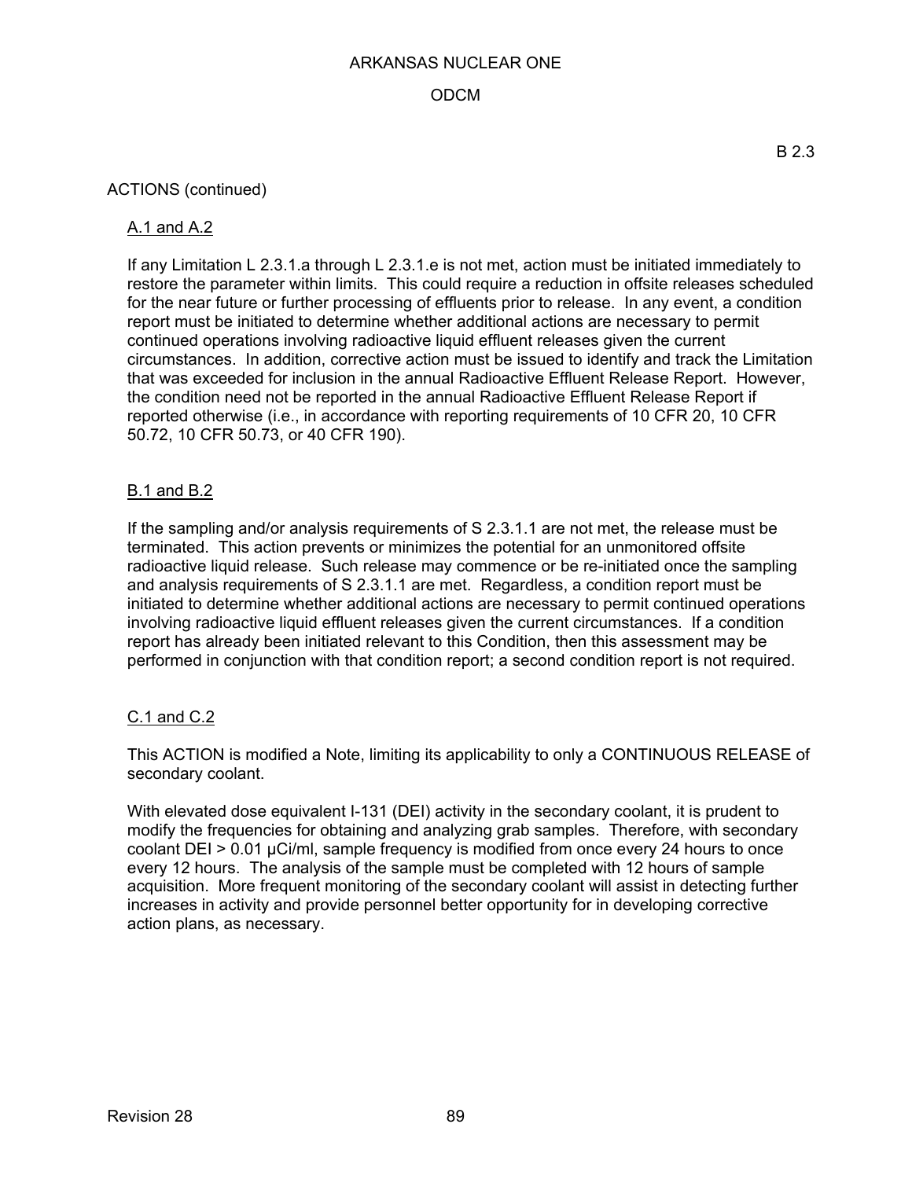B 2.3

ACTIONS (continued)

A.1 and A.2

If any Limitation L 2.3.1.a through L 2.3.1.e is not met, action must be initiated immediately to restore the parameter within limits. This could require a reduction in offsite releases scheduled for the near future or further processing of effluents prior to release. In any event, a condition report must be initiated to determine whether additional actions are necessary to permit continued operations involving radioactive liquid effluent releases given the current circumstances. In addition, corrective action must be issued to identify and track the Limitation that was exceeded for inclusion in the annual Radioactive Effluent Release Report. However, the condition need not be reported in the annual Radioactive Effluent Release Report if reported otherwise (i.e., in accordance with reporting requirements of 10 CFR 20, 10 CFR 50.72, 10 CFR 50.73, or 40 CFR 190).

B.1 and B.2

If the sampling and/or analysis requirements of S 2.3.1.1 are not met, the release must be terminated. This action prevents or minimizes the potential for an unmonitored offsite radioactive liquid release. Such release may commence or be re-initiated once the sampling and analysis requirements of S 2.3.1.1 are met. Regardless, a condition report must be initiated to determine whether additional actions are necessary to permit continued operations involving radioactive liquid effluent releases given the current circumstances. If a condition report has already been initiated relevant to this Condition, then this assessment may be performed in conjunction with that condition report; a second condition report is not required.

C.1 and C.2

This ACTION is modified a Note, limiting its applicability to only a CONTINUOUS RELEASE of secondary coolant.

With elevated dose equivalent I-131 (DEI) activity in the secondary coolant, it is prudent to modify the frequencies for obtaining and analyzing grab samples. Therefore, with secondary coolant DEI > 0.01 µCi/ml, sample frequency is modified from once every 24 hours to once every 12 hours. The analysis of the sample must be completed with 12 hours of sample acquisition. More frequent monitoring of the secondary coolant will assist in detecting further increases in activity and provide personnel better opportunity for in developing corrective action plans, as necessary.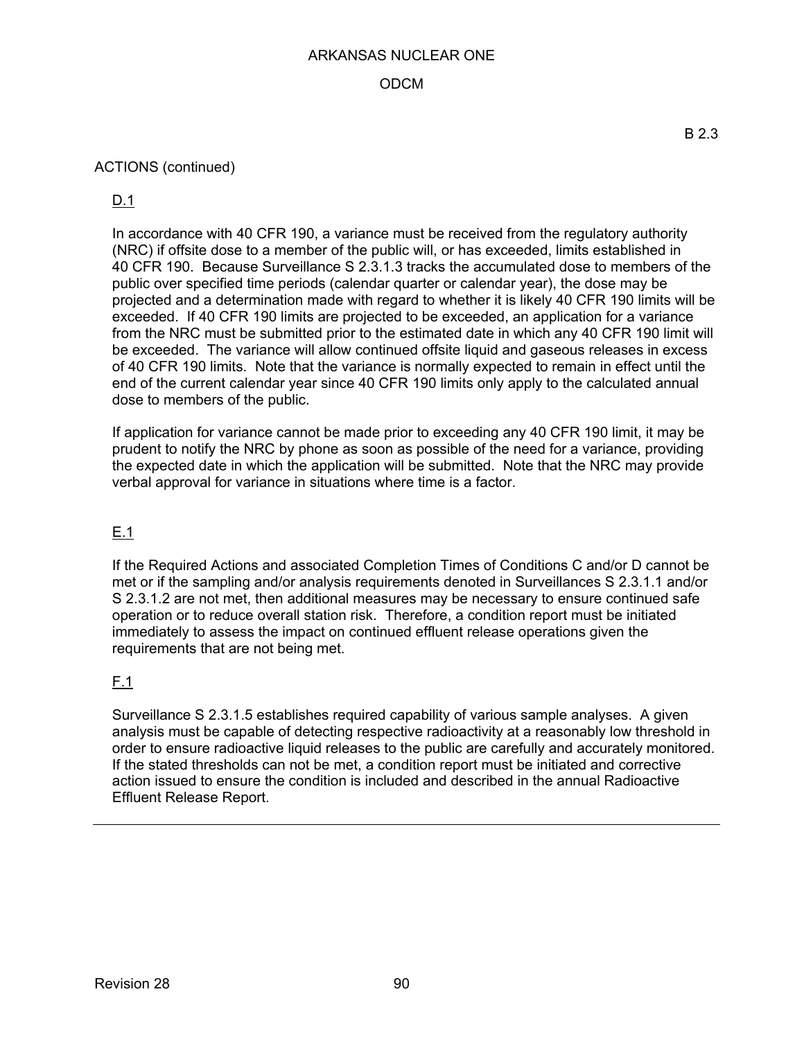B 2.3

ACTIONS (continued)

D.1

In accordance with 40 CFR 190, a variance must be received from the regulatory authority (NRC) if offsite dose to a member of the public will, or has exceeded, limits established in 40 CFR 190. Because Surveillance S 2.3.1.3 tracks the accumulated dose to members of the public over specified time periods (calendar quarter or calendar year), the dose may be projected and a determination made with regard to whether it is likely 40 CFR 190 limits will be exceeded. If 40 CFR 190 limits are projected to be exceeded, an application for a variance from the NRC must be submitted prior to the estimated date in which any 40 CFR 190 limit will be exceeded. The variance will allow continued offsite liquid and gaseous releases in excess of 40 CFR 190 limits. Note that the variance is normally expected to remain in effect until the end of the current calendar year since 40 CFR 190 limits only apply to the calculated annual dose to members of the public.

If application for variance cannot be made prior to exceeding any 40 CFR 190 limit, it may be prudent to notify the NRC by phone as soon as possible of the need for a variance, providing the expected date in which the application will be submitted. Note that the NRC may provide verbal approval for variance in situations where time is a factor.

E.1

If the Required Actions and associated Completion Times of Conditions C and/or D cannot be met or if the sampling and/or analysis requirements denoted in Surveillances S 2.3.1.1 and/or S 2.3.1.2 are not met, then additional measures may be necessary to ensure continued safe operation or to reduce overall station risk. Therefore, a condition report must be initiated immediately to assess the impact on continued effluent release operations given the requirements that are not being met.

F.1

Surveillance S 2.3.1.5 establishes required capability of various sample analyses. A given analysis must be capable of detecting respective radioactivity at a reasonably low threshold in order to ensure radioactive liquid releases to the public are carefully and accurately monitored. If the stated thresholds can not be met, a condition report must be initiated and corrective action issued to ensure the condition is included and described in the annual Radioactive Effluent Release Report.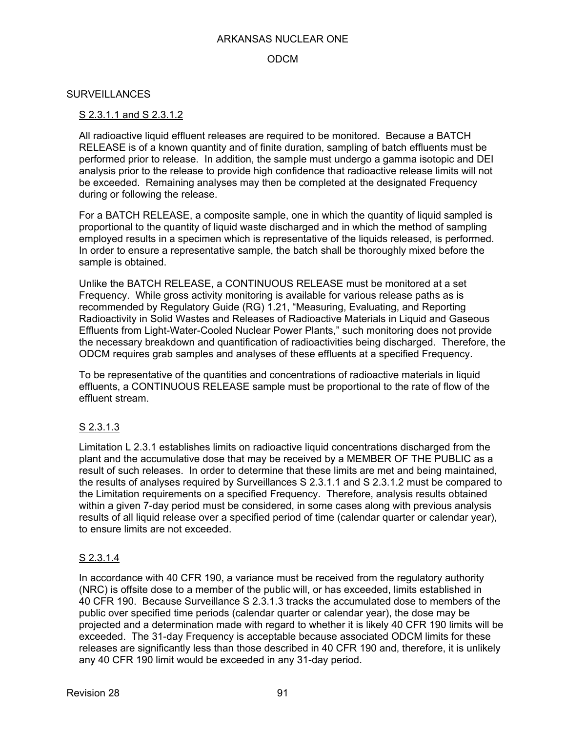## SURVEILLANCES

S 2.3.1.1 and S 2.3.1.2

All radioactive liquid effluent releases are required to be monitored. Because a BATCH RELEASE is of a known quantity and of finite duration, sampling of batch effluents must be performed prior to release. In addition, the sample must undergo a gamma isotopic and DEI analysis prior to the release to provide high confidence that radioactive release limits will not be exceeded. Remaining analyses may then be completed at the designated Frequency during or following the release.

For a BATCH RELEASE, a composite sample, one in which the quantity of liquid sampled is proportional to the quantity of liquid waste discharged and in which the method of sampling employed results in a specimen which is representative of the liquids released, is performed. In order to ensure a representative sample, the batch shall be thoroughly mixed before the sample is obtained.

Unlike the BATCH RELEASE, a CONTINUOUS RELEASE must be monitored at a set Frequency. While gross activity monitoring is available for various release paths as is recommended by Regulatory Guide (RG) 1.21, "Measuring, Evaluating, and Reporting Radioactivity in Solid Wastes and Releases of Radioactive Materials in Liquid and Gaseous Effluents from Light-Water-Cooled Nuclear Power Plants," such monitoring does not provide the necessary breakdown and quantification of radioactivities being discharged. Therefore, the ODCM requires grab samples and analyses of these effluents at a specified Frequency.

To be representative of the quantities and concentrations of radioactive materials in liquid effluents, a CONTINUOUS RELEASE sample must be proportional to the rate of flow of the effluent stream.

S 2.3.1.3

Limitation L 2.3.1 establishes limits on radioactive liquid concentrations discharged from the plant and the accumulative dose that may be received by a MEMBER OF THE PUBLIC as a result of such releases. In order to determine that these limits are met and being maintained, the results of analyses required by Surveillances S 2.3.1.1 and S 2.3.1.2 must be compared to the Limitation requirements on a specified Frequency. Therefore, analysis results obtained within a given 7-day period must be considered, in some cases along with previous analysis results of all liquid release over a specified period of time (calendar quarter or calendar year), to ensure limits are not exceeded.

S 2.3.1.4

In accordance with 40 CFR 190, a variance must be received from the regulatory authority (NRC) is offsite dose to a member of the public will, or has exceeded, limits established in 40 CFR 190. Because Surveillance S 2.3.1.3 tracks the accumulated dose to members of the public over specified time periods (calendar quarter or calendar year), the dose may be projected and a determination made with regard to whether it is likely 40 CFR 190 limits will be exceeded. The 31-day Frequency is acceptable because associated ODCM limits for these releases are significantly less than those described in 40 CFR 190 and, therefore, it is unlikely any 40 CFR 190 limit would be exceeded in any 31-day period.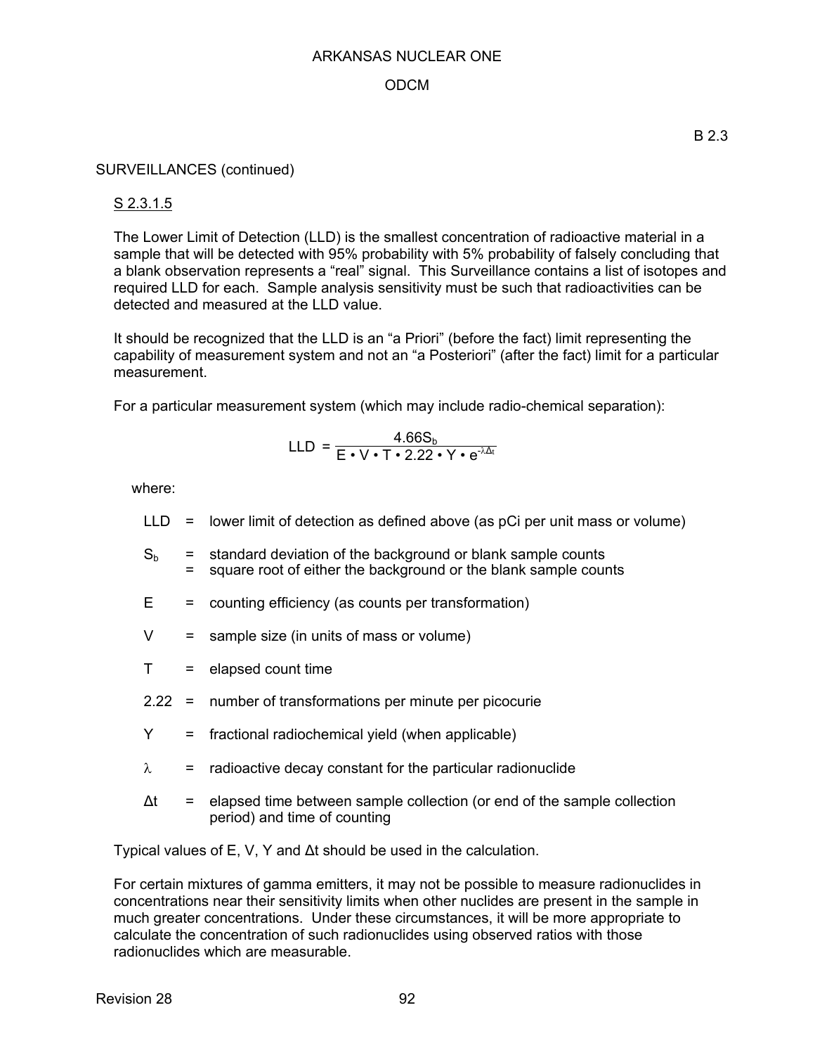B 2.3

SURVEILLANCES (continued)

S 2.3.1.5

The Lower Limit of Detection (LLD) is the smallest concentration of radioactive material in a sample that will be detected with 95% probability with 5% probability of falsely concluding that a blank observation represents a "real" signal. This Surveillance contains a list of isotopes and required LLD for each. Sample analysis sensitivity must be such that radioactivities can be detected and measured at the LLD value.

It should be recognized that the LLD is an "a Priori" (before the fact) limit representing the capability of measurement system and not an "a Posteriori" (after the fact) limit for a particular measurement.

For a particular measurement system (which may include radio-chemical separation):

$$LLD = \frac{4.66 S_b}{E \bullet V \bullet T \bullet 2.22 \bullet Y \bullet e^{-\lambda \Delta t}}$$

where:

LLD = lower limit of detection as defined above (as pCi per unit mass or volume)

$S_b$ = standard deviation of the background or blank sample counts
= square root of either the background or the blank sample counts

E = counting efficiency (as counts per transformation)

V = sample size (in units of mass or volume)

T = elapsed count time

2.22 = number of transformations per minute per picocurie

Y = fractional radiochemical yield (when applicable)

$\lambda$ = radioactive decay constant for the particular radionuclide

$\Delta t$ = elapsed time between sample collection (or end of the sample collection period) and time of counting

Typical values of E, V, Y and $\Delta t$ should be used in the calculation.

For certain mixtures of gamma emitters, it may not be possible to measure radionuclides in concentrations near their sensitivity limits when other nuclides are present in the sample in much greater concentrations. Under these circumstances, it will be more appropriate to calculate the concentration of such radionuclides using observed ratios with those radionuclides which are measurable.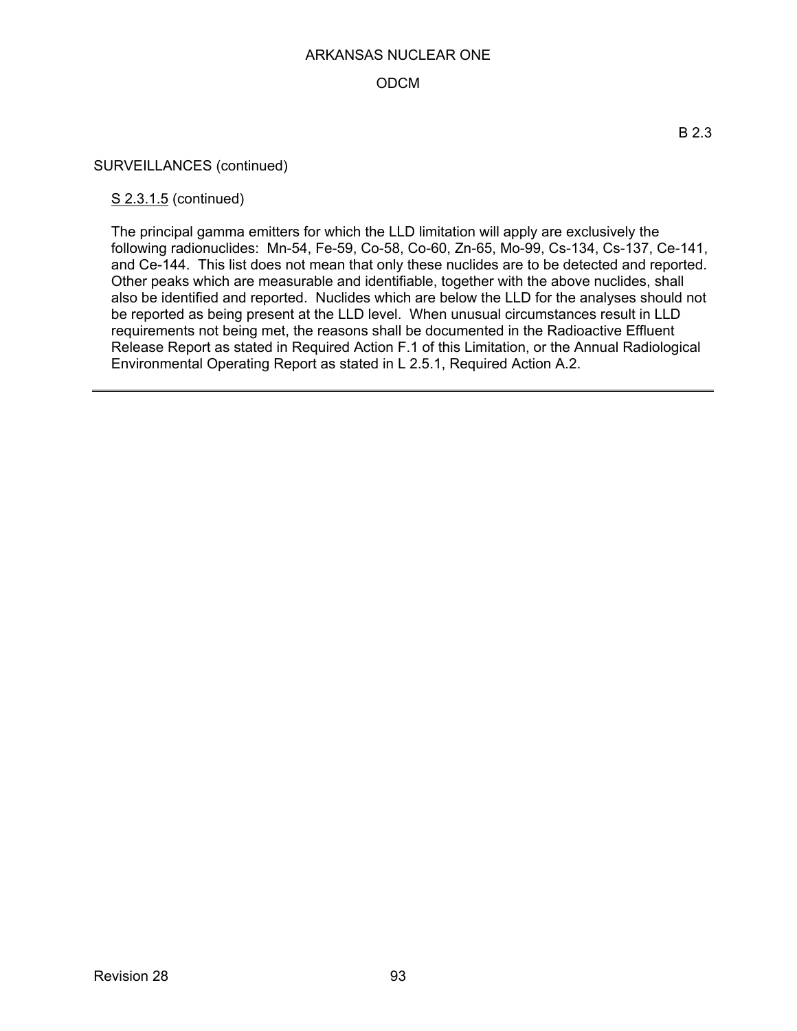B 2.3

SURVEILLANCES (continued)

S 2.3.1.5 (continued)

The principal gamma emitters for which the LLD limitation will apply are exclusively the following radionuclides: Mn-54, Fe-59, Co-58, Co-60, Zn-65, Mo-99, Cs-134, Cs-137, Ce-141, and Ce-144. This list does not mean that only these nuclides are to be detected and reported. Other peaks which are measurable and identifiable, together with the above nuclides, shall also be identified and reported. Nuclides which are below the LLD for the analyses should not be reported as being present at the LLD level. When unusual circumstances result in LLD requirements not being met, the reasons shall be documented in the Radioactive Effluent Release Report as stated in Required Action F.1 of this Limitation, or the Annual Radiological Environmental Operating Report as stated in L 2.5.1, Required Action A.2.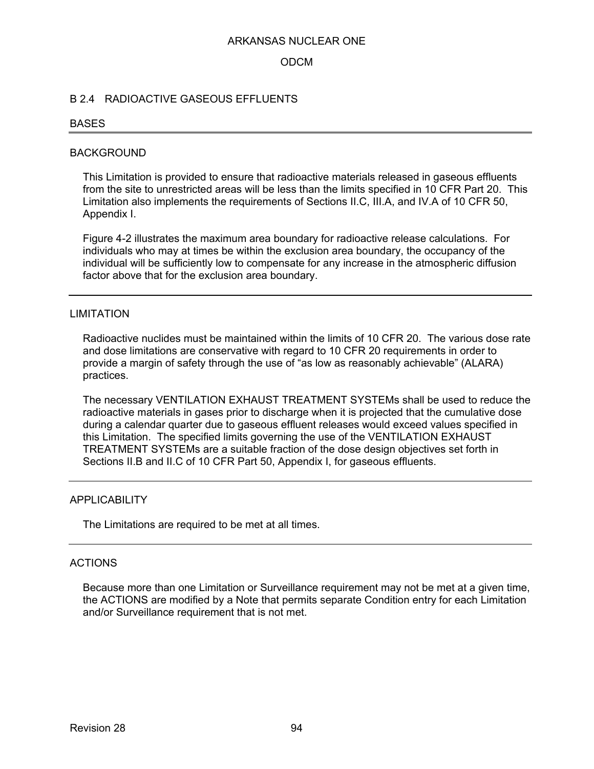## B 2.4 RADIOACTIVE GASEOUS EFFLUENTS

BASES

---

### BACKGROUND

This Limitation is provided to ensure that radioactive materials released in gaseous effluents from the site to unrestricted areas will be less than the limits specified in 10 CFR Part 20. This Limitation also implements the requirements of Sections II.C, III.A, and IV.A of 10 CFR 50, Appendix I.

Figure 4-2 illustrates the maximum area boundary for radioactive release calculations. For individuals who may at times be within the exclusion area boundary, the occupancy of the individual will be sufficiently low to compensate for any increase in the atmospheric diffusion factor above that for the exclusion area boundary.

---

### LIMITATION

Radioactive nuclides must be maintained within the limits of 10 CFR 20. The various dose rate and dose limitations are conservative with regard to 10 CFR 20 requirements in order to provide a margin of safety through the use of "as low as reasonably achievable" (ALARA) practices.

The necessary VENTILATION EXHAUST TREATMENT SYSTEMs shall be used to reduce the radioactive materials in gases prior to discharge when it is projected that the cumulative dose during a calendar quarter due to gaseous effluent releases would exceed values specified in this Limitation. The specified limits governing the use of the VENTILATION EXHAUST TREATMENT SYSTEMs are a suitable fraction of the dose design objectives set forth in Sections II.B and II.C of 10 CFR Part 50, Appendix I, for gaseous effluents.

---

### APPLICABILITY

The Limitations are required to be met at all times.

---

### ACTIONS

Because more than one Limitation or Surveillance requirement may not be met at a given time, the ACTIONS are modified by a Note that permits separate Condition entry for each Limitation and/or Surveillance requirement that is not met.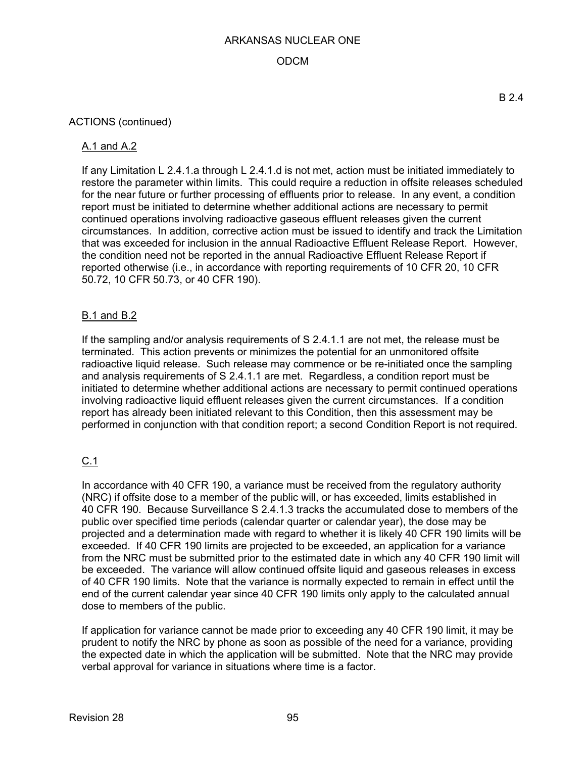B 2.4

ACTIONS (continued)

A.1 and A.2

If any Limitation L 2.4.1.a through L 2.4.1.d is not met, action must be initiated immediately to restore the parameter within limits. This could require a reduction in offsite releases scheduled for the near future or further processing of effluents prior to release. In any event, a condition report must be initiated to determine whether additional actions are necessary to permit continued operations involving radioactive gaseous effluent releases given the current circumstances. In addition, corrective action must be issued to identify and track the Limitation that was exceeded for inclusion in the annual Radioactive Effluent Release Report. However, the condition need not be reported in the annual Radioactive Effluent Release Report if reported otherwise (i.e., in accordance with reporting requirements of 10 CFR 20, 10 CFR 50.72, 10 CFR 50.73, or 40 CFR 190).

B.1 and B.2

If the sampling and/or analysis requirements of S 2.4.1.1 are not met, the release must be terminated. This action prevents or minimizes the potential for an unmonitored offsite radioactive liquid release. Such release may commence or be re-initiated once the sampling and analysis requirements of S 2.4.1.1 are met. Regardless, a condition report must be initiated to determine whether additional actions are necessary to permit continued operations involving radioactive liquid effluent releases given the current circumstances. If a condition report has already been initiated relevant to this Condition, then this assessment may be performed in conjunction with that condition report; a second Condition Report is not required.

C.1

In accordance with 40 CFR 190, a variance must be received from the regulatory authority (NRC) if offsite dose to a member of the public will, or has exceeded, limits established in 40 CFR 190. Because Surveillance S 2.4.1.3 tracks the accumulated dose to members of the public over specified time periods (calendar quarter or calendar year), the dose may be projected and a determination made with regard to whether it is likely 40 CFR 190 limits will be exceeded. If 40 CFR 190 limits are projected to be exceeded, an application for a variance from the NRC must be submitted prior to the estimated date in which any 40 CFR 190 limit will be exceeded. The variance will allow continued offsite liquid and gaseous releases in excess of 40 CFR 190 limits. Note that the variance is normally expected to remain in effect until the end of the current calendar year since 40 CFR 190 limits only apply to the calculated annual dose to members of the public.

If application for variance cannot be made prior to exceeding any 40 CFR 190 limit, it may be prudent to notify the NRC by phone as soon as possible of the need for a variance, providing the expected date in which the application will be submitted. Note that the NRC may provide verbal approval for variance in situations where time is a factor.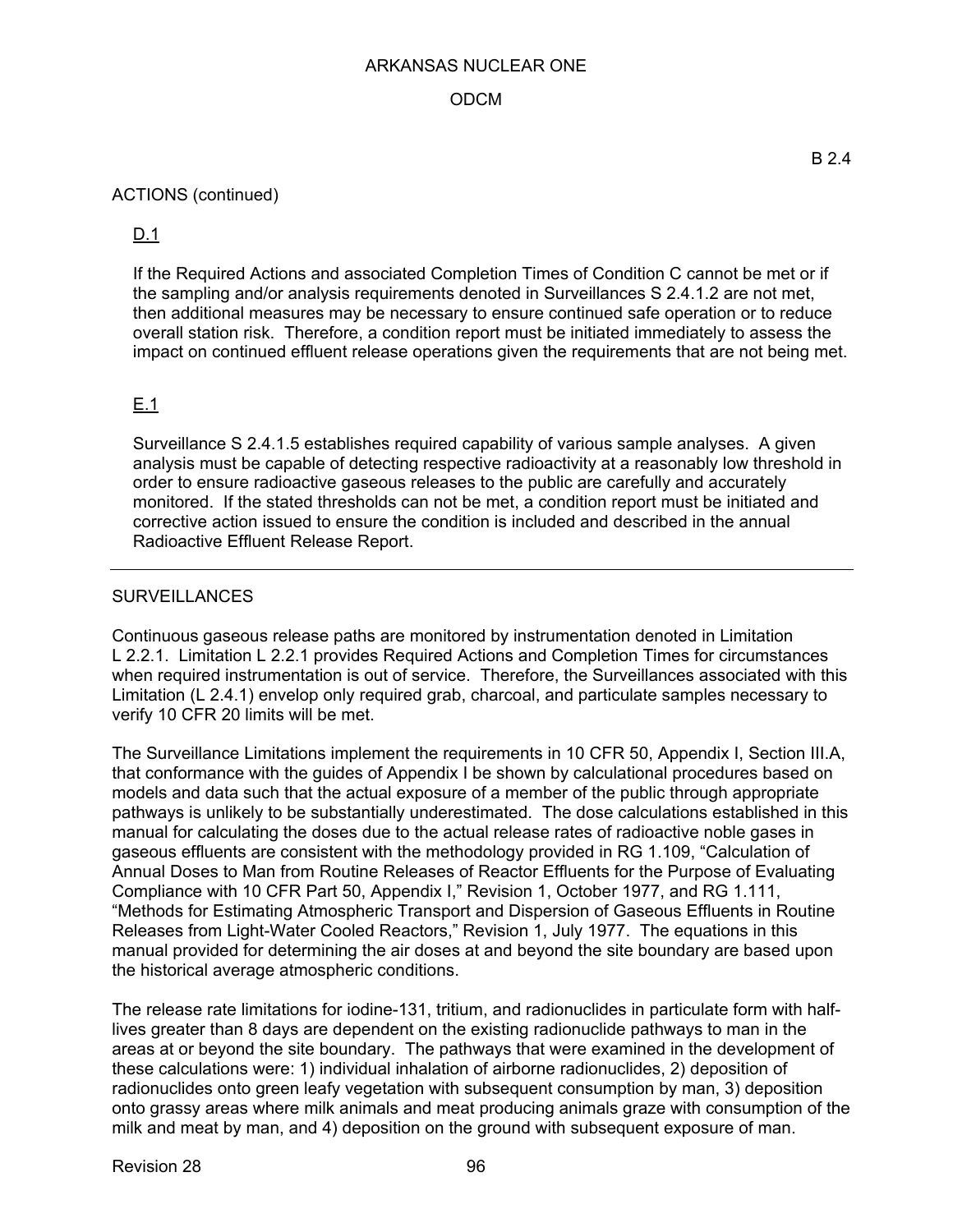B 2.4

ACTIONS (continued)

D.1

If the Required Actions and associated Completion Times of Condition C cannot be met or if the sampling and/or analysis requirements denoted in Surveillances S 2.4.1.2 are not met, then additional measures may be necessary to ensure continued safe operation or to reduce overall station risk. Therefore, a condition report must be initiated immediately to assess the impact on continued effluent release operations given the requirements that are not being met.

E.1

Surveillance S 2.4.1.5 establishes required capability of various sample analyses. A given analysis must be capable of detecting respective radioactivity at a reasonably low threshold in order to ensure radioactive gaseous releases to the public are carefully and accurately monitored. If the stated thresholds can not be met, a condition report must be initiated and corrective action issued to ensure the condition is included and described in the annual Radioactive Effluent Release Report.

---

SURVEILLANCES

Continuous gaseous release paths are monitored by instrumentation denoted in Limitation L 2.2.1. Limitation L 2.2.1 provides Required Actions and Completion Times for circumstances when required instrumentation is out of service. Therefore, the Surveillances associated with this Limitation (L 2.4.1) envelop only required grab, charcoal, and particulate samples necessary to verify 10 CFR 20 limits will be met.

The Surveillance Limitations implement the requirements in 10 CFR 50, Appendix I, Section III.A, that conformance with the guides of Appendix I be shown by calculational procedures based on models and data such that the actual exposure of a member of the public through appropriate pathways is unlikely to be substantially underestimated. The dose calculations established in this manual for calculating the doses due to the actual release rates of radioactive noble gases in gaseous effluents are consistent with the methodology provided in RG 1.109, "Calculation of Annual Doses to Man from Routine Releases of Reactor Effluents for the Purpose of Evaluating Compliance with 10 CFR Part 50, Appendix I," Revision 1, October 1977, and RG 1.111, "Methods for Estimating Atmospheric Transport and Dispersion of Gaseous Effluents in Routine Releases from Light-Water Cooled Reactors," Revision 1, July 1977. The equations in this manual provided for determining the air doses at and beyond the site boundary are based upon the historical average atmospheric conditions.

The release rate limitations for iodine-131, tritium, and radionuclides in particulate form with half-lives greater than 8 days are dependent on the existing radionuclide pathways to man in the areas at or beyond the site boundary. The pathways that were examined in the development of these calculations were: 1) individual inhalation of airborne radionuclides, 2) deposition of radionuclides onto green leafy vegetation with subsequent consumption by man, 3) deposition onto grassy areas where milk animals and meat producing animals graze with consumption of the milk and meat by man, and 4) deposition on the ground with subsequent exposure of man.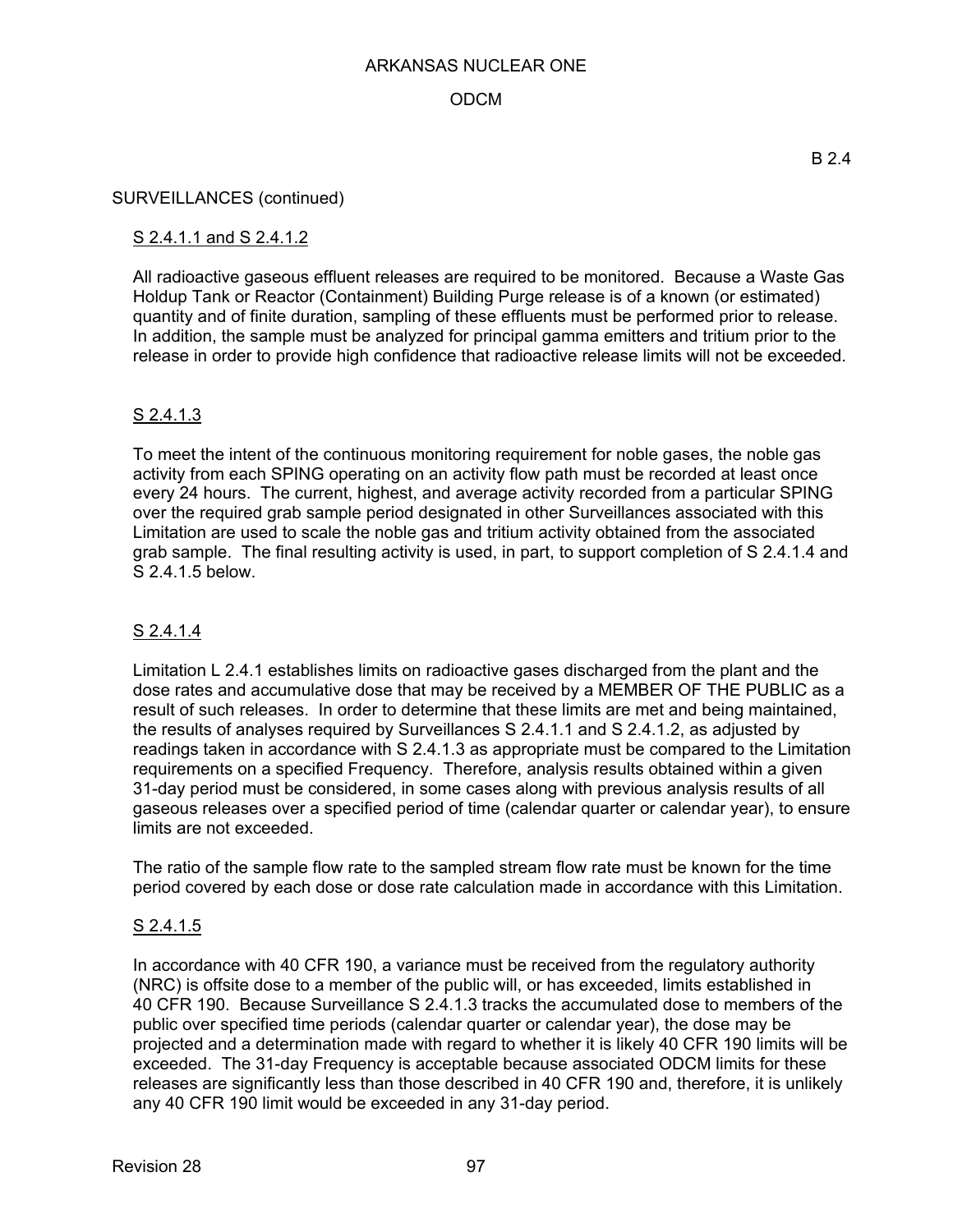B 2.4

SURVEILLANCES (continued)

S 2.4.1.1 and S 2.4.1.2

All radioactive gaseous effluent releases are required to be monitored. Because a Waste Gas Holdup Tank or Reactor (Containment) Building Purge release is of a known (or estimated) quantity and of finite duration, sampling of these effluents must be performed prior to release. In addition, the sample must be analyzed for principal gamma emitters and tritium prior to the release in order to provide high confidence that radioactive release limits will not be exceeded.

S 2.4.1.3

To meet the intent of the continuous monitoring requirement for noble gases, the noble gas activity from each SPING operating on an activity flow path must be recorded at least once every 24 hours. The current, highest, and average activity recorded from a particular SPING over the required grab sample period designated in other Surveillances associated with this Limitation are used to scale the noble gas and tritium activity obtained from the associated grab sample. The final resulting activity is used, in part, to support completion of S 2.4.1.4 and S 2.4.1.5 below.

S 2.4.1.4

Limitation L 2.4.1 establishes limits on radioactive gases discharged from the plant and the dose rates and accumulative dose that may be received by a MEMBER OF THE PUBLIC as a result of such releases. In order to determine that these limits are met and being maintained, the results of analyses required by Surveillances S 2.4.1.1 and S 2.4.1.2, as adjusted by readings taken in accordance with S 2.4.1.3 as appropriate must be compared to the Limitation requirements on a specified Frequency. Therefore, analysis results obtained within a given 31-day period must be considered, in some cases along with previous analysis results of all gaseous releases over a specified period of time (calendar quarter or calendar year), to ensure limits are not exceeded.

The ratio of the sample flow rate to the sampled stream flow rate must be known for the time period covered by each dose or dose rate calculation made in accordance with this Limitation.

S 2.4.1.5

In accordance with 40 CFR 190, a variance must be received from the regulatory authority (NRC) is offsite dose to a member of the public will, or has exceeded, limits established in 40 CFR 190. Because Surveillance S 2.4.1.3 tracks the accumulated dose to members of the public over specified time periods (calendar quarter or calendar year), the dose may be projected and a determination made with regard to whether it is likely 40 CFR 190 limits will be exceeded. The 31-day Frequency is acceptable because associated ODCM limits for these releases are significantly less than those described in 40 CFR 190 and, therefore, it is unlikely any 40 CFR 190 limit would be exceeded in any 31-day period.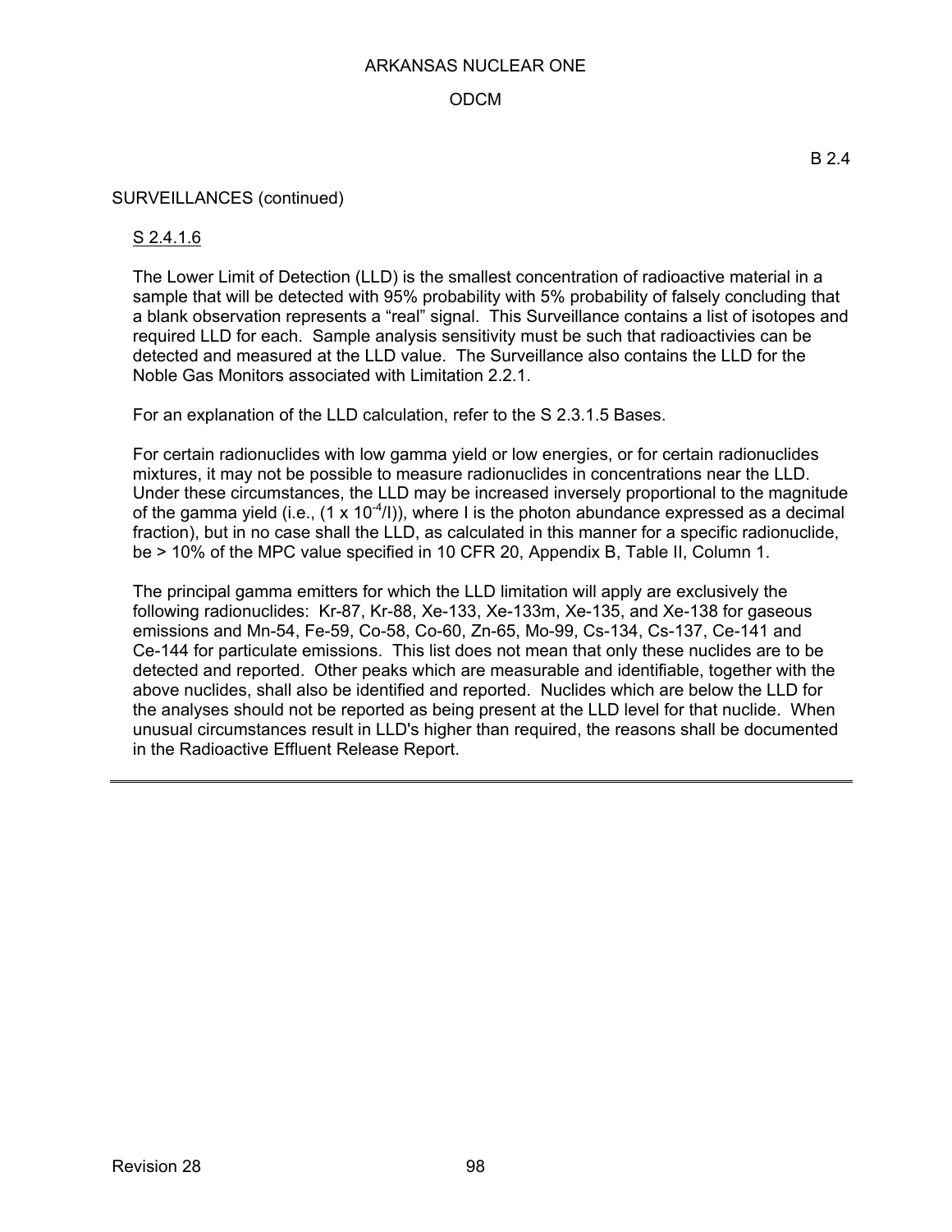B 2.4

SURVEILLANCES (continued)

S 2.4.1.6

The Lower Limit of Detection (LLD) is the smallest concentration of radioactive material in a sample that will be detected with 95% probability with 5% probability of falsely concluding that a blank observation represents a “real” signal. This Surveillance contains a list of isotopes and required LLD for each. Sample analysis sensitivity must be such that radioactivies can be detected and measured at the LLD value. The Surveillance also contains the LLD for the Noble Gas Monitors associated with Limitation 2.2.1.

For an explanation of the LLD calculation, refer to the S 2.3.1.5 Bases.

For certain radionuclides with low gamma yield or low energies, or for certain radionuclides mixtures, it may not be possible to measure radionuclides in concentrations near the LLD. Under these circumstances, the LLD may be increased inversely proportional to the magnitude of the gamma yield (i.e., $(1 \times 10^{-4}/I)$), where I is the photon abundance expressed as a decimal fraction), but in no case shall the LLD, as calculated in this manner for a specific radionuclide, be > 10% of the MPC value specified in 10 CFR 20, Appendix B, Table II, Column 1.

The principal gamma emitters for which the LLD limitation will apply are exclusively the following radionuclides: Kr-87, Kr-88, Xe-133, Xe-133m, Xe-135, and Xe-138 for gaseous emissions and Mn-54, Fe-59, Co-58, Co-60, Zn-65, Mo-99, Cs-134, Cs-137, Ce-141 and Ce-144 for particulate emissions. This list does not mean that only these nuclides are to be detected and reported. Other peaks which are measurable and identifiable, together with the above nuclides, shall also be identified and reported. Nuclides which are below the LLD for the analyses should not be reported as being present at the LLD level for that nuclide. When unusual circumstances result in LLD's higher than required, the reasons shall be documented in the Radioactive Effluent Release Report.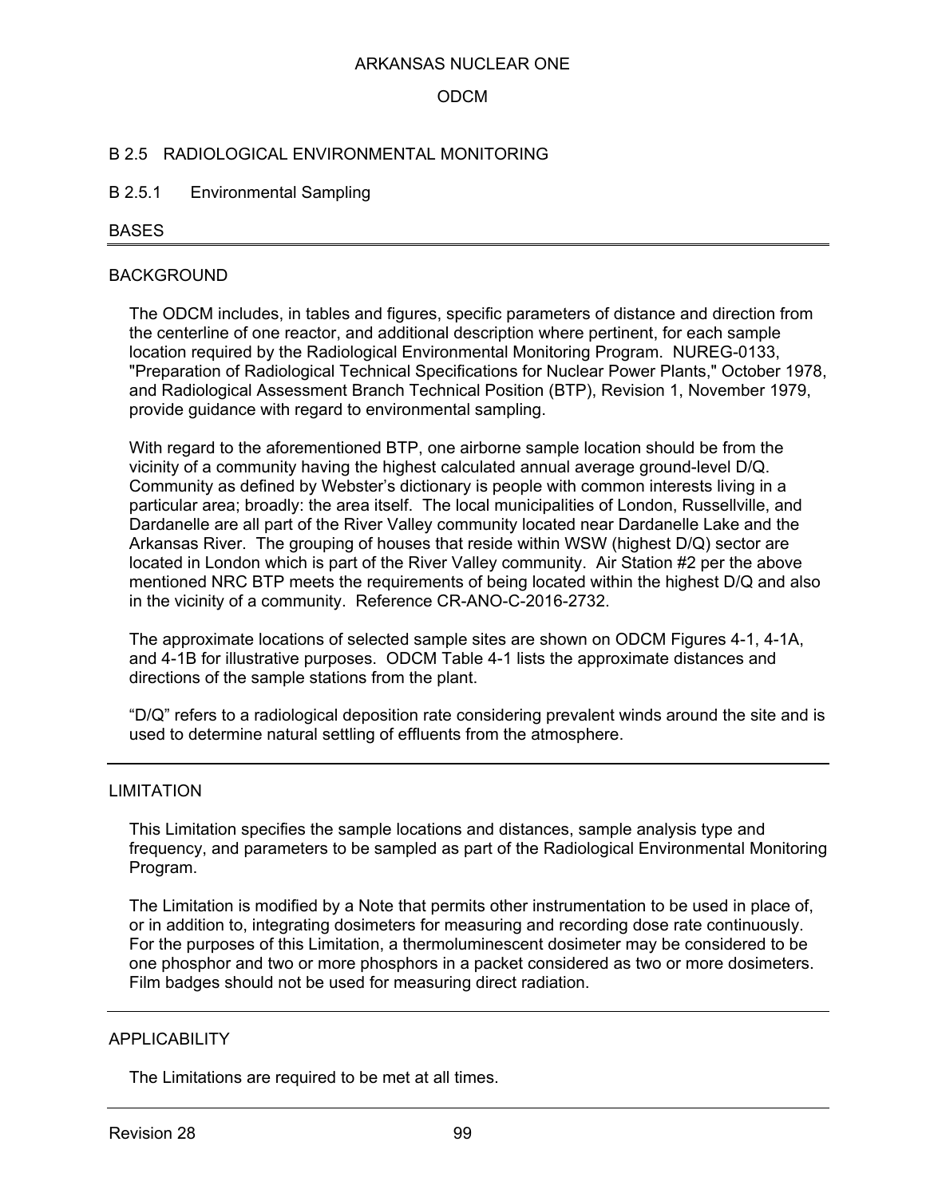## B 2.5 RADIOLOGICAL ENVIRONMENTAL MONITORING

### B 2.5.1 Environmental Sampling

BASES

---

BACKGROUND

The ODCM includes, in tables and figures, specific parameters of distance and direction from the centerline of one reactor, and additional description where pertinent, for each sample location required by the Radiological Environmental Monitoring Program. NUREG-0133, "Preparation of Radiological Technical Specifications for Nuclear Power Plants," October 1978, and Radiological Assessment Branch Technical Position (BTP), Revision 1, November 1979, provide guidance with regard to environmental sampling.

With regard to the aforementioned BTP, one airborne sample location should be from the vicinity of a community having the highest calculated annual average ground-level D/Q. Community as defined by Webster's dictionary is people with common interests living in a particular area; broadly: the area itself. The local municipalities of London, Russellville, and Dardanelle are all part of the River Valley community located near Dardanelle Lake and the Arkansas River. The grouping of houses that reside within WSW (highest D/Q) sector are located in London which is part of the River Valley community. Air Station #2 per the above mentioned NRC BTP meets the requirements of being located within the highest D/Q and also in the vicinity of a community. Reference CR-ANO-C-2016-2732.

The approximate locations of selected sample sites are shown on ODCM Figures 4-1, 4-1A, and 4-1B for illustrative purposes. ODCM Table 4-1 lists the approximate distances and directions of the sample stations from the plant.

"D/Q" refers to a radiological deposition rate considering prevalent winds around the site and is used to determine natural settling of effluents from the atmosphere.

---

LIMITATION

This Limitation specifies the sample locations and distances, sample analysis type and frequency, and parameters to be sampled as part of the Radiological Environmental Monitoring Program.

The Limitation is modified by a Note that permits other instrumentation to be used in place of, or in addition to, integrating dosimeters for measuring and recording dose rate continuously. For the purposes of this Limitation, a thermoluminescent dosimeter may be considered to be one phosphor and two or more phosphors in a packet considered as two or more dosimeters. Film badges should not be used for measuring direct radiation.

---

APPLICABILITY

The Limitations are required to be met at all times.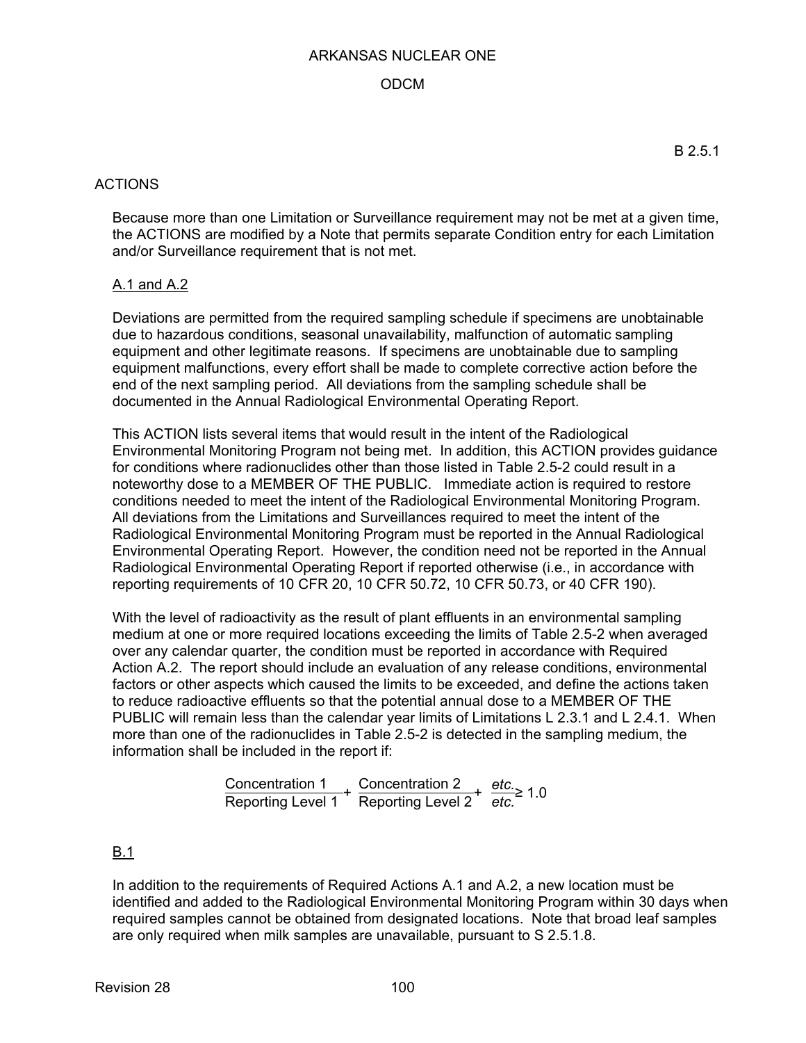B 2.5.1

## ACTIONS

Because more than one Limitation or Surveillance requirement may not be met at a given time, the ACTIONS are modified by a Note that permits separate Condition entry for each Limitation and/or Surveillance requirement that is not met.

### A.1 and A.2

Deviations are permitted from the required sampling schedule if specimens are unobtainable due to hazardous conditions, seasonal unavailability, malfunction of automatic sampling equipment and other legitimate reasons. If specimens are unobtainable due to sampling equipment malfunctions, every effort shall be made to complete corrective action before the end of the next sampling period. All deviations from the sampling schedule shall be documented in the Annual Radiological Environmental Operating Report.

This ACTION lists several items that would result in the intent of the Radiological Environmental Monitoring Program not being met. In addition, this ACTION provides guidance for conditions where radionuclides other than those listed in Table 2.5-2 could result in a noteworthy dose to a MEMBER OF THE PUBLIC. Immediate action is required to restore conditions needed to meet the intent of the Radiological Environmental Monitoring Program. All deviations from the Limitations and Surveillances required to meet the intent of the Radiological Environmental Monitoring Program must be reported in the Annual Radiological Environmental Operating Report. However, the condition need not be reported in the Annual Radiological Environmental Operating Report if reported otherwise (i.e., in accordance with reporting requirements of 10 CFR 20, 10 CFR 50.72, 10 CFR 50.73, or 40 CFR 190).

With the level of radioactivity as the result of plant effluents in an environmental sampling medium at one or more required locations exceeding the limits of Table 2.5-2 when averaged over any calendar quarter, the condition must be reported in accordance with Required Action A.2. The report should include an evaluation of any release conditions, environmental factors or other aspects which caused the limits to be exceeded, and define the actions taken to reduce radioactive effluents so that the potential annual dose to a MEMBER OF THE PUBLIC will remain less than the calendar year limits of Limitations L 2.3.1 and L 2.4.1. When more than one of the radionuclides in Table 2.5-2 is detected in the sampling medium, the information shall be included in the report if:

$$\frac{\text{Concentration 1}}{\text{Reporting Level 1}} + \frac{\text{Concentration 2}}{\text{Reporting Level 2}} + \frac{\textit{etc.}}{\textit{etc.}} \geq 1.0$$

### B.1

In addition to the requirements of Required Actions A.1 and A.2, a new location must be identified and added to the Radiological Environmental Monitoring Program within 30 days when required samples cannot be obtained from designated locations. Note that broad leaf samples are only required when milk samples are unavailable, pursuant to S 2.5.1.8.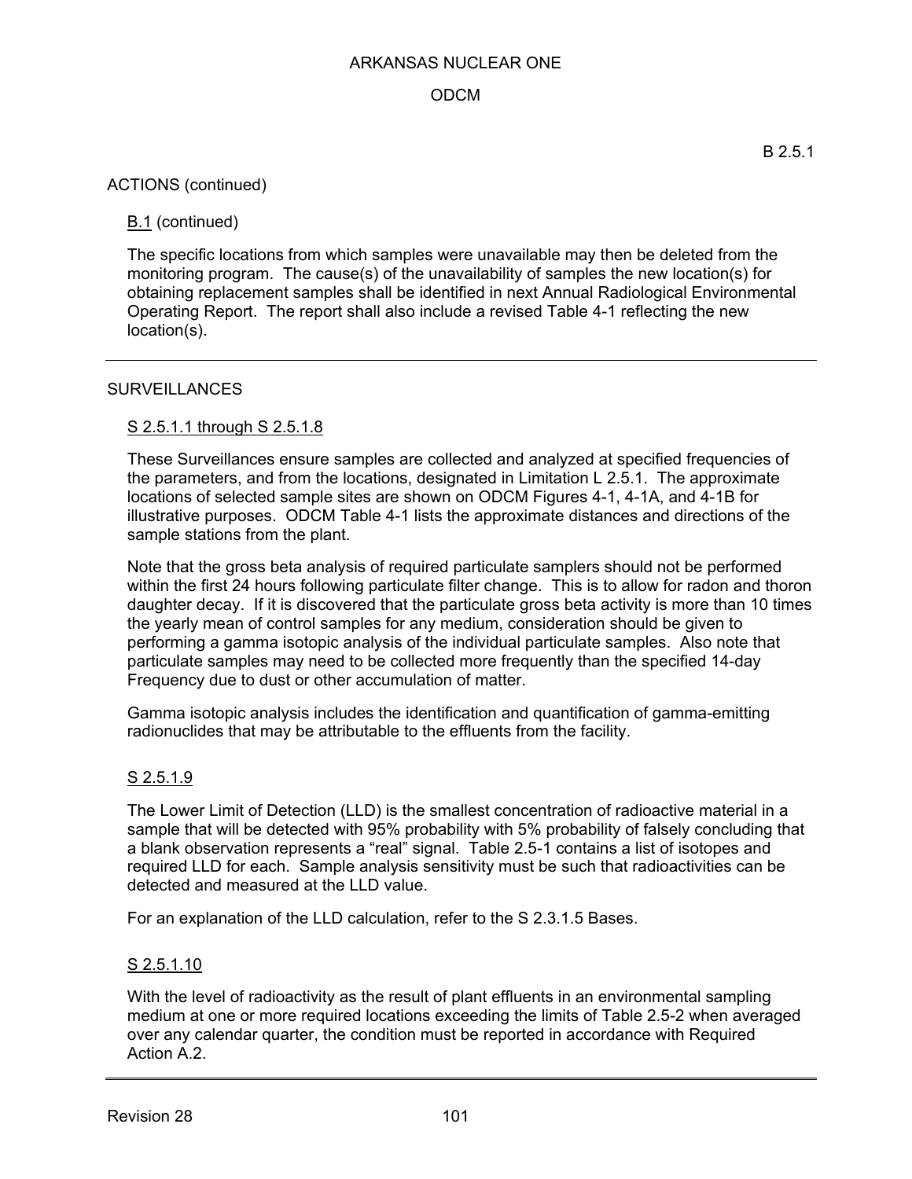B 2.5.1

ACTIONS (continued)

B.1 (continued)

The specific locations from which samples were unavailable may then be deleted from the monitoring program. The cause(s) of the unavailability of samples the new location(s) for obtaining replacement samples shall be identified in next Annual Radiological Environmental Operating Report. The report shall also include a revised Table 4-1 reflecting the new location(s).

---

SURVEILLANCES

S 2.5.1.1 through S 2.5.1.8

These Surveillances ensure samples are collected and analyzed at specified frequencies of the parameters, and from the locations, designated in Limitation L 2.5.1. The approximate locations of selected sample sites are shown on ODCM Figures 4-1, 4-1A, and 4-1B for illustrative purposes. ODCM Table 4-1 lists the approximate distances and directions of the sample stations from the plant.

Note that the gross beta analysis of required particulate samplers should not be performed within the first 24 hours following particulate filter change. This is to allow for radon and thoron daughter decay. If it is discovered that the particulate gross beta activity is more than 10 times the yearly mean of control samples for any medium, consideration should be given to performing a gamma isotopic analysis of the individual particulate samples. Also note that particulate samples may need to be collected more frequently than the specified 14-day Frequency due to dust or other accumulation of matter.

Gamma isotopic analysis includes the identification and quantification of gamma-emitting radionuclides that may be attributable to the effluents from the facility.

S 2.5.1.9

The Lower Limit of Detection (LLD) is the smallest concentration of radioactive material in a sample that will be detected with 95% probability with 5% probability of falsely concluding that a blank observation represents a "real" signal. Table 2.5-1 contains a list of isotopes and required LLD for each. Sample analysis sensitivity must be such that radioactivities can be detected and measured at the LLD value.

For an explanation of the LLD calculation, refer to the S 2.3.1.5 Bases.

S 2.5.1.10

With the level of radioactivity as the result of plant effluents in an environmental sampling medium at one or more required locations exceeding the limits of Table 2.5-2 when averaged over any calendar quarter, the condition must be reported in accordance with Required Action A.2.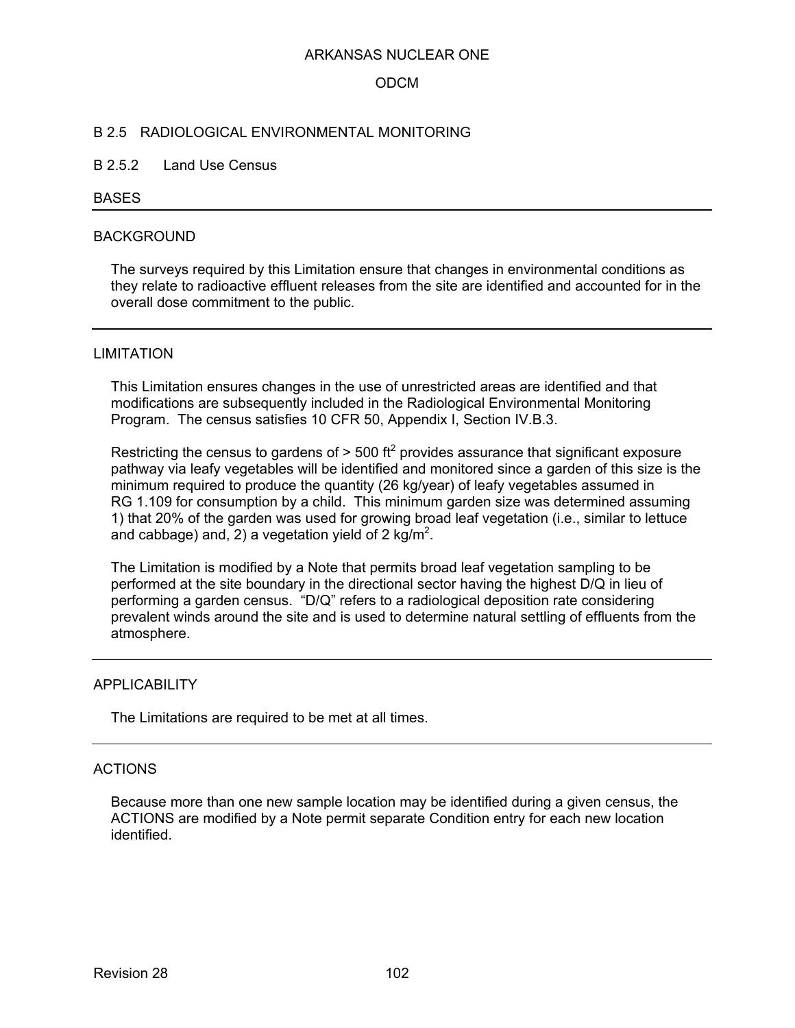## B 2.5 RADIOLOGICAL ENVIRONMENTAL MONITORING

### B 2.5.2 Land Use Census

#### BASES

---

#### BACKGROUND

The surveys required by this Limitation ensure that changes in environmental conditions as they relate to radioactive effluent releases from the site are identified and accounted for in the overall dose commitment to the public.

---

#### LIMITATION

This Limitation ensures changes in the use of unrestricted areas are identified and that modifications are subsequently included in the Radiological Environmental Monitoring Program. The census satisfies 10 CFR 50, Appendix I, Section IV.B.3.

Restricting the census to gardens of > 500 $ft^2$ provides assurance that significant exposure pathway via leafy vegetables will be identified and monitored since a garden of this size is the minimum required to produce the quantity (26 kg/year) of leafy vegetables assumed in RG 1.109 for consumption by a child. This minimum garden size was determined assuming 1) that 20% of the garden was used for growing broad leaf vegetation (i.e., similar to lettuce and cabbage) and, 2) a vegetation yield of 2 $kg/m^2$.

The Limitation is modified by a Note that permits broad leaf vegetation sampling to be performed at the site boundary in the directional sector having the highest D/Q in lieu of performing a garden census. "D/Q" refers to a radiological deposition rate considering prevalent winds around the site and is used to determine natural settling of effluents from the atmosphere.

---

#### APPLICABILITY

The Limitations are required to be met at all times.

---

#### ACTIONS

Because more than one new sample location may be identified during a given census, the ACTIONS are modified by a Note permit separate Condition entry for each new location identified.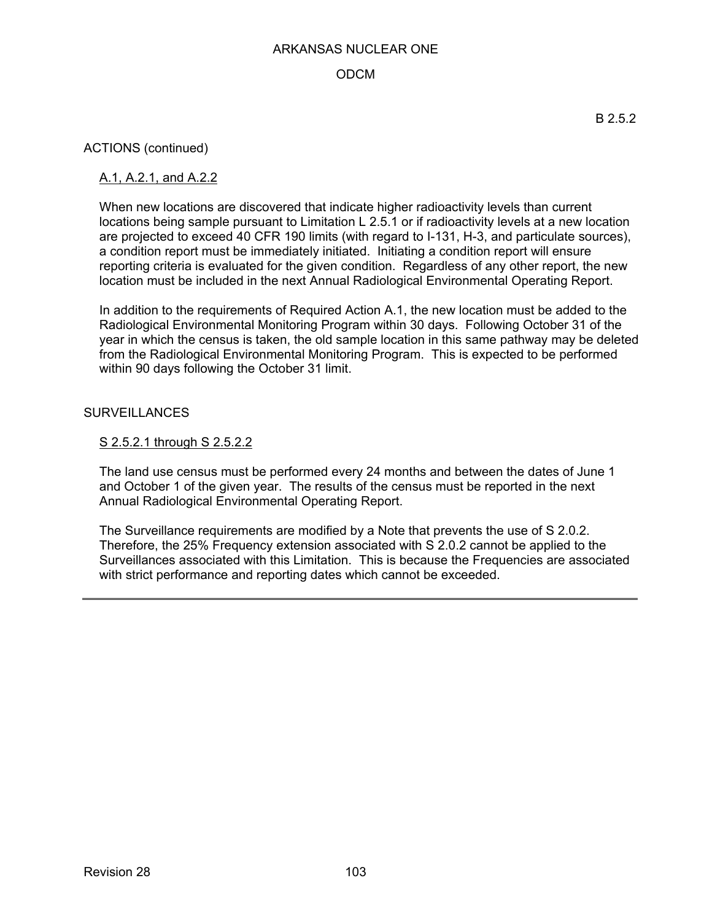B 2.5.2

ACTIONS (continued)

A.1, A.2.1, and A.2.2

When new locations are discovered that indicate higher radioactivity levels than current locations being sample pursuant to Limitation L 2.5.1 or if radioactivity levels at a new location are projected to exceed 40 CFR 190 limits (with regard to I-131, H-3, and particulate sources), a condition report must be immediately initiated. Initiating a condition report will ensure reporting criteria is evaluated for the given condition. Regardless of any other report, the new location must be included in the next Annual Radiological Environmental Operating Report.

In addition to the requirements of Required Action A.1, the new location must be added to the Radiological Environmental Monitoring Program within 30 days. Following October 31 of the year in which the census is taken, the old sample location in this same pathway may be deleted from the Radiological Environmental Monitoring Program. This is expected to be performed within 90 days following the October 31 limit.

SURVEILLANCES

S 2.5.2.1 through S 2.5.2.2

The land use census must be performed every 24 months and between the dates of June 1 and October 1 of the given year. The results of the census must be reported in the next Annual Radiological Environmental Operating Report.

The Surveillance requirements are modified by a Note that prevents the use of S 2.0.2. Therefore, the 25% Frequency extension associated with S 2.0.2 cannot be applied to the Surveillances associated with this Limitation. This is because the Frequencies are associated with strict performance and reporting dates which cannot be exceeded.

---

Revision 28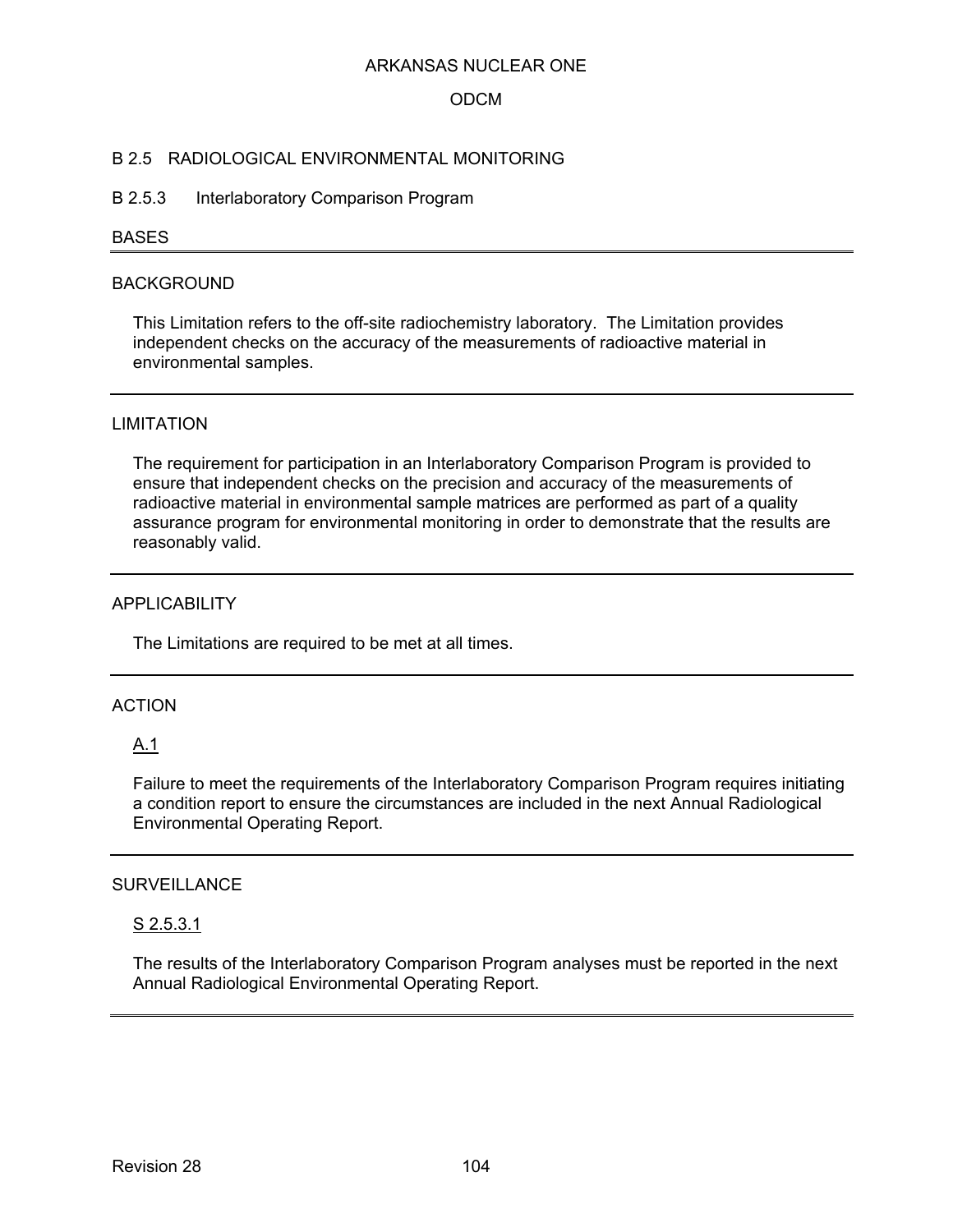## B 2.5 RADIOLOGICAL ENVIRONMENTAL MONITORING

### B 2.5.3 Interlaboratory Comparison Program

BASES

---

BACKGROUND

This Limitation refers to the off-site radiochemistry laboratory. The Limitation provides independent checks on the accuracy of the measurements of radioactive material in environmental samples.

---

LIMITATION

The requirement for participation in an Interlaboratory Comparison Program is provided to ensure that independent checks on the precision and accuracy of the measurements of radioactive material in environmental sample matrices are performed as part of a quality assurance program for environmental monitoring in order to demonstrate that the results are reasonably valid.

---

APPLICABILITY

The Limitations are required to be met at all times.

---

ACTION

A.1

Failure to meet the requirements of the Interlaboratory Comparison Program requires initiating a condition report to ensure the circumstances are included in the next Annual Radiological Environmental Operating Report.

---

SURVEILLANCE

S 2.5.3.1

The results of the Interlaboratory Comparison Program analyses must be reported in the next Annual Radiological Environmental Operating Report.